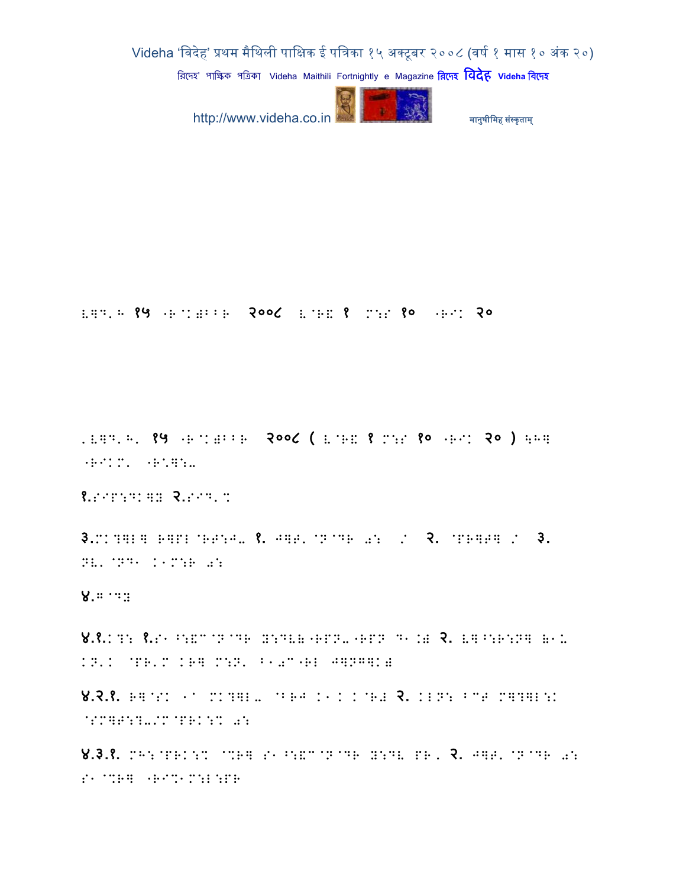E]D'H १५ "R@K)BBR २००८ E@RE १ M:S १० "R^K २०

.E]D'H. १५ "R@K)BBR २००८ ( E@RE १ M:S १० "R^K २० ) \H]
"R^K/. "R.]:-

१.SIP:DK]Y २.SID'%

३.MK?]L] R]PL@RT:J- १. J]T'@N@DR 0: / २. @PR]T] / ३.
NE'@ND K1M:R 0:

४.G@DY

४.१.K?: १.S1^:E^@N@DR Y:DEB"RPN-"RPN D1.B २. E]^:R:N] B1.
KN'K @PR'M KR] M:N' B10^"RL J]NG]KB

४.२.१. R]@SK 1^ MK?]L- @BRJ K1K K@RB २. KLN: B^T M]?]L:K
@SM]T:?-/M@PRK:% 0:

४.३.१. MH:@PRK:% @%R] S1^:E^@N@DR Y:DE PR. २. J]T'@N@DR 0:
S1@%R] "R^%1M:L:PR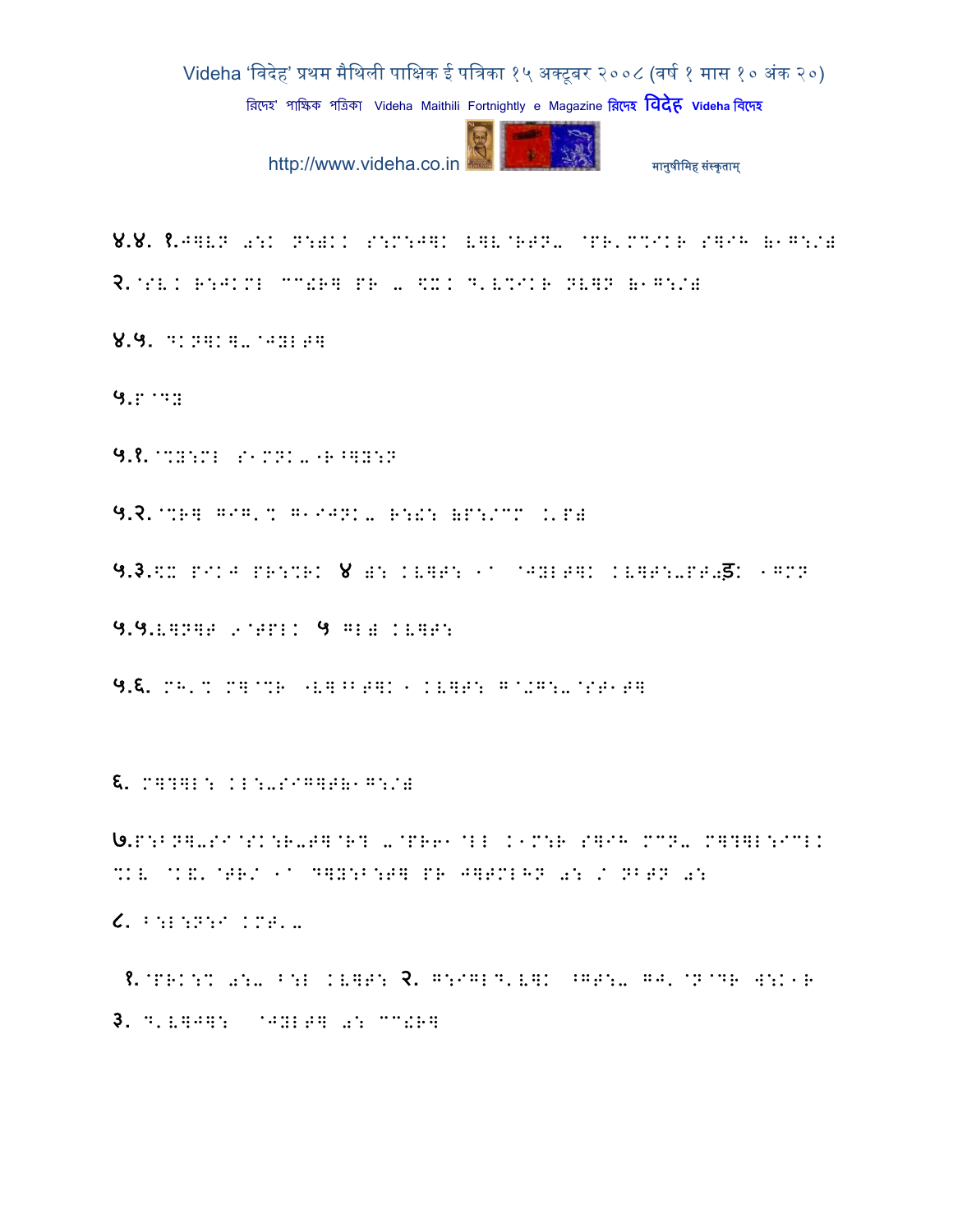४.४. १.J]VN 0:K N:)KK S:M:J]K V]V@RTN- @PR'M%IKR S]IH (1G:/)

२.@SV K R:JKMB ^^!R] PR - \%K D'V%IKR NV]N (1G:/)

४.५. DK N]K]-@J]BT]

५.P@D]

५.१.@%]:MB S1MNK-"R^]]:N

५.२.@%R] GIG'% G1IJNK- R:!: (P:/^M .'P)

५.३.\% PIKJ PR:%RK ४ ): KV]T: 1> @J]BT]K KV]T:-PT-ड: 1GMN

५.५.V]N]T 9@TPBK ५ GB) KV]T:

५.६. MH'% M]@%R "V]^BT]K 1 KV]T: G@.G:-@ST1T]

६. M]?]B: KB:-SIG]T(1G:/)

७.P:BN]-SI@SK:R-T]@R? -@PR61@BB K1M:R S]IH M^N- M]?]B:ICBK %KV @K&'@TR/ 1> D]]:B:T] PR J]TMBHN 0: / NBTN 0:

८. B:B:N:I KMT'-

१.@PRK:% 0:- B:B KV]T: २. G:IGBD'V]K ^GT:- GJ'@N@DR W:K1R

३. D'V]J]: @J]BT] 0: ^^!R]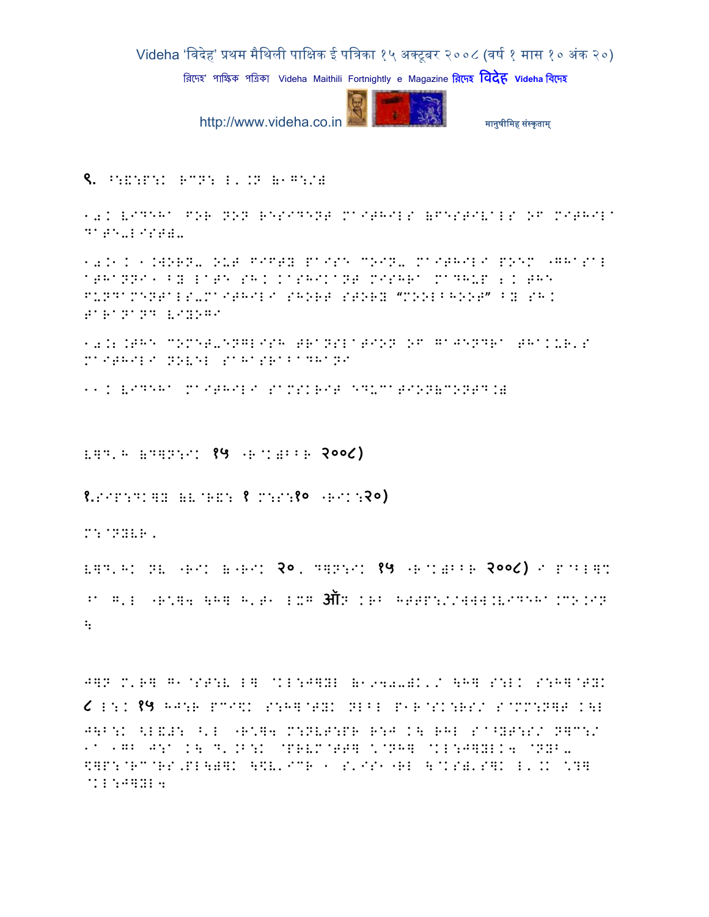९. ^:&:P:K R_N: L'.N (1G:/)

10. VIDEHA FOR NON RESIDENT MAITHILS (FESTIVALS OF MITHILA DATE-LIST)-

10.1. 1.WORN- OUT FIFTY PAISE COIN- MAITHILI POEM 'GHASAL ATHANNI' BY LATE SH. KASHIKANT MISHRA MADHUP 2. THE FUNDAMENTALS-MAITHILI SHORT STORY "COOLBHOOT" BY SH. TARANAND VIYOGI

10.2.THE COMET-ENGLISH TRANSLATION OF GAJENDRA THAKUR'S MAITHILI NOVEL SAHASRABADHANI

11. VIDEHA MAITHILI SAMSKRIT EDUCATION(CONTD.)

V]D'H (D]N:I: १५ -R^K)BBR २००८)

१.SIP:DK]Y (V^R&: १ M:S:१० -RIK:२०)

M:^NYVR.

V]D'HK NV -RIK (-RIK २०. D]N:I: १५ -R^K)BBR २००८) I P^BL]h

^a G'L -R\*]4 \H] H'T1 LXG ऑN KRB HTTP://WWW.VIDEHA.CO.IN
\:

J]N M'R] G1^ST:V L] ^KL:J]YL (1940-)K'/ \H] S:LK S:H]^TYK

८ L:K १५ HJ:R PC\I$K S:H]^TYK NLBL P1R^SK:RS/ S^MM:N]T K\L J\B:K <L&J: ^'L -R\*]4 M:NVT:PR R:J K\ RHL S^^YT:S/ N]C:/ 1a 1GB J:a K\ D'.B:K ^PRVM^TT] \*^NH] ^KL:J]YLK4 ^NYB- $]P:^RC^RS,PL\)]K \$V'ICR 1 S'IS1-RL \^KS)'S]K L'.K \*7] ^KL:J]YL4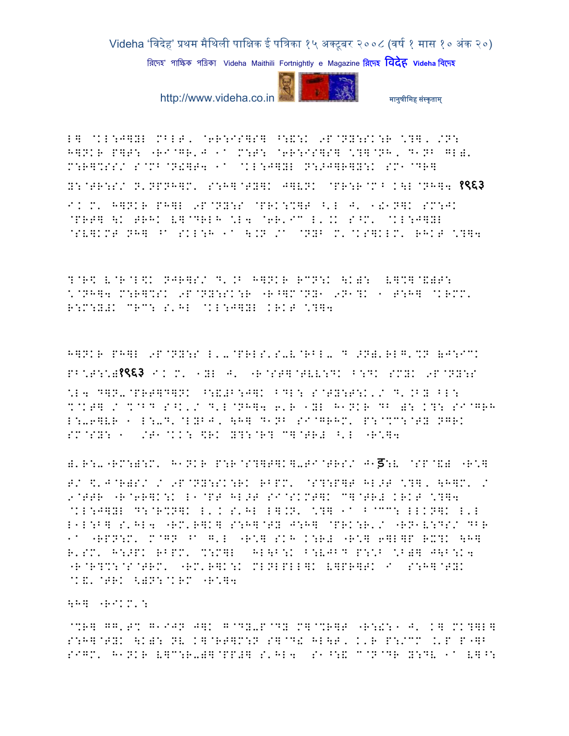L] @KL:J]YL MBLT, @6R:IS]S] ^:&:K 9P@NY:SK:R \?], /N:
H]NKR P]T: "RI@GR'J 1a M:T: @6R:IS]S] \?]@NH, D1NB GL)'
M:R]%SS/ S@MB@N!]T4 1a @KL:J]YL N:>J]R]Y:K SM1@DR]
Y:@TR:S/ N'NPNH]M' S:H]@TY]K J]VNK @PR:R@M^ K\L@NH]4 १९६३
I' M' H]NKR PH]L 9P@NY:S @PRK:%]T ^'L J' 1!1N]K SM:JK
@PRT] \K TRHK V]@DRLH \L4 @6R'IC L'.K S^M' @KL:J]YL
@SV]KMT NH] ^a SKL:H 1a \.N /a @NYB M'@KS]KLM' RHKT \?]4

?@R$ V@R@L$K NJR]S/ D'.B H]NKR RCN:K \K): V]%]@&)T:
\@NH]4 M:R]%SK 9P@NY:SK:R "R^]M@NY1 9N1?K 1 T:H] @KRMM'
R:M:Y#K CRC: S'HL @KL:J]YL KRKT \?]4

H]NKR PH]L 9P@NY:S L'-@PRLS'S-V@RBL- D >N)'RLG'%N )J:IC
PB\T:\)१९६३ I' M' 1YL J' "R@ST]@TVV:DK B:DK SMYK 9P@NY:S
\L4 D]N-@PRT]D]NK ^:&#B:J]K BDL: S@TY:T:K'/ D'.BY BL:
%@KT] / %@BD S^K'/ D'L@NH]4 6'R 1YL H1NKR DB ): K?: SI@GRH
L:-6]VR 1 L:-D'@LYBJ, \H] D1NB SI@GRHM' P:@%C:@TY NGRK
SM@SY: 1 /T1@KK: $RK Y?:@R? C]@TR# ^'L "R\]4

): R:-"RM:):M' H1NKR P:R@S?]T]K]-TI@TRS/ J1ड़:V @SP@&) "R\]
T/ $'J@R)S/ / 9P@NY:SK:RK RBPM' @S?:P]T HL>T \?], \H]M' /
9@TTR "R@6R]K:K L1@PT HL>T SI@SKMT]K C]@TR# KRKT \?]4
@KL:J]YL D:@R%N]K L'K S'HL L].N' \?] 1a B@CC: LLKN]K L'L
L1L:B] S'HL4 "RM'R]K] S:H]@TY J:H] @PRK:R'/ "RN1V:DS/ DBR
1a "RPN:M' M@GN ^a G'L "R\] SKH K:R# "R\] 6]L]P RX?K \H]
R'SM' H:>PK RBPM' %:M]L HL\B:K B:VJBD P:\B \B)] J\B:K4
"R@R?%:@S@TRM' "RM'R]K:K MLNLPLL]K V]PR]TK I S:H]@TYK
@K&'@TRK <)N:@KRM "R\]4

\H] "RIKM'\:

@%R] GG'T% G1IJN J]K G@DY-P@DY M]@%R]T "R:!:1 J' K] MK?]L]
S:H]@TYK \K): NV K]@RT]M:N S]@D! HL\T, K'R P:/CM .'P P"]B
SIGM' H1NKR V]C:R-)]@PP#] S'HL4 S1^:& C@N@DR Y:DV 1a V]^: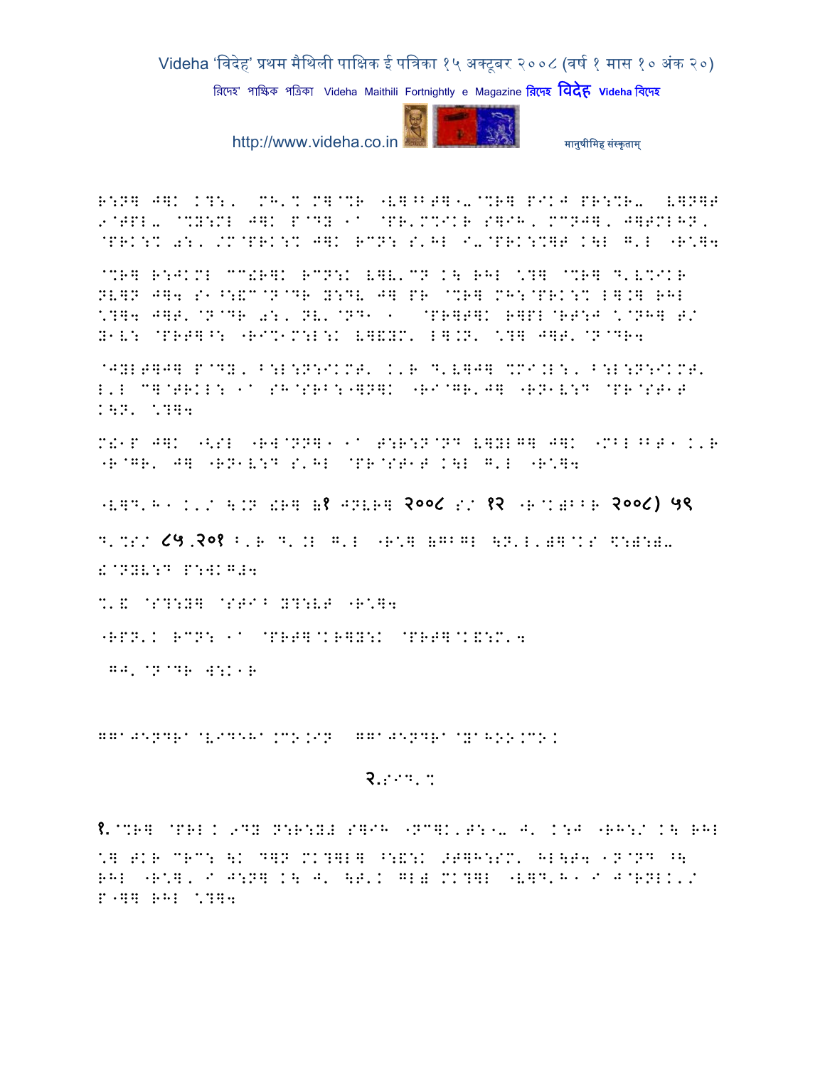R:N] J]K K?:, MH'% M]@%R "V]^BT]"-@%R] PIKJ PR:%R- V]N]T 9@TPL- @%Y:ML J]K P@DY 1a @PR'M%IKR S]IH, MCNJ], J]TMLHN, @PRK:% 0:, /M@PRK:% J]K RCN: S'HL I-@PRK:%]T K\L G'L "R.]4

@%R] R:JKML CC!R]K RCN:K V]V'CN K\ RHL \*?] @%R] D'V%IKR NV]N J]4 S1^:&C@N@DR Y:DV J] PR @%R] MH:@PRK:% L].] RHL \*?]4 J]T'@N@DR 0:, NV'@ND1 1 @PR]T]K R]PL@RT:J \*@NH] T/ Y1V: @PRT]^: "RI%1M:L:K V]&YM' L].N' \*?] J]T'@N@DR4

@JYLT]J] P@DY, ^:L:N:IKMT' K'R D'V]J] %MI.L:, ^:L:N:IKMT' L'L C]@TRKL: 1a SH@SRB:"]N]K "RI@GR'J] "RN1V:D @PR@ST1T K\N' \*?]4

M!1P J]K "<SL "R W@NN]1 1a T:R:N@ND V]YLG] J]K "MBL^BT1 K'R "R@GR' J] "RN1V:D S'HL @PR@ST1T K\L G'L "R.]4

"V]D'H1 K'/ \.N !R] (१ JNVR] २००८ S/ १२ "R@K)BBR २००८) ५९ D'%S/ ८५.२०१ B'R D'.L G'L "R.] (GBGL \N'L')]@KS \$:):)- !@NYV:D P:WKG#4

%'& @S?:Y] @STI^ Y?:VT "R.]4

"RPN'K RCN: 1a @PRT]@KR]Y:K @PRT]@K&:M'4

GJ'@N@DR W:K1R

GGAJENDRA@VIDEHA.CO.IN GGAJENDRA@YAHOO.CO.I

## २.S I D'%

१.@%R] @PRL K 9DY N:R:Y# S]IH "NC]K'T:"- J' K:J "RH:/ K\ RHL \*] TKR CRC: \K D]N MK?]L] ^:&:K >T]H:SM' HL\T4 1N@ND ^\ RHL "R.], I J:N] K\ J' \T'K GL) MK?]L "V]D'H1 I J@RNLK'/ P"]] RHL \*?]4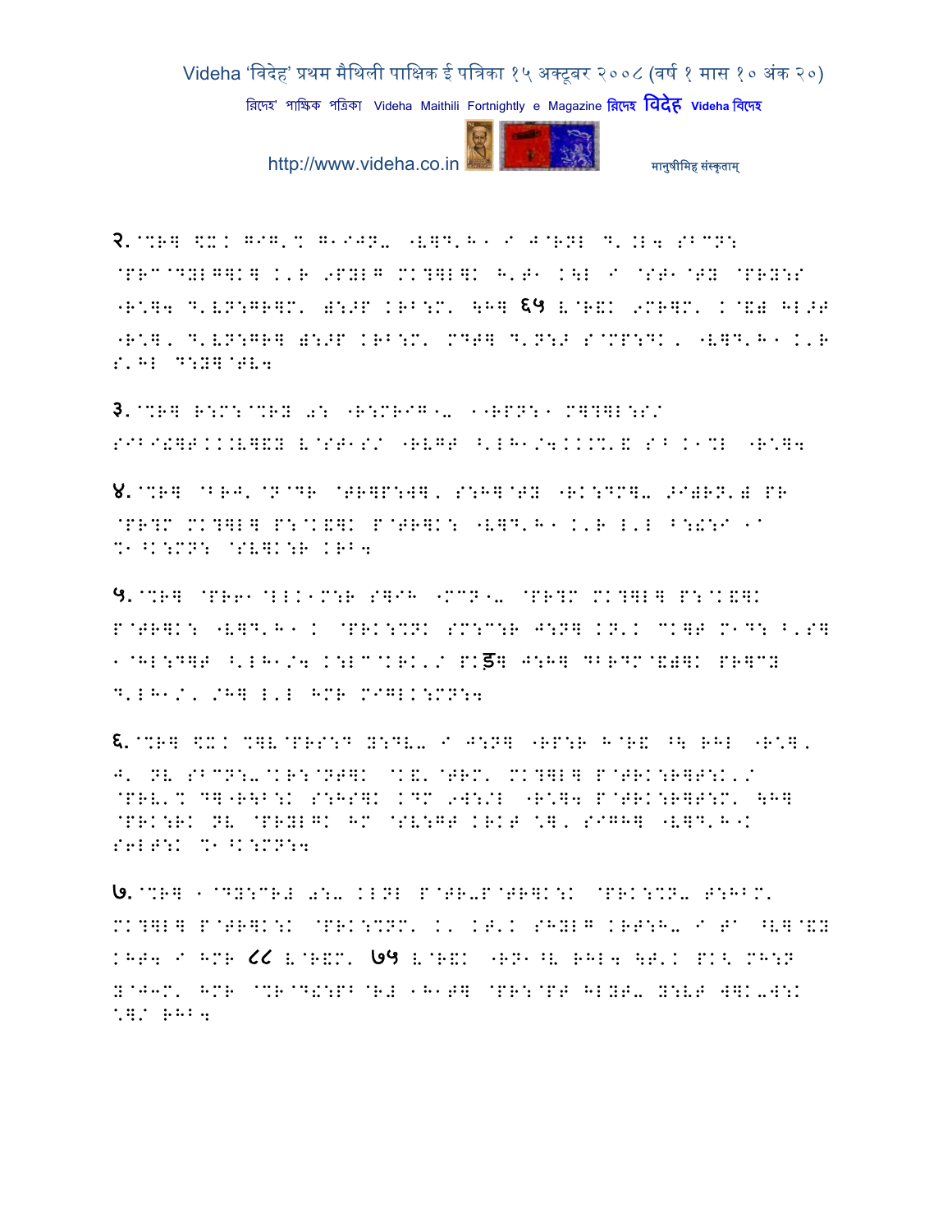२.@%R] \$X! G^G'% G1IJN- "V]D'H1 I J@RNL D'.L4 SBCN:
@PRC@DYLG]K] K'R 9PYLG MK?]L]K H'T1 K\L I @ST1@TY @PRY:S
"R\*]4 D'VN:GR]M' ):>P KRB:M' \H] ६५ V@R&K 9MR]M' K@&) HL>T
"R\*], D'VN:GR] ):>P KRB:M' MDT] D'N:> S@MP:DK, "V]D'H1 K'R
S'HL D:Y]@TV4

३.@%R] R:M:@%RY 0: "R:MRIG1- 11RPN:1 M]?]L:S/
SIBI!]T..V]&Y V@ST1S/ "RVGT ^'LH1/4...%'& SB K1%L "R\*]4

४.@%R] @BRJ'@N@DR @TR]P:W], S:H]@TY "RK:DM]- >I)RN') PR
@PR?M MK?]L] P:@K&]K P@TR]K: "V]D'H1 K'R L'L B:!:I 1@
%1^K:MN: @SV]K:R KRB4

५.@%R] @PR61@LLK1M:R S]IH "MCN1- @PR?M MK?]L] P:@K&]K
P@TR]K: "V]D'H1 K @PRK:%NK SM:C:R J:N] KN'K CK]T M1D: B'S]
1@HL:D]T ^'LH1/4 K:LC@KRK'/ PKड़] J:H] DBRDM@&)]K PR]CY
D'LH1/, /H] L'L HMR MIGLK:MN:4

६.@%R] \$X! %]V@PRS:D Y:DV- I J:N] "RP:R H@R& ^\ RHL "R\*],
J' NV SBCN:-@KR:@NT]K @K&'@TRM' MK?]L] P@TRK:R]T:K'/
@PRV'% D]"R\B:K S:HS]K KDM 9W:/L "R\*]4 P@TRK:R]T:M' \H]
@PRK:RK NV @PRYLGK HM @SV:GT KRKT \*], SIGH] "V]D'H1K
S6LT:K %1^K:MN:4

७.@%R] 1@DY:CR) 0:- KLNL P@TR-P@TR]K:K @PRK:%N- T:HBM'
MK?]L] P@TR]K:K @PRK:%NM' K' KT'K SHYLG KRT:H- I T@ ^V]@&Y
KHT4 I HMR ८८ V@R&M' ७५ V@R&K "RN1^V RHL4 \T'K PK< MH:N
Y@J3M' HMR @%R@D!:PB@R) 1H1T] @PR:@PT HLYT- Y:VT W]K-W:K
\*]/ RHB4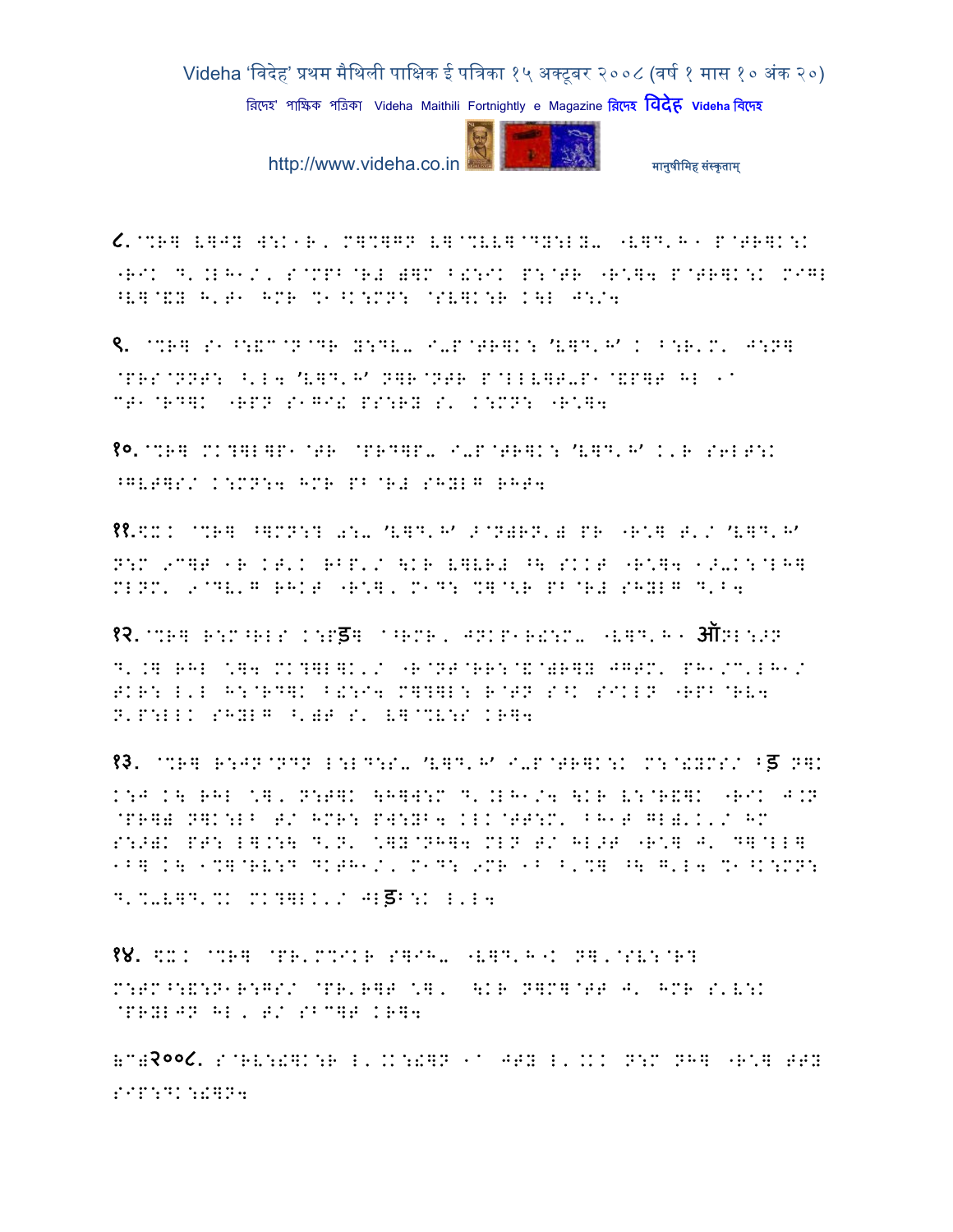८.@%R] L]JY W:K1R, M]%]GP L]@%VV]@DY:LY- "V]D'H1 P@TR]K:K "RIK D'.LH1/, S@MPB@R#)]M B!:IK P:@TR "R\*]4 P@TR]K:K MIGL ^V]@&Y H'T1 HMR %1^K:MN: @SV]K:R K\L J:/4

९. @%R] S1^:&C@N@DR Y:DV- I-P@TR]K: 'V]D'H' K B:R'M' J:N] @PRS@NNT: ^'L4 'V]D'H' N]R@NTR P@LLV]T-P1@&P]T HL 1◌ CT1@RD]K "RPN S1GI! PS:RY S' K:MN: "R\*]4

१०.@%R] MK?]L]P1@TR @PRD]P- I-P@TR]K: 'V]D'H' K'R S6LT:K ^GVT]S/ K:MN:4 HMR PB@R# SHYLG RHT4

११.\$X: @%R] ^]MN:? 0:- 'V]D'H' >@N)RN') PR "R\*] T'/ 'V]D'H' N:M 9C]T 1R KT'K RBP'/ \KR V]VR# ^\ SKKT "R\*]4 1>-K:@LH] MLNM' 9@DV'G RHKT "R\*], M1D: %]@<R PB@R# SHYLG D'B4

१२.@%R] R:M^RLS K:Pड़] @^RMR, JNKP1R!:M- "V]D'H1 ऑNL:>N D'.] RHL \*]4 MK?]L]K'/ "R@NT@RR:@&@)R]Y JGTM' PH1/C'LH1/ TKR: L'L H:@RD]K B!:I4 M]?]L: R@TN S^K SIKLN "RPB@RV4 N'P:LLK SHYLG ^')T S' V]@%V:S KR]4

१३. @%R] R:JN@NDN L:LD:S- 'V]D'H' I-P@TR]K:K M:@!YMS/ ^ड़ N]K K:J K\ RHL \*], N:T]K \H]W:M D'.LH1/4 \KR V:@R&]K "RIK J.N @PR]) N]K:LB T/ HMR: PW:YB4 KLK@TT:M' BH1T GL)'K'/ HM S:>)K PT: L].:\ D'N' \*]Y@NH]4 MLN T/ HL>T "R\*] J' D]@LL] 1B] K\ 1%]@RV:D DKTH1/, M1D: 9MR 1B B'%] ^\ G'L4 %1^K:MN: D'%-V]D'%K MK?]LK'/ JLड़B:K L'L4

१४. \$X: @%R] @PR'M%IKR S]IH- "V]D'H"K N], @SV:@R? M:TM^:&:N1R:GS/ @PR'R]T \*], \KR N]M]@TT J' HMR S'V:K @PRYLJN HL, T/ SBC]T KR]4

)C)२००८. S@RV:!]K:R L'.K:!]N 1◌ JTY L'.KK N:M NH] "R\*] TTY SIP:DK:!]N4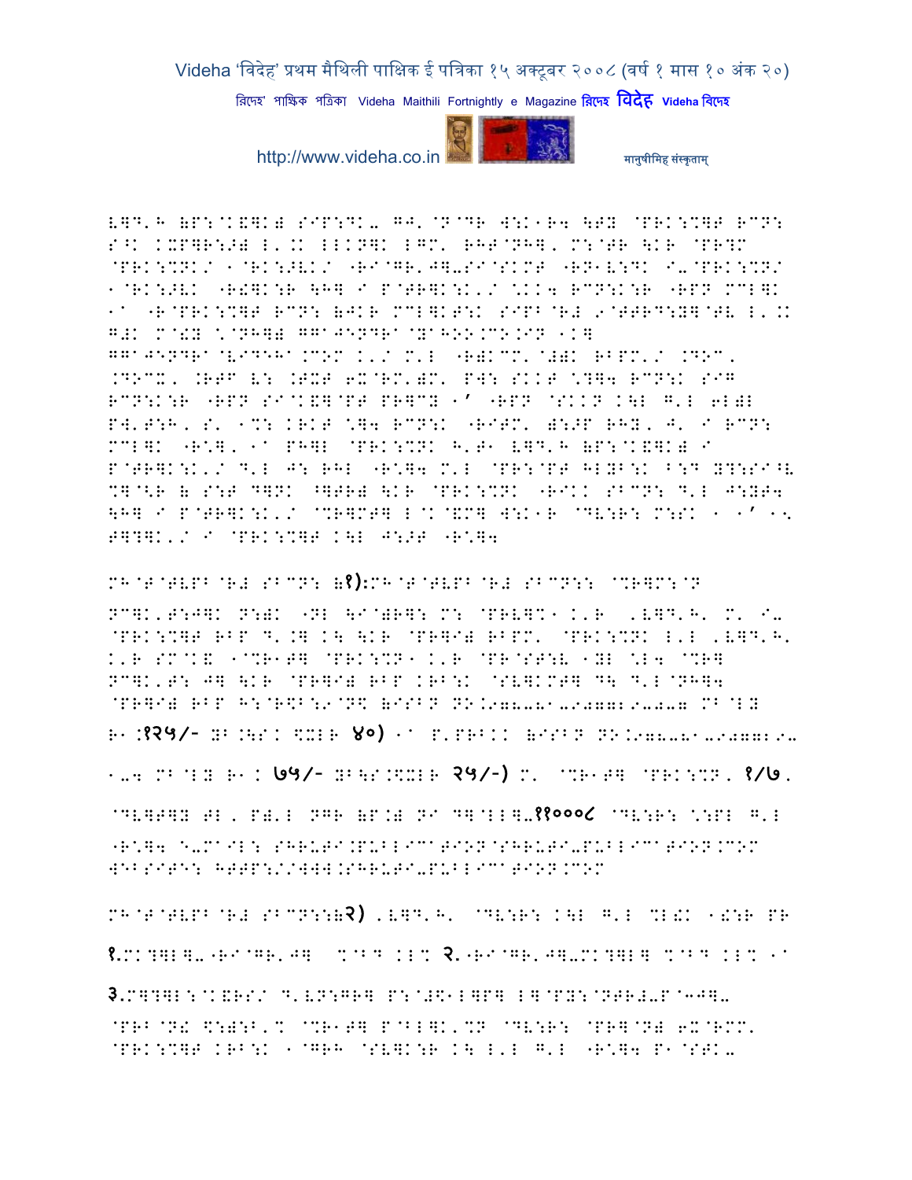V]D'H (P:@K&]K) SIP:DK- G further?

V]D'H (P:@K&]K) SIP:DK- GJ'@N@DR W:K1R4 \TY @PRK:%]T RCN: S^K KXP]R:>) L'.K LLKN]K LGM' RHT@NH], M:@TR \KR @PR?M @PRK:%NK/ 1@RK:>VK/ "RI@GR'J]-SI@SKMT "RN1V:DK I-@PRK:%N/ 1@RK:>VK "R!]K:R \H] I P@TR]K:K'/ \.KK4 RCN:K:R "RPN MCL]K 1A "R@PRK:%]T RCN: (JKR MCL]KT:K SIPB@R# 9@TTRD:Y]@TV L'.K G#K M@!Y \@NH]) GGAJENDRA@YAHOO.CO.IN 1K] GGAJENDRA@VIDEHA.COM K'/ M'L "R)KCM'@#)K RBPM'/ .DOC, .DOCX, .RTF V: .TXT 6X@RM')M' PW: SKKT \?]4 RCN:K SIG RCN:K:R "RPN SI@K&]@PT PR]CY 1' "RPN @SKKN K\L G'L 6L)L PW'T:H, S' 1%: KRKT \]4 RCN:K "RITM' ):>P RHY, J' I RCN: MCL]K "R\], 1A PH]L @PRK:%NK H'T1 V]D'H (P:@K&]K) I P@TR]K:K'/ D'L J: RHL "R\]4 M'L @PR:@PT HLYB:K B:D Y?:SI^V %]@<R ( S:T D]NK ^]TR) \KR @PRK:%NK "RIKK SBCN: D'L J:YT4 \H] I P@TR]K:K'/ @%R]MT] L@K@&M] W:K1R @DV:R: M:SK 1 1' 1<

T]?]K'/ I @PRK:%]T K\L J:>T "R\]4

MH@T@TVPB@R# SBCN: (१):MH@T@TVPB@R# SBCN:: @%R]M:@N

NC]K'T:J]K N:)K "NL \I@)R]: M: @PRV]%1 K'R 'V]D'H' M' I- @PRK:%]T RBP D'.] K\ \KR @PR]I) RBPM' @PRK:%NK L'L 'V]D'H' K'R SM@K& 1@%R1T] @PRK:%N1 K'R @PR@ST:V 1YL \L4 @%R] NC]K'T: J] \KR @PR]I) RBP KRB:K @SV]KMT] D\ D'L@NH]4 @PR]I) RBP H:@R\$B:9@N\$ (ISBN NO.978-81-907729-0-7 MB@LY

R1.१२५/- YB.\S.K \$XLR ४०) 1A P'PRB.K (ISBN NO.978-81-907729-

1-4 MB@LY R1.K ७५/- YB\S.\$XLR २५/-) M' @%R1T] @PRK:%N, १/७,

@DV]T]Y TL, P)'L NGR (P.O) NI D]@LL]-११०००८ @DV:R: \:PL G'L "R\]4 E-MAIL: SHRUTI.PUBLICATION@SHRUTI-PUBLICATION.COM WEBSITE: HTTP://WWW.SHRUTI-PUBLICATION.COM

MH@T@TVPB@R# SBCN::(२) 'V]D'H' @DV:R: K\L G'L %L!K 1!:R PR

१.MK?]L]-"RI@GR'J] %@BD KL% २."RI@GR'J]-MK?]L] %@BD KL% 1A

३.M]?]L:@K&RS/ D'VN:GR] P:@#\$1L]P] L]@PY:@NTR#-P@mJ]-

@PRB@N! \$:):B'% @%R1T] P@BL]K'%N @DV:R: @PR]@N) 6X@RMM' @PRK:%]T KRB:K 1@GRH @SV]K:R K\ L'L G'L "R\]4 P1@STK-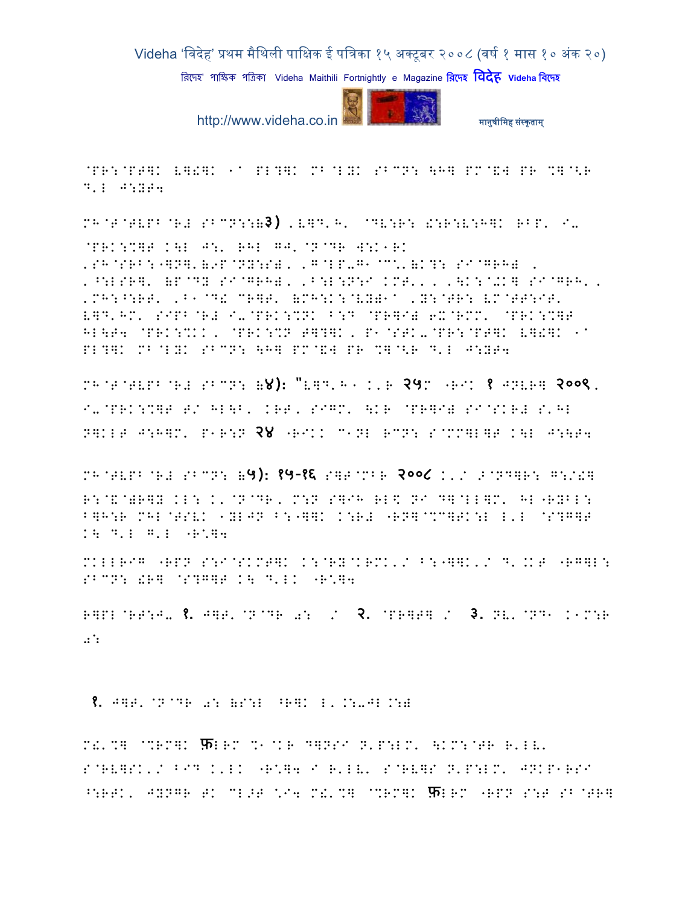@PR:@PT]K V]!]K 1a PL?]K MB@LYK SBCN: \H] PM@&W PR %]@<R D'L J:YT4

MH@T@TVPB@R# SBCN::(3) ,V]D'H' @DV:R: !:R:V:H]K RBP' I- @PRK:%]T K\L J:' RHL GJ'@N@DR W:K1RK 'SH@SRB: ']N]'(9P@NY:S), 'G@LP-G1@C%'(K?: SI@GRH) , '^:LSR]' (P@DY SI@GRH), 'B:L:N:I KMT'., '\K:@+K] SI@GRH'. 'MH:^:RT' 'B1@D! CR]T' (MH:K:@VY)1a 'Y:@TR: VM@TT:IT' V]D'HM' SIPB@R# I-@PRK:%NK B:D @PR]I) 6X@RMM' @PRK:%]T HL\T4 @PRK:%KK, @PRK:%N T]?]K, P1@STK-@PR:@PT]K V]!]K 1a PL?]K MB@LYK SBCN: \H] PM@&W PR %]@<R D'L J:YT4

MH@T@TVPB@R# SBCN: (४): "V]D'H1 K'R २५M "RIK १ JNVR] २००९, I-@PRK:%]T T/ HL\B' KRT, SIGM' \KR @PR]I) SI@SKR# S'HL N]KLT J:H]M' P1R:N २४ "RIKK C1NL RCN: S@MM]L]T K\L J:\T4

MH@TVPB@R# SBCN: (५): १५-१६ S]T@MBR २००८ K'/ >@ND]R: G:/!] R:@&@)R]Y KL: K'@N@DR, M:N S]IH RL\$ NI D]@LL]M' HL"RYBL: B]H:R MHL@TSVK 1YLJN B:"]]K K:R# "RN]@%C]TK:L L'L @S?G]T K\ D'L G'L "R\*]4

MKLLRIG "RPN S:I@SKMT]K K:@RY@KRMK'/ B:"]]K'/ D'.KT "RG]L: SBCN: !R] @S?G]T K\ D'LK "R\*]4

R]PL@RT:J- १. J]T'@N@DR

 0: / २. @PR]T] / ३. NV'@ND1 K1M:R 0:

१. J]T'@N@DR 0: (S:L ^R]K L'.:-JL.:)

M!'%] @%RM]K फ़LRM %1@KR D]NSI N'P:LM' \KM:@TR R'LV' S@RV]SK'/ BID K'LK "R\*]4 I R'LV' S@RV]S N'P:LM' JNKP1RSI ^:RTK' JYNGR TK CL>T \*I4 M!'%] @%RM]K फ़LRM "RPN S:T SB@TR]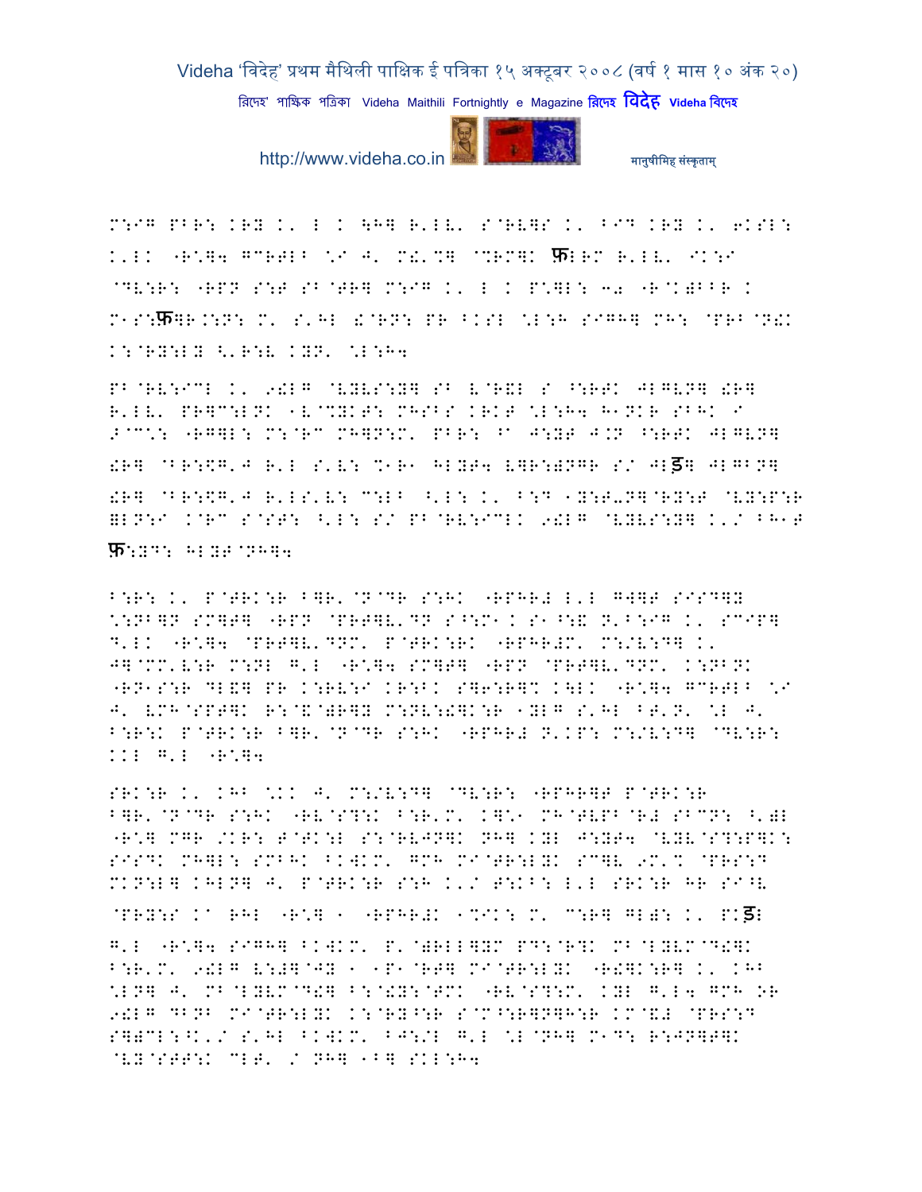M:IG PBR: KRY K' L K \H] R'LV' S@RV]S K' BID KRY K' 6KSL: K'LK "R\*]4 GCR]LB \*I J' M!'%] @%RM]K फ़LRM R'LV' IK:I @DV:R: "RPN S:T SB@TR] M:IG K' L K P\*]L: 30 "R@K)BBR K M1S:फ़]R.:N: M' S'HL !@RN: PR BKSL \*L:H SIGH] MH: @PRB@N!K K:@RY:LY <'R:V KYN' \*L:H4

PB@RV:ICL K' 9!LG @VYVS:Y] SB V@R&L S ^:RTK JLGVN] !R] R'LV' PR]C:LNK 1V@%YKT: MHSBS KRKT \*L:H4 H1NKR SBHK I >@C\*: "RG]L: M:@RC MH]N:M' PBR: ^B J:YT J.N ^:RTK JLGVN] !R] @BR:\$G'J R'L S'V: %1R1 HLYT4 V]R:)NGR S/ JLड़] JLGBN] !R] @BR:\$G'J R'LS'V: C:LB ^'L: K' B:D 1Y:T-N]@RY:T @VY:P:R ]LN:I K@RC S@ST: ^'L: S/ PB@RV:ICLK 9!LG @VYVS:Y] K'/ BH1T फ़:YD: HLYT@NH]4

B:R: K' P@TRK:R B]R'@N@DR S:HK "RPHR# L'L G]]T SIS D]Y \*:NB]N SM]T] "RPN @PRT]V'DN S^:M1K S1^:& N'B:IG K' SCIP] D'LK "R\*]4 @PRT]V'DNM' P@TRK:RK "RPHR#M' M:/V:D] K' J]@MM'V:R M:NL G'L "R\*]4 SM]T] "RPN @PRT]V'DNM' K:NBNK "RN1S:R DL&] PR K:RV:I KR:BK S]6:R]% K\LK "R\*]4 GCRTLB \*I J' VMH@SPT]K R:@&@)R]Y M:NV:!]K:R 1YLG S'HL BT'N' \*L J' B:R:K P@TRK:R B]R'@N@DR S:HK "RPHR# N'KP: M:/V:D] @DV:R: KKL G'L "R\*]4

SRK:R K' KHB \*KK J' M:/V:D] @DV:R: "RPHR]T P@TRK:R B]R'@N@DR S:HK "RV@S?:K B:R'M' K]\*1 MH@TVPB@R# SBCN: ^')L "R\*] MGR /KR: T@TK:L S:@RVJN]K NH] KYL J:YT4 @VYV@S?:P]K: SISDK MH]L: SMBHK BKWKM' GMH MI@TR:LYK SC]V 9M'% @PRS:D MKN:L] KHLN] J' P@TRK:R S:H K'/ T:KB: L'L SRK:R HR SI^V @PRY:S Ka RHL "R\*] 1 "RPHR#K 1%IK: M' C:R] GL): K' PKड़L G'L "R\*]4 SIGH] BKWKM' P'@)RLL]YM PD:@R?K MB@LYVM@D!]K B:R'M' 9!LG V:#]@JY 1 1P1@RT] MI@TR:LYK "R!]K:R] K' KHB \*LN] J' MB@LYVM@D!] B:@!Y:@TMK "RV@S?:M' KYL G'L4 GMH OR 9!LG DBNB MI@TR:LYK K:@RY^:R S@M^:R]N]H:R KM@&# @PRS:D S])CL:^K'/ S'HL BKWKM' BJ:/L G'L \*L@NH] M1D: R:JN]T]K @VY@STT:K CLT' / NH] 1B] SKL:H4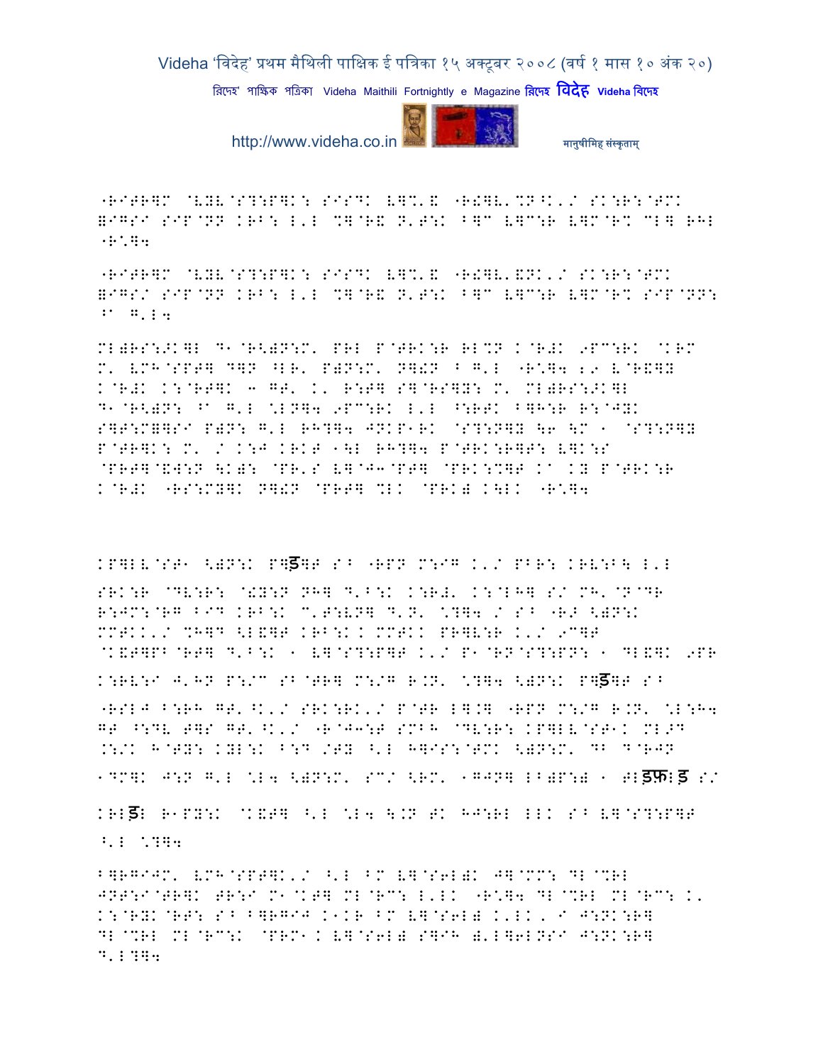"RITR]M @VYV@S?:P]K: SISDK V]%'' "R!]V'%N^K'/ SK:R:@TMK =IGSI SIP@NN KRB: L'L %]@R& N'T:K B]C V]C:R V]M@R% CL] RHL "R\*]4

"RITR]M @VYV@S?:P]K: SISDK V]%'' "R!]V'&NK'/ SK:R:@TMK =IGS/ SIP@NN KRB: L'L %]@R& N'T:K B]C V]C:R V]M@R% SIP@NN: ^a G'L4

ML)RS: >K]L D1@R<)N:M' PRL P@TRK:R RL%N K@R#K 9PC:RK @KRM M' VMH@SPT] D]N ^LR' P)N:M' N]!N ^ G'L "R\*]4 29 V@R&]Y K@R#K K:@RT]K 3 GT' K' R:T] S]@RS]Y: M' ML)RS:>K]L D1@R<)N: ^a G'L \*LN]4 9PC:RK L'L ^:RTK B]H:R R:@JYK S]T:M=]SI P)N: G'L RH?]4 JNKP1RK @S?:N]Y \6 \M 1 @S?:N]Y P@TR]K: M' / K:J KRKT 1\L RH?]4 P@TRK:R]T: V]K:S @PRT]@&W:N \K): @PR'S V]@J3@PT] @PRK:%]T Ka KY P@TRK:R K@R#K "RS:MY]K N]!N @PRT] %LK @PRK) K\LK "R\*]4

KP]LV@ST1 <)N:K P]ड]T S^ "RPN M:IG K'/ PBR: KRV:B\ L'L SRK:R @DV:R: @!Y:N NH] D'B:K K:R#' K:@LH] S/ MH'@N@DR R:JM:@RG BID KRB:K C'T:VN] D'N' \*?]4 / S^ "R> <)N:K MMTKK'/ %H]D <L&]T KRB:K K MMTKK PR]V:R K'/ 9C]T @K&T]PB@RT] D'B:K 1 V]@S?:P]T K'/ P1@RN@S?:PN: 1 DL&]K 9PR K:RV:I J'HN P:/C SB@TR] M:/G R.N' \*?]4 <)N:K P]ड]T S^ "RSLJ B:RH GT'^K'/ SRK:RK'/ P@TR L].] "RPN M:IG R.N' \*L:H4 GT ^:DV T]S GT'^K'/ "R@J3:T SMBH @DV:R: KP]LV@ST1K ML>D .:/K H@TY: KYL:K B:D /TY ^'L H]IS:@TMK <)N:M' DB D@RJN 1DM]K J:N G'L \*L4 <)N:M' SC/ <RM' 1GJN] LB)P:) 1 RLडफ़Lड S/ KRLडL R1PY:K @K&T] ^'L \*L4 \.N TK HJ:RL LLK S^ V]@S?:P]T ^'L \*?]4

B]RGIJM' VMH@SPT]K'/ ^'L BM V]@S6L)K J]@MM: DL@%RL JNT:I@TR]K TR:I M1@KT] ML@RC: L'LK "R\*]4 DL@%RL ML@RC: K' K:@RYK@RT: S^ B]RGIJ K1KR BM V]@S6L) K'LK' I J:NK:R] DL@%RL ML@RC:K @PRM1K V]@S6L) S]IH )'L]6LNSI J:NK:R] D'L?]4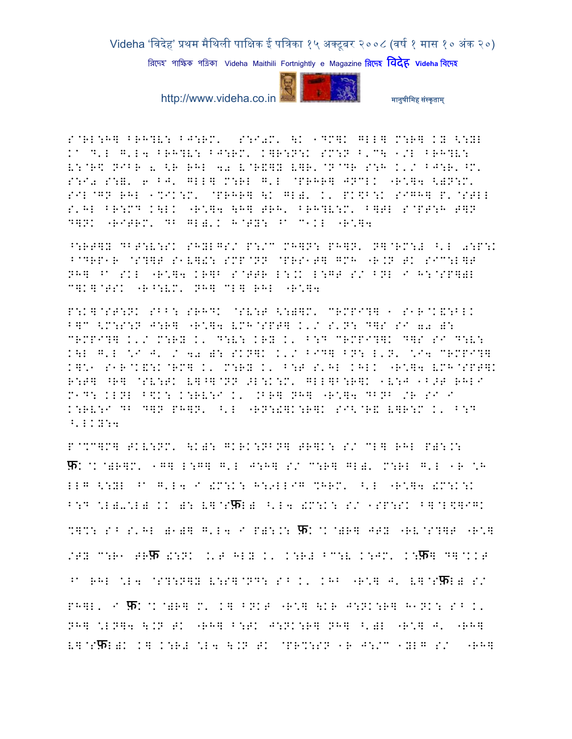S@RL:H] BRH?V: BJ:RM' S:I0M' \K 1DM]K GLL] M:R] KY <:YL K^ D'L G'L4 BRH?V: BJ:RM' K]R:N:K SM:N B'C\ 1/L BRH?V: V:@R$ NIBR a <R RHL 40 V@R&]Y V]R'@N@DR S:H K'/ BJ:R'^M' S:I0 S:=' 6 BJ' GLL] M:RL G'L @PRHR] JNCLK "R*]4 <)N:M' SIL@GN RHL 1%IK:M' @PRHR] \K GL)' K' PK$B:K SIGH] P'@SLLL S'HL BR:MD K\LK "R*]4 \H] TRH' BRH?V:M' B]TL S@PT:H T]N D]NK "RITRM' DB GL)'K H@TY: ^a C1KL "R*]4

^:RT]Y DBT:V:SK SHYLGS/ P:/C MH]N: PH]N' N]@RM:# ^'L 0:P:K B@DRP1R @S?]T S1V]!: SMP@NN @PRS1T] GMH "R.N TK SIC:L]T NH] ^a SKL "R*]4 KR]B S@TTR L:.K L:GT S/ BNL I H:@SP])L C]K]@TSK "R^:VM' NH] CL] RHL "R*]4

P:K]@ST:NK SBB: SRHDK @SV:T <:)]M' CRMPI?] 1 S1R@K&:BLK B]C <M:S:N J:R] "R*]4 VMH@SPT] K'/ S'N: D]S SI 70 ): CRMPI?] K'/ M:RY K' D:V: KRY K' B:D CRMPI?]K D]S SI D:V: K\L G'L *I J' / 40 ): SKN]K K'/ BID] BN: L'N' *I4 CRMPI?] K]*1 S1R@K&:K@RM] K' M:RY K' B:T S'HL KHLK "R*]4 VMH@SPT]K R:T] ^R] @SV:TK V]^]@NN >L:K:M' GLL]B:R]K 1V:J 1B>T RHLI M1D: KLNL B$K: K:RV:I K' .BR] NH] "R*]4 DBNB /R SI I K:RV:I DB D]N PH]N' ^'L "RN:!]K:R]K SI<@R& V]R:M K' B:D ^'LKY:4

P@%C]M] TKV:NM' \K): GKRK:NBN] TR]K: S/ CL] RHL P):.: फ़K @K@)R]M' 1G] L:G] G'L J:H] S/ C:R] GL)' M:RL G'L 1R *H LLG <:YL ^a G'L4 I !M:K: H:9LLIG %HRM' ^'L "R*]4 !M:K:K B:D *L)-*L) KK ): V]@Sफ़L) ^'L4 !M:K: S/ 1SP:SK B]@L<]IGK %]%: SB S'HL )1)] G'L4 I P):.: फ़K @K@)R] JTY "RV@S?]T "R*] /TY C:R1 TRफ़ !:NK .'T HLY K' K:R# BC:V K:JM' K:फ़] D]@KKT ^a RHL *L4 @S?:N]Y V:S]@ND: SB K' KHB "R*] J' V]@Sफ़L) S/ PH]L' I फ़K @K@)R] M' K] BNKT "R*] \KR J:NK:R] H1NK: SB K' NH] *LN]4 \.N TK "RH] B:TK J:NK:R] NH] ^')L "R*] J' "RH] V]@Sफ़L)K K] K:R# *L4 \.N TK @PR%:SN 1R J:/C 1YLG S/ "RH]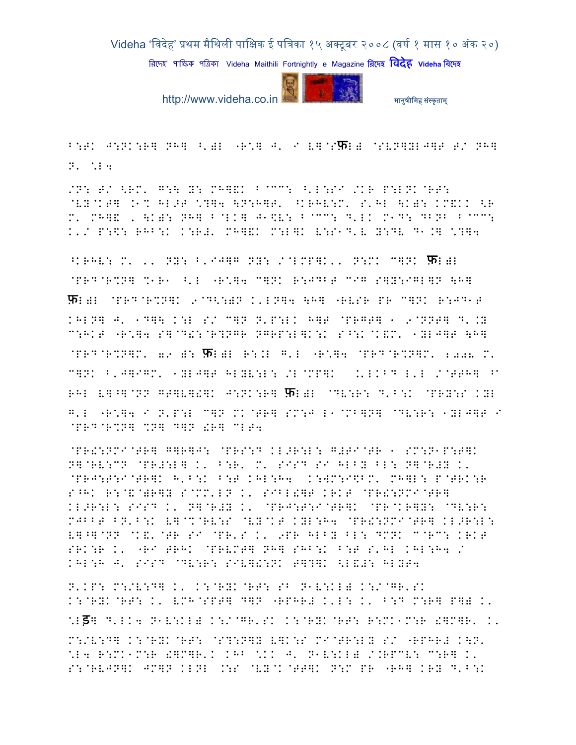B:WK J:NK:R] NH] ^'=L "R*] J' I V]@Sफ़L) @SVN]YLJ]T T/ NH]
N' *L4

/N: T/ <RM' G:\ Y: MH]&K B@CC: ^'L:SI /KR P:LNK@RT:
@VY@KT] .1% HL>T *?]4 \N:H]T' ^KRHV:M' S'HL \K): KM&KK <R
M' MH]& , \K): NH] B@LK] J1$V: B@CC: D'LK M1D: DBNB B@CC:
K'/ P:$: RHB:K K:R#' MH]&K M:L]K V:S1D'V Y:DV D1.] *?]4

^KRHV: M' ,' NY: B'IJ]G NY: /@LMP]K', N:MK C]NK फ़L)L
@PRD@R%N] %1R1 ^'L "R*]4 C]NK R:JDBT CIG S]Y:IGL]N \H]
फ़L)L @PRD@R%N]K 9@D<:)N K'LN]4 \H] "RVSR PR C]NK R:JD1T
KHLN] J' 1D]\ K:L S/ C]N N'P:LK H]T @PRGT] 1 9@NNT] D'.Y
C:HKT "R*]4 S]@D!:@R?NGR NGRP:L]K:K S^:K@K&M' 1YLJ]T \H]
@PRD@R%N]M' 79 ): फ़L)L R:.L G'L "R*]4 @PRD@R%N]M' 2008 M'
C]NK B'J]IGM' 1YLJ]T HLYV:L: /L@MP]K .'LKBD L'L /@TTH] ^
RHL V]^]@NN GT]V]!]K J:NK:R] फ़L)L @DV:R: D'B:K @PRY:S KYL
G'L "R*]4 I N'P:L C]N MK@TR] SM:J L1@MB]N] @DV:R: 1YLJ]T I
@PRD@R%N] %N] D]N !R] CLT4

@PR!:NMI@TR] G]R]J: @PRS:D KL>R:L: G#TI@TR 1 SM:N1P:T]K
N]@RV:CN @PR#:L] K' B:R' M' SISD SI HLBY BL: N]@R#Y K'
@PRJ:T:I@TR]K H'B:K B:T KHL:H4 K:W]M:I$BM' MH]L: P@TRK:R
S^HK R:@&@)R]Y S@MM'LN K' SIBL!]T KRKT @PR!:NMI@TR]
KL>R:L: SISD K' N]@R#Y K' @PRJ:T:I@TR]K @PR@KR]Y: @DV:R:
MJBBT BN'B:K V]@%@RV:S @VY@KT KYL:H4 @PR!:NMI@TR] KL>R:L:
V]^]@NN @K&'@TR SI @PR'S K' 9PR HLBY BL: DMNK C@RC: KRKT
SRK:R K' "RI TRHK @PRVMT] NH] SHB:K B:T S'HL KHL:H4 /
KHL:H J' SISD @DV:R: SIV]!:NK T]?]K <L&#: HLYT4

N'KP: M:/V:D] K' K:@RYK@RT: SB N1V:KL) K:/@GR'SK
K:@RYK@RT: K' VMH@SPT] D]N "RPHR# K'L: K' B:D M:R] P]) K'
*Lड़] D'LK4 N1V:KL) K:/@GR'SK K:@RYK@RT: R:MK1M:R !]M]R' K'
M:/V:D] K:@RYK@RT: @S?:N]Y V]K:S MI@TR:LY S/ "RPHR# K\N'
*L4 R:MK1M:R !]M]R'K KHB *KK J' N1V:KL) /.RPCV: C:R] K'
S:@RVJN]K JM]N KLNL .:S @VY@K@TT]K N:M PR "RH] KRY D'B:K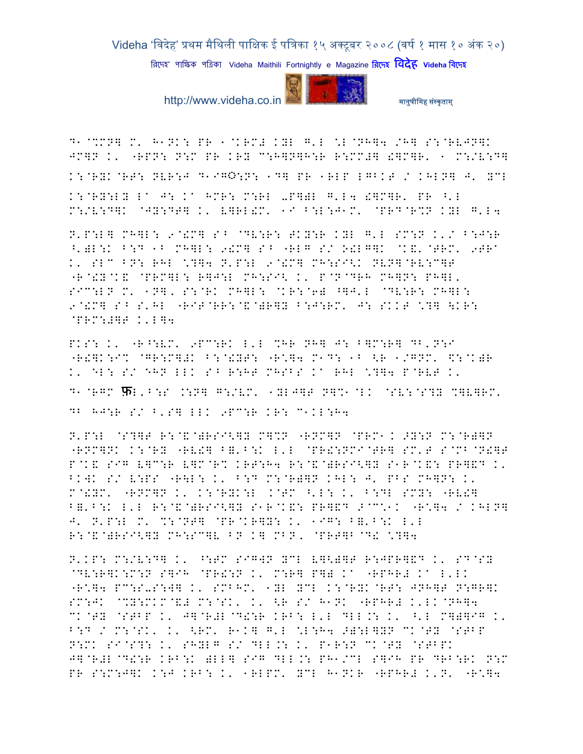D1@%MN] M' H1NK: PR 1@KRM# KYL G'L \L@NH]4 /H] S:@RVJN]K JM]N K' "RPN: N:M PR KRY C:H]N]H:R R:MM#] !]M]R' 1 M:/V:D] K:@RYK@RT: NVR:J D1IO:N: 1D] PR 1RLP LGBKT / KHLN] J' YCL K:@RY:LY L^ J: K^ HMR: M:RL -P]).L G'L4 !]M]R' PR ^'L M:/V:D]K @JY:DT] K' V]RL!M' 1I B:L:J1M' @PRD@R%N KYL G'L4

N'P:L] MH]L: 9@!M] S^ @DV:R: TKY:R KYL G'L SM:N K'/ B:J:R ^')L:K B:D 1B MH]L: 9!M] S^ "RLG S/ O!LG]K @K&'@TRM' 9TR^ K' SLC BN: RHL \?]4 N'P:L 9@!M] MH:SI<K NVN]@RV:C]T "R@!Y@K& @PRM]L: R]J:L MH:SI< K' P@N@DRH MH]N: PH]L' SIC:LN M' 1N]' S:@RK MH]L: @KR:@6) ^]J'L @DV:R: MH]L: 9@!M] S^ S'HL "RIT@RR:@&@)R]Y B:J:RM' J: SKKT \?] \KR: @PRM:#]T K'L]4

PKS: K' "R^:VM' 9PC:RK L'L %HR NH] J: B]M:R] DB'N:I "R!]K:I% @GR:M]#K B:@!YT: "R\]4 M1D: 1B <R 1/GNM' \$:@K)R K' EL: S/ EHN LLK S^ R:HT MHSBS K^ RHL \?]4 P@RVT K'

D1@RGM फL'B:S .:N] G:/VM' 1YLJ]T N]%1@LK @SV:@S?Y %]V]RM' DB HJ:R S/ B'S] LLK 9PC:R KR: C1KL:H4

N'P:L @S?]T R:@&@)RSI<]Y M]%N "RNM]N @PRM1K 2Y:N M:@R)]N "RNM]NK K:@RY "RV!] B&'B:K L'L @PR!:NMI@TR] SM'T S@MB@N!]T P@K& SIG V]C:R V]M@R% KRT:H4 R:@&@)RSI<]Y S1R@K&: PR]&D K' BKWK S/ V:PS "R]L: K' B:D M:@R)]N KHL: J' PBS MH]N: K' M@!YM' "RNM]N K' K:@RYK:L K@TM ^'L: K' B:DL SMY: "RV!] B&'B:K L'L R:@&@)RSI<]Y S1R@K&: PR]&D 2@C\1K "R\]4 / KHLN] J' N'P:L M' %:@NT] @PR@KR]Y: K' 1IG: B&'B:K L'L R:@&@)RSI<]Y MH:SC]V BN K] MBN' @PRT]B@D! \?]4

N'KP: M:/V:D] K' ^:TM SIGWN YCL V]<)]T R:JPR]&D K' SD@SY @DV:R]K:M:N S]IH @PR!:N K' M:R] P]) K^ "RPHR# K^ L'LK "R\]4 PC:S-S:W] K' SMBHM' 1YL YCL K:@RYK@RT: JNH]T N:GR]K SM:JK @%Y:MKM@&# M:@SK' K' <R S/ H1NK "RPHR# K'LK@NH]4 CK@TY @STBP K' J]@R#L@D!:R KRB: L'L DLL.: K' ^'L M])]IG K' B:D / M:@SK' K' <RM' R1K] G'L \L:H4 >):L]YN CK@TY @STBP N:MK SI@S?: K' SHYLG S/ DLL.: K' P1R:N CK@TY @STBPK J]@R#L@D!:R KRB:K )LL] SIG DLL.: PH1/CL S]IH PR DRB:RK N:M PR S:M:J]K K:J KRB: K' 1RLPM' YCL H1NKR "RPHR# K'N' "R\]4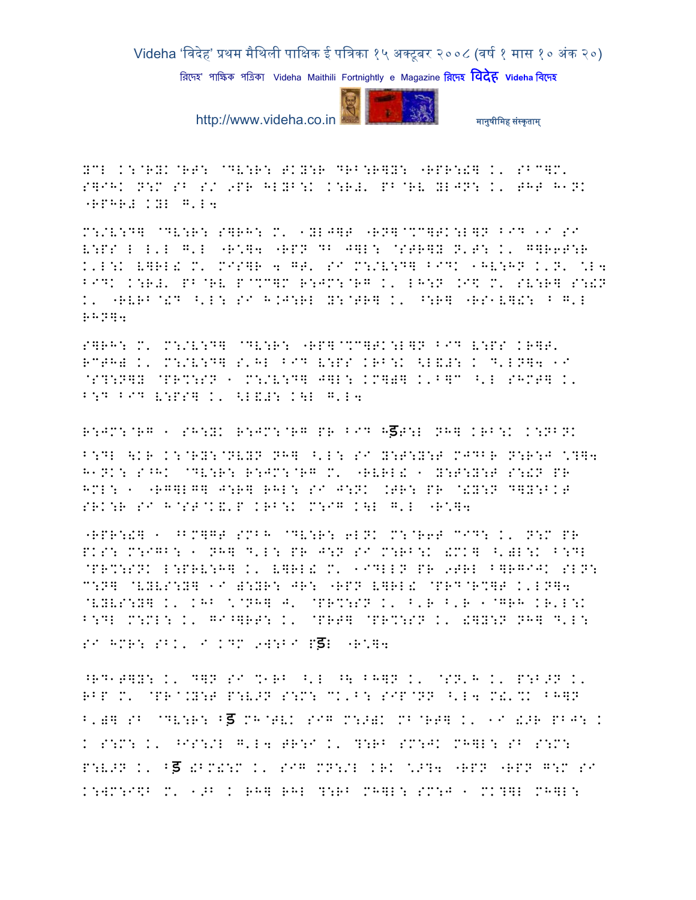YCL K:@RYK@RT: @DV:R: TKY:R DRB:R]Y: "RPR:!] K' SBC]M' S]IHK N:M SB S/ 9PR HLYB:K K:R#' PB@RV YLJN: K' THT H1NK "RPHR# KYL G'L4

M:/V:D] @DV:R: S]RH: M' 1YLJ]T "RN]@%C]TK:L]N BID 1I SI V:PS L L'L G'L "R\]4 "RPN DB J]L: @STR]Y N'T: K' G]R6T:R K'L:K V]RL! M' MIS]R 4 GT' SI M:/V:D] BIDK 1HV:HN K'N' \L4 BIDK K:R#' PB@RV P@%C]M R:JM:@RG K' LH:N .I$ M' SV:R] S:!N K' "RVRB@!D ^'L: SI H.J:RL Y:@TR] K' ^:R] "RS1V]!: ^ G'L RHN]4

S]RH: M' M:/V:D] @DV:R: "RP]@%C]TK:L]N BID V:PS KR]T' RCTH] K' M:/V:D] S'HL BID V:PS KRB:K <L&#: K D'LN]4 1I @S?:N]Y @PR%:SN 1 M:/V:D] J]L: KM]\] K'B]C ^'L SHMT] K' B:D BID V:PS] K' <L&#: K\L G'L4

R:JM:@RG 1 SH:YK R:JM:@RG PR BID Hड़T:L NH] KRB:K K:NBNK

B:DL \KR K:@RY:@NVYN NH] ^'L: SI Y:T:Y:T MJDBR N:R:J \?]4 H1NK: S^HK @DV:R: R:JM:@RG M' "RVRL! 1 Y:T:Y:T S:!N PR HML: 1 "RG]LG] J:R] RHL: SI J:NK .TR: PR @!Y:N D]Y:BKT SRK:R SI H@ST@K&'P KRB:K M:IG K\L G'L "R\]4

"RPR:!] 1 ^BM]GT SMBH @DV:R: 6LNK M:@R6T CID: K' N:M PR PKS: M:IGB: 1 NH] D'L: PR J:N SI M:RB:K !MK] ^')L:K B:DL @PR%:SNK L:PRV:H] K' V]RL! M' 1IDLLN PR 9TRL B]RGIJK SLN: C:N] @VYVS:Y] 1I ):YR: JR: "RPN V]RL! @PRD@R%]T K'LN]4 @VYVS:Y] K' KHB \@NH] J' @PR%:SN K' B'R B'R 1@GRH KR'L:K B:DL M:ML: K' GI^]RT: K' @PRT] @PR%:SN K' !]Y:N NH] D'L: SI HMR: SBK' I KDM 9W:BI Pड़L "R\]4

^RD1T]Y: K' D]N SI %1RB ^'L ^\ BH]N K' @SN'H K' P:B>N K' RBP M' @PR@.Y:T P:V>N S:M: CK'B: SIP@NN ^'L4 M&'%K BH]N B')] SB @DV:R: Bड़ MH@TVK SIG M:>)K MB@RT] K' 1I !>R PBJ: K K S:M: K' ^IS:/L G'L4 TR:I K' ?:RB SM:JK MH]L: SB S:M: P:V>N K' Bड़ !BM!:M K' SIG MN:/L KRK \>?4 "RPN "RPN G:M SI K:WM:I$B M' 1>B K RH] RHL ?:RB MH]L: SM:J 1 MK?]L MH]L: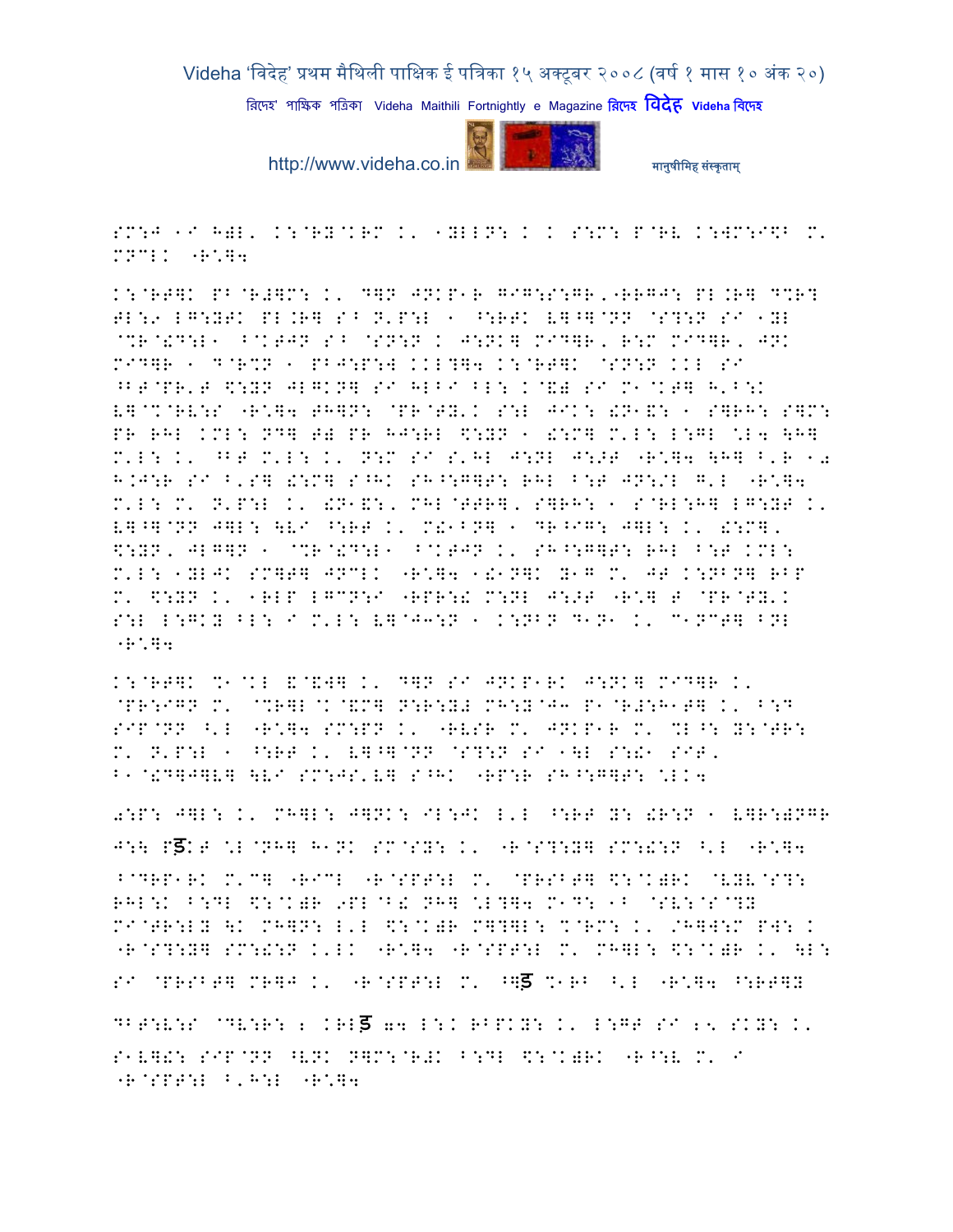SM:J 1I H)L' K:@RY@KRM K' 1YLLN: K K S:M: P@RV K:WM:I$B M' MNCLK "R\*]4

K:@RT]K PB@R#]M: K' D]N JNKP1R GIG:S:GR,"RRGJ: PL.R] D%R? TL:9 LG:YTK PL.R] S^ N'P:L 1 ^:RTK V]^]@NN @S?:N SI 1YL @%R@!D:L1 ^@KTJN S^ @SN:N K J:NK] MID]R, R:M MID]R, JNK MID]R 1 D@R%N 1 PBJ:P:W KKL?]4 K:@RT]K @SN:N KKL SI ^BT@PR'T \$:YN JLGKN] SI HLBI BL: K@&) SI M1@KT] H'B:K V]@%@RV:S "R\*]4 TH]N: @PR@TY'K S:L JIK: !N1&: 1 S]RH: S]M: PR RHL KML: ND] T) PR HJ:RL \$:YN 1 !:M] M'L: L:GL \*L4 \H] M'L: K' ^BT M'L: K' N:M SI S'HL J:NL J:>T "R\*]4 \H] B'R 10 H.J:R SI B'S] !:M] S^HK SH^:G]T: RHL B:T JN:/L G'L "R\*]4 M'L: M' N'P:L K' !N1&:, MHL@TTR], S]RH: 1 S@RL:H] LG:YT K' V]^]@NN J]L: \VI ^:RT K' M!1BN] 1 DR^IG: J]L: K' !:M], \$:YN, JLG]N 1 @%R@!D:L1 ^@KTJN K' SH^:G]T: RHL B:T KML: M'L: 1YLJK SM]T] JNCLK "R\*]4 1!1N]K Y1G M' JT K:NBN] RBP M' \$:YN K' 1RLP LGCN:I "RPR:! M:NL J:>T "R\*] T @PR@TY'K S:L L:GKY BL: I M'L: V]@J3:N 1 K:NBN D1N1 K' C1NCT] BNL "R\*]4

K:@RT]K %1@KL &@&W] K' D]N SI JNKP1RK J:NK] MID]R K' @PR:IGN M' @%R]L@K@&M] N:R:Y# MH:Y@J3 P1@R#:H1T] K' B:D SIP@NN ^'L "R\*]4 SM:PN K' "RVSR M' JNKP1R M' %L^: Y:@TR: M' N'P:L 1 ^:RT K' V]^]@NN @S?:N SI 1\L S:!1 SIT, B1@!D]J]V] \VI SM:JS'V] S^HK "RP:R SH^:G]T: \*LK4

0:P: J]L: K' MH]L: J]NK: IL:JK L'L ^:RT Y: !R:N 1 V]R:)NGR J:\ Pड़KT \*L@NH] H1NK SM@SY: K' "R@S?:Y] SM:!:N ^'L "R\*]4

^@DRP1RK M'C] "RICL "R@SPT:L M' @PRSBT] \$:@K)RK @VYV@S?: RHL:K B:DL \$:@K)R 9PL@B! NH] \*L?]4 M1D: 1B @SV:@S@?Y MI@TR:LY \K MH]N: L'L \$:@K)R M]?]L: %@RM: K' /H]W:M PW: K "R@S?:Y] SM:!:N K'LK "R\*]4 "R@SPT:L M' MH]L: \$:@K)R K' \L: SI @PRSBT] MR]J K' "R@SPT:L M' ^]ड़ %1RB ^'L "R\*]4 ^:RT]Y

DBT:V:S @DV:R: 2 KRLड़ 64 L:K RBPKY: K' L:GT SI 25 SKY: K' S1V]!: SIP@NN ^VNK N]M:@R#K B:DL \$:@K)RK "R^:V M' I "R@SPT:L B'H:L "R\*]4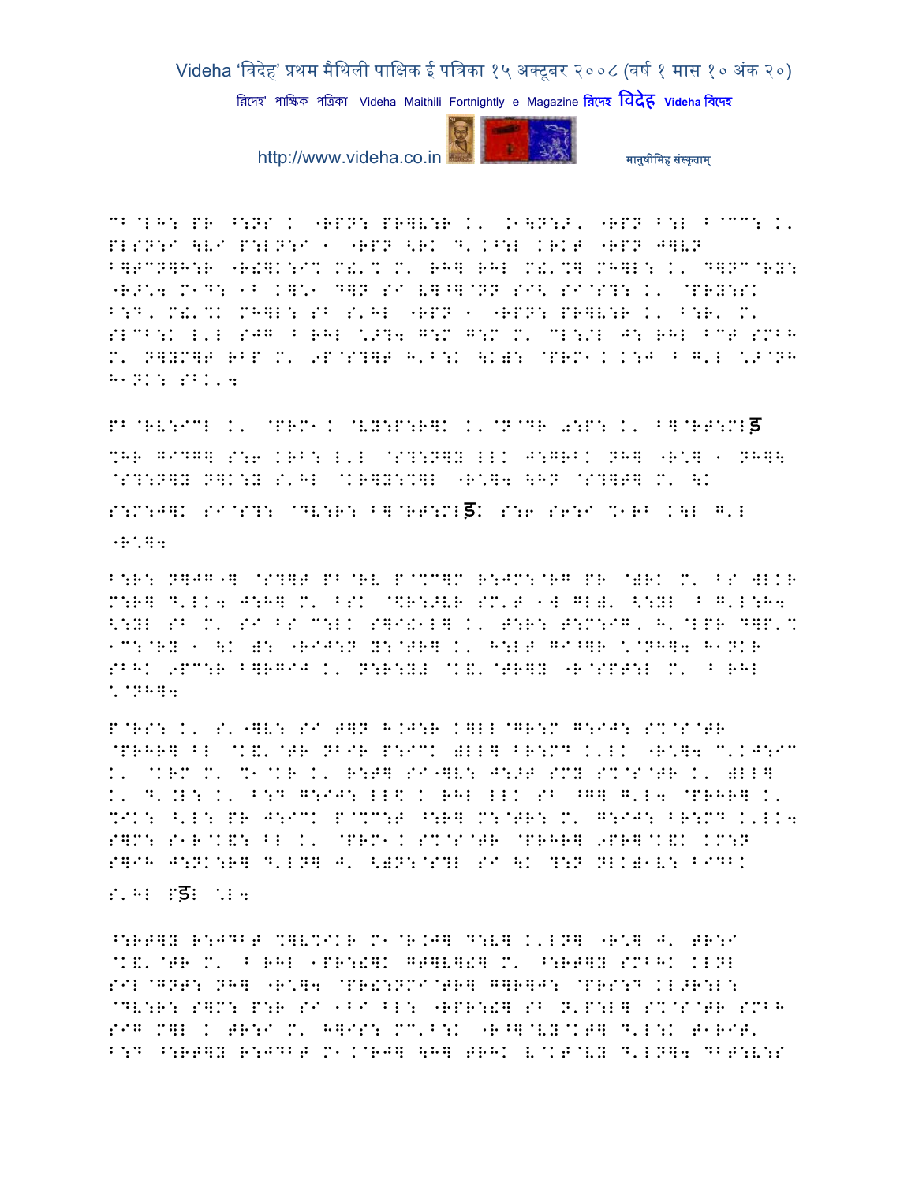CB@LH: PR ^:NS K "RPN: PR]V:R K' .1\N:>, "RPN B:L B@CC: K'
PLSN:I \VI P:LN:I 1 "RPN <RK D'.^:L KRKT "RPN J]VN
B]TCN]H:R "R!]K:I% M!'% M' RH] RHL M!'%] MH]L: K' D]NC@RY:
"R>\*4 M1D: 1B K]\*1 D]N SI V]^]@NN SI< SI@S?: K' @PRY:SK
B:D, M!'%K MH]L: SB S'HL "RPN 1 "RPN: PR]V:R K' B:R' M'
SLCB:K L'L SJG B RHL \*>?4 G:M G:M M' CL:/L J: RHL BCT SMBH
M' N]YM]T RBP M' 9P@S?]T H'B:K \K)1 @PRM1K K:J B G'L \*>@NH
H1NK: SBK'4

PB@RV:ICL K' @PRM1K @VY:P:R]K K'@N@DR 0:P: K' B]@RT:MLड़
%HR GIDG] S:6 KRB: L'L @S?:N]Y LLK J:GRBK NH] "R\*] 1 NH]\
@S?:N]Y N]K:Y S'HL @KR]Y:%]L "R\*]4 \HN @S?]T] M' \K
S:M:J]K SI@S?: @DV:R: B]@RT:MLड़K S:6 S6:I %1RB K\L G'L
"R\*]4

B:R: N]JG"] @S?]T PB@RV P@%C]M R:JM:@RG PR @)RK M' BS WLKR
M:R] D'LK4 J:H] M' BSK @\$R:>VR SM'T 1W GL)' <:YL B G'L:H4
<:YL SB M' SI BS C:LK S]I!1L] K' T:R: T:M:IG, H'@LPR D]P'%
1C:@RY 1 \K ): "RIJ:N Y:@TR] K' H:LT GI^]R \*@NH]4 H1NKR
SBHK 9PC:R B]RGIJ K' N:R:Y# @K&'@TR]Y "R@SPT:L M' B RHL
\*@NH]4

P@RS: K' S'"]V: SI T]N H.J:R K]LL@GR:M G:IJ: S%@S@TR
@PRHR] BL @K&'@TR NBIR P:ICK )LL] BR:MD K'LK "R\*]4 C'KJ:IC
K' @KRM M' %1@KR K' R:T] SI"]V: J:>T SMY S%@S@TR K' )LL]
K' D'.L: K' B:D G:IJ: LL\$ K RHL LLK SB ^G] G'L4 @PRHR] K'
%IK: ^'L: PR J:ICK P@%C:T ^:R] M:@TR: M' G:IJ: BR:MD K'LK4
S]M: S1R@K&: BL K' @PRM1K S%@S@TR @PRHR] 9PR]@K&K KM:N
S]IH J:NK:R] D'LN] J' <)N:@S?L SI \K ?:N NLK)1V: BIDBK
S'HL Pड़L \*L4

^:RT]Y R:JDBT %]V%IKR M1@R.J] D:V] K'LN] "R\*] J' TR:I
@K&'@TR M' B RHL 1PR:!]K GT]V]!] M' ^:RT]Y SMBHK KLNL
SIL@GNT: NH] "R\*]4 @PR!:NMI@TR] G]R]J: @PRS:D KL>R:L:
@DV:R: S]M: P:R SI 1BI BL: "RPR:!] SB N'P:L] S%@S@TR SMBH
SIG M]L K TR:I M' H]IS: MC'B:K "R^]@VY@KT] D'L:K T1RIT'
B:D ^:RT]Y R:JDBT M1K@RJ] \H] TRHK V@KT@VY D'LN]4 DBT:V:S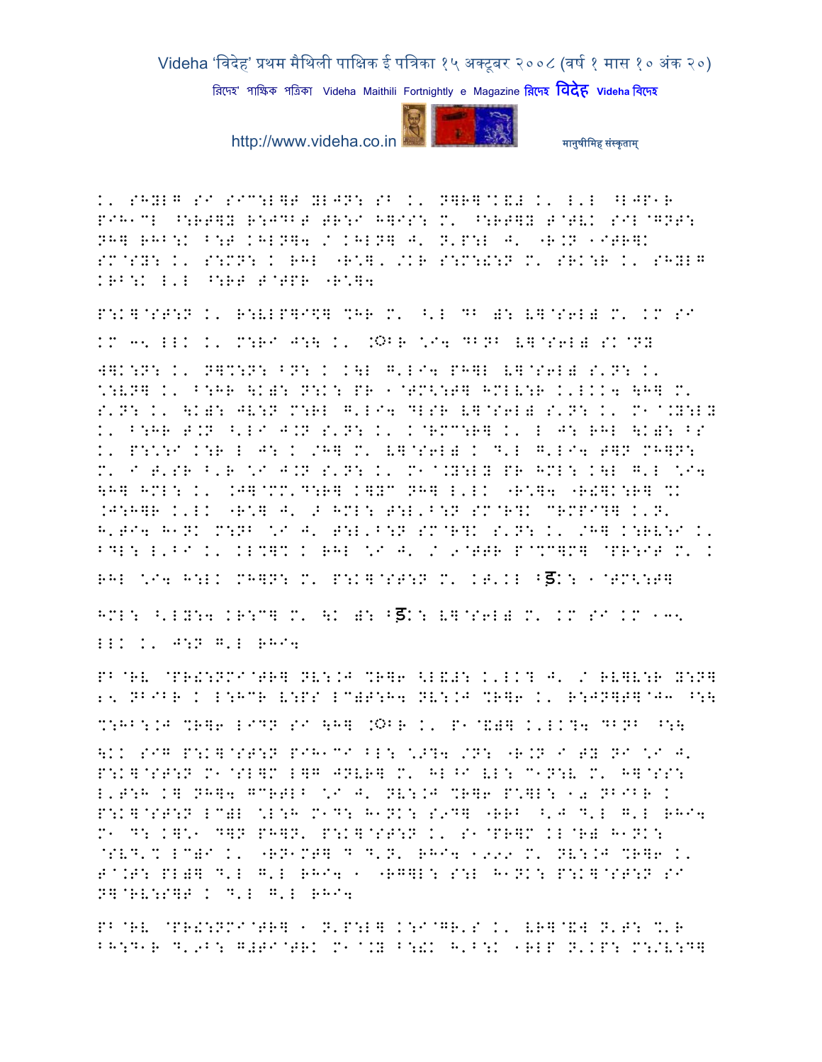K' SHYLG SI SIC:L]T YLJN: SB K' N]R]@K&# K' L'L ^LJP1R PIH1CL ^:RT]Y R:JDBT TR:I H]IS: M' ^:RT]Y T@TVK SIL@GNT: NH] RHB:K B:T KHLN]4 / KHLN] J' N'P:L J' "R.N 1ITR]K SM@SY: K' S:MN: K RHL "R\]' /KR S:M:!:N M' SRK:R K' SHYLG KRB:K L'L ^:RT T@TPR "R\]4

P:K]@ST:N K' R:VLP]I\] %HR M' ^'L DB ): V]@S6L) M' KM SI KM 35 LLK K' M:RI J:\ K' .ॐR \I4 DBNB V]@S6L) SK@NY W]K:N: K' N]%:N: BN: K K\L G'LI4 PH]L V]@S6L) S'N: K' \:VN] K' B:HR \K): N:K: PR 1@TM<:T] HML V:R K'LKK4 \H] M' S'N: K' \K): JV:N M:RL G'LI4 DLSR V]@S6L) S'N: K' M1@.Y:LY K' B:HR T.N ^'LI J.N S'N: K' K@RMC:R] K' L J: RHL \K): BS K' P:\:I K:R L J: K /H] M' V]@S6L) K D'L G'LI4 T]N MH]N: M' I T'SR B'R \I J.N S'N: K' M1@.Y:LY PR HML: K\L G'L \I4 \H] HML: K' .J]@MM'D:R] K]YC NH] L'LK "R\]4 "R!]K:R] %K .J:H]R K'LK "R\] J' > HML: T:L'B:N SM@R]K CRMPI?] K'N' H'TI4 H1NK M:NB \I J' T:L'B:N SM@R]K S'N: K' /H] K:RV:I K' BDL: L'BI K' KL%]% K RHL \I J' / 9@TTR P@%C]M] @PR:IT M' K RHL \I4 H:LK MH]N: M' P:K]@ST:N M' KT'KL Bड़K: 1@TM<:T] HML: ^'LY:4 KR:C] M' \K ): Bड़K: V]@S6L) M' KM SI KM 135 LLK K' J:N G'L RHI4

PB@RV @PR!:NMI@TR] NV:.J %R]6 <L!#: K'LK? J' / RV]V:R Y:N] 25 NBIBR K L:HCR V:PS LC)T:H4 NV:.J %R]6 K' R:JN]T]@J3 ^:\ %:HB:.J %R]6 LIDN SI \H] .ॐR K' P1@&)] K'LK?4 DBNB ^:\ \KK SIG P:K]@ST:N PIH1CI BL: \9?4 /N: "R.N I TY NI \I J' P:K]@ST:N M1@SL]M L]G JNVR] M' HL^I VL: C1N:V M' H]@SS: L'T:H K] NH]4 GCRTLB \I J' NV:.J %R]6 P\]L: 10 NBIBR K P:K]@ST:N LC)L \L:H M1D: H1NK: S9D] "RRB ^'J D'L G'L RHI4 M1 D: K]\1 D]N PH]N' P:K]@ST:N K' S1@PR]M KL@R) H1NK: @SVD'% LC)I K' "RN1MT] D D'N' RHI4 1999 M' NV:.J %R]6 K' T@.T: PL)] D'L G'L RHI4 1 "RG]L: S:L H1NK: P:K]@ST:N SI N]@RV:S]T K D'L G'L RHI4

PB@RV @PR!:NMI@TR] 1 N'P:L] K:I@GR'S K' VR]@&W N'T: %'R BH:D1R D'9B: G#TI@TRK M1@.Y B:!K H'B:K 1RLP N'KP: M:/V:D]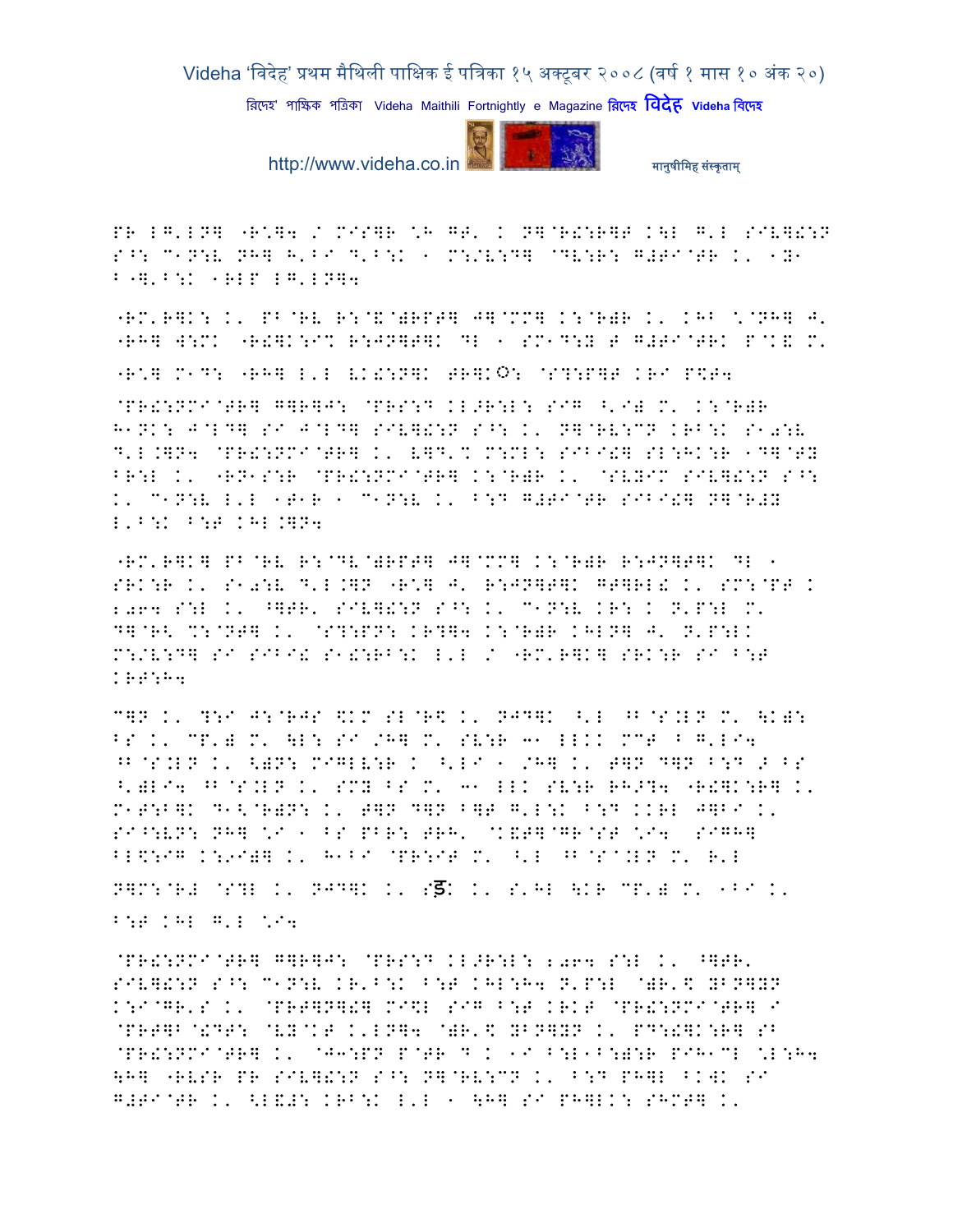PR LG'LN] "R\*]4 / MIS]R \*H GT' K N]@R!:R]T K\L G'L SIV]!:N S^: C1N:V NH] H'BI D'B:K 1 M:/V:D] @DV:R: G#TI@TR K' 1Y1 B"]'B:K 1RLP LG'LN]4

"RM'R]K: K' PB@RV R:@&@)RPT] J]@MM] K:@R)R K' KHB \*@NH] J' "RH] W:MK "R!]K:I% R:JN]T]K DL 1 SM1D:Y T G#TI@TRK P@K& M' "R\*] M1D: "RH] L'L VK!:N]K TR]KO: @S?:P]T KRI P$T4

@PR!:NMI@TR] G]R]J: @PRS:D KL>R:L: SIG ^'I) M' K:@R)R H1NK: J@LD] SI J@LD] SIV]!:N S^: K' N]@RV:CN KRB:K S10:V D'L.]N4 @PR!:NMI@TR] K' V]D'% M:ML: SIBI!] SL:HK:R 1D]@TY BR:L K' "RN1S:R @PR!:NMI@TR] K:@R)R K' @SVYIM SIV]!:N S^: K' C1N:V L'L 1T1R 1 C1N:V K' B:D G#TI@TR SIBI!] N]@R#Y L'B:K B:T KHL.]N4

"RM'R]K] PB@RV R:@DV@)RPT] J]@MM] K:@R)R R:JN]T]K DL 1 SRK:R K' S10:V D'L.]N "R\*] J' R:JN]T]K GT]RL! K' SM:@PT K 2064 S:L K' ^]TR' SIV]!:N S^: K' C1N:V KR: K N'P:L M' D]@R< %:@NT] K' @S?:PN: KR?]4 K:@R)R KHLN] J' N'P:LK M:/V:D] SI SIBI! S1!:RB:K L'L / "RM'R]K] SRK:R SI B:T KRT:H4

C]N K' ?:I J:@RJS $KM SL@R$ K' NJD]K ^'L ^B@S.LN M' \K): BS K' CP') M' \L: SI /H] M' SV:R 31 LLKK MCT B G'LI4 ^B@S.LN K' <)N: MIGLV:R K ^'LI 1 /H] K' T]N D]N B:D > BS ^')LI4 ^B@S.LN K' SMY BS M' 31 LLK SV:R RH>?4 "R!]K:R] K' M1T:B]K D1<@R)N: K' T]N D]N B]T G'L:K B:D KKRL J]BI K' SI^:VN: NH] \*I 1 BS PBR: TRH' @K&T]@GR@ST \*I4 SIGH] BL$:IG K:9I)] K' H1BI @PR:IT M' ^'L ^B@S@.LN M' R'L N]M:@R# @S?L K' NJD]K K' Sड़K K' S'HL \KR CP') M' 1BI K' B:T KHL G'L \*I4

@PR!:NMI@TR] G]R]J: @PRS:D KL>R:L: 2064 S:L K' ^]TR' SIV]!:N S^: C1N:V KR'B:K B:T KHL:H4 N'P:L @)R'$ YBN]YN K:I@GR'S K' @PRT]N]!] MI$L SIG B:T KRKT @PR!:NMI@TR] I @PRT]B@!DT: @VY@KT K'LN]4 @)R'$ YBN]YN K' PD:!]K:R] SB @PR!:NMI@TR] K' @J3:PN P@TR D K 1I B:L1B:):R PIH1CL \*L:H4 \H] "RVSR PR SIV]!:N S^: N]@RV:CN K' B:D PH]L BK]K SI G#TI@TR K' <L&#: KRB:K L'L 1 \H] SI PH]LK: SHMT] K'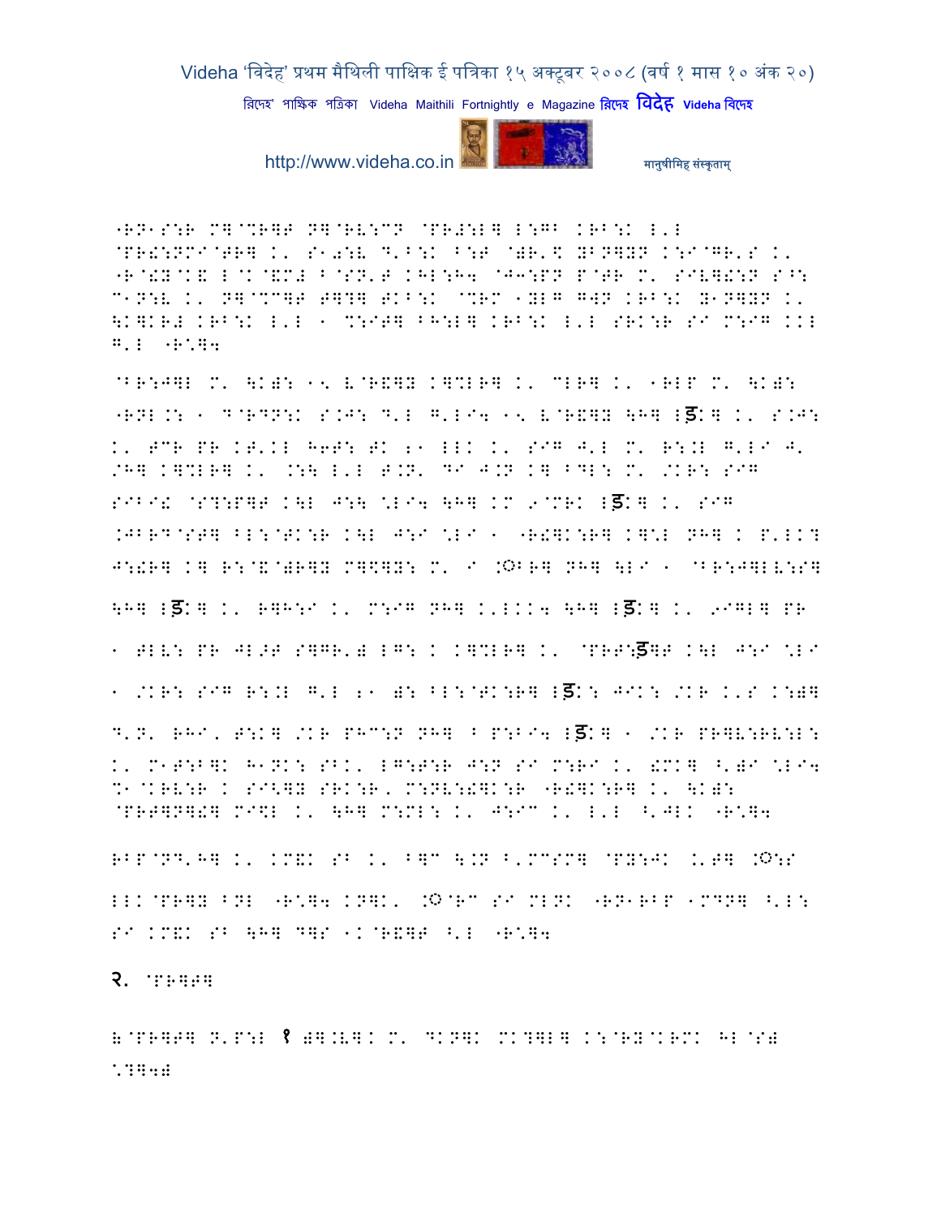"RN1S:R M]@%R]T N]@RV:CN @PR#:L] L:GB KRB:K L'L @PR!:NMI@TR] K' S1=:V D'B:K B:T @)R'\ YBN]YN K:I@GR'S K' "R@!Y@K& L@K@&M# B@SN'T KHL:H4 @J3:PN P@TR M' SIV]!:N S^: C1N:V K' N]@%C]T T]?] TKB:K @%RM 1YLG GWN KRB:K Y1N]YN K' \K]KR# KRB:K L'L 1 %:IT] BH:L] KRB:K L'L SRK:R SI M:IG KKL G'L "R']4

@BR:J]L M' \K): 15 V@R&]Y K]%LR] K' CLR] K' 1RLP M' \K): "RNL.: 1 D@RDN:K S.J: D'L G'LI4 15 V@R&]Y \H] Lड़K] K' S.J: K' TCR PR KT'KL H6T: TK 21 LLK K' SIG J'L M' R:.L G'LI J' /H] K]%LR] K' .:\ L'L T.N' DI J.N K] BDL: M' /KR: SIG SIBI! @S?:P]T K\L J:\ \LI4 \H] KM 9@MRK Lड़K] K' SIG .JBRD@ST] BL:@TK:R K\L J:I \LI 1 "R!]K:R] K]\L NH] K P'LK? J:!R] K] R:@&@)R]Y M]\$]Y: M' I .ॐBR] NH] \LI 1 @BR:J]LV:S] \H] Lड़K] K' R]H:I K' M:IG NH] K'LKK4 \H] Lड़K] K' 9IGL] PR 1 TLV: PR JL>T S]GR') LG: K K]%LR] K' @PRT:ड़]T K\L J:I \LI 1 /KR: SIG R:.L G'L 21 ): BL:@TK:R] Lड़K: JIK: /KR K'S K:)] D'N' RHI, T:K] /KR PHC:N NH] B P:BI4 Lड़K] 1 /KR PR]V:RV:L: K' M1T:B]K H1NK: SBK' LG:T:R J:N SI M:RI K' !MK] ^')I \LI4 %1@KRV:R K SI<]Y SRK:R, M:NV:!]K:R "R!]K:R] K' \K): @PRT]N]!] MI\$L K' \H] M:ML: K' J:IC K' L'L ^'JLK "R']4

RBP@ND'H] K' KM&K SB K' B]C \.N B'MCSM] @PY:JK .'T] .ॐ:S LLK@PR]Y BNL "R']4 KN]K' .ॐ@RC SI MLNK "RN1RBP 1MDN] ^'L: SI KM&K SB \H] D]S 1K@R&]T ^'L "R']4

२. @PR]T]

)@PR]T] N'P:L १ )].V]K M' DKN]K MK?]L] K:@RY@KRMK HL@S) \?]4)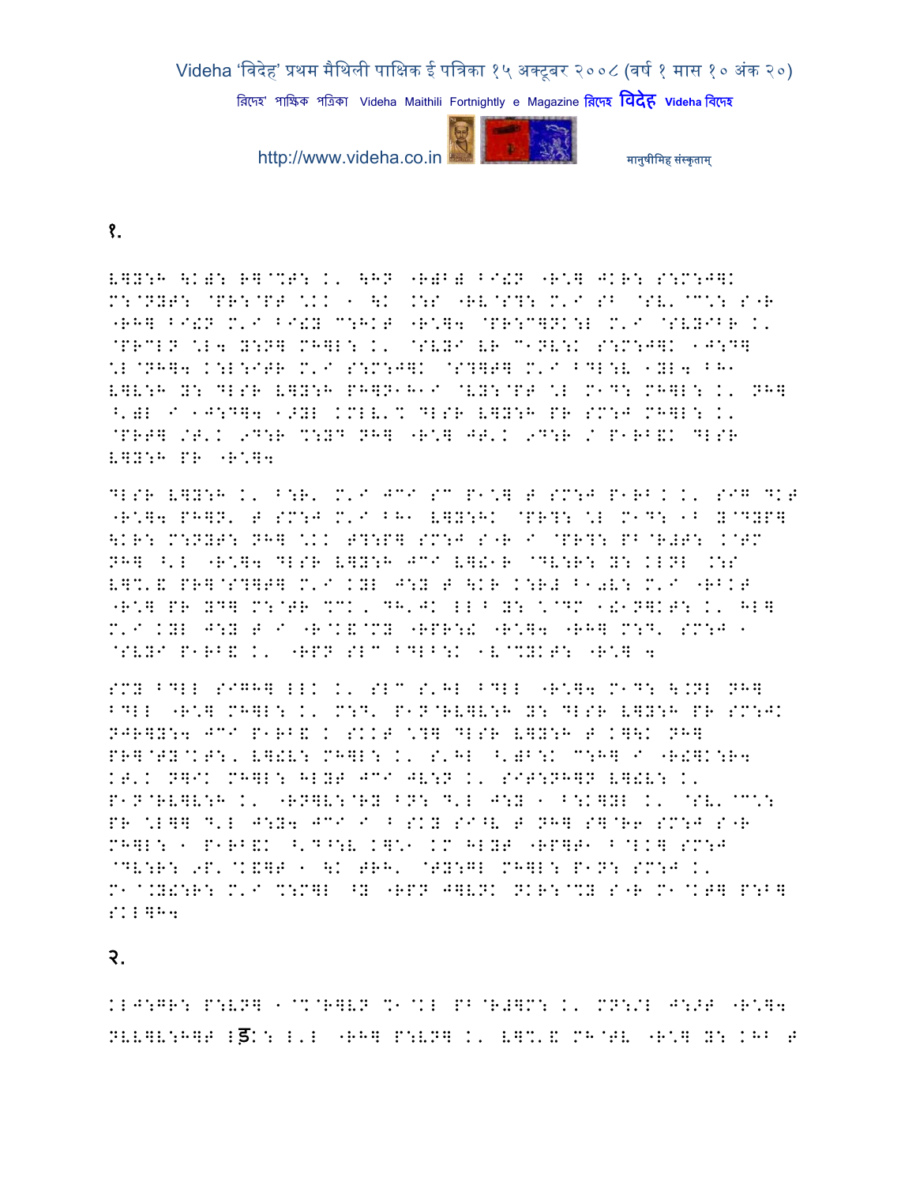१.

L]Y:H \K): R]@%T: K' \HN "R)B) B9!N "R\*] JKR: S:M:J]K M:@NYT: @PR:@PT \*KK 1 \K .:S "RV@S?: M'I SB @SV'@C\*: S"R "RH] B9!N M'I B9!Y C:HKT "R\*]4 @PR:C]NK:L M'I @SVYIBR K' @PRCLN \*L4 Y:N] MH]L: K' @SVYI VR C1NV:K S:M:J]K 1J:D] \*L@NH]4 K:L:ITR M'I S:M:J]K @S?]T] M'I BDL:V 1YL4 BH1 L]V:H Y: DLSR L]Y:H PH]N1H1I @VY:@PT \*L M1D: MH]L: K' NH] ^')L I 1J:D]4 1>YL KMLV'% DLSR L]Y:H PR SM:J MH]L: K' @PRT] /T'K 9D:R %:YD NH] "R\*] JT'K 9D:R / P1RB&K DLSR L]Y:H PR "R\*]4

DLSR L]Y:H K' B:R' M'I JCI SC P1\*] T SM:J P1RB K K' SIG DKT "R\*]4 PH]N' T SM:J M'I BH1 L]Y:HK @PR?: \*L M1D: 1B Y@DYP] \KR: M:NYT: NH] \*KK T?:P] SM:J S"R I @PR?: PB@R#T: K@TM NH] ^'L "R\*]4 DLSR L]Y:H JCI L]!1R @DV:R: Y: KLNL .:S L]%'& PR]@S?]T] M'I KYL J:Y T \KR K:R# B10V: M'I "RBKT "R\*] PR YD] M:@TR %CK, DH'JK LL^ Y: \*@DC 1!1N]KT: K' HL] M'I KYL J:Y T I "R@K&@MY "RPR:! "R\*]4 "RH] M:D' SM:J 1 @SVYI P1RB& K' "RPN SLC BDLB:K 1V@%YKT: "R\*] 4

SMY BDLL SIGH] LLK K' SLC S'HL BDLL "R\*]4 M1D: \.NL NH] BDLL "R\*] MH]L: K' M:D' P1N@RV]V:H Y: DLSR L]Y:H PR SM:JK NJR]Y:4 JCI P1RB& K SKKT \*?] DLSR L]Y:H T K]\K NH] PR]@TY@KT:, L]!V: MH]L: K' S'HL ^')B:K C:H] I "R!]K:R4 KT'K N]IK MH]L: HLYT JCI JV:N K' SIT:NH]N L]!V: K' P1N@RV]V:H K' "RN]V:@RY BN: D'L J:Y 1 B:K]YL K' @SV'@C\*: PR \*L]] D'L J:Y4 JCI I B SKY SI^V T NH] S]@R6 SM:J S"R MH]L: 1 P1RB&K ^'D^:V K]\*1 KM HLYT "RP]T1 B@LK] SM:J @DV:R: 9P'@K&]T 1 \K TRH' @TY:G] MH]L: P1N: SM:J K' M1@.Y!:R: M'I %:M]L ^Y "RPN J]VNK NKR:@%Y S"R M1@KT] P:B] SKL]H4

२.

KLJ:GR: P:VN] 1@%@R]VN %1@KL PB@R#]M: K' MN:/L J:>T "R\*]4 NVV]V:H]T Lड़K: L'L "RH] P:VN] K' L]%'& MH@TV "R\*] Y: KHB T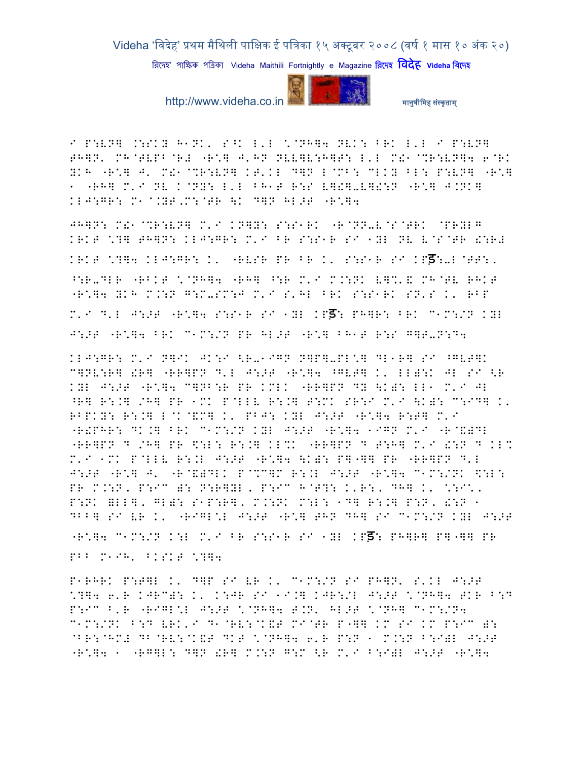I P:VN] .:SKY H1NK, S^K L'L \@NH]4 NVK: BRK L'L I P:VN] TH]N' MH@TVPB@R# "R\] J'HN NVV]V:H]T: L'L M!1@%R:VN]4 6@RK YKH "R\] J' M!1@%R:VN] KT'KL D]N L@MB: CLKY BL: P:VN] "R\] 1 "RH] M'I NV K@NY: L'L BH1T R:S V]!]-V]!:N "R\] J.NK] KLJ:GR: M1@.YT,M:@TR \K D]N HL>T "R\]4

JH]N: M!1@%R:VN] M'I KN]Y: S:S1RK "R@NN-V@S@TRK @PRYLG KRKT \?] TH]N: KLJ:GR: M'I BR S:S1R SI 1YL NV V@S@TR !:R# KRKT \?]4 KLJ:GR: K' "RVSR PR BR K' S:S1R SI KPड़:-L@TT:, ^:R-DLR "RBKT \@NH]4 "RH] ^:R M'I M.:NK V]%'& MH@TV RHKT "R\]4 YKH M.:N G:M-SM:J M'I S'HL BRK S:S1RK SN'S K' RBP M'I D'L J:>T "R\]4 S:S1R SI 1YL KPड़: PH]R: BRK C1M:/N KYL J:>T "R\]4 BRK C1M:/N PR HL>T "R\] BH1T R:S G]T-N:D4

KLJ:GR: M'I N]IK JK:I <R-1IGN N]P]-PL\] DL1R] SI ^GVT]K C]NV:R] !R] "RR]PN D'L J:>T "R\]4 ^GVT] K' LL):K JL SI <R KYL J:>T "R\]4 C]NB:R PR KMLK "RR]PN DY \K): LL1 M'I JL ^R] R:.] /H] PR 1MK P@LLV R:.] T:MK SR:I M'I \K): C:ID] K' RBPKY: R:.] L@K@&M] K' PBJ: KYL J:>T "R\]4 R:T] M'I "R!PHR: DK.] BRK C1M:/N KYL J:>T "R\]4 1IGN M'I "R@&)DL "RR]PN D /H] PR $:L: R:.] KL%K "RR]PN D T:H] M'I !:N D KL% M'I 1MK P@LLV R:.L J:>T "R\]4 \K): P]"]] PR "RR]PN D'L J:>T "R\] J' "R@&)DLK P@%C]M R:.L J:>T "R\]4 C1M:/NK $:L: PR M.:N, P:IC ): N:R]YL, P:IC H@T?: K'R:, DH] K' \:I\, P:NK =LL], GL): S1P:R], M.:NK M:L: 1D] R:.] P:N, !:N 1 DBB] SI VR K' "RIGL\L J:>T "R\] THN DH] SI C1M:/N KYL J:>T "R\]4 C1M:/N K:L M'I BR S:S1R SI 1YL KPड़: PH]R] P]"]] PR PBB M1IH' BKSKT \?]4

P1RHRK P:T]L K' D]P SI VR K' C1M:/N SI PH]N' S'KL J:>T \?]4 6'R KJRC): K' K:JR SI 1I.] KJR:/L J:>T \@NH]4 TKR B:D P:IC B'R "RIGL\L J:>T \@NH]4 T.N' HL>T \@NH] C1M:/N4 C1M:/NK B:D VRK'I D1@RV:@K&T MI@TR P"]] KM SI KM P:IC ): @BR:@HM# DB@RV:@K&T DKT \@NH]4 6'R P:N 1 M.:N B:I)L J:>T "R\]4 1 "RG]L: D]N !R] M.:N G:M <R M'I B:I)L J:>T "R\]4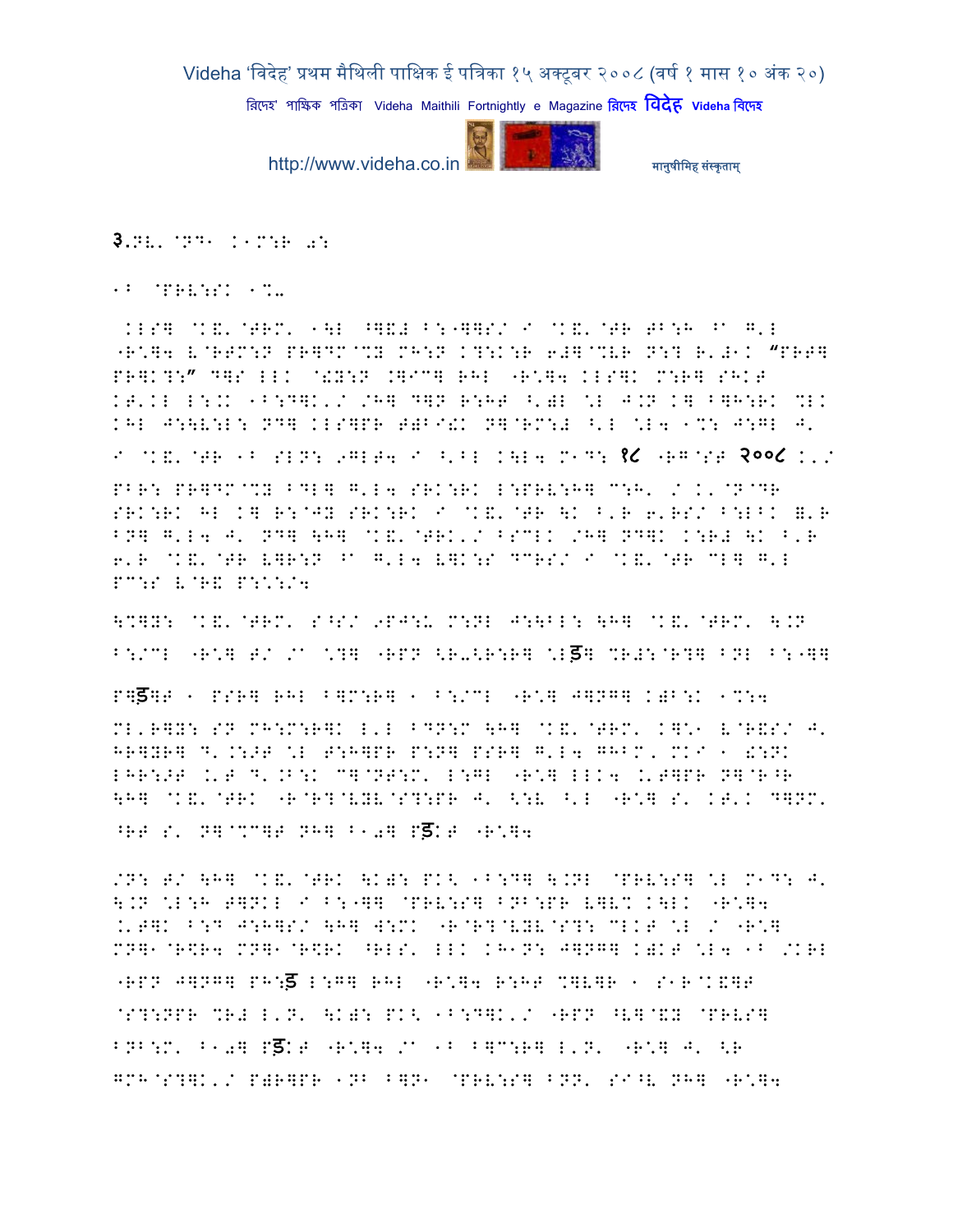३.NV. @ND1 KAM:R 0:

1B @PRV:SK 1%-

KLS] @K&' @ERM' 1\L ^]&# B:-]]S/ I @K&' @ER EB:H ^A G'L -R\*]4 V@RTM:N PR]DM@%Z MH:N K?:K:R 6#]@%VR N:? R'#1K "PR?] PR]K?:" D]S LLK @!Y:N .]IC] RHL -R\*]4 KLS]K M:R] SHKT KT'KL L:.K 1B:D]K'/ /H] D]N R:HT ^')L \*L J.N K] B]H:RK %LK KHL J:\V:L: ND] KLS]PR T)BI!K N]@RM:# ^'L \*L4 1%: J:GL J' I @K&' @ER 1B SLN: 9GLT4 I ^'BL K\L4 M1D: १८ -RG@ST २००८ K'/

PBR: PR]DM@%Z BDL] G'L4 SRK:RK L:PRV:H] C:H' / K'@N@DR SRK:RK HL K] R:@JY SRK:RK I @K&' @ER \K B'R 6'RS/ B:LBK =' R BN] G'L4 J' ND] \H] @K&' @ERK'/ BSCLK /H] ND]K K:R# \K B'R 6'R @K&' @ER V]R:N ^A G'L4 V]K:S DCRS/ I @K&' @ER CL] G'L PC:S V@R& P:\*:/4

\%]Y: @K&' @ERM' S^S/ 9PJ:U M:NL J:\BL: \H] @K&' @ERM' \.N B:/CL -R\*] T/ /A \*?] -RPN <R-<R:R] \*Lड] %R#:@R?] BNL B:-]]

P]ड]T 1 PSR] RHL B]M:R] 1 B:/CL -R\*] J]NG] K)B:K 1%:4

ML'R]Y: SN MH:M:R]K L'L BDN:M \H] @K&' @ERM' K]\*1 V@R&S/ J' HR]YR] D'.:>T \*L T:H]PR P:N] PSR] G'L4 GHBM' MKI 1 !:NK LHR:>T .'T D'.B:K C]@NT:M' L:GL -R\*] LLK4 .'T]PR N]@R^R \H] @K&' @ERK -R@R?@VYV@S?:PR J' <:V ^'L -R\*] S' KT'K D]NM' ^RT S' N]@%C]T NH] B10] Pड]KT -R\*]4

/N: T/ \H] @K&' @ERK \K): PK< 1B:D] \.NL @PRV:S] \*L M1D: J' \.N \*L:H T]NKL I B:-]] @PRV:S] BNB:PR V]V% K\LK -R\*]4 .'T]K B:D J:H]S/ \H] W:MK -R@R?@VYV@S?: CLKT \*L / -R\*] MN]1@R\$R4 MN]1@R\$RK ^RLS' LLK KH1N: J]NG] K)KT \*L4 1B /KRL -RPN J]NG] PH:ड L:G] RHL -R\*]4 R:HT %]V]R 1 S1R@K&]T @S?:NPR %R# L'N' \K): PK< 1B:D]K'/ -RPN ^V]@&Y @PRVS] BNB:M' B10] Pड]KT -R\*]4 /A 1B B]C:R] L'N' -R\*] J' <R GMH@S?]K'/ P)R]PR 1NB B]N1 @PRV:S] BNN' SI^V NH] -R\*]4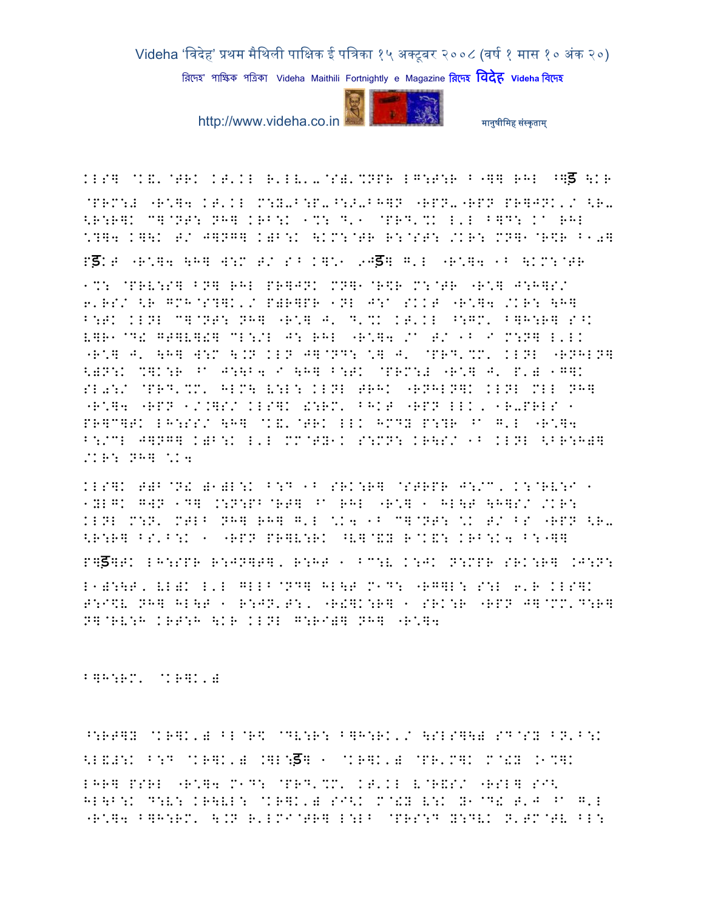KLS] @K&'@TRK KT'KL R'LV'-@S)'%NPR LG:T:R F"]] RHL ^]ड़ \KR @PRM:# "R\*]4 KT'KL M:Y-B:P-^:>-BH]N "RPN-"RPN PR]JNK'/ <R- <R:R]K C]@NT: NH] KRB:K 1%: D'1 @PRD'%K L'L B]D: Ka RHL \*?]4 K]\K T/ J]NG] K)B:K \KM:@TR R:@ST: /KR: MN]1@R\$R B10] Pड़:T "R\*]4 \H] W:M T/ S^ K]\*1 9Jड़] G'L "R\*]4 1^ \KM:@TR

1%: @PRV:S] BN] RHL PR]JNK MN]1@R\$R M:@TR "R\*] J:H]S/ 6'RS/ <R GMH@S?]K'/ P)R]PR 1NL J:a SKKT "R\*]4 /KR: \H] B:TK KLNL C]@NT: NH] "R\*] J' D'%K KT'KL ^:GM' B]H:R] S^K V]R1@D! GT]V]!] CL:/L J: RHL "R\*]4 /a T/ 1^ I M:N] L'LK "R\*] J' \H] W:M \.N KLN J]@ND: \*] J' @PRD'%M' KLNL "RNHLN] <)N:K %]K:R ^a J:\B4 I \H] B:TK @PRM:# "R\*] J' P') 1G]K SL0:/ @PRD'%M' HLM\ V:L: KLNL TRHK "RNHLN]K KLNL MLL NH] "R\*]4 "RPN 1/.]S/ KLS]K !:RM' BHKT "RPN LLK, 1R-PRLS 1 PR]C]TK LH:SS/ \H] @K&'@TRK LLK HMDY P:?R ^a G'L "R\*]4 B:/CL J]NG] K)B:K L'L MM@TY1K S:MN: KR\S/ 1^ KLNL <BR:H)] /KR: NH] \*K4

KLS]K T)B@N! )1)L:K B:D 1^ SRK:R] @STRPR J:/C, K:@RV:I 1 1YLGK GWN 1D] .:N:PB@RT] ^a RHL "R\*] 1 HL\T \H]S/ /KR: KLNL M:N' MTLB NH] RH] G'L \*K4 1^ C]@NT: \*K T/ BS "RPN <R- <R:R] BS'B:K 1 "RPN PR]V:RK ^V]@&Y R@K&: KRB:K4 B:"]] P]ड़]TK LH:SPR R:JN]T], R:HT 1 BC:V K:JK N:MPR SRK:R] .J:N: L1):\T, VL)K L'L GLLB@ND] HL\T M1D: "RG]L: S:L 6'R KLS]K T:I\$V NH] HL\T 1 R:JN'T:, "R!]K:R] 1 SRK:R "RPN J]@MM'D:R] N]@RV:H KRT:H \KR KLNL G:RI)] NH] "R\*]4

B]H:RM' @KR]K')

^:RT]Y @KR]K') BL@R\$ @DV:R: B]H:RK'/ \SLS]\) SD@SY BN'B:K <L&#:K B:D @KR]K') .]L:ड़] 1 @KR]K') @PR'M]K M@!Y .1%]K LHR] PSRL "R\*]4 M1D: @PRD'%M' KT'KL V@R&S/ "RSL] SI< HL\B:K D:V: KR\VL: @KR]K') SI<K M@!Y V:K Y1@D! T'J ^a G'L "R\*]4 B]H:RM' \.N R'LMI@TR] L:LB @PRS:D Y:DVK N'TM@TV BL: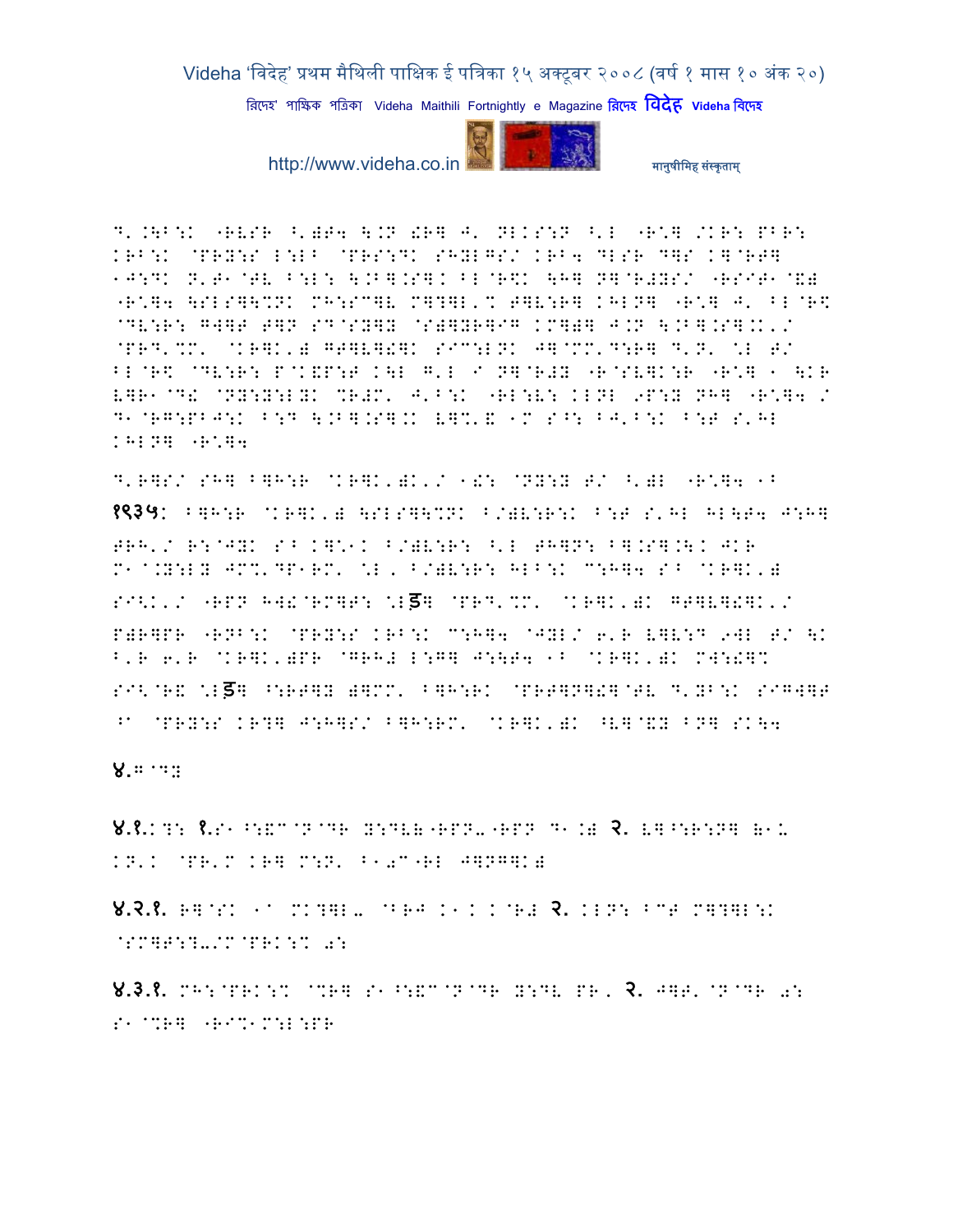D'.\B:K "RVSR ^')T4 \.N !R] J' NLKS:N ^'L "R\] /KR: PBR: KRB:K @PRY:S L:LB @PRS:DK SHYLGS/ KRB4 DLSR D]S K]@RT] 1J:DK N'T1@TV B:L: \.B].S].K BL@R\$K \H] N]@R#YS/ "RSIT1@&) "R\]4 \SLS]\%NK MH:SC]V M]?]L'% T]V:R] KHLN] "R\] J' BL@R\$ @DV:R: GW]T T]N SD@SY]Y @S)]YR]IG KM])] J.N \.B].S].K'/ @PRD'%M' @KR]K') GT]V]!]K SIC:LNK J]@MM'D:R] D'N' \L T/ BL@R\$ @DV:R: P@K&P:T K\L G'L I N]@R#Y "R@SV]K:R "R\] 1 \KR V]R1@D& @NY:Y:LYK %R#M' J'B:K "RL:V: KLNL 9P:Y NH] "R\]4 / D1@RG:PBJ:K B:D \.B].S].K V]%'& 1M S^: BJ'B:K B:T S'HL KHLN] "R\]4

D'R]S/ SH] B]H:R @KR]K')K'/ 1!: @NY:Y T/ ^')L "R\]4 1B

१९३५: B]H:R @KR]K') \SLS]\%NK B/)V:R:K B:T S'HL HL\T4 J:H] TRH'/ R:@JYK SB K]\1K B/)V:R: ^'L TH]N: B].S].\K JKR M1@.Y:LY JM%'DP1RM' \L, B/)V:R: HLB:K C:H]4 SB @KR]K') SI<K'/ "RPN H]!@RM]T: \Lड़] @PRD'%M' @KR]K')K GT]V]!]K'/ P)R]PR "RNB:K @PRY:S KRB:K C:H]4 @JYL/ 6'R V]V:D 9WL T/ \K B'R 6'R @KR]K')PR @GRH# L:G] J:\T4 1B @KR]K')K MW:!]% SI<@R& \Lड़] ^:RT]Y )]MM' B]H:RK @PRT]N]!]@TV D'YB:K SIGW]T ^A @PRY:S KR?] J:H]S/ B]H:RM' @KR]K')K ^V]@&Y BN] SK\4

४.G@DY

४.१.K?: १.S1^:&C@N@DR Y:DV(-RPN-"RPN D1.) २. V]^:R:N] (1. KN'K @PR'M KR] M:N' B1**0**C"RL J]NG]K)

४.२.१. R]@SK 1A MK?]L- @BRJ K1K K@R# २. KLN: BCT M]?]L:K @SM]T:?-/M@PRK:% 0:

४.३.१. MH:@PRK:% @%R] S1^:&C@N@DR Y:DV PR, २. J]T'@N@DR 0: S1@%R] "RI%1M:L:PR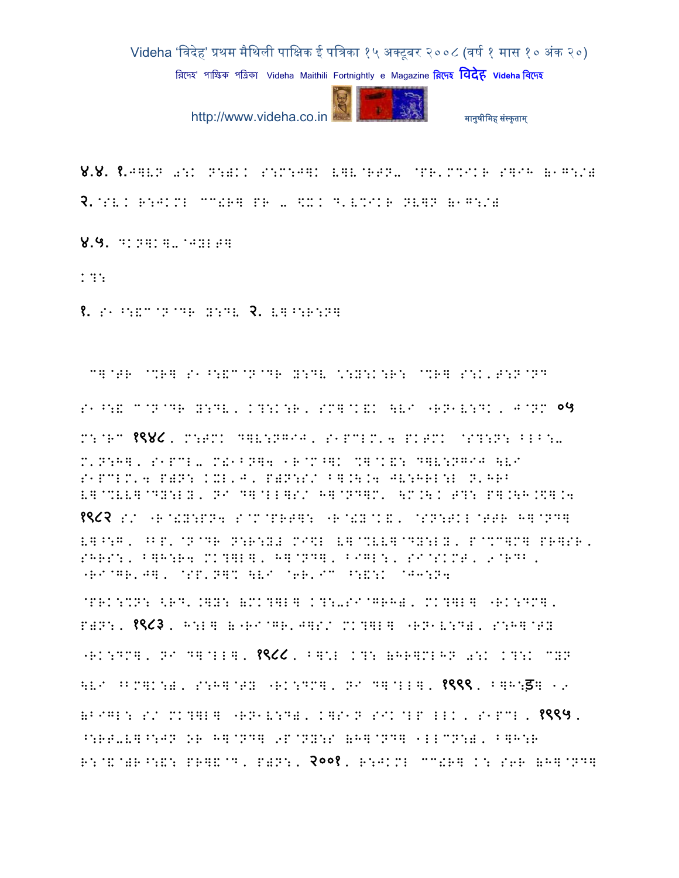४.४. १.J]LN a:K N:)KK S:M:J]K L]L@RTN- @PR'M%IKR S]IH (1G:/)

२.@SL: R:JKMI CC!R] PR - \%: D'L%IKR NL]N (1G:/)

४.५. DKN]K]-@J:YLT]

K?:

१. S1^:&C@N@DR Y:DL २. L]^:R:N]

C]@TR @%R] S1^:&C@N@DR Y:DL \:Y:K:R: @%R] S:K'T:N@ND

S1^:& C@N@DR Y:DL, K?:K:R, SM]@K&K \LI "RN1L:DK, J@NM ०५

M:@RC १९४८, M:TMK D]L:NGIJ, S1PCLM'4 PKTMK @S?:N: ^LB:-

M'N:H], S1PCL- M!1BN]4 1R@M^]K %]@K&: D]L:NGIJ \LI S1PCLM'4 P)N: KXL'J, P)N:S/ ^].\.4 JL:HRL:L N'HRB L]@%LL]@DY:LY, NI D]@LL]S/ H]@ND]M' \M.\K T?: P].\H.\$].4

१९८२ S/ "R@!Y:PN4 S@M@PRT]: "R@!Y@K&, @SN:TKL@TTR H]@ND] L]^:G, ^BP'@N@DR N:R:Y) MI\$L L]@%LL]@DY:LY, P@%C]M] PR]SR, SHRS:, ^]H:R4 MK?]L], H]@ND], BIGL:, SI@SKMT, 9@RDB, "RI@GR'J], @SP'N]% \LI @6R'IC ^:&:K @J3:N4

@PRK:%N: <RD'.]Y: (MK?]L] K?:-SI@GRH), MK?]L] "RK:DM], P)N:, १९८३, H:L] ("RI@GR'J]S/ MK?]L] "RN1L:D), S:H]@TY "RK:DM], NI D]@LL], १९८८, ^]:L K?: (HR]MLHN a:K K?:K CYN \LI ^BM]K:), S:H]@TY "RK:DM], NI D]@LL], १९९९, ^]H:इ] 1९ (BIGL: S/ MK?]L] "RN1L:D), K]S1N SIK@LP LLK, S1PCL, १९९५, ^:RT-L]^:JN OR H]@ND] 9P@NY:S (H]@ND] 1LLCN:), ^]H:R R:@&@)R^:&: PR]&@D, P)N:, २००१, R:JKMI CC!R] K: S6R (H]@ND]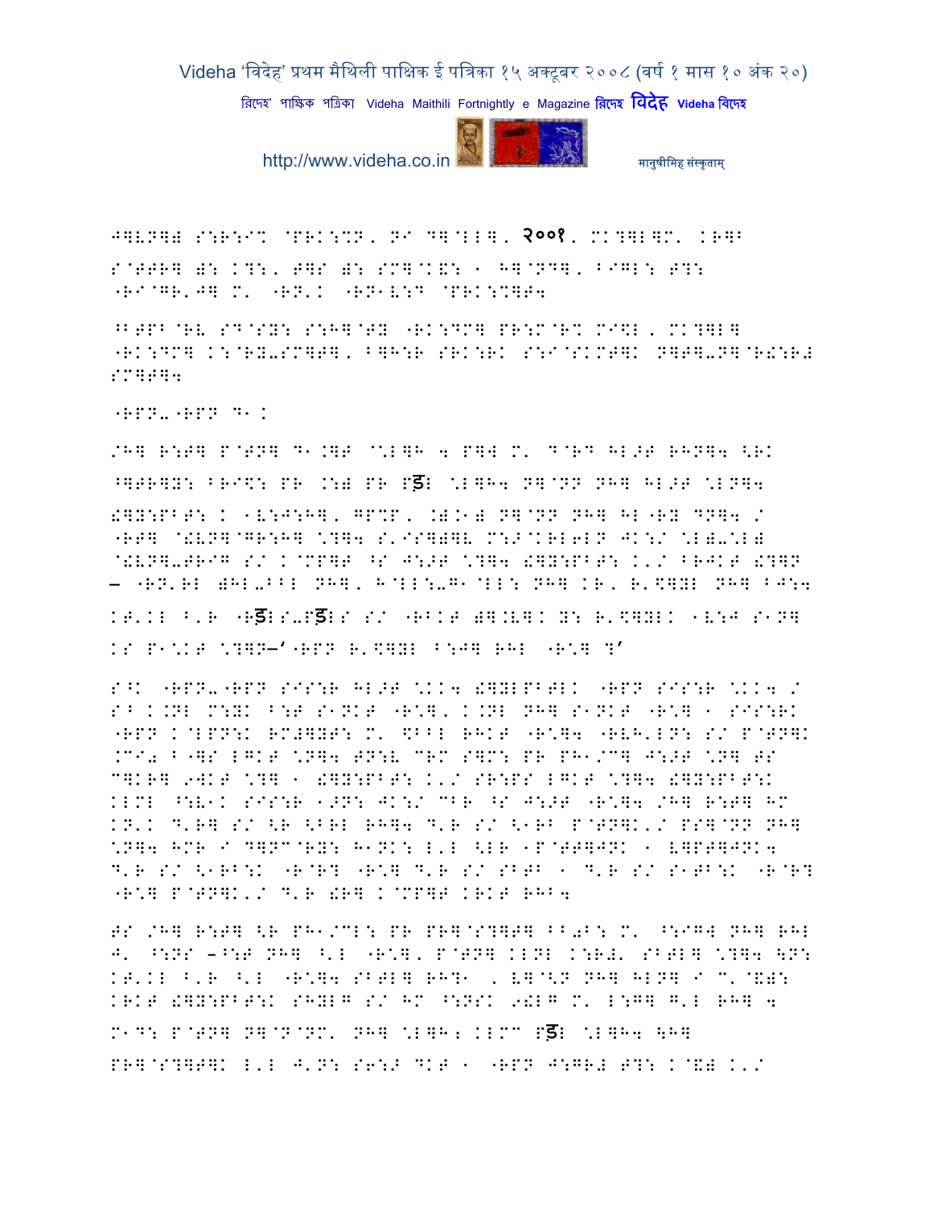J]VN]) S:R:I% @PRK:%N, NI D]@LL], २००१, MK?]L]M' KR]B
S@TTR] ): K?:, T]S ): SM]@K&: ! H]@ND], BIGL: T?:
"RI@GR'J] M' "RN'K "RN!V:D @PRK:%]T4

^BTPB@RV SD@SY: S:H]@TY "RK:DM] PR:M@R% MI$L, MK?]L]
"RK:DM] K:@RY-SM]T], B]H:R SRK:RK S:I@SKMT]K N]T]-N]@R!:R#
SM]T]4

"RPN-"RPN D!K

/H] R:T] P@TN] D!.]T @"L]H 4 P]W M' D@RD HL>T RHN]4 <RK
^]TR]Y: BRI$: PR .:) PR Pड्ड "L]H4 N]@NN NH] HL>T "LN]4
!]Y:PBT: K !V:J:H], GP%P, .).!) N]@NN NH] HL"RY DN]4 /
"RT] @!VN]@GR:H] "?]4 S'IS])]V M:>@KRL6LN JK:/ "L)-"L)
@!VN]-TRIG S/ K@MP]T ^S J:>T "?]4 !]Y:PBT: K'/ BRJKT !?]N
– "RN'RL )HL-BBL NH], H@LL:-G!@LL: NH] KR, R'$]YL NH] BJ:4
KT'KL B'R "Rड्डLS-Pड्डLS S/ "RBKT )].V]K Y: R'$]YLK !V:J S!N]
KS P!"KT "?]N–'"RPN R'$]YL B:J] RHL "R"] ?'

S^K "RPN-"RPN SIS:R HL>T "KK4 !]YLPBTLK "RPN SIS:R "KK4 /
S^ K.NL M:YK B:T S!NKT "R"], K.NL NH] S!NKT "R"] ! SIS:RK
"RPN K@LPN:K RM#]YT: M' $BBL RHKT "R"]4 "RVH'LN: S/ P@TN]K
.MI0 B"]S LGKT "N]4 TN:V CRM S]M: PR PH!/C] J:>T "N] TS
C]KR] 9WKT "?] ! !]Y:PBT: K'/ SR:PS LGKT "?]4 !]Y:PBT:K
KLML ^:V!K SIS:R !>N: JK:/ CBR ^S J:>T "R"]4 /H] R:T] HM
KN'K D'R] S/ <R <BRL RH]4 D'R S/ <!RB P@TN]K'/ PS]@NN NH]
"N]4 HMR I D]NC@RY: H!NK: L'L <LR !P@TT]JNK ! V]PT]JNK4
D'R S/ <!RB:K "R@R? "R"] D'R S/ SBTB ! D'R S/ S!TB:K "R@R?
"R"] P@TN]K'/ D'R !R] K@MP]T KRKT RHB4

TS /H] R:T] <R PH!/CL: PR PR]@S?]T] BB0B: M' ^:IG] NH] RHL
J' ^:NS –^:T NH] ^'L "R"], P@TN] KLNL K:R#' SBTL] "?]4 \N:
KT'KL B'R ^'L "R"]4 SBTL] RH?! , V]@<N NH] HLN] I C'@&):
KRKT !]Y:PBT:K SHYLG S/ HM ^:NSK 9!LG M' L:G] G'L RH] 4
M!D: P@TN] N]@N@NM' NH] "L]H; KLMC Pड्ड "L]H4 \H]
PR]@S?]T]K L'L J'N: S6:> DKT ! "RPN J:GR# T?: K@&) K'/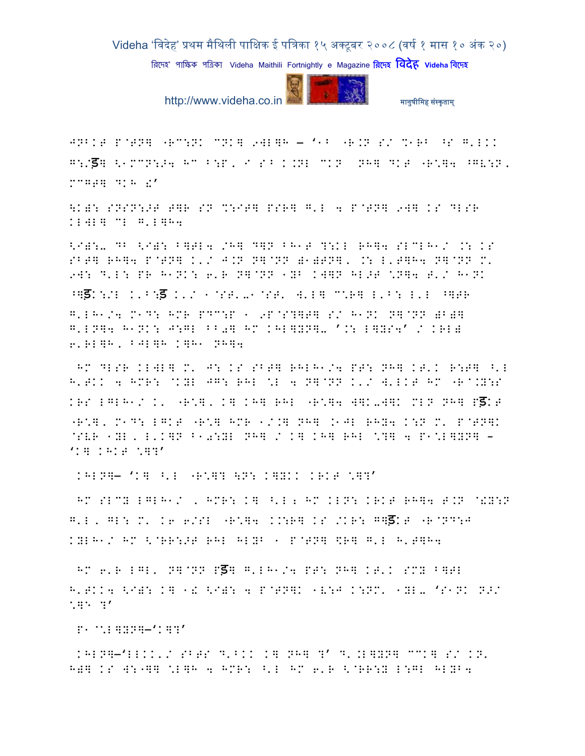JNBKT P@TN] "RC:NK CNK] 9WL]H – '1B "R.N S/ %1RB ^S G'LKK G:/ड] <1MCN:>4 HC B:P, I SB K.NL CKN NH] DKT "R:]4 ^GV:N, MCGT] DKH !'

\K): SNSN:>T T]R SN %:IT] PSR] G'L 4 P@TN] 9W] KS DLSR KLWL] CL G'L]H4

<I):- DB <I): B]TL4 /H] D]N BH1T ?:KL RH]4 SLCLH1/ .: KS SBT] RH]4 P@TN] K'/ J.N N]@NN )1)TN], .: L'T]H4 N]@NN M' 9W: D'L: PR H1NK: 6'R N]@NN 1YB KW]N HL>T \N]4 T'/ H1NK ^Gड:\/L K'B:ड K'/ 1@ST'-1@ST' W'L] C\R] L'B: L'L ^]TR G'LH1/4 M1D: HMR PDC:P 1 9P@S?]T] S/ H1NK N]@NN )B)] G'LN]4 H1NK: J:GL BB0] HC KHL]YN]- '.: L]YS4' / KRL) 6'RL]H, BJL]H K]H1 NH]4

HC DLSR KLWL] M' J: KS SBT] RHLH1/4 PT: NH] KT'K R:T] ^'L H'TKK 4 HMR: @KYL JG: RHL \L 4 N]@NN K'/ W'LKT HC "R@.Y:S KRS LGLH1/ K' "R\], K] KH] RHL "R\]4 W]K-W]K MLN NH] Pड़KT "R\], M1D: LGKT "R\] HMR 1/.] NH] .1JL RHY4 K:N M' P@TN]K @SVR 1YL, L'K]N B10:YL NH] / K] KH] RHL \?] 4 P1\L]YN] – 'K] KHKT \]?'

KHLN]– 'K] ^'L "R\]? \N: K]YKK KRKT \]?'

HC SLCY LGLH1/ , HMR: K] ^'L; HC KLN: KRKT RH]4 T.N @!Y:N G'L, GL: M' K6 6/SL "R\]4 .:R] KS /KR: Gड़KT "R@ND:J KYLH1/ HC <@RR:>T RHL HLYB 1 P@TN] \$R] G'L H'T]H4

HC 6'R LGL' N]@NN Pड़] G'LH1/4 PT: NH] KT'K SMY B]TL H'TKK4 <I): K] 1! <I): 4 P@TN]K 1V:J K:NM' 1YL- 'S1NK N>/ \]5 ?'

P1@\L]YN]–'K]?'

KHLN]–'LLKK'/ SBTS D'BKK K] NH] ?' D'.L]YN] CCK] S/ KN' H)] KS W:"]] \L]H 4 HMR: ^'L HC 6'R <@RR:Y L:GL HLYB4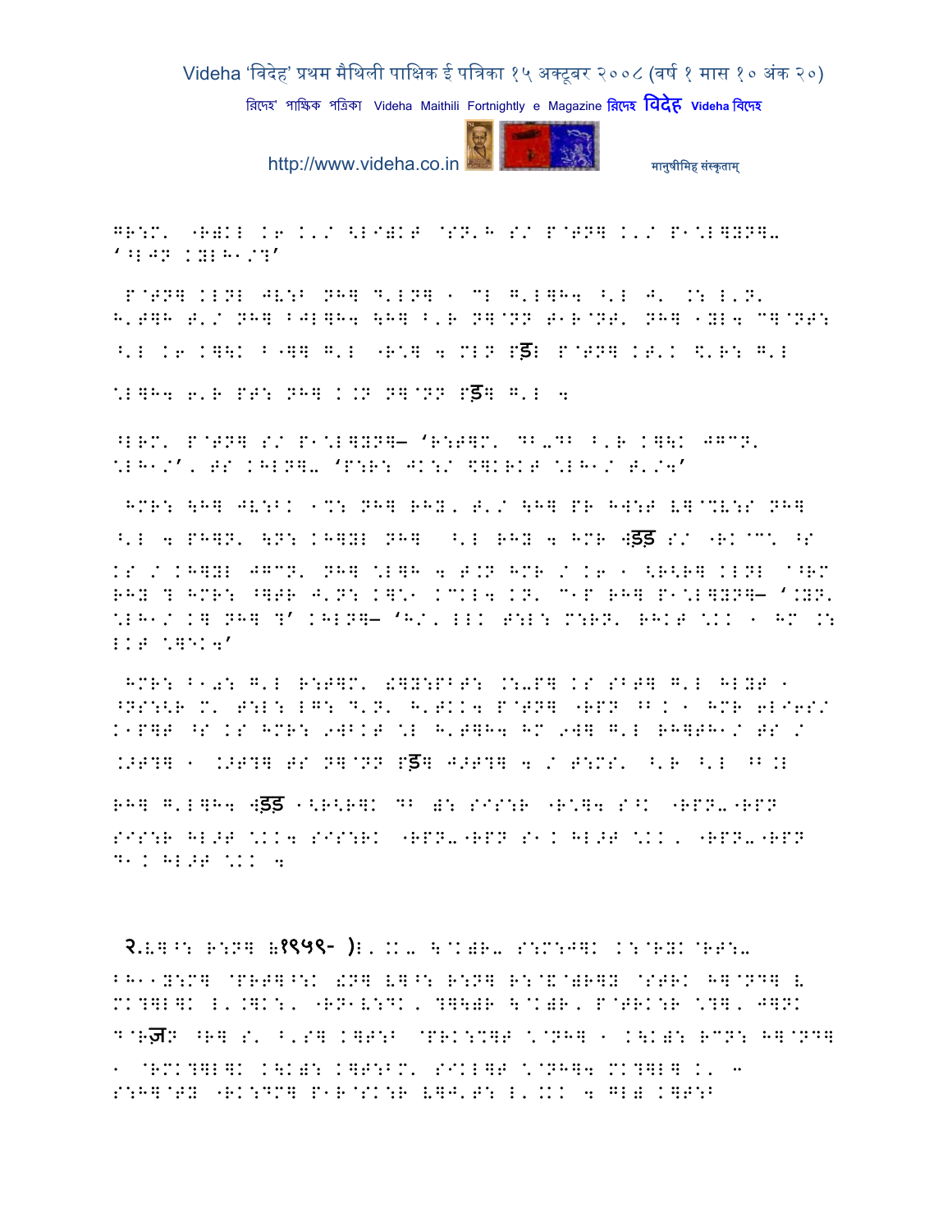GR:M' "R)KL K6 K'/ <L")KT @SN'H S/ P@TN] K'/ P1.L]YN]-
'^LJN KYLH1/?'

P@TN] KLNL JV:B NH] D'LN] 1 CL G'L]H4 ^'L J' .: L'N'
H'T]H T'/ NH] BJL]H4 \H] B'R N]@NN T1R@NT' NH] 1YL4 C]@NT:
^'L K6 K]\K B"]] G'L "R.] 4 MLN Pड़ P@TN] KT'K \$'R: G'L
.L]H4 6'R PT: NH] K.N N]@NN Pड़] G'L 4

^LRM' P@TN] S/ P1.L]YN]— 'R:T]M' DB-DB B'R K]\K JGCN'
.LH1/', TS KHLN]- 'P:R: JK:/ \$]KRKT .LH1/ T'/4'

HMR: \H] JV:BK 1O: NH] RHY, T'/ \H] PR HW:T V]@%V:S NH]
^'L 4 PH]N' \N: KH]YL NH] ^'L RHY 4 HMR 4ड़ड़ S/ "RK@C' ^S
KS / KH]YL JGCN' NH] .L]H 4 T.N HMR / K6 1 <R<R] KLNL @^RM
RHY ? HMR: ^]TR J'N: K]\*1 KCKL4 KN' C1P RH] P1.L]YN]— '.YN'
.LH1/ K] NH] ?' KHLN]— 'H/, LLK T:L: M:RN' RHKT .KK 1 HM .:
LKT .]\*K4'

HMR: B1◌: G'L R:T]M' !]Y:PBT: .:-P] KS SBT] G'L HLYT 1
^NS:<R M' T:L: LG: D'N' H'TKK4 P@TN] "RPN ^B K 1 HMR 6LI6S/
K1P]T ^S KS HMR: 9WBKT .L H'T]H4 HM 9W] G'L RH]TH1/ TS /
.>T?] 1 .>T?] TS N]@NN Pड़] J>T?] 4 / T:MS' ^'R ^'L ^B.L
RH] G'L]H4 4ड़ड़ 1<R<R]K DB ): SIS:R "R.]4 S^K "RPN-"RPN
SIS:R HL>T .KK4 SIS:RK "RPN-"RPN S1K HL>T .KK, "RPN-"RPN
D1K HL>T .KK 4

२.V]^: R:N] (१९५९- )L'.K- \@K)R- S:M:J]K K:@RYK@RT:-
BH11Y:M] @PRT]^:K !N] V]^: R:N] R:@&@)R]Y @STRK H]@ND] V
MK?]L]K L'.]K:, "RN1V:DK, ?]\)R \@K)R, P@TRK:R .?], J]NK
D@Rज़N ^R] S' B'S] K]T:B @PRK:%]T .@NH] 1 K\K): RCN: H]@ND]
1 @RMK?]L]K K\K): K]T:BM' SIKL]T .@NH]4 MK?]L] K' -
S:H]@TY "RK:DM] P1R@SK:R V]J'T: L'.KK 4 GL) K]T:B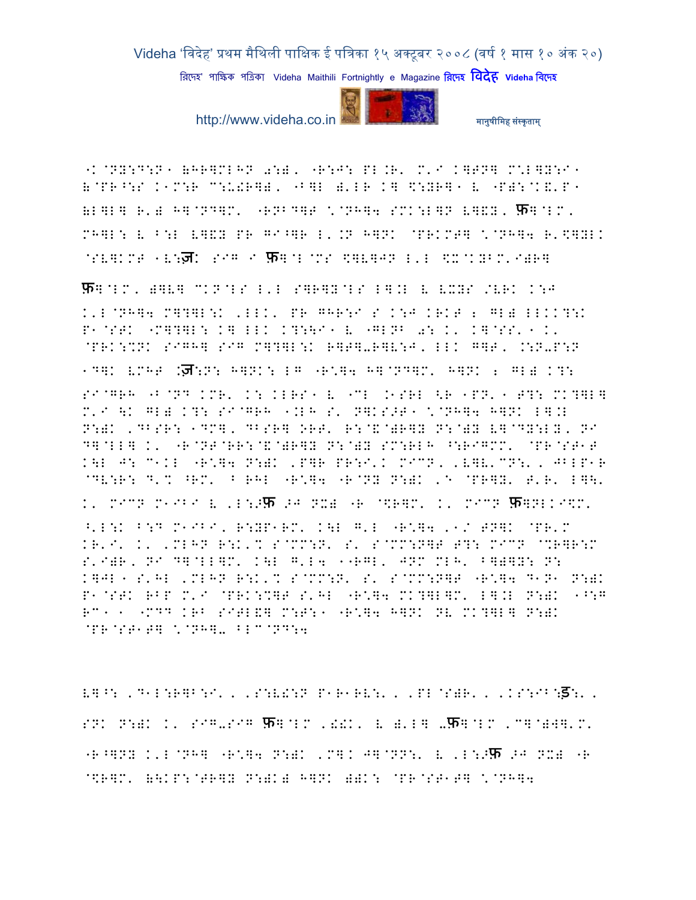"K@NY:D:N१ (HR]MLHN 0:), "R:J: PL.R' M'I K]TN] M:L]Y:I१
(@PR^:S K१M:R C:U!R]), "B]L )'LR K] \$:YR]१ ⁄ "P):@K&'P१
(L]L] R')़ H]@ND]M' "RNBD]T \@NH]4 SMK:L]N ⁄]&Y, फ]@LM,
MH]L: ⁄ B:L ⁄]&Y PR GI^]R L'.N H]NK @PRKMT] \@NH]4 R'\$]YLK
@S⁄]KMT १⁄:ज़: SIG I फ]@L@MS \$]⁄]JN L'L \$X@KYBM'I)R]

फ]@LM, )]⁄] CKN@LS L'L S]R]Y@LS L].L ⁄ ⁄XYS /⁄RK K:J
K'L@NH]4 M]?]L:K ,LLK' PR GHR:I S K:J KRKT 2 GL) LLKK?:K
P१@STK "M]?]L: K] LLK K?:\I१ ⁄ "GLNB 0: K' K]@SS'१K'
@PRK:%NK SIGH] SIG M]?]L:K R]T]-R]⁄:J, LLK G]T, .:N-P:N
१D]K ⁄MHT :ज़:N: H]NK: LG "R:]4 H]@ND]M' H]NK 2 GL) K?:

SI@GRH "B@ND KMR' K: KLRS१ ⁄ "CL .१SRL <R १PN'१ T?: MK?]L]
M'I \K GL) K?: SI@GRH १.LH S' N]KS>T१ \@NH]4 H]NK L].L
N:)K ,DBSR: १DM], DBSR] ORT' R:@&@)R]Y N:@)Y ⁄]@DY:LY, NI
D]@LL] K' "R@NT@RR:@&@)R]Y N:@)Y SM:RLH ^:RIGMM' @PR@ST१T
K\L J: C१KL "R:]4 N:)K ,P]R PR:I'K MICN, ,⁄]⁄'CN:', JBLP१R
@D⁄:R: D'% ^RM' B RHL "R:]4 "R@NY N:)K ,E @PR]Y' T'R' L]\'
K' MICN M१IBI ⁄ ,L:>फ >J NX) "R @\$R]M' K' MICN फ]NLKI\$M'

^'L:K B:D M१IBI, R:YP१RM' K\L G'L "R:]4 ,१/ TN]K @PR'M
KR'I' K' ,MLHN R:K'% S@MM:N' S' S@MM:N]T T?: MICN @%R]R:M
S'I)R, NI D]@LL]M' K\L G'L4 ११RGL, JNM MLH' B]))Y: N:
K]JL१ S'HL ,MLHN R:K'% S@MM:N' S' S@MM:N]T "R:]4 D१N१ N:)K
P१@STK RBP M'I @PRK:%]T S'HL "R:]4 MK?]L]M' L].L N:)K १^:G
RC११ "MDD KRB SITL&] M:T:१ "R:]4 H]NK N⁄ MK?]L] N:)K
@PR@ST१T] \@NH]- BLC@ND:4

⁄]^: ,D१L:R]B:I', ,S:⁄!:N P१R१R⁄:', ,PL@S)R', ,KS:IB:ड़:',
SNK N:)K K' SIG-SIG फ]@LM ,!!K' ⁄ )'L] -फ]@LM ,C]@)W]'M'
"R^]NY K'L@NH] "R:]4 N:)K ,M]K J]@NN:' ⁄ ,L:>फ >J NX) "R
@\$R]M' (\KP:@TR]Y N:)K) H]NK ))K: @PR@ST१T] \@NH]4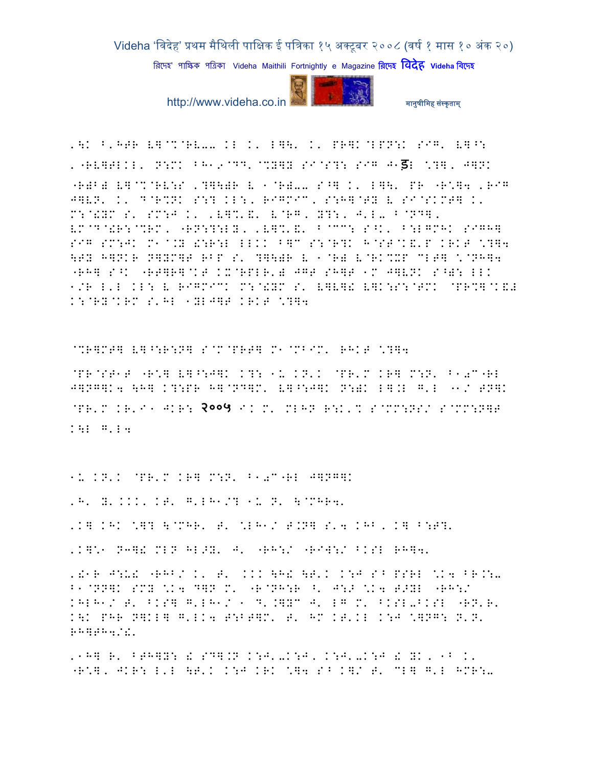,\K ^'HTR V]@%@RV-- KL K' L]\' K' PR]K@LPN:K SIG' V]^:
,"RV]TLKL' N:MK ^H19@DD'@%Y]Y SI@S?: SIG J1ड़L \?], J]NK

"R)B) V]@%@RV:S ,?]\)R V 1@R)-- S^] K' L]\' PR "R\]4 ,RIG
J]VN' K' D@R%NK S:? KL:, RIGMIC, S:H]@TY V SI@SKMT] K'
M:@!YM S' SM:J K' ,V]%'&' V@RG, Y?:, J'L- ^@ND],
VM@D@!R:@%RM, "RN:?:LY, ,V]%'&' ^@CC: S^K' ^:LGMHK SIGH]
SIG SM:JK M1@.Y !:R:L LLKK ^]C S:@R?K H@ST@K&'P KRKT \?]4
\TY H]NKR N]YM]T RBP S' ?]\)R V 1@R) V@RK%XP CLT] \@NH]4
"RH] S^K "RT]R]@KT KX@RPLR') JGT SH]T 1M J]VNK S^): LLK
1/R L'L KL: V RIGMICK M:@!YM S' V]V]! V]K:S:@TMK @PR%]@K&#
K:@RY@KRM S'HL 1YLJ]T KRKT \?]4

@%R]MT] V]^:R:N] S@M@PRT] M1@MBIM' RHKT \?]4

@PR@ST1T "R\] V]^:J]K K?: 1- KN'K @PR'M KR] M:N' ^1)C"RL
J]NG]K4 \H] K?:PR H]@ND]M' V]^:J]K N:)K L].L G'L 11/ TN]K
@PR'M KR'I1 JKR: २००५ IK M' MLHN R:K'% S@MM:NS/ S@MM:N]T
K\L G'L4

1- KN'K @PR'M KR] M:N' ^1)C"RL J]NG]K

,H' Y'KKK' KT' G'LH1/? 1- N' \@MHR4'

,K] KHK \]? \@MHR' T' \LH1/ T.N] S'4 KHB, K] ^:T?'

,K]\1 N3]! MLN HL>Y' J' "RH:/ "RI\:/ ^KSL RH]4'

,!1R J:U! "RHB/ K' T' KKK \H! \T'K K:J S^ PSRL \K4 ^R.:-
^1@NN]K SMY \K4 D]N M' "R@NH:R ^' J:> \K4 T>YL "RH:/
KHLH1/ T' ^KS] G'LH1/ 1 D'.]YC J' LG M' ^KSL-^KSL "RN'R'
K\K PHR N]KL] G'LK4 T:BT]M' T' HM KT'KL K:J \]NG: N'N'
RH]TH4/!'

,1H] R' ^TH]Y: ! SD].N K:J'-K:J, K:J'-K:J ! YK, 1B K'
"R\], JKR: L'L \T'K K:J KRK \]4 S^ K]/ T' CL] G'L HMR:-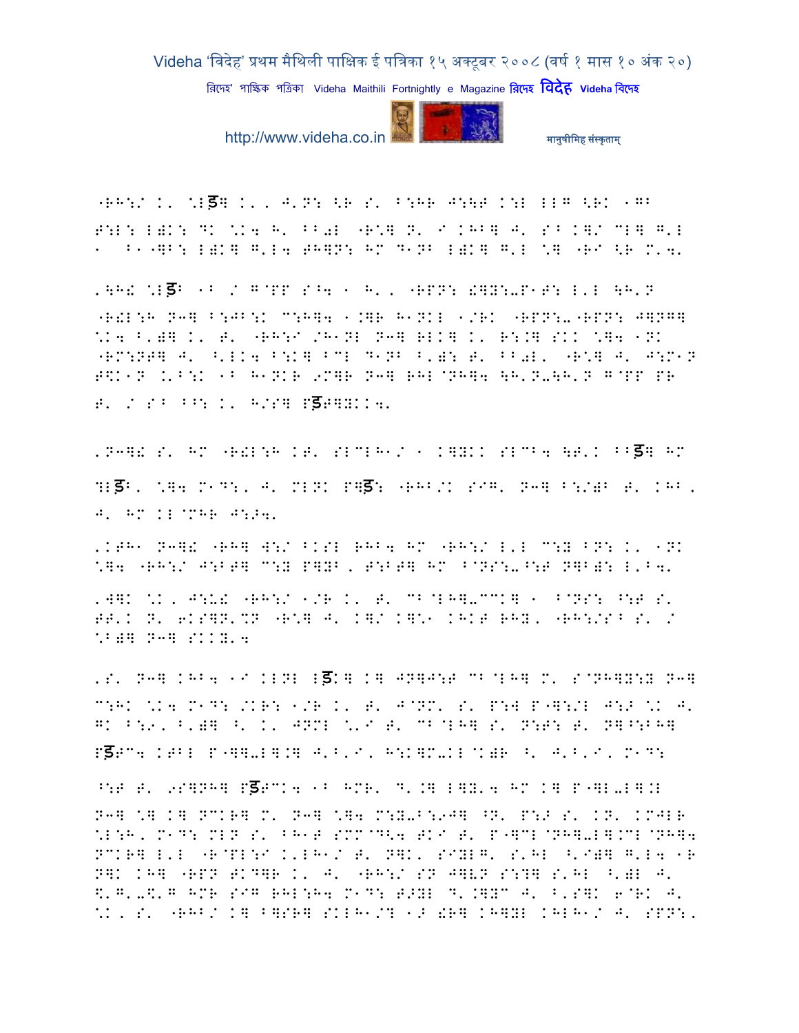"RH:/ K' \Lड़H K', J'N: <R S' B:HR J:\T K:L LLG <RK 1GB
F:L: L)K: DK \K4 H' BB0L "R\H N' I KHBH J' SB KH/ CLH G'L
1 B1"HB: L)KH G'L4 THHN: HM D1NB L)KH G'L \H "RI <R M'4'

'\H! \Lड़B 1B / G@PP S^4 1 H', "RPN: !HY:-P1T: L'L \H'N
"R!L:H N3H B:JB:K C:HH4 1.HR H1NKL 1/RK "RPN:-"RPN: JHNGH
\K4 B')H K' T' "RH:I /H1NL N3H RLKH K' R:.H SKK \H4 1NK
"RM:NTH J' ^'LK4 B:KH BCL D1NB B')H: T' BB0L' "R\H J' J:M1N
T\$K1N .'B:K 1B H1NKR 9MHR N3H RHL@NHH4 \H'N-\H'N G@PP PR
T' / SB BB: K' H/SH Pड़THYKK4'

'N3H! S' HM "R!L:H KT' SLCLH1/ 1 KHYKK SLCB4 \T'K BBड़H HM
?Lड़B' \H4 M1D:' J' MLNK PHड़: "RHB/K SIG' N3H B:/)B T' KHB'
J' HM KL@MHR J:>4'

'KTH1 N3H! "RHH W:/ BKSL RHB4 HM "RH:/ L'L C:Y BN: K' 1NK
\H4 "RH:/ J:BTH C:Y PHYB' T:BTH HM B@NS:-^:T NHB): L'B4'

'1HK \K' J:U! "RH:/ 1/R K' T' CB@LHH-CCKH 1 B@NS: ^:T S'
TT'K N' 6KSHN'%N "R\H J' KH/ KH\1 KHKT RHY' "RH:/SB S' /
\B)H N3H SKKY'4

'S' N3H KHB4 1I KLNL Lड़KH KH JNHJ:T CB@LHH M' S@NHHY:Y N3H
C:HK \K4 M1D: /KR: 1/R K' T' J@NM' S' P:W P"H:/L J:> \K J'
GK B:9' B')H ^' K' JNML \'I T' CB@LHH S' N:T: T' NH^:BHH
Pड़TC4 KTBL P"HH-LH.H J'B'I' H:KHM-KL@K)R ^' J'B'I' M1D:

^:T T' 9SHNHH Pड़TCK4 1B HMR' D'.H LHY'4 HM KH P"HL-LH.L
N3H \H KH NCKRH M' N3H \H4 M:Y-B:9JH ^N' P:> S' KN' KMJLR
\L:H' M1D: MLN S' BH1T SMM@D<4 TKI T' P"HCL@NHH-LH.CL@NHH4
NCKRH L'L "R@PL:I K'LH1/ T' NHK' SIYLG' S'HL ^'I)H G'L4 1R
NHK KHH "RPN TKDHR K' J' "RH:/ SN JHVN S:?H S'HL ^')L J'
\$'G'-\$'G HMR SIG RHL:H4 M1D: T>YL D'.HYC J' B'SHK 6@RK J'
\K' S' "RHB/ KH BHSRH SKLH1/? 1> !RH KHHYL KHLH1/ J' SPN:'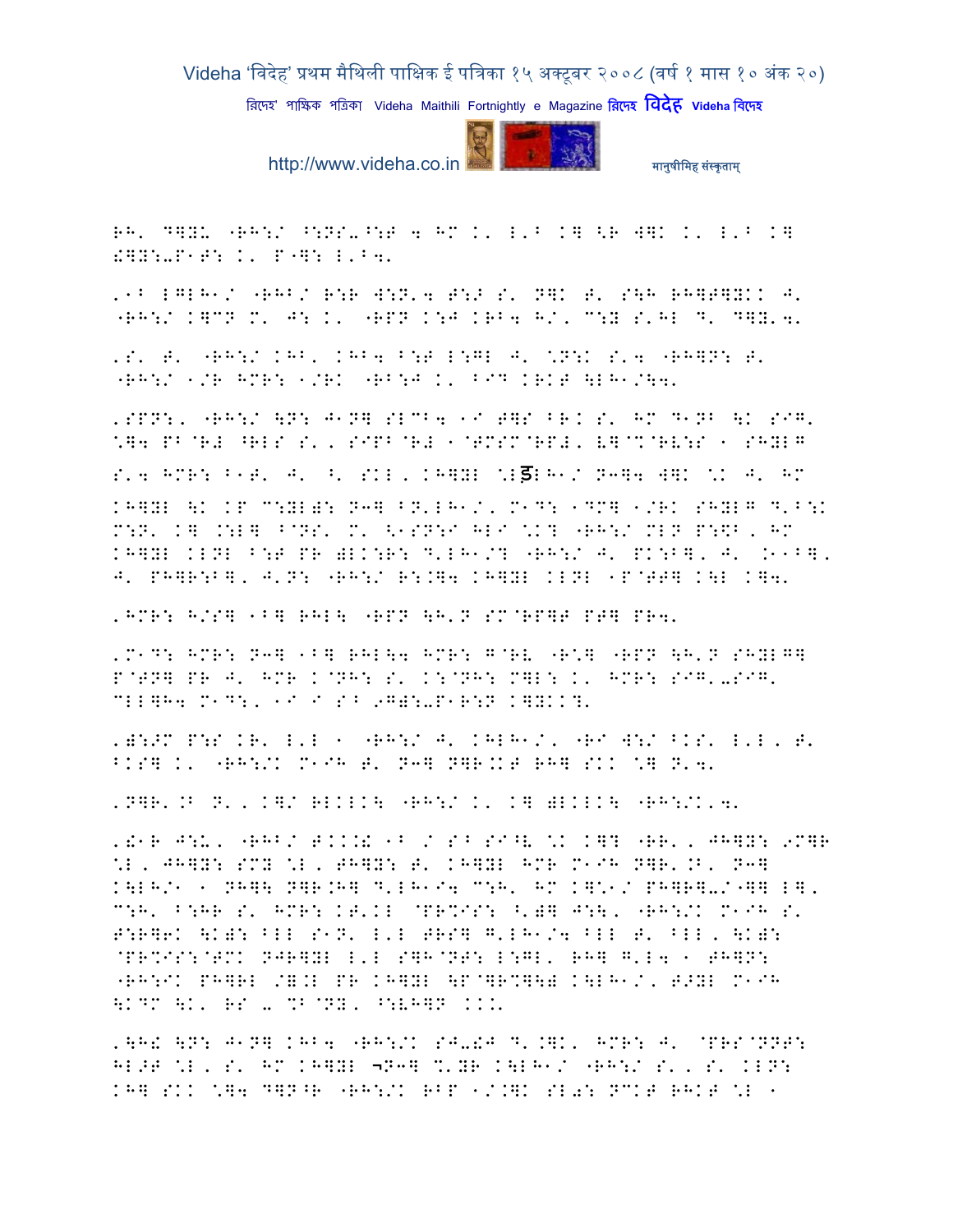RH' D]YU "RH:/ ^:NS-^:T 4 HM K' L'B K] <R W]K K' L'B K] !]Y:-P1T: K' P"]: L'B4'

'1B LGLH1/ "RHB/ R:R W:N'4 T:> S' N]K T' S\H RH]T]YKK J' "RH:/ K]CN M' J: K' "RPN K:J KRB4 H/' C:Y S'HL D' D]Y'4'

'S' T' "RH:/ KHB' KHB4 B:T L:GL J' \N:K S'4 "RH]N: T' "RH:/ 1/R HMR: 1/RK "RB:J K' BID KRKT \LH1/\4'

'SPN:' "RH:/ \N: J1N] SLCB4 1I T]S BR K S' HM D1NB \K SIG' \]4 PB@R# ^RLS S', SIPB@R# 1@TMSM@RP#' V]@%@RV:S 1 SHYLG S'4 HMR: B1T' J' ^' SKL' KH]YL \Lड़H1/ N3]4 W]K \K J' HM KH]YL \K KP C:YL): N3] BN'LH1/' M1D: 1DM] 1/RK SHYLG D'B:K M:N' K] .:L] ^@NS' M' <1SN:I HLI \K? "RH:/ MLN P:\$B' HM KH]YL KLNL B:T PR )LK:R: D'LH1/? "RH:/ J' PK:B]' J' .11B]' J' PH]R:B]' J'N: "RH:/ R:.]4 KH]YL KLNL 1P@TT] K\L K]4'

'HMR: H/S] 1B] RHL\ "RPN \H'N SM@RP]T PT] PR4'

'M1D: HMR: N3] 1B] RHL\4 HMR: G@RV "R\] "RPN \H'N SHYLG] P@TN] PR J' HMR K@NH: S' K:@NH: M]L: K' HMR: SIG'-SIG' CLL]H4 M1D:' 1I I SB 9G):-P1R:N K]YKK?'

')::>M P:S KR' L'L 1 "RH:/ J' KHLH1/' "RI W:/ BKS' L'L' T' BKS] K' "RH:/K M1IH T' N3] N]R.KT RH] SKK \] N'4'

'N]R'.B N', K]/ RLKLK\ "RH:/ K' K] )LKLK\ "RH:/K'4'

'!1R J:U' "RHB/ T.K.! 1B / SB SI^V \K K]? "RR'' JH]Y: 9CMR \L' JH]Y: SMY \L' TH]Y: T' KH]YL HMR M1IH N]R'.B' N3] K\LH/1 1 NH]\ N]R.H] D'LH1I4 C:H' HM K]\1/ PH]R]-/"]] L]' C:H' B:HR S' HMR: KT'KL @PR%IS: ^')] J:\' "RH:/K M1IH S' T:R]6K \K): BLL S1N' L'L TRS] G'LH1/4 BLL T' BLL' \K): @PR%IS:@TMK NJR]YL L'L S]H@NT: L:GL' RH] G'L4 1 TH]N: "RH:IK PH]RL /=.L PR KH]YL \P@]R%]\) K\LH1/' T>YL M1IH \KDM \K' RS - %B@NY' ^:VH]N KKK'

'\H! \N: J1N] KHB4 "RH:/K SJ-!J D'.]K' HMR: J' @PRS@NNT: HL>T \L' S' HM KH]YL ¬N3] %'YR K\LH1/ "RH:/ S'' S' KLN: KH] SKK \]4 D]N^R "RH:/K RBP 1/.]K SL0: NCKT RHKT \L 1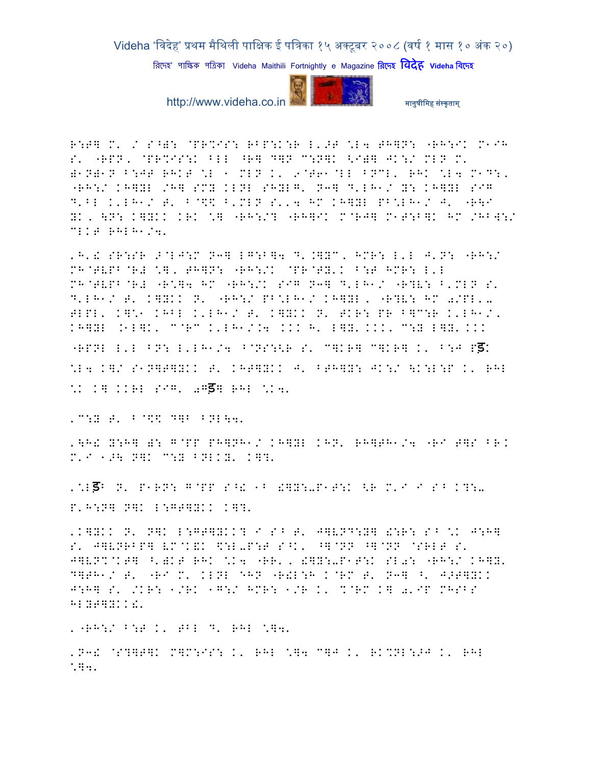R:T] M' / S^): @PR%IS: RBP:K:R L'>T \L4 TH]N: "RH:IK M1IH S' "RPN' @PR%IS:K FLL ^R] D]N C:N]K <I)] JK:/ MLN M' ):N):N B:JT RHKT \L 1 MLN K' 9@T61@LL BNCL' RHK \L4 M1D:' "RH:/ KH]YL /H] SMY KLNL SHYLG' N]] D'LH1/ Y: KH]YL SIG D'BL K'LH1/ T' B@\$\$ B'MLN S'.4 HM KH]YL PB\LH1/ J' "R\I YK' \N: K]YKK KRK \] "RH:/? "RH]IK M@RJ] M1T:B]K HM /HBW:/ CLKT RHLH1/4'

,H'! SR:SR >@LJ:M N]] LG:B]4 D'.]YC' HMR: L'L J'N: "RH:/ MH@TVPB@R! \]' TH]N: "RH:/K @PR@TY'K B:T HMR: L'L MH@TVPB@R! "R\]4 HM "RH:/K SIG N]] D'LH1/ "R?V: B'MLN S' D'LH1/ T' K]YKK N' "RH:/ PB\LH1/ KH]YL' "R?V: HM 0/PL'- TLPL' K]\1 KHBL K'LH1/ T' K]YKK N' TKR: PR B]C:R K'LH1/' KH]YL .1L]K' C@RC K'LH1/.4 KKK H' L]Y'KKK' C:Y L]Y'KKK

"RPNL L'L BN: L'LH1/4 B@NS:<R S' C]KR] C]KR] K' B:J Pड़: \L4 K]/ S1N]T]YKK T' KHT]YKK J' BTH]Y: JK:/ \K:L:P K' RHL \K K] KKRL SIG' 0Gड़] RHL \K4'

,C:Y T' B@\$\$ D]B BNL\4'

,\H! Y:H] ): G@PP PH]NH1/ KH]YL KHN' RH]TH1/4 "RI T]S BRK M'I 1>\ N]K C:Y BNLKY' K]?'

,\Lड़B N' P1RN: G@PP S^! 1B !]Y:-P1T:K <R M'I I SB K?:- P'H:N] N]K L:GT]YKK K]?'

,K]YKK N' N]K L:GT]YKK? I SB T' J]VNDY] !:R: SB \K J:H] S' J]VNRBP] VM@K&K \$:L-P:T S^K' ^]@NN ^]@NN @SRLT S' J]VN%@KT] ^'&KT RHK \K4 "RR', !]Y:-P1T:K SL0: "RH:/ KH]Y' D]TH1/ T' "RI M' KLNL EHN "R!L:H K@RM T' N]] ^' J>T]YKK J:H] S' /KR: 1/RK 1G:/ HMR: 1/R K' %@RM K] 0'IP MHSBS HLYT]YKK!'

, "RH:/ B:T K' TBL D' RHL \]4'

,N]! @S?]T]K M]M:IS: K' RHL \]4 C]J K' RK%NL:>J K' RHL \]4'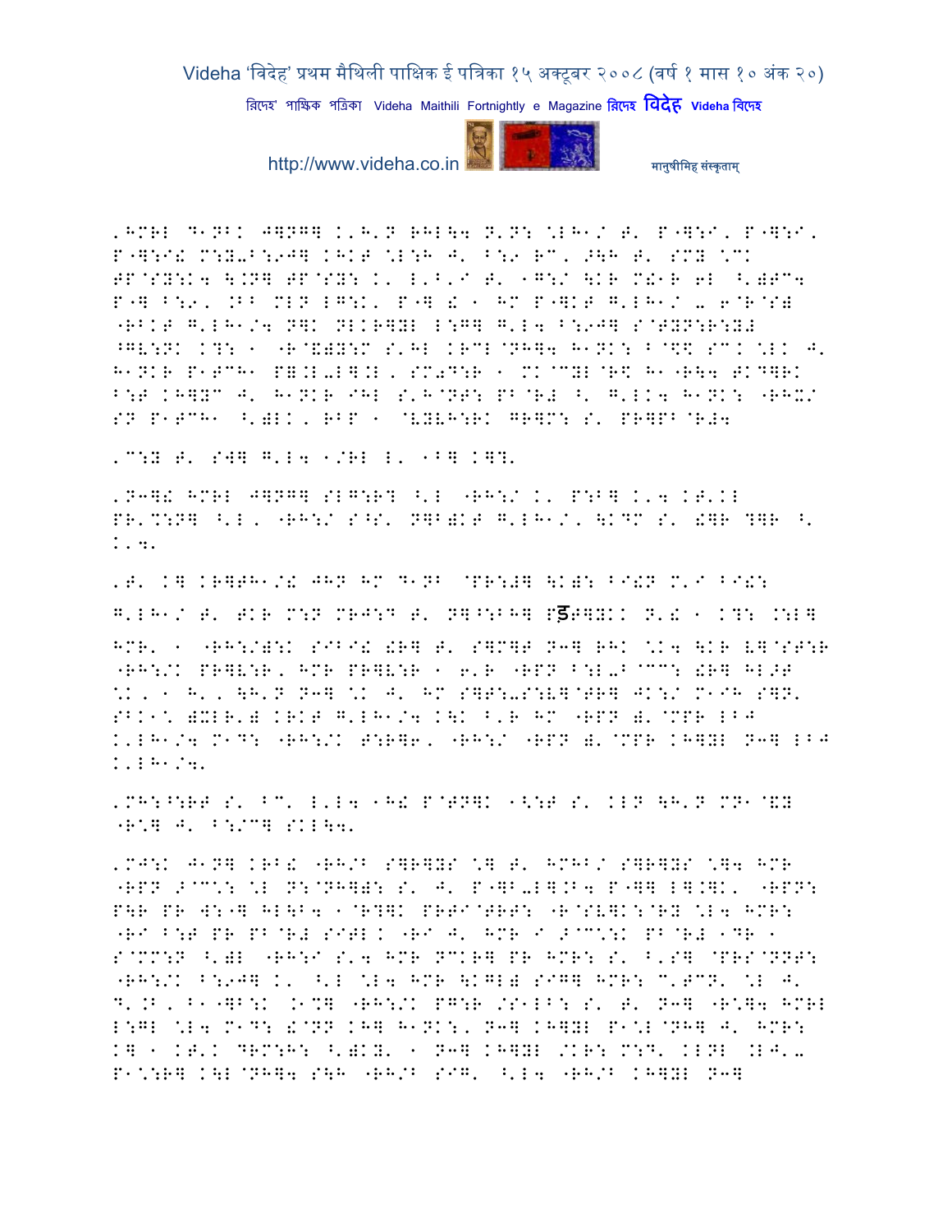,HMRL D1NBK J]NG] K'H'N RHL\4 N'N: \LH1/ T' P"]:I, P"]:I, P"]:I! M:Y-B:9J] KHKT \L:H J' B:9 RC, >\H T' SMY \CK TP@SY:K4 \.N] TP@SY: K' L'B'I T' 1G:/ \KR M!1R 6L ^')TC4 P"] B:9, .BB MLN LG:K' P"] ! 1 HM P"]KT G'LH1/ - 6@R@S) "RBKT G'LH1/4 N]K NLKR]YL L:G] G'L4 B:9J] S@TYN:R:Y# ^GV:NK K?: 1 "R@&):M S'HL KRCL@NH]4 H1NK: B@\$ SC. \LK J' H1NKR P1TCH1 P].L-L].L, SMN@D:R 1 MK@CYL@R\$ H1"R\4 TKD]RK B:T KH]YC J' H1NKR IHL S'H@NT: PB@R# ^' G'LK4 H1NK: "RHX/ SN P1TCH1 ^')LK, RBP 1 @VYVH:RK GR]M: S' PR]PB@R#4

,C:Y T' SW] G'L4 1/RL L' 1B] K]?'

,N3]! HMRL J]NG] SLG:R? ^'L "RH:/ K' P:B] K'4 KT'KL PR'%:N] ^'L, "RH:/ S^S' N]B)KT G'LH1/, \KDM S' !]R ?]R ^' K'4'

,T' K] KR]TH1/! JHN HM D1NB @PR:#] \K): BI!N M'I BI!: G'LH1/ T' TKR M:N MRJ:D T' N]^:BH] Pड]YKK N'! 1 K?: .:L] HMR' 1 "RH:/):K SIBI! !R] T' S]M]T N3] RHK \K4 \KR V]@ST:R "RH:/K PR]V:R, HMR PR]V:R 1 6'R "RPN B:L-B@CC: !R] HL>T \K, 1 H', \H'N N3] \K J' HM S]T:-S:V]@TR] JK:/ M1IH S]N' SBK1\ )XLR') KRKT G'LH1/4 K\K ^'R HM "RPN )'@MPR LBJ K'LH1/4 M1D: "RH:/K T:R]6, "RH:/ "RPN )'@MPR KH]YL N3] LBJ K'LH1/4'

,MH:^:RT S' BC' L'L4 1H! P@TN]K 1<:T S' KLN \H'N MN1@&Y "R\*] J' B:/C] SKL\4'

,MJ:K J1N] KRB! "RH/B S]R]YS \] T' HMHB/ S]R]YS \]4 HMR "RPN >@C\*: \L N:@NH]): S' J' P"]B-L].B4 P"]] L].]K' "RPN: P\R PR W:"] HL\B4 1@R?]K PRTI@TRT: "R@SV]K:@RY \L4 HMR: "RI B:T PR PB@R# SITL. "RI J' HMR I >@C\*:K PB@R# 1DR 1 S@MM:N ^')L "RH:I S'4 HMR NCKR] PR HMR: S' ^'S] @PRS@NNT: "RH:/K B:9J] K' ^'L \L4 HMR \KGL) SIG] HMR: C'TCN' \L J' D'.B, B1"]B:K .1%] "RH:/K PG:R /S1LB: S' T' N3] "R\*]4 HMRL L:GL \L4 M1D: !@NN KH] H1NK:, N3] KH]YL P1\L@NH] J' HMR: K] 1 KT'K DRM:H: ^')KY' 1 N3] KH]YL /KR: M:D' KLNL .LJ'- P1\*:R] K\L@NH]4 S\H "RH/B SIG' ^'L4 "RH/B KH]YL N3]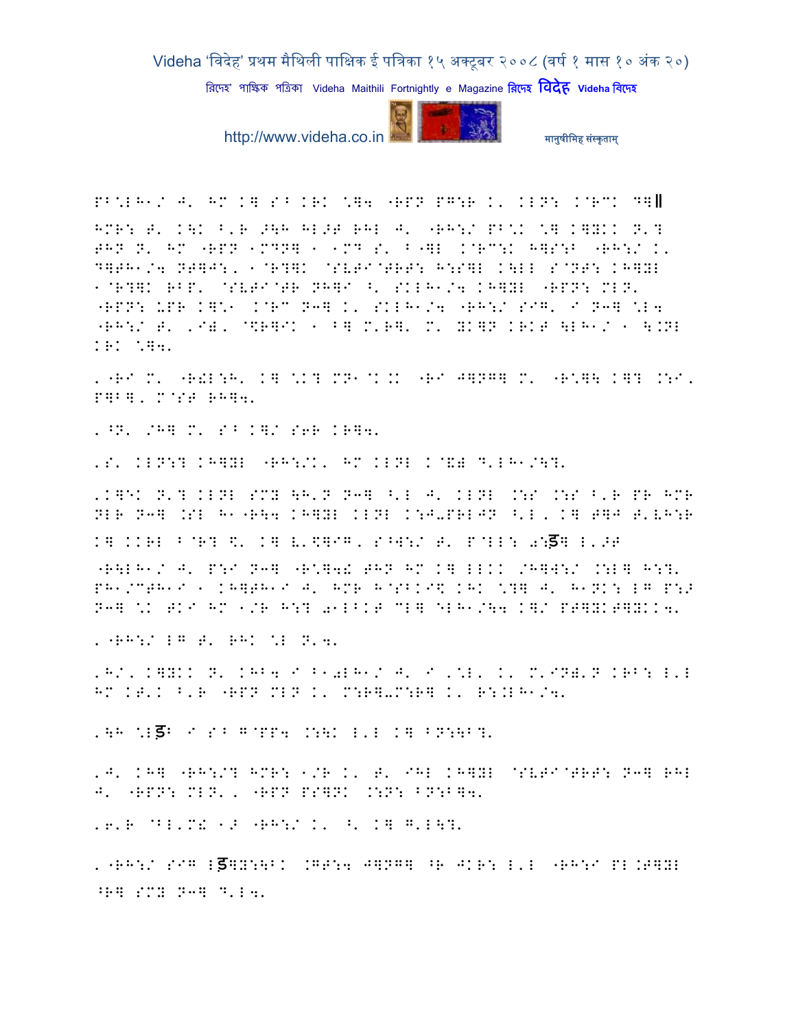PB\LH1/ J' HM K] S^ KRK \]4 "RPN PG:R K' KLN: K@RCK D]॥

HMR: T' K\K B'R >\H HL>T RHL J' "RH:/ PB\K \] K]YKK N'? THN N' HM "RPN 1MDN] 1 1MD S' B"]L K@RC:K H]S:B "RH:/ K' D]TH1/4 NT]J:, 1@R?]K @SVTI@TRT: H:S]L K\LL S@NT: KH]YL 1@R?]K RBP' @SVTI@TR NH]I ^' SKLH1/4 KH]YL "RPN: MLN' "RPN: UPR K]\1 K@RC N3] K' SKLH1/4 "RH:/ SIG' I N3] \L4 "RH:/ T' ,I)' @\$R]IK 1 B] M'R]' M' YK]N KRKT \LH1/ 1 \.NL KRK \]4'

,"RI M' "R!L:H' K] \K? MN1@K.K "RI J]NG] M' "R\]\ K]? .:I, P]B], M@ST RH]4'

,^N' /H] M' S^ K]/ S6R KR]4'

,S' KLN:? KH]YL "RH:/K' HM KLNL K@&) D'LH1/\?'

,K]\K N'? KLNL SMY \H'N N3] ^'L J' KLNL .:S .:S B'R PR HMR NLR N3] .SL H1"R\4 KH]YL KLNL K:J-PRLJN ^'L, K] T]J T'VH:R K] KKRL B@R? \' K] V'\$]IG, S^W:/ T' P@LL: 0:ड़] L'>T

"R\LH1/ J' P:I N3] "R\]4! THN HM K] LLKK /H]W:/ .:L] H:?' PH1/CTH1I 1 KH]TH1I J' HMR H@SBKI\$ KHK \?] J' H1NK: LG P:> N3] \K TKI HM 1/R H:? 01LBKT CL] ELH1/\4 K]/ PT]YKT]YKK4'

,"RH:/ LG T' RHK \L N'4'

,H/, K]YKK N' KHB4 I B10LH1/ J' I ,\L' K' M'IN)'N KRB: L'L HM KT'K B'R "RPN MLN K' M:R]-M:R] K' R:.LH1/4'

,\H \Lड़ I S^ G@PP4 .:\K L'L K] BN:\B?'

,J' KH] "RH:/? HMR: 1/R K' T' IHL KH]YL @SVTI@TRT: N3] RHL J' "RPN: MLN', "RPN PS]NK .:N: BN:B]4'

,6'R @BL'M! 1> "RH:/ K' ^' K] G'L\?'

,"RH:/ SIG Lड़]Y:\BK .GT:4 J]NG] ^R JKR: L'L "RH:I PL.T]YL ^R] SMY N3] D'L4'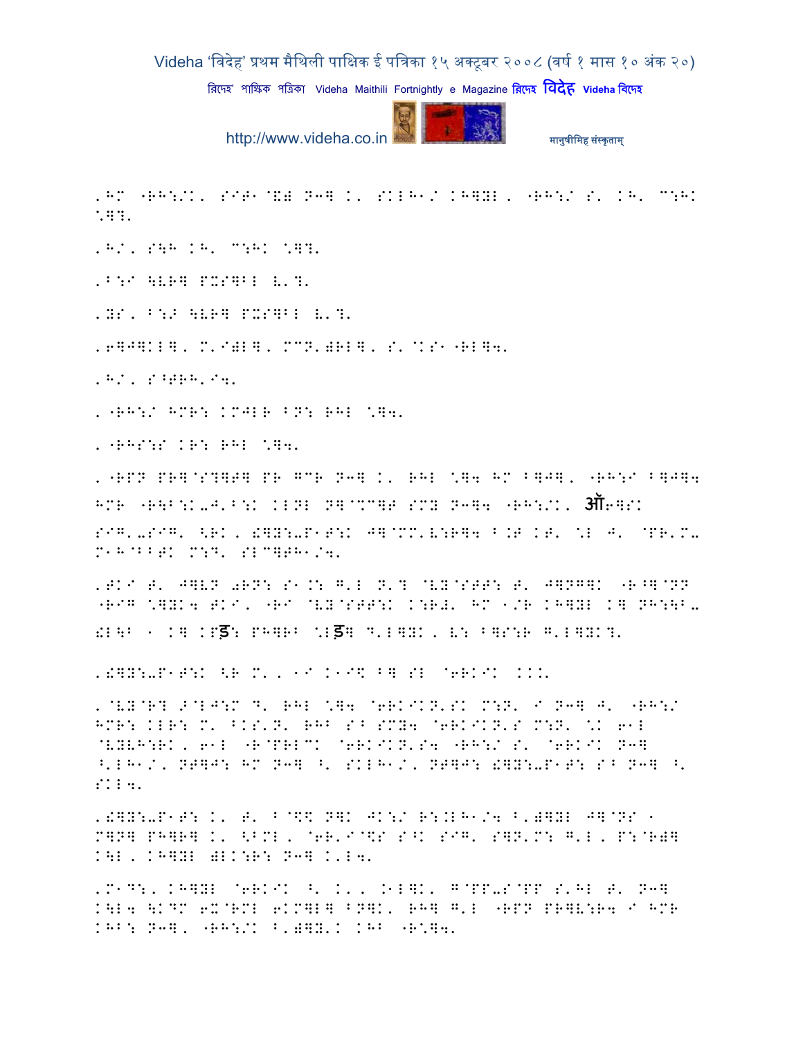,HM "RH:/K, SIT1@&) N3] K' SKLH1/ KH]YL, "RH:/ S' KH' C:HK \]?'

,H/, S\H KH' C:HK \]?'

,B:I \LR] PXS]BL L'?'

,YS, B:J \LR] PXS]BL L'?'

,6]J]KL], M'I)L], MCN')RL], S'@KS1 "RL]4'

,H/, S^TRH'I4'

, "RH:/ HMR: KMJLR BN: RHL \]4'

, "RHS:S KR: RHL \]4'

, "RPN PR]@S?]T] PR GCR N3] K' RHL \]4 HM B]J], "RH:I B]J]4 HMR "R\B:K-J'B:K KLNL N]@%C]T SMY N3]4 "RH:/K' ऑ6]SK SIG'-SIG' <RK, !]Y:-P1T:K J]@MM'V:R]4 B.T KT' \L J' @PR'M-M1H@BBTK M:D' SLC]TH1/4'

,TKI T' J]VN 0RN: S1.: G'L N'? @VY@STT: T' J]NG]K "R^]@NN "RIG \]YK4 TKI, "RI @VY@STT:K K:R!' HM 1/R KH]YL K] NH:\B-!L\B 1 K] KPड: PH]RB \Lड] D'L]YK, V: B]S:R G'L]YK?'

,!]Y:-P1T:K <R M', 1I K1I\$ B] SL @6RKIK KKK'

, @VY@R? 9@LJ:M D' RHL \]4 @6RKIKN'SK M:N' I N3] J' "RH:/ HMR: KLR: M' BKS'N' RHB S^ SMY4 @6RKIKN'S M:N' \K 61L @VYLH:RK, 61L "R@PRLCK @6RKIKN'S4 "RH:/ S' @6RKIK N3] ^'LH1/, NT]J: HM N3] ^' SKLH1/, NT]J: !]Y:-P1T: S^ N3] ^' SKL4'

,!]Y:-P1T: K' T' B@\$K N]K JK:/ R:.LH1/4 B')]YL J]@NS 1 M]N] PH]R] K' <BML, @6R'I@\$S S^K SIG' S]N'M: G'L, P:@R)] K\L, KH]YL )LK:R: N3] K'L4'

,M1D:, KH]YL @6RKIK ^' K', .1L]K' G@PP-S@PP S'HL T' N3] K\L4 \KDM 6X@RML 6KM]L] BN]K' RH] G'L "RPN PR]V:R4 I HMR KHB: N3], "RH:/K B')]Y'K KHB "R\$]4'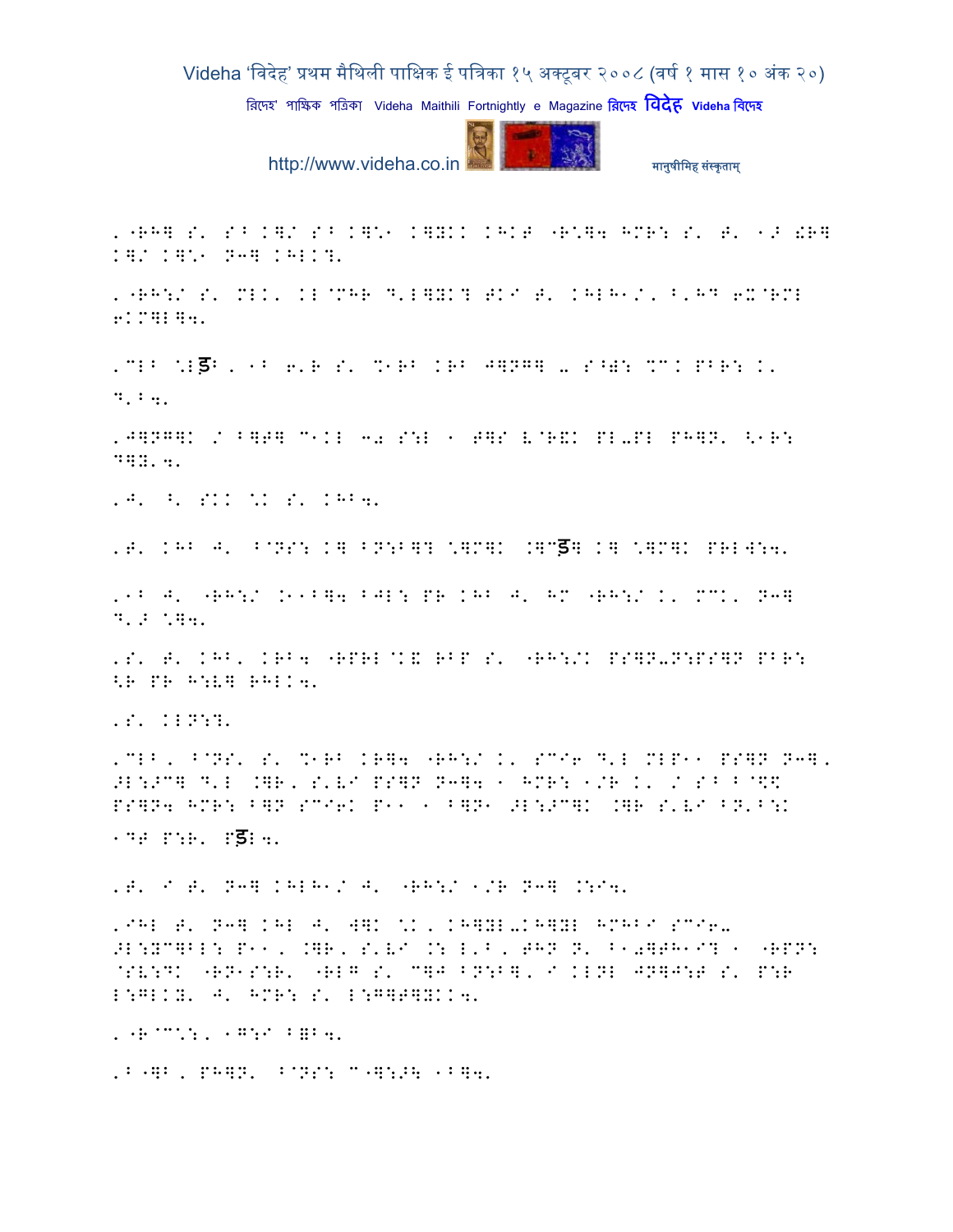,"RH] S' S^ K]/ S^ K]\*1 K]YKK KHKT "R\*]4 HMR: S' T' 1> !R]
K]/ K]\*1 N3] KHLK?'

,"RH:/ S' MLK' KL@MHR D'L]YK? TKI T' KHLH1/, ^'HD 6X@RML
6KM]L]4'

,MLB \*Lड़B , 1B 6'R S' %1RB KRB J]NG] - S^): %CK PBR: K'
D'B4'

,J]NG]K / B]T] C1KL 3+ S:L 1 T]S V@R&K PL-PL PH]N' <1R:
D]Y'4'

,J' ^' SKK \*K S' KHB4'

,T' KHB J' B@NS: K] BN:B]? \*]M]K .]@ड़] K] \*]M]K PRLW:4'

,1B J' "RH:/ .11B]4 BJL: PR KHB J' HM "RH:/ K' MCK' N3]
D'> \*]4'

,S' T' KHB' KRB4 "RPRL@K& RBP S' "RH:/K PS]N-N:PS]N PBR:
<R PR H:V] RHLK4'

,S' KLN:?'

,MLB, B@NS' S' %1RB KR]4 "RH:/ K' SCI6 D'L MLP11 PS]N N3],
>L:SC] D'L .]R, S'VI PS]N N3]4 1 HMR: 1/R K' / S^ B@$$
PS]N4 HMR: B]N SCI6K P11 1 B]N1 >L:SC]K .]R S'VI BN'B:K
1DT P:R' Pड़B4'

,T' I T' N3] KHLH1/ J' "RH:/ 1/R N3] .:I4'

,IHL T' N3] KHL J' W]K \*K, KH]YL-KH]YL HMHBI SCI6-
>L:YC]BL: P11, .]R, S'VI .: L'B, THN N' B10]TH1I? 1 "RPN:
@SV:DK "RN1S:R' "RLG S' C]J BN:B], I KLNL JN]J:T S' P:R
L:GLKY' J' HMR: S' L:G]T]YKK4'

,"R@C\*:, 1G:I B=B4'

,B"]B, PH]N' B@NS: C"]:>\ 1B]4'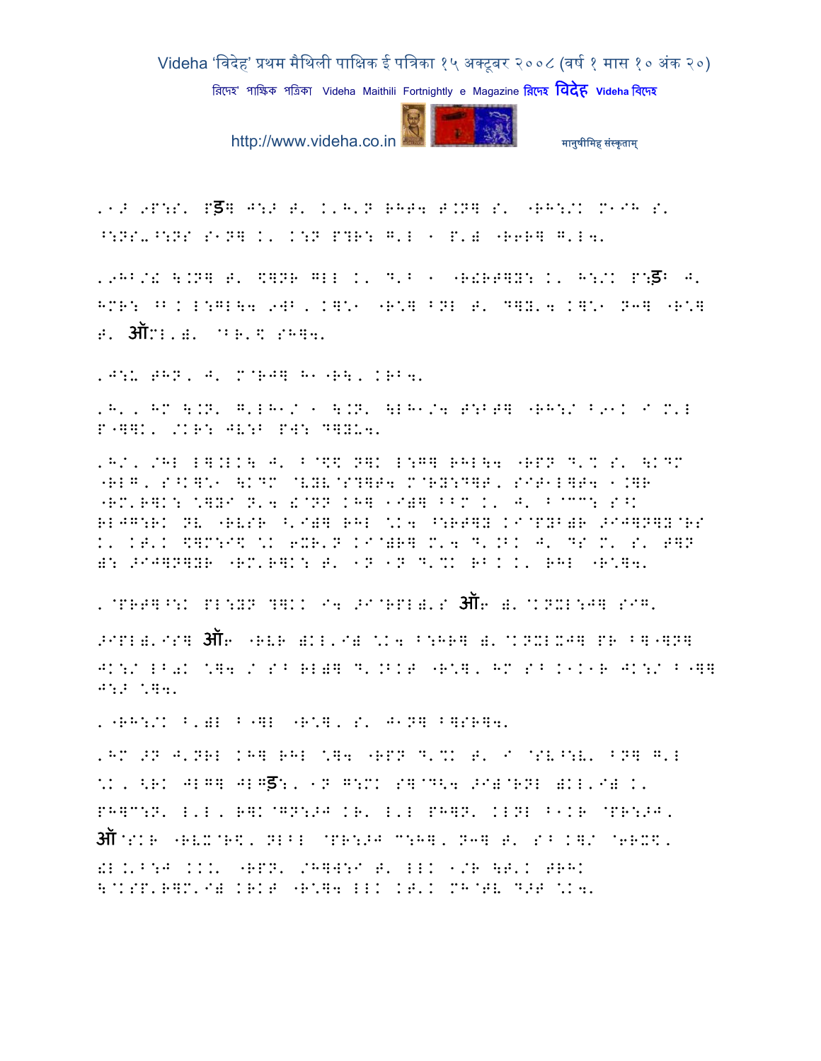.1> 9P:S. Pड़W J:> T. K.H.N RHT4 T.NW S. "RH:/K M1IH S.
^:NS_^:NS S1NW K. K:N P?R: G.L 1 P.) "R6RW G.L4.

.9HB/! \.NW T. $WNR GLL K. D.B 1 "R!RTWY: K. H:/K P:ड़B J.
HMR: ^B K L:GL\4 9WB. KW%1 "R%W BNL T. DWY.4 KW%1 N3W "R%W
T. ऑML.). @BR.$ SHW4.

.J:\_ THN. J. M@RJW H1"R\. KRB4.

.H.. HM \.N. G.LH1/ 1 \.N. \LH1/4 T:BTW "RH:/ B91K I M.L
P"WWK. /KR: JV:B PW: DWYU4.

.H/. /HL LW.LK\ J. B@$$ NWK L:GW RHL\4 "RPN D.% S. \KDM
"RLG. S^KW%1 \KDM @VYV@S?WT4 M@RY:DWT. SIT1LWT4 1.WR
"RM.RWK: %WYI N.4 !@NN KHW 1I)W BBM K. J. B@CC: S^K
RLJG:RK NV "RVSR ^.I)W RHL %K4 ^:RTWY KI@PYB)R >IJWNWY@RS
K. KT.K $WM:I$ %K 6XR.N KI@)RW M.4 D..BK J. DS M. S. TWN
): >IJWNWYR "RM.RWK: T. 1N 1N D.%K RB K K. RHL "R%W4.

. @PRTW^:K PL:YN ?WKK I4 >I@RPL).S ऑ6 ). @KNXL:JW SIG.

>IPL).IS ऑ6 "RVR )KL.I) %K4 B:HRW ). @KNXLXJW PR BW"WNW
JK:/ LB0K %W4 / S^ RL)W D..BKT "R%W. HM S^ K1K1R JK:/ B"WW
J:> %W4.

. "RH:/K B.)L B"WL "R%W. S. J1NW BWSRW4.

.HM >N J.NRL KHW RHL %W4 "RPN D.%K T. I @SV^:V. BNW G.L
%K. <RK JLGW JLGड़:. 1N G:MK SW@D<4 >I)@RNL )KL.I) K.
PHW@:N. L.L. RWK@GN:>J KR. L.L PHWN. KLNL B1KR @PR:>J.
ऑ@SKR "RVX@R$. NLBL @PR:>J C:HW. N3W T. S^ KW/ @6RX$.
!L.Y.B:J KKK. "RPN. /HWW:I T. LLK 1/R \T.K TRHK
\@KSP.RWM.I) KRKT "R%W4 LLK KT.K MH@TV D>T %K4.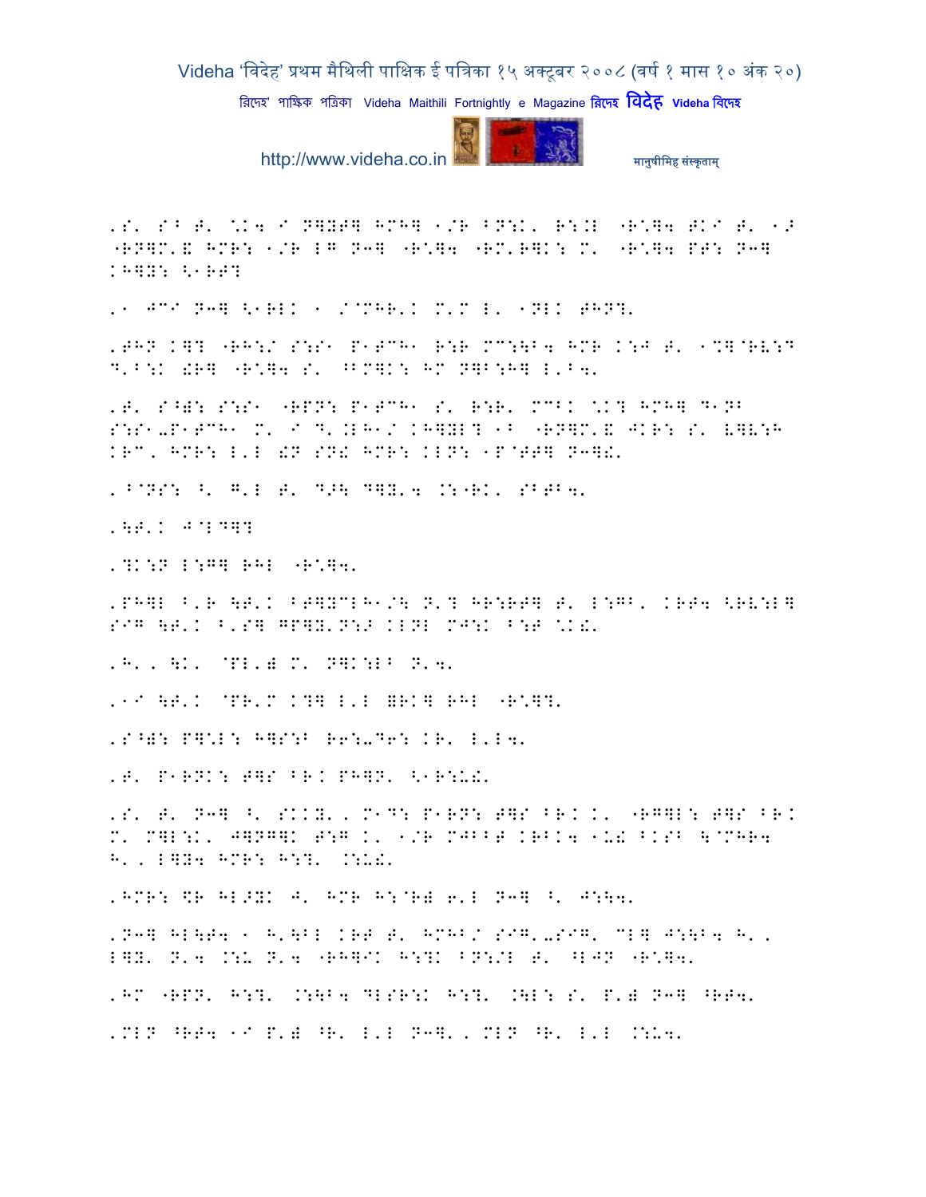,S' S^ T' \K4 I N]YT] HMH] 1/R ^N:K' R:.L "R\]4 TKI T' 1>
"RN]M'& HMR: 1/R LG N3] "R\]4 "RM'R]K: M' "R\]4 PT: N3]
KH]Y: <1RT?

,1 JCI N3] <1RLK 1 /@MHR'K M'M L' 1NLK THN?'

,THN K]? "RH:/ S:S1 P1TCH1 R:R MC:]B4 HMR K:J T' 1%]@RV:D
D'^:K !R] "R\]4 S' ^BM]K: HM N]B:H] L'^4'

,T' S^): S:S1 "RPN: P1TCH1 S' R:R' MCBK \K? HMH] D1NB
S:S1-P1TCH1 M' I D'.LH1/ KH]YL? 1B "RN]M'& JKR: S' V]V:H
KRC, HMR: L'L !N SN! HMR: KLN: 1P@TT] N3]!'

,^@NS: ^' G'L T' D>\ D]Y'4 .:"RK' SBTB4'

,\T'K J@LD]?

,?K:N L:G] RHL "R\]4'

,PH]L ^'R \T'K ^T]YCLH1/\ N'? HR:RT] T' L:GB' KRT4 <RV:L]
SIG \T'K ^'S] GP]Y'N:> KLNL MJ:K ^:T \K!'

,H', \K' @PL') M' N]K:LB N'4'

,1I \T'K @PR'M K?] L'L =RK] RHL "R\]?'

,S^): P]\L: H]S:B R6:-D6: KR' L'L4'

,T' P1RNK: T]S ^R.K PH]N' <1R:U!'

,S' T' N3] ^' SKKY', M1D: P1RN: T]S ^R.K K' "RG]L: T]S ^R.K
M' M]L:K' J]NG]K T:G K' 1/R MJBBT KRBK4 1U! BKSB \@MHR4
H', L]Y4 HMR: H:?' .:U!'

,HMR: $R HL>YK J' HMR H:@R) 6'L N3] ^' J:\\4'

,N3] HL\T4 1 H'\BL KRT T' HMHB/ SIG'-SIG' CL] J:\B4 H',
L]Y' N'4 .:U N'4 "RH]IK H:?K ^N:/L T' ^LJN "R\]4'

,HM "RPN' H:?' .:\B4 DLSR:K H:?' .\L: S' P') N3] ^RT4'

,MLN ^RT4 1I P') ^R' L'L N3]', MLN ^R' L'L .:U4'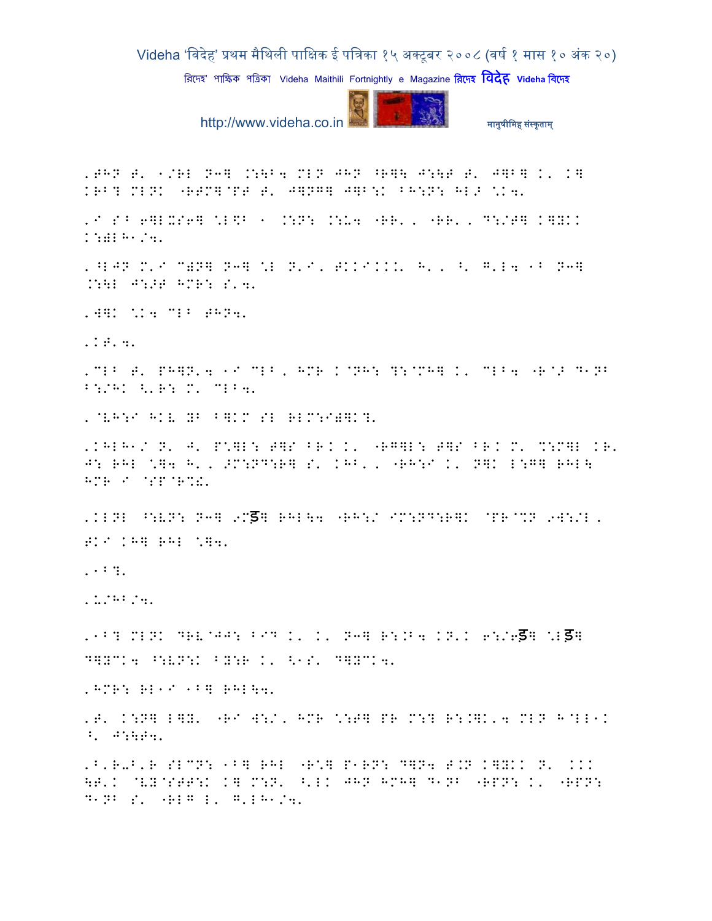,BHN B' 1/RL N3] .:\B4 MLN JHN ^R]\ J:\B B' J]B] K' K] KRB? MLNK "RBM]@PB B' J]NG] J]B:K BH:N: HLJ \K4'

,I S^ 6]LXS6] \L$B 1 .:N: .:U4 "RR', "RR', D:/T] K]YKK K:)LH1/4'

,^LJN M'I C)N] N3] \L N'I, BKKIKKK' H', ^' G'L4 1B N3] .:\L J:>B HMR: S'4'

,W]K \K4 CLB BHN4'

,KB'4'

,CLB B' PH]N'4 1I CLB, HMR K@NH: ?:@MH] K' CLB4 "R@> D1NB B:/HK <'R: M' CLB4'

,@VH:I HKV YB B]KM SL RLM:I)]K?'

,KHLH1/ N' J' P\]L: B]S BR.K K' "RG]L: B]S BR.K M' %:M]L KR' J: RHL \]4 H', >M:ND:R] S' KHB', "RH:I K' N]K L:G] RHL\ HMR I @SP@R%!'

,KLNL ^:VN: N3] 9Mड] RHL\4 "RH:/ IM:ND:R]K @PR@%N 9W:/L, BKI KH] RHL \]4'

,1B?'

,U/HB/4'

,1B? MLNK DRV@JJ: BID K' K' N3] R:.B4 KN'K 6:/6ड] \Lड] D]YCK4 ^:VN:K BY:R K' <1S' D]YCK4'

,HMR: RL1I 1B] RHL\4'

,B' K:N] L]Y' "RI W:/, HMR \:T] PR M:? R:.]K'4 MLN H@LL1K ^' J:\B4'

,B'R-B'R SLCN: 1B] RHL "R\] P1RN: D]N4 B.N K]YKK N' KKK \B'K @VY@STT:K K] M:N' ^'LK JHN HMH] D1NB "RPN: K' "RPN: D1NB S' "RLG L' G'LH1/4'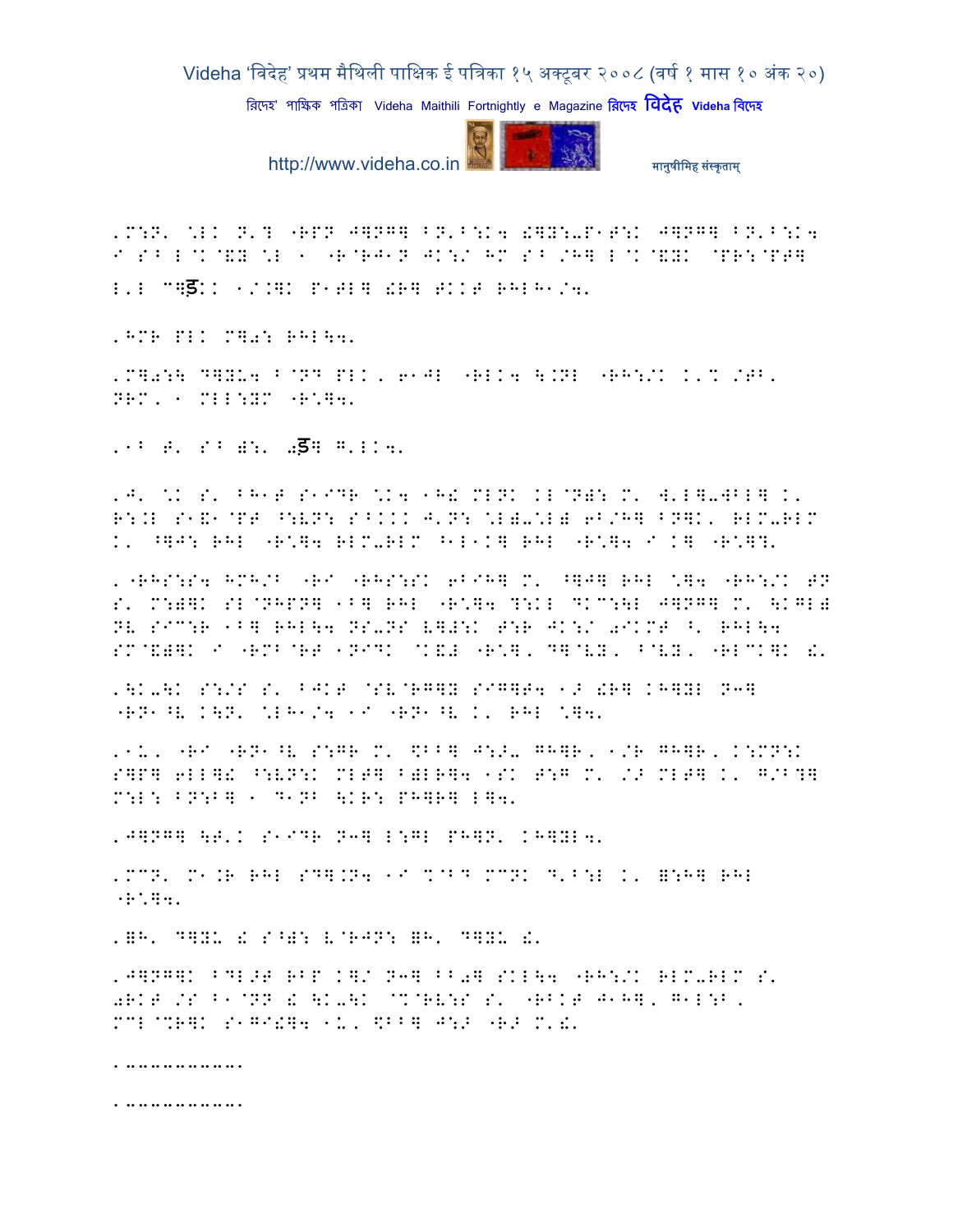,M:N' \LK N'? "RPN J]NG] BN'B:K4 !]Y:-P1T:K J]NG] BN'B:K4 I S^ L@K@&Y \L 1 "R@RJ1N JK:/ HM S^ /H] L@K@&YK @PR:@PT] L'L C]ड:K 1/.]K P1TL] !R] TKKT RHLH1/4'

,HMR PLK M]0: RHL\4'

,M]0:\ D]YU4 B@ND PLK, 61JL "RLK4 \.NL "RH:/K K'% /TB' NRM, 1 MLL:YM "R\]4'

,^ T' S^ ):' 0ड] G'LK4'

,J' \K S' BH1T S1IDR \K4 1H! MLNK KL@N): M' W'L]-WBL] K' R:.L S1&1@PT ^:VN: S^KKK J'N: \L)-\L) 6B/H] BN]K' RLM-RLM K' ^]J: RHL "R\]4 RLM-RLM ^1L1K] RHL "R\]4 I K] "R\]?'

, "RHS:S4 HMH/B "RI "RHS:SK 6BIH] M' ^]J] RHL \]4 "RH:/K TN S' M:)]K SL@NHPN] 1B] RHL "R\]4 D:KL DKC:\L J]NG] M' \KGL) NV SIC:R 1B] RHL\4 NS-NS V]#:K T:R JK:/ 0IKMT ^' RHL\4 SM@&)]K I "RMB@RT 1NIDK @K&# "R\], D]@VY, B@VY, "RLCK]K !'

,\K-\K S:/S S' BJKT @SV@RG]Y SIG]T4 1> !R] KH]YL N3] "RN1^V K\N' \LH1/4 1I "RN1^V K' RHL \]4'

,1U, "RI "RN1^V S:GR M' $BB] J:>- GH]R, 1/R GH]R, K:MN:K S]P] 6LL]! ^:VN:K MLT] B)LR]4 1SK T:G M' /> MLT] K' G/B?] M:L: BN:B] 1 D1NB \KR: PH]R] L]4'

,J]NG] \T'K S1IDR N3] L:GL PH]N' KH]YL4'

,MCN' M1.R RHL SD].N4 1I %@BD MCNK D'B:L K' =:H] RHL "R\]4'

,=H' D]YU ! S^): V@RJN: =H' D]YU !'

,J]NG]K BDL>T RBP K]/ N3] BB0] SKL\4 "RH:/K RLM-RLM S' 0RKT /S B1@NN ! \K-\K @%@RV:S S' "RBKT J1H], G1L:B, MCL@%R]K S1GI!]4 1U, $BB] J:> "R> M'!'

,-----------'

,-----------'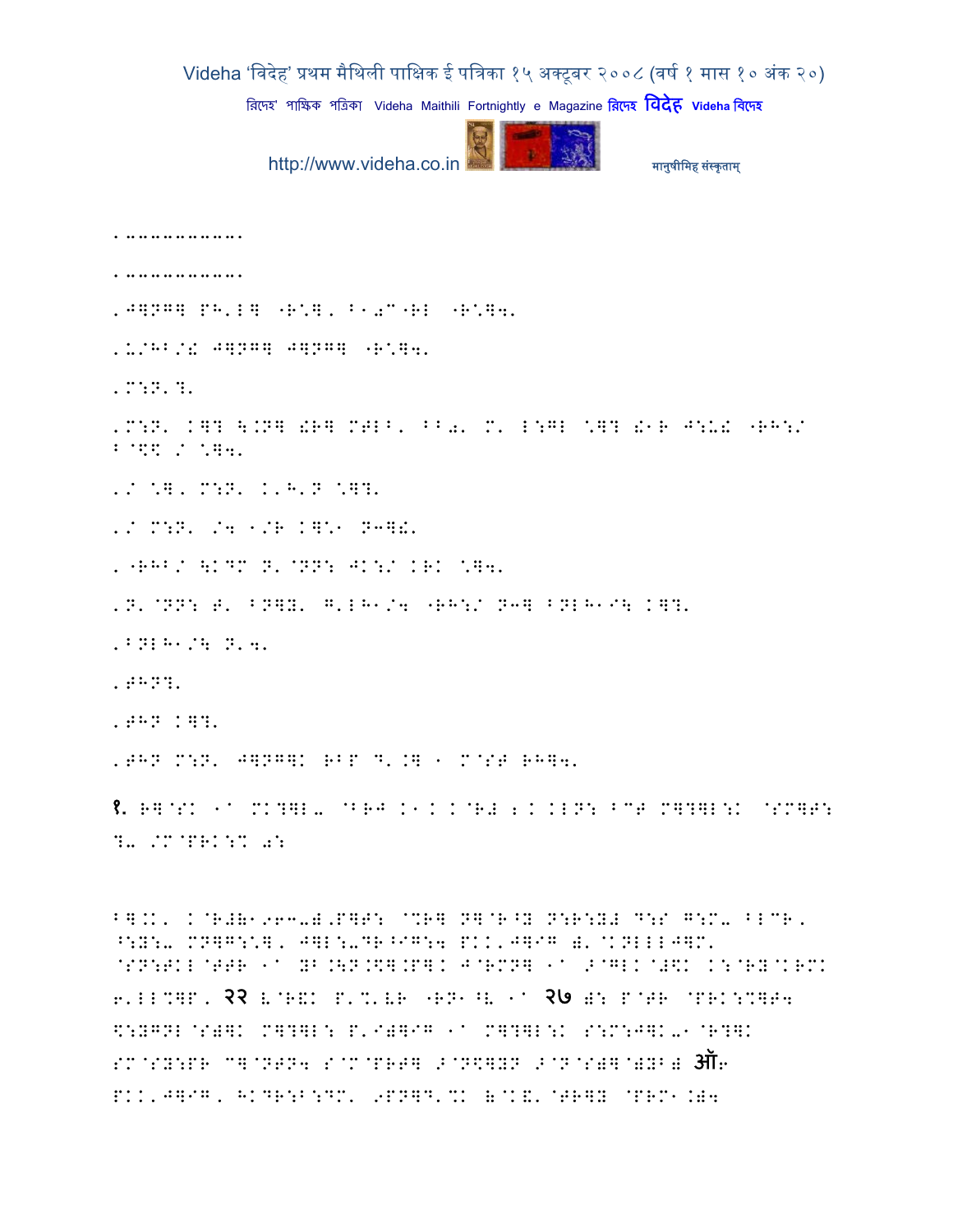.-----------.

.-----------.

.J]NG] PH.L] "R\*]. B101"RL "R\*]4.

.KOHB/! J]NG] J]NG] "R\*]4.

.M:N.?.

.M:N. K]? \.N] !R] MTLB. BB0. M. L:GL \*]? !1R J:U! "RH:/ B@$\$ / \*]4.

./ \*]. M:N. K.H.N \*]?.

./ M:N. /4 1/R K]\*1 N3]!.

."RHB/ \KDM N.@NN: JK:/ KRK \*]4.

.N.@NN: T. BN]Y. G.LH1/4 "RH:/ N3] BNLH1I\ K]?.

.BNLH1/\ N.4.

.THN?.

.THN K]?.

.THN M:N. J]NG]K RBP D.K] 1 M@ST RH]4.

१. R]@SK 1` MK?]L- @BRJ K1K K@R# 2K KLN: BCT M]?]L:K @SM]T: ?- /M@PRK:% 0:

B].K. K@R#(1963-)'P]T: @%R] N]@R^Y N:R:Y# D:S G:M- BLCR. ^:Y:- MN]G:\*]. J]L:-DR^IG:4 PKK'J]IG )'@KNLLLJ]M' @SN:TKL@TTR 1` YB.\N.\$].P]K J@RMN] 1` >@GLK@#\$K K:@RY@KRMK 6'LL%]P. २२ L@R&K P'%'VR "RN1^V 1` २७ ): P@TR @PRK:%]T4 \$:YGNL@S)]K M]?]L: P'I)]IG 1` M]?]L:K S:M:J]K-1@R?]K SM@SY:PR C]@NTN4 S@M@PRT] >@N\$]YN >@N@S)]@)YB) ऑ6 PKK'J]IG. HKDR:B:DM' 9PN]D'%K (@K&'@TR]Y @PRM1.)4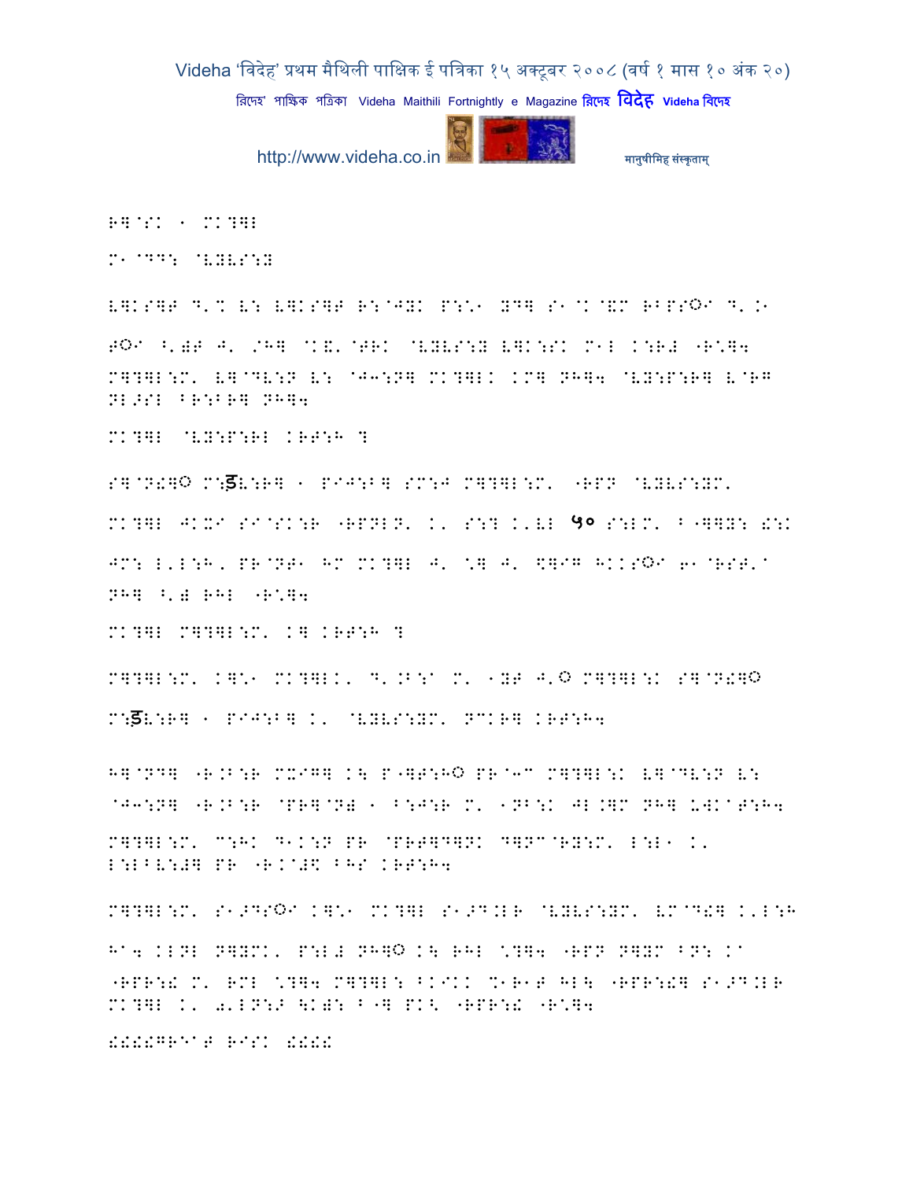R]@SK 1 MK?]L

M1@DD: @VYVS:Y

V]KS]T D'% V: V]KS]T R:@JYK P:\1 YD] S1@K@&M RBPSO1 D'.1

TO1 ^')T J' /H] @K&'@TRK @VYVS:Y V]K:SK M1L K:R# "R\*]4

M]?]L:M' V]@DV:N V: @J3:N] MK?]LK KM] NH]4 @VY:P:R] V@RG NL>SL BR:BR] NH]4

MK?]L @VY:P:RL KRT:H ?

S]@N!]O M:ड़V:R] 1 PIJ:B] SM:J M]?]L:M' "RPN @VYVS:YM'

MK?]L JKXI SI@SK:R "RPNLN' K' S:? K'VL ५० S:LM' B"]]Y: !:K

JM: L'L:H, PR@NT1 HM MK?]L J' \*] J' \$]IG HKKSO1 61@RST'a NH] ^')R RHL "R\*]4

MK?]L M]?]L:M' K] KRT:H ?

M]?]L:M' K]\*1 MK?]LK' D'.B:a M' 1YT J'O M]?]L:K S]@N!]O M:ड़V:R] 1 PIJ:B] K' @VYVS:YM' NCKR] KRT:H4

H]@ND] "R.B:R MXIG] K\ P"]T:HO PR@3C M]?]L:K V]@DV:N V: @J3:N] "R.B:R @PR]@N) 1 B:J:R M' 1NB:K JL.]M NH] UWKaT:H4

M]?]L:M' C:HK D1K:N PR @PRT]D]NK D]NC@RY:M' L:L1 K' L:LBV:#] PR "R.@#\$ BHS KRT:H4

M]?]L:M' S1>DSO1 K]\*1 MK?]L S1>D.LR @VYVS:YM' VM@D!] K'L:H

Ha4 KLNL N]YMK' P:L# NH]O K\ RHL \*?]4 "RPN N]YM BN: Ka "RPR:! M' RML \*?]4 M]?]L: BKIKK %1R1T HL\ "RPR:!] S1>D.LR MK?]L K' Q'LN:> \K): B"] PK< "RPR:! "R\*]4

!!!!GREaT RISK !!!!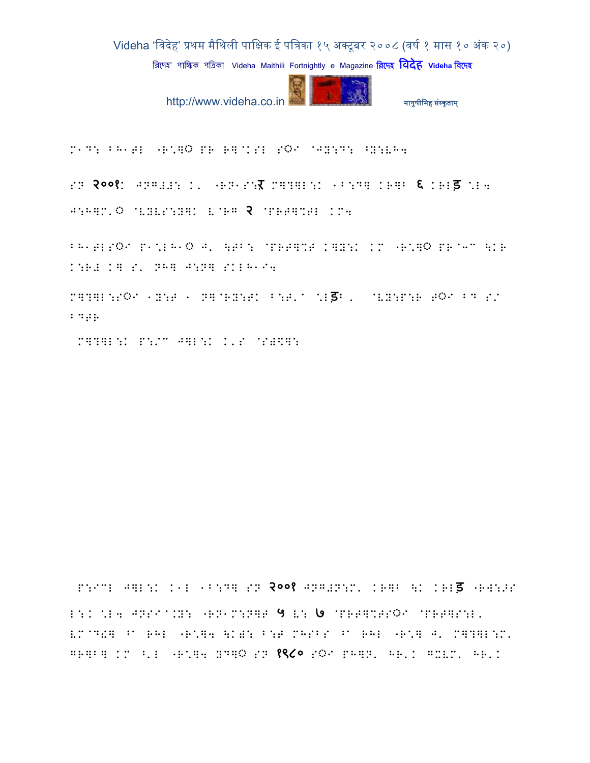M1D: BH1EL "R*]◌ PR R]^KSL SO◌I ^J]:D: ^]:LH4

SN २००१: JN=#\$: K. "RN1S:ऱ M]?]L:K 1B:D] KR]B ६ KRLड़ *L4
J:H]M.◌ ^L]LS:]]K L^R= २ ^PRR]%EL KM4

BH1ELSO◌I P1*LH1◌ J. \EB: ^PRR]%E K]]:K KM "R*]◌ PR^3" \KR
K:R# K] S. NH] J:N] SKLH1I4

M]?]L:SO◌I 1]:E 1 N]^R]:EK B:E.^ *Lड़B. ^L]:P:R TO◌I BD S/
BDER

M]?]L:K P:/" J]L:K K.S ^S#\$]:

P:I"L J]L:K K1L 1B:D] SN २००१ JN=#N:M. KR]B \K KRLड़ "R W:>S
L:K *L4 JNSI^.]: "RN1M:N]E ५ L: ७ ^PRR]%ESO◌I ^PRR]S:L.
LM^D!] ^A RHL "R*]4 \K#: B:E MHSBS ^A RHL "R*] J. M]?]L:M.
GR]B] KM ^.L "R*]4 ]D]◌ SN १९८० SO◌I PH]N. HR.K GXLM. HR.K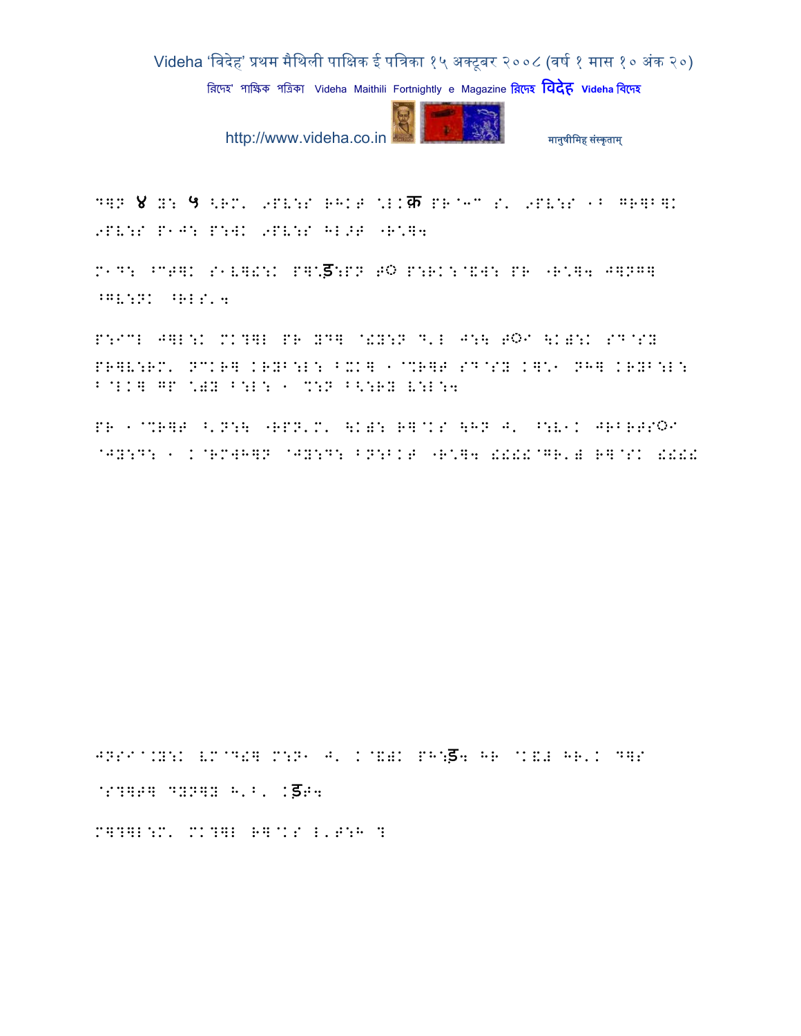D]N ४ X: ५ <RM' 9PV:S RHKT \LKक PR`3" S' 9PV:S +B GR]B]K 9PV:S P+J: P:WK 9PV:S HL>T "R\]4

M+D: ^CT]K S+V]!:K P]\ड़:PN T◌ P:RK:@VW: PR "R\]4 J]NG] ^GV:NK ^RLS'4

P:ICL J]L:K MK?]L PR YD] @!Y:N D'L J:\ T◌I \K)::K SD@SY PR]V:RM' NCKR] KRYB:L: BXK] +@%R]T SD@SY K]\+ NH] KRYB:L: B@LK] GP \)Y B:L: + %:N B<:RY V:L:4

PR +@%R]T ^'N:\ "RPN'M' \K): R]@KS \HN J' ^:V+K JRBRTS◌I @JY:D: + K@RMWH]N @JY:D: BN:BKT "R\]4 !!!!@GR') R]@SK !!!!

JNSI@.Y:K VM@D!] M:N+ J' K@&)K PH:ड़4 HR @K&# HR'K D]S

@S?]T] DYN]Y H'B' Kड़T4

M]?]L:M' MK?]L R]@KS L'T:H ?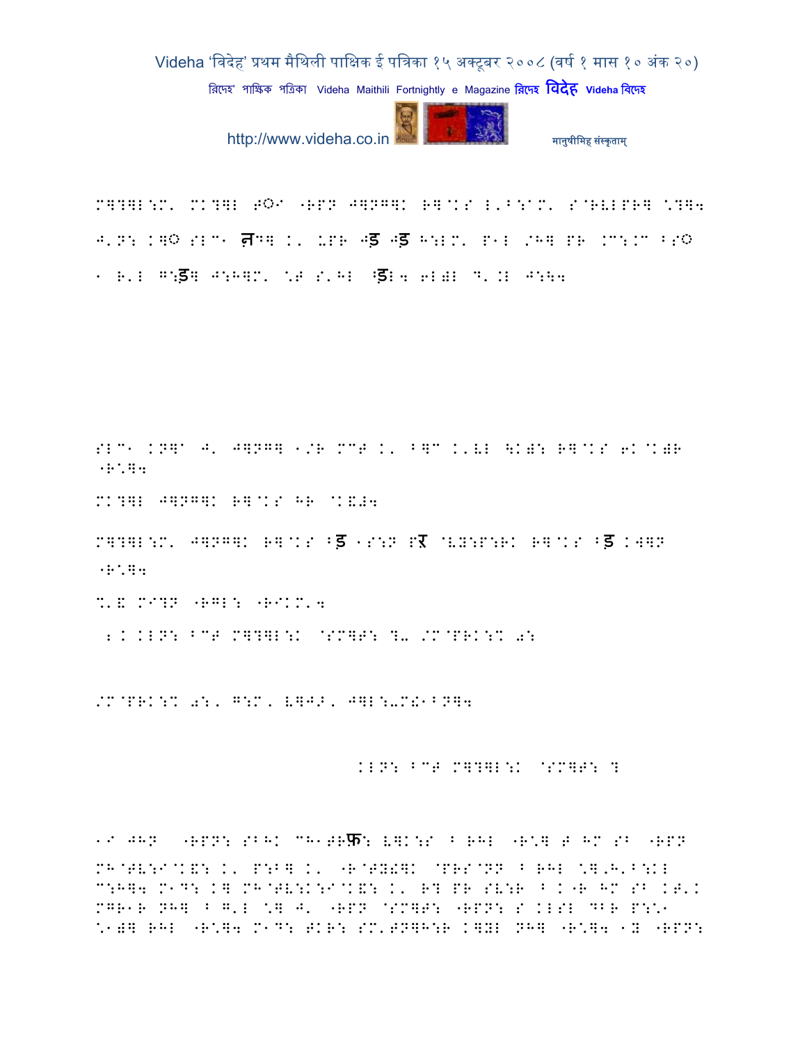M]?]L:M' MK?]L T◌ँ "RPN J]NG]K R]@KS L'B:aM' S@RVLPR] \?]4 J'N: K]◌ ेSLC◌ं नG] K' UPR Jड Jड H:LM' P1L /H] PR /C:/C BS◌ ं 1 R'L G:ड] J:H]M' \T S'HL Bड़L4 6L)L D'.L J:\4

SLC1 KN]" J' J]NG] 1/R MCT K' B]C K'VL \K): R]@KS 6K@K)R "R\*]4

MK?]L J]NG]K R]@KS HR @K&#4

M]?]L:M' J]NG]K R]@KS Bड 1S:N Pऱ @VY:P:RK R]@KS Bड KW]N "R\*]4

%'& MI?N "RGL: "RIKM'4

2 K KLN: BCT M]?]L:K @SM]T: ?- /M@PRK:% 0:

/M@PRK:% 0:, G:M, V]JN, J]L:-M!1BN]4

KLN: BCT M]?]L:K @SM]T: ?

1I JHN "RPN: SBHK CH1TRफ: V]K:S B RHL "R\*] T HM SB "RPN MH@TV:I@K&: K' P:B] K' "R@TY!]K @PRS@NN B RHL \*],H'B:KL C:H]4 M1D: K] MH@TV:K:I@K&: K' R? PR SV:R B K"R HM SB KT'K MGR1R NH] B G'L \*] J' "RPN @SM]T: "RPN: S KLSL DBR P:\*1 \*1)] RHL "R\*]4 M1D: TKR: SM'TN]H:R K]YL NH] "R\*]4 1Y "RPN: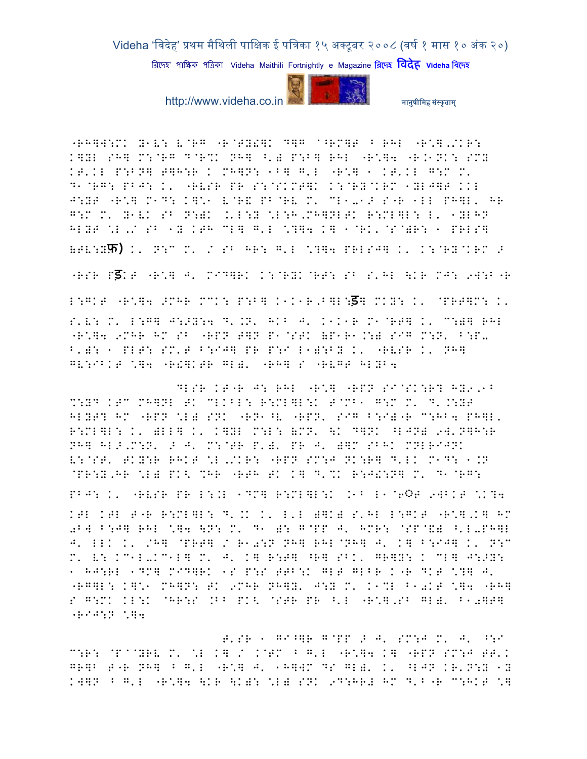"RH]W:MK Y1V: V@RG "R@TY!]K D]G @^RM]T ^ RHL "R\].KR:
K]YL SH] M:@RG D@R%K NH] ^'B P:B] RHL "R\]4 "R.1NK: SMY
KT'KL P:BN] T]H:R K MH]N: 1B] G'L "R\] 1 KT'KL G:M M'
D1@RG: PBJ: K' "RVSR PR S:@SKMT]K K:@RY@KRM 1YLJ]T KKL
J:YT "R\] M1D: K]\1 V@R& PB@RV M' MV1-1> S"R 1LL PH]L' HR
G:M M' Y1VK SB N:)K .'L:Y \L:H.MH]NLTK R:MLL]: L' 1YLHN
HLYT \L'/ SB 1Y KTH ML] G'L \?]4 K] 1@RK'@S@)R: 1 PRLS]
(TV:Yफ) K' N:C M' / SB HR: G'L \?]4 PRLSJ] K' K:@RY@KRM >
"RSR Pड़KT "R\] J' MID]RK K:@RYK@RT: SB S'HL \KR MJ: 9W:B"R
L:GKT "R\]4 >MHR MCK: P:B] K1K1R,B]L:ड़] MKY: K' @PRT]M: K'
S'V: M' L:G] J:>Y:4 D'.N' HKB J' K1K1R M1@RT] K' C:)] RHL
"R\]4 9MHR HM SB "RPN T]N P1@STK (P1R1.:) SIG M:N' B:P-
B')R: 1 PLT: SM'T B:IJ] PR P:I L1):BY K' "RVSR K' NH]
GV:IBKT \]4 "R!]KTR GL)' "RH] S "RVGT HLYB4

DLSR KT"R J: RHL "R\] "RPN SI@SK:R? HY9,1B
%:YD KTC MH]NL TK CLKBL: R:MLL]:K T@MB1 G:M M' D'.:YT
HLYT? HM "RPN \L) SNK "RN1^V "RPN' SIG B:I)"R C:HB4 PH]L'
R:MLL]: K' )LL] K' K]YL M:L: (MN' \K D]NK ^LJN) 9W'N]H:R
NH] HL>.M:N' > J' M:@TR P')' PR J' )]M SBHK MNLRIJNK
V:@ST' TKY:R RHKT \L'/KR: "RPN SM:J NK:R] D'LK M1D: 1.N
@PR:Y,HR \L) PK< %HR "RTH TK K] D'%K R:J!:N] M' D1@RG:
PBJ: K' "RVSR PR L:.L 1DM] R:MLL]:K .1B L1@6Oट 9WBKT \K?4
KTL KTL T"R R:MLL]: D'.K K' L'L )]K) S'HL L:GKT "R\].K] HM
0BW B:J] RHL \]4 \N: M' D1 ): G@PP J' HMR: @SP@&) ^'L-PH]L
J' LLK K' /H] @PRT] / R10:N NH] RHL@NH] J' K] B:IJ] K' N:C
M' V: KC1L-KC1L] M' J' K] R:T] ^R] SBK' GR]Y: K ML] J:>Y:
1 HJ:RL 1DM] MID]RK 1S P:S TTB:K GLT GLBR K"R DKT \?] J'
"RG]L: K]\1 MH]N: TK 9MHR NH]Y' J:Y M' K1%L B10KT \]4 "RH]
S G:MK KL:K @HR:S .BB PK< @STR PR ^'L "R\],SB GL)' B10]T]
"RIJ:N \]4

T'SR 1 GI^]R G@PP > J' SM:J M' J' ^:I
C:R: @P@@YRV M' \L K] / K@TM ^ G'L "R\]4 K] "RPN SM:J TT'K
GR]B T"R NH] ^ G'L "R\] J' 1H]WM DS GL)' K' ^LJN KR'N:Y 1Y
KW]N ^ G'L "R\]4 \KR \K): \L) SNK 9D:HR# HM D'B"R C:HKT \]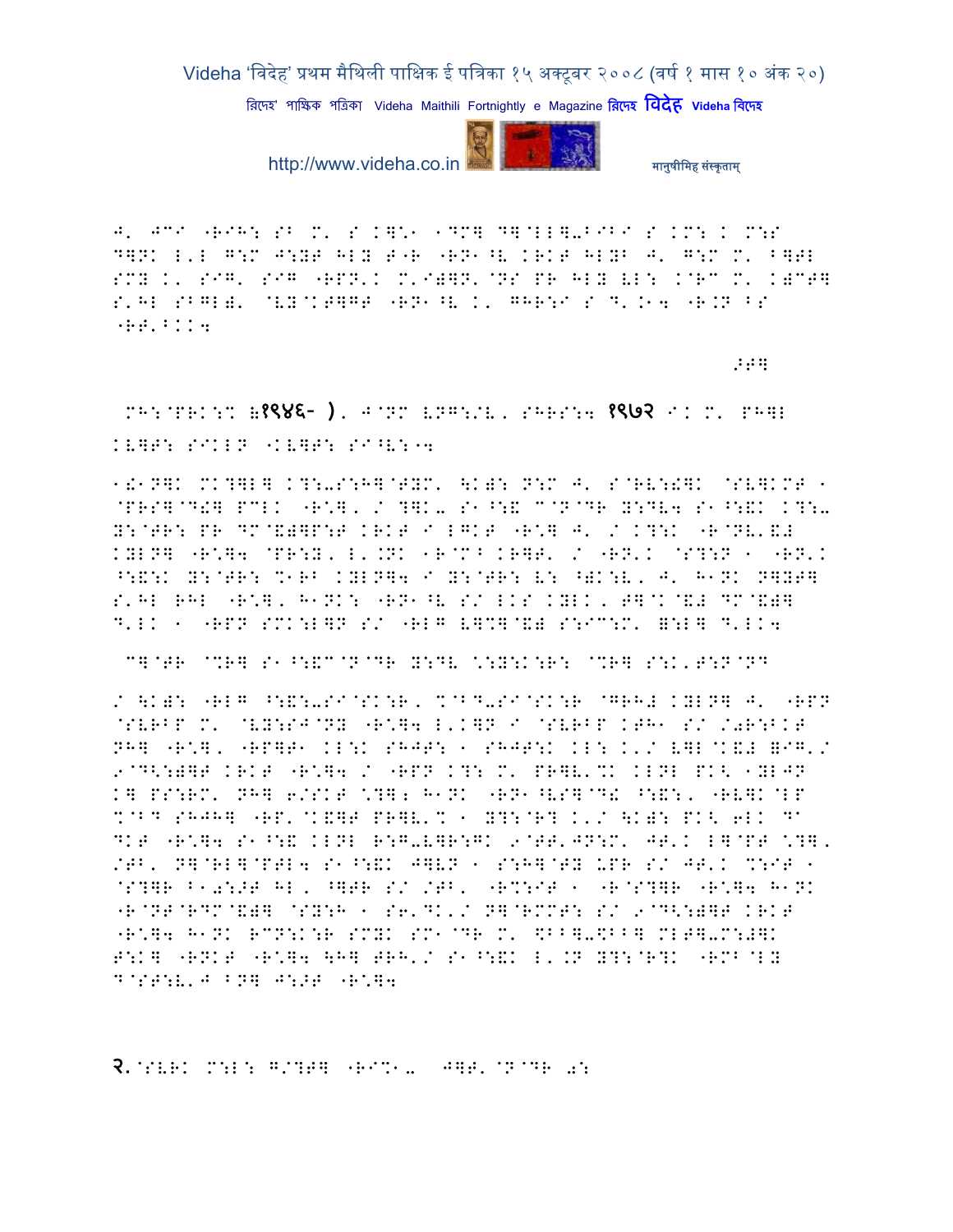J' JC1 "RIH: SB M' S K]:1 1DM] D]@LL]-BIBI S KM: K M:S D]NK L'L G:M J:YT HLY T"R "RN1^V KRKT HLYB J' G:M M' B]TL SMY K' SIG' SIG "RPN'K M'I)]N'@NS PR HLY VL: K@RC M' K)CT] S'HL SBGL)' @VY@KT]GT "RN1^V K' GHR:I S D'.14 "R.N BS "RT'BKK4

:T]

MH:@PRK:% (१९४६- ), J@NM VNG:/V, SHRS:4 १९७२ I K M' PH]L KV]T: SIKLN "KV]T: SI^V:54

1!1N]K MK?]L] K?:-S:H]@TYM' \K): N:M J' S@RV:!]K @SV]KMT 1 @PRS]@D!] PCLK "R\*]' / ?]K- S1^:! C@N@DR Y:DV4 S1^:!K K?:- Y:@TR: PR DM@&)]P:T KRKT I LGKT "R\*] J' / K?:K "R@NV'&# KYLN] "R\*]4 @PR:Y' L'.NK 1R@M^ KR]T' / "RN'K @S?:N 1 "RN'K ^:&:K Y:@TR: %1RB KYLN]4 I Y:@TR: V: ^)K:V' J' H1NK N]YT] S'HL RHL "R\*]' H1NK: "RN1^V S/ LKS KYLK' T]@K@&# DM@&)] D'LK 1 "RPN SMK:L]N S/ "RLG V]%]@&) S:IC:M' =:L] D'LK4

C]@TR @%R] S1^:&C@N@DR Y:DV \*:Y:K:R: @%R] S:K'T:N@ND

/ \K): "RLG ^:&:-SI@SK:R' %@BD-SI@SK:R @GRH# KYLN] J' "RPN @SVRBP M' @VY:SJ@NY "R\*]4 L'K]N I @SVRBP KTH1 S/ /0R:BKT NH] "R\*]' "RP]T1 KL:K SHJT: 1 SHJT:K KL: K'/ V]L@K&# =IG'/ 9@D<:)]T KRKT "R\*]4 / "RPN K?: M' PR]V'%K KLNL PK< 1YLJN K] PS:RM' NH] 6/SKT \*?]; H1NK "RN1^VS]@D! ^:&:' "RV]K@LP %@BD SHJH] "RP'@K&]T PR]V'% 1 Y?:@R? K'/ \K): PK< 6LK D^ DKT "R\*]4 S1^:! KLNL R:G-V]R:GK 9@TT'JN:M' JT'K L]@PT \*?]' /TB' N]@RL]@PTL4 S1^:!K J]VN 1 S:H]@TY UPR S/ JT'K %:IT 1 @S?]R B10:>T HL' ^]TR S/ /TB' "R%:IT 1 "R@S?]R "R\*]4 H1NK "R@NT@RDM@&)] @SY:H 1 S6'DK'/ N]@RMMT: S/ 9@D<:)]T KRKT "R\*]4 H1NK RCN:K:R SMYK SM1@DR M' \$BB]-\$BB] MLT]-M:#]K T:K] "RNKT "R\*]4 \H] TRH'/ S1^:!K L'.N Y?:@R?K "RMB@LY D@ST:V'J BN] J:>T "R\*]4

२.@SVRK M:L: G/?T] "RI%1- J]T'@N@DR 0: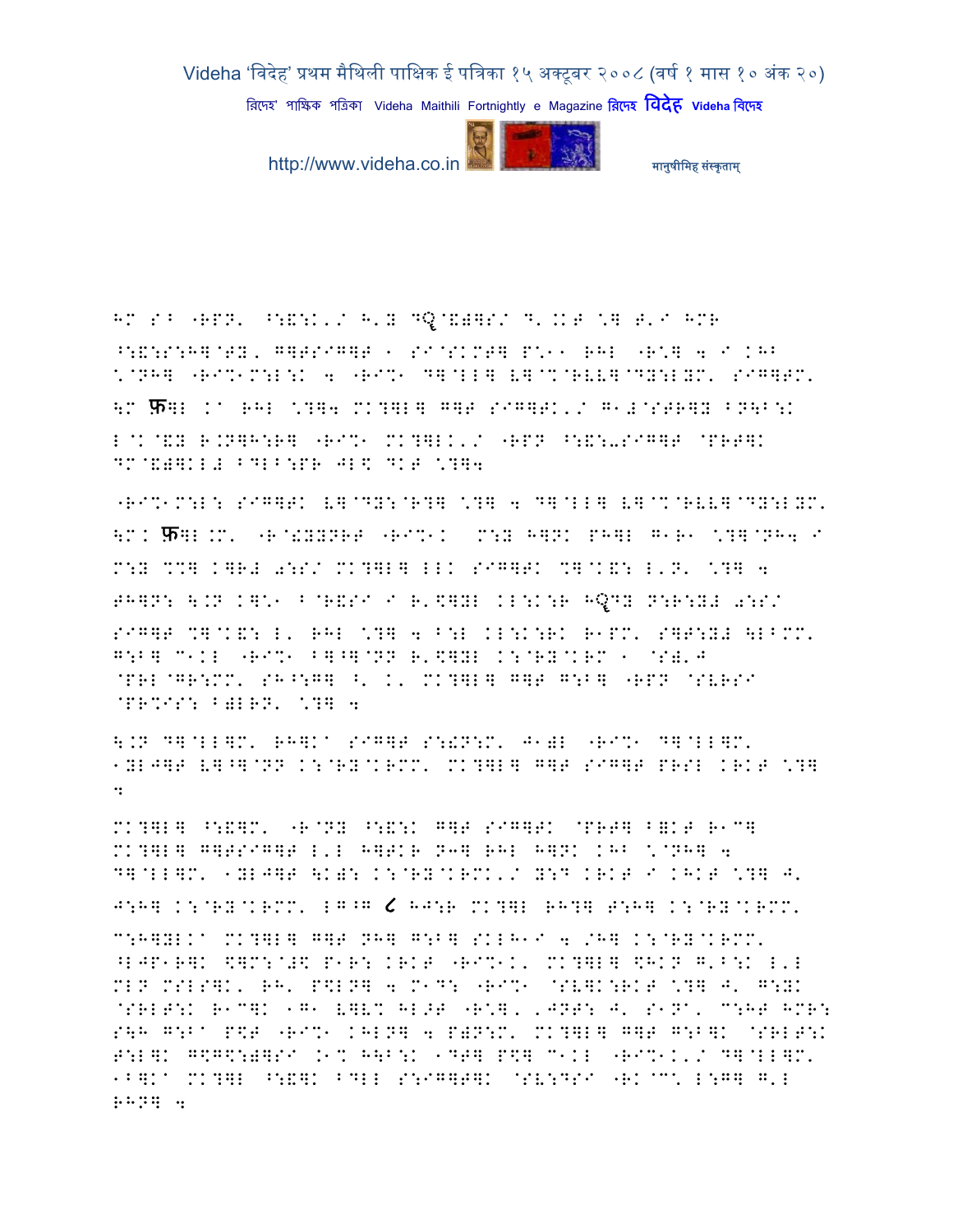HM S^ "RPN' ^:&:K'/ H'Y DQ@&)]S/ D'.KT \*] T'I HMR ^:&:S:H]@TY, G]TSIG]T 1 SI@SKMT] P\*11 RHL "R\*] 4 I KHB \*@NH] "RI%1M:L:K 4 "RI%1 D]@LL] V]@%@RVV]@DY:LYM' SIG]TM' \M फ]L K" RHL \*]]4 MK?]L] G]T SIG]TK'/ G1#@STR]Y BN\B:K L@K@&Y R.N]H:R] "RI%1 MK?]LK'/ "RPN ^:&:-SIG]T @PRT]K DM@&)]KL# BDLB:PR JL$ DKT \*]]4

"RI%1M:L: SIG]TK V]@DY:@R?] \*?] 4 D]@LL] V]@%@RVV]@DY:LYM' \M. फ]L.M' "R@!YYNRT "RI%1K M:Y H]NK PH]L G1R1 \*?]@NH4 I M:Y %%] K]R# a:S/ MK?]L] LLK SIG]TK %]@K&: L'N' \*?] 4 TH]N: \.N K]\*1 B@R&SI I R'\$]YL KL:K:R HQDY N:R:Y# a:S/ SIG]T %]@K&: L' RHL \*?] 4 B:L KL:K:RK R1PM' S]T:Y# \LBMM' G:B] C1KL "RI%1 B]^]@NN R'\$]YL K:@RY@KRM 1 @S)'J @PRL@GR:MM' SH^:G] ^' K' MK?]L] G]T G:B] "RPN @SVRSI @PR%IS: B)LRN' \*?] 4

\.N D]@LL]M' RH]K" SIG]T S:!N:M' J1)L "RI%1 D]@LL]M' 1YLJ]T V]^]@NN K:@RY@KRMM' MK?]L] G]T SIG]T PRSL KRKT \*?] 4

MK?]L] ^:&]M' "R@NY ^:&:K G]T SIG]TK @PRT] B=KT R1C] MK?]L] G]TSIG]T L'L H]TKR N3] RHL H]NK KHB \*@NH] 4 D]@LL]M' 1YLJ]T \K): K:@RY@KRMK'/ Y:D KRKT I KHKT \*?] J' J:H] K:@RY@KRMM' LG^G ८ HJ:R MK?]L RH?] T:H] K:@RY@KRMM' C:H]YLK" MK?]L] G]T NH] G:B] SKLH1I 4 /H] K:@RY@KRMM' ^LJP1R]K \$]M:@#\$ P1R: KRKT "RI%1K' MK?]L] \$HKN G'B:K L'L MLN MSLS]K' RH' P\$LN] 4 M1D: "RI%1 @SV]K:RKT \*?] J' G:YK @SRLT:K R1C]K 1G1 V]V% HL>T "R\*], 'JNT: J' S1N", C:HT HMR: S\H G:B" P\$T "RI%1 KHLN] 4 P)N:M' MK?]L] G]T G:B]K @SRLT:K T:L]K G\$G\$:)]SI .1% H\B:K 1DT] P\$] C1KL "RI%1K'/ D]@LL]M' 1B]K" MK?]L ^:&]K BDLL S:IG]T]K @SV:DSI "RK@C\ L:G] G'L RHN] 4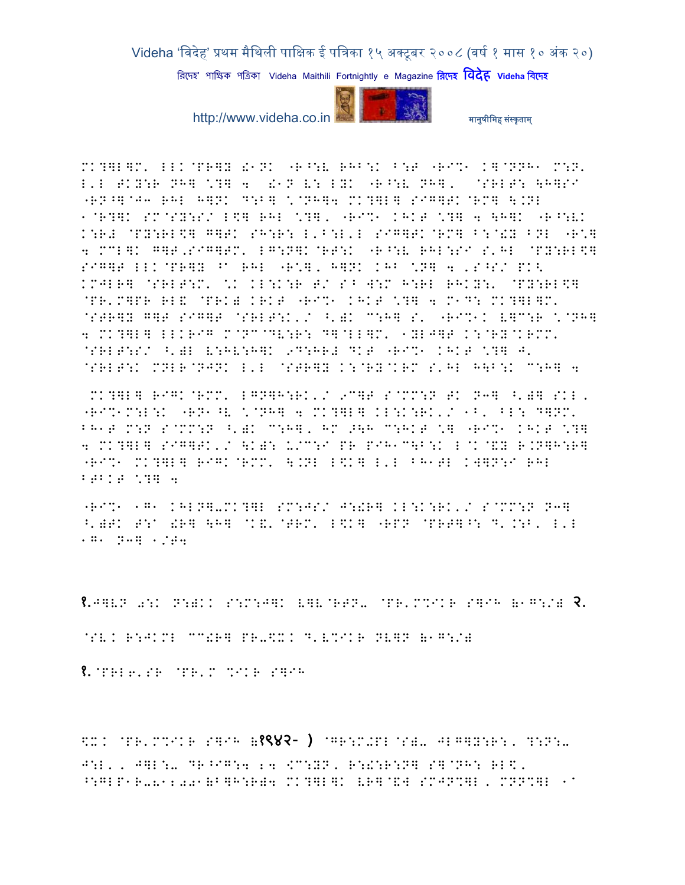MK?]L]M' LLK@PR]Y !1NK "R^:V RHB:K B:T "RI%1 K]@NNH1 M:N'
L'L TKY:R NH] \?] 4 !1N V: LYK "R^:V NH], @SRLT: \H]SI
"RN^]@J3 RHL H]NK D:B] \@NH]4 MK?]L] SIG]TK@RM] \.NL
1@R?]K SM@SY:S/ L$] RHL \?], "RI%1 KHKT \?] 4 \H]K "R^:VK
K:R# @PY:RL$] G]TK SH:R: L'B:L'L SIG]TK@RM] B:@!Y BNL "R*]
4 MCL]K G]T,SIG]TM' LG:N]K@RT:K "R^:V RHL:SI S'HL @PY:RL$]
SIG]T LLK@PR]Y ^a RHL "R*], H]NK KHB \N] 4 ,S^S/ PK<
KMJLR] @SRLT:M' \K KL:K:R T/ S^ W:M H:RL RHKY:' @PY:RL$]
@PR'M]PR RL& @PRK) KRKT "RI%1 KHKT \?] 4 M1D: MK?]L]M'
@STR]Y G]T SIG]T @SRLT:K'/ ^')K C:H] S' "RI%1K V]C:R \@NH]
4 MK?]L] LLKRIG M@NC@DV:R: D]@LL]M' 1YLJ]T K:@RY@KRMM'
@SRLT:S/ ^')L V:HV:H]K 9D:HR# DKT "RI%1 KHKT \?] J'
@SRLT:K MNLR@NJNK L'L @STR]Y K:@RY@KRM S'HL H\B:K C:H] 4

MK?]L] RIGK@RMM' LGN]H:RK'/ 9C]T S@MM:N TK N3] ^')] SKL,
"RI%1M:L:K "RN1^V \@NH] 4 MK?]L] KL:K:RK'/ 1B' BL: D]NM'
BH1T M:N S@MM:N ^')K C:H], HM >\H C:HKT \] "RI%1 KHKT \?]
4 MK?]L] SIG]TK'/ \K): U/C:I PR PIH1C\B:K L@K@&Y R.N]H:R]
"RI%1 MK?]L] RIGK@RMM' \.NL L$K] L'L BH1TL KW]N:I RHL
BTBKT \?] 4

"RI%1 1G1 KHLN]-MK?]L SM:JS/ J:!R] KL:K:RK'/ S@MM:N N3]
^')TK T:a !R] \H] @K&'@TRM' L$K] "RPN @PRT]^: D'.:B', L'L
1G1 N3] 1/T4

**१.**J]VN 0:K N:)KK S:M:J]K V]V@RTN- @PR'M%IKR S]IH (1G:/) **२.**

@SV K R:JKML CC!R] PR-$X K D'V%IKR NV]N (1G:/)

**१.**@PRL6'SR @PR'M %IKR S]IH

$X K @PR'M%IKR S]IH (**१९४२- )** @GR:M#PL@S)- JLG]Y:R:, ?:N:-
J:L', J]L:- DR^IG:4 24 <C:YN, R:!:R:N] S]@NH: RL$,
^:GLP1R-0120001(B]H:R)4 MK?]L]K VR]@&4 SMJN%]L, MNN%]L 1^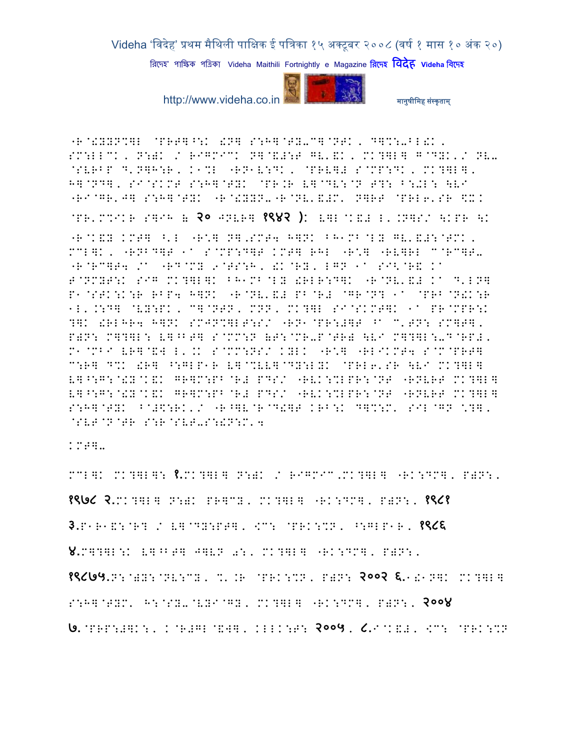"R@!YYN%]L @PRT]^:K !N] S:H]@TY-C]@NTK, D]%:-BL!K,
SM:LLCK, N:)K / RIGMICK N]@&#:T GV'&K, MK?]L] G@DYK'/ NV-
@SVRBP D'N]H:R, K1%L "RN1V:DK, @PRV]# S@MP:DK, MK?]L],
H]@ND], SI@SKMT S:H]@TYK @PR.R V]@DV:@N T?: ^:-L: \VI
"RI@GR'J] S:H]@TYK "R@!YYN-"R@NV'&#M' N]RT @PRL6'SR \$X.K

@PR'M%IKR S]IH ( **२०** JNVR] **१९४२** ): V]L@K&# L'.N]S/ \KPR \K

"R@K&Y KMT] ^'L "R\*] N]'SMT4 H]NK BH1MB@LY GV'&#:@TMK,
MCL]K, "RNBD]T 1A S@MP:D]T KMT] RHL "R\*] "RV]RL C@RC]T-
"R@RC]T4 /A "RD@MY 9@TS:H, !K@RY, LGN 1A SI<@R& KA
T@NMYT:K SIG MK?]L]K BH1MB@LY !RLR:D]K "R@NV'&# KA D'LN]
P1@STK:K:R RBP4 H]NK "R@NV'&# PB@R# @GR@N? 1A @PRB@N!K:R
1L'.:D] @VY:PK, C]@NTN, MNN, MK?]L SI@SKMT]K 1A PR@MPR:K
?]K !RLHR4 H]NK SMJN%]LT:S/ "RN1@PR:#]T ^A C'TN: SM]T],
P)N: M]?]L: V]^T] S@MM:N (T:@MR-P@TR) \VI M]?]L:-D@RP#,
M1@MBI VR]@&] L'.K S@MM:NS/ KYLK "R\*] "RLIKMT4 S@M@PRT]
C:R] D%K !R] ^:GLP1R V]@%VV]@DY:LYK @PRL6'SR \VI MK?]L]
V]^:G:@!Y@K&K GR]M:PB@R# PDS/ "RVK:%LPR:@NT "RNVRT MK?]L]
V]^:G:@!Y@K&K GR]M:PB@R# PDS/ "RVK:%LPR:@NT "RNVRT MK?]L]
S:H]@TYK BA#\$:RK'/ "R^]V@R@D!]T KRB:K D]%:M' SIL@GN \*?],
@SVT@N@TR S:R@SVT-S:!N:M'4

KMT]-

MCL]K MK?]L]: **१.**MK?]L] N:)K / RIGMIC,MK?]L] "RK:DM], P)N:,
**१९७८ २.**MK?]L] N:)K PR]CY, MK?]L] "RK:DM], P)N:, **१९८१**

**३.**P1R1&:@R? / V]@DY:PT], <C: @PRK:%N, ^:GLP1R, **१९८६**

**४.**M]?]L:K V]^T] J]VN 0:, MK?]L] "RK:DM], P)N:,

**१९८७५.**N:@)Y:@NV:CY, %'.R @PRK:%N, P)N: **२००२ ६.**1!1N]K MK?]L]

S:H]@TYM' H:@SY-@VYI@GY, MK?]L] "RK:DM], P)N:, **२००४**

**७.**@PRP:#]K:, K@R#GL@&W], KLLK:T: **२००५**, **८.**I@K&#, <C: @PRK:%N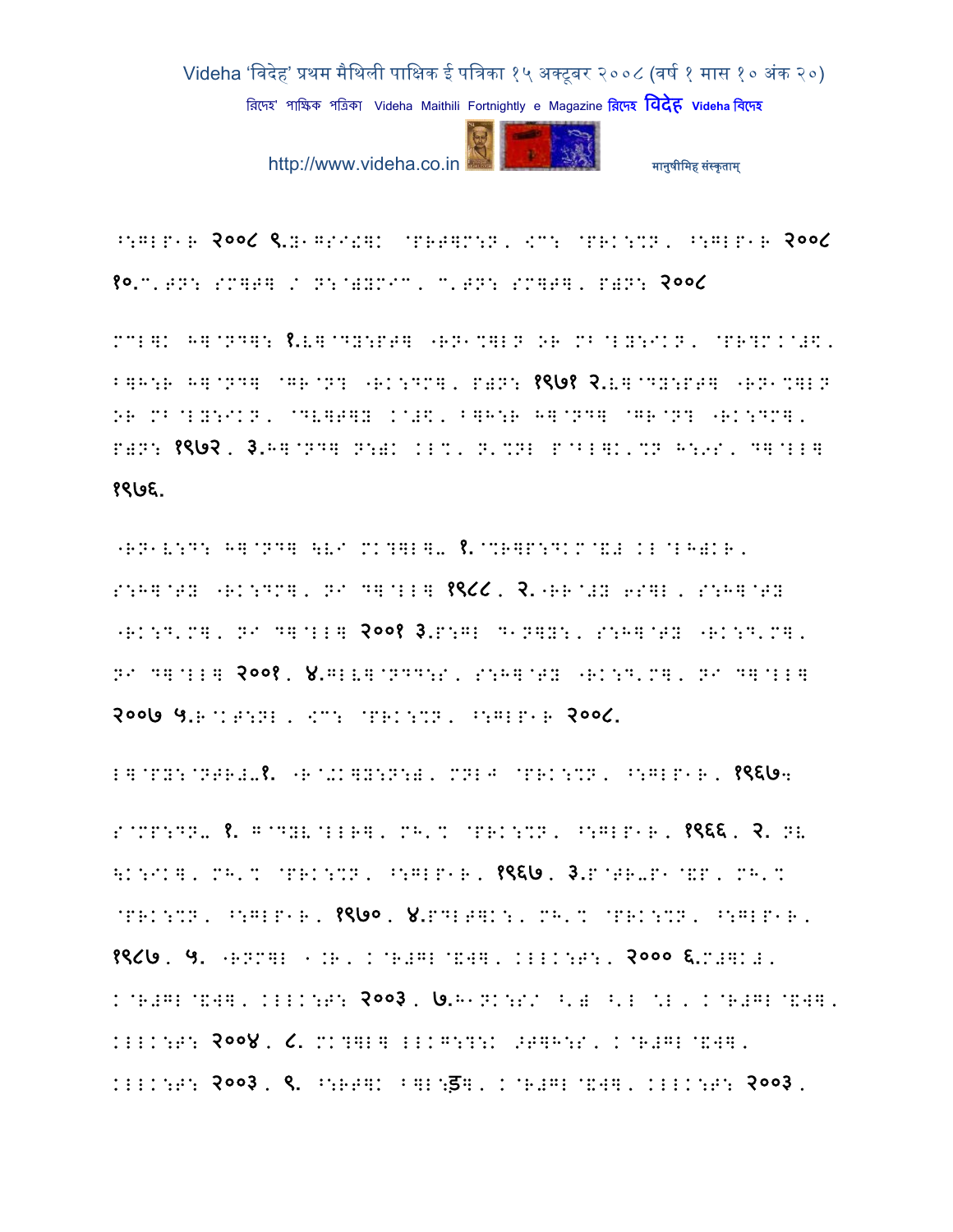^:GLP1R २००८ ९.Y1GSI!GK @PRT]M:N, <C: @PRK:%N, ^:GLP1R २००८
१०.C.TN: SM]T] / N:@)YMIC, C.TN: SM]T], P)N: २००८

MCL]K H]@ND]: १.V]@DY:PT] "RN1%]LN OR MB@LY:IKN, @PR?M.@#\, B]H:R H]@ND] @GR@N? "RK:DM], P)N: १९७१ २.V]@DY:PT] "RN1%]LN OR MB@LY:IKN, @DV]T]Y K@#\, B]H:R H]@ND] @GR@N? "RK:DM], P)N: १९७२. ३.H]@ND] N:)K KL%, N.%NL P@BL]K.%N H:9S, D]@LL] १९७६.

"RN1V:D: H]@ND] \VI MK?]L].- १.@%R]P:DKM@&# KL@LH)KR, S:H]@TY "RK:DM], NI D]@LL] १९८८. २."RR@#Y 6S]L, S:H]@TY "RK:D.M], NI D]@LL] २००१ ३.P:GL D1N]Y:, S:H]@TY "RK:D.M], NI D]@LL] २००१. ४.GLV]@NDD:S, S:H]@TY "RK:D.M], NI D]@LL] २००७ ५.R@KT:NL, <C: @PRK:%N, ^:GLP1R २००८.

L]@PY:@NTR#-१. "R@+K]Y:N:), MNLJ @PRK:%N, ^:GLP1R, १९६७-

S@MP:DN- १. G@DYV@LLR], MH.% @PRK:%N, ^:GLP1R, १९६६. २. NV \K:IK], MH.% @PRK:%N, ^:GLP1R, १९६७. ३.P@TR-P1@&P, MH.% @PRK:%N, ^:GLP1R, १९७०. ४.PDLT]K:, MH.% @PRK:%N, ^:GLP1R, १९८७. ५. "RNM]L 1.R, K@R#GL@&W], KLLK:T:, २००० ६.M#]K#, K@R#GL@&W], KLLK:T: २००३. ७.H1NK:S/ ^.) ^.L \L, K@R#GL@&W], KLLK:T: २००४. ८. MK?]L] LLKG:?:K >T]H:S, K@R#GL@&W], KLLK:T: २००३. ९. ^:RT]K B]L:ड], K@R#GL@&W], KLLK:T: २००३.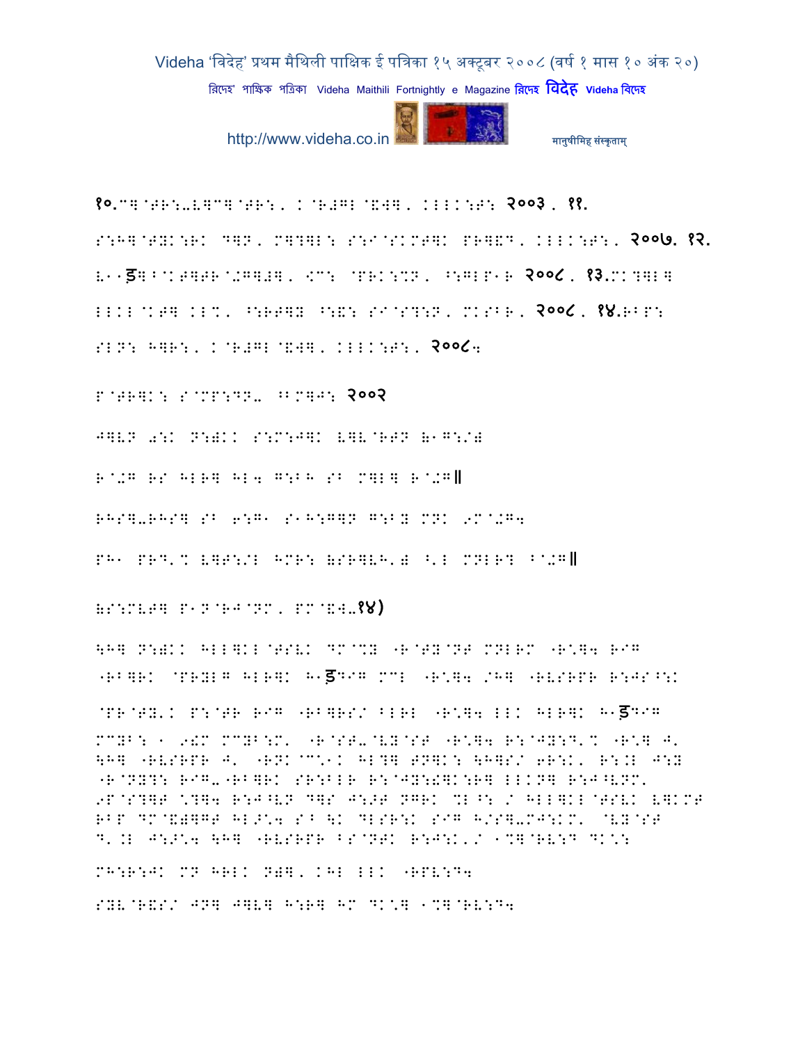१०.C]@TR:-V]C]@TR:, K@R#GL@&W], KLLK:T: २००३. ११. S:H]@TYK:RK D]N, M]?]L: S:I@SKMT]K PR]&D, KLLK:T:, २००७. १२. V\\ड]^@KT]TR@+G]#], KC: @PRK:%N, ^:GLP\R २००८. १३.MK?]L] LLKL@KT] KL%, ^:RT]Y ^:&: SI@S?:N, MKSBR, २००८. १४.RBP: SLN: H]R:, K@R#GL@&W], KLLK:T:, २००८।

P@TR]K: S@MP:DN- ^BM]J: २००२

J]VN a:K N:)KK S:M:J]K V]V@RTN B\G:/)

R@+G RS HLR] HL4 G:BH SB M]L] R@+G॥

RHS]-RHS] SB 6:G\ S\H:G]N G:B Y MNK 9M@+G4

PH\ PRD'% V]T:/L HMR: (SR]VH') ^'L MNLR? B@+G॥

(S:MVT] P\N@RJ@NM, PM@&W-१४)

\H] N:)KK HLL]KL@TSVK DM@%Y -R@TY@NT MNLRM -R*]4 RIG -RB]RK @PRYLG HLR]K H\डDIG MCL -R*]4 /H] -RVSRPR R:JS^:K @PR@TY'K P:@TR RIG -RB]RS/ BLRL -R*]4 LLK HLR]K H\डDIG MCYB: \ 9!M MCYB:M' -R@ST-@VY@ST -R*]4 R:@JY:D'% -R*] J' \H] -RVSRPR J' -RNK@C%\K HL?] TN]K: \H]S/ 6R:K' R:.L J:Y -R@NY?: RIG-"-RB]RK SR:BLR R:@JY:!]K:R] LLKN] R:J^VNM' 9P@S?]T *?]4 R:J^VN D]S J:>T NGRK %L^: / HLL]KL@TSVK V]KMT RBP DM@&)]GT HL>*4 SB \K DLSR:K SIG H/S]-MJ:KM' @VY@ST D'.L J:>*4 \H] -RVSRPR BS@NTK R:J:K'/ \%]@RV:D DK*:

MH:R:JK MN HRLK N)], KHL LLK -RPV:D4

SYV@R&S/ JN] J]V] H:R] HM DK*] \%]@RV:D4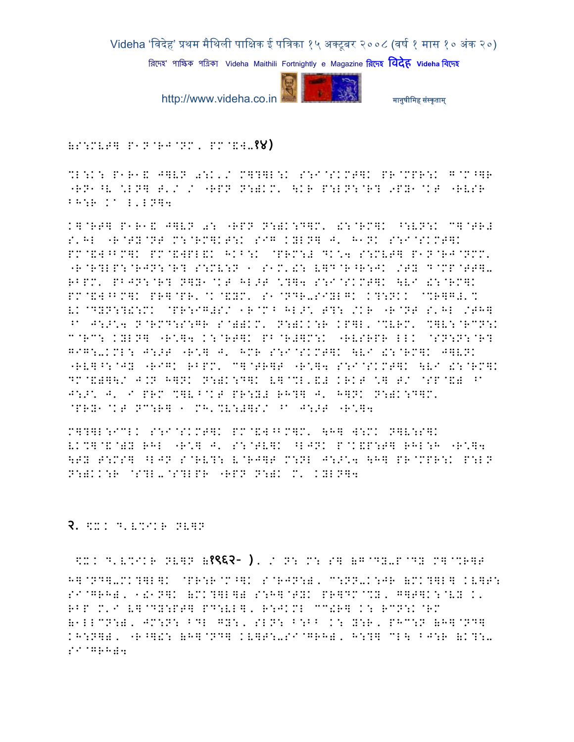(S:MVT] P1N@RJ@NM, PM@&W-१४)

%E:K: P1R1& J]VN 0:K'/ M]?]E:K S:I@SKMT]K PR@MPR:K G@M^]R "RN1^V \EN] T'/ / "RPN N:)KM' \KR P:EN:@R? 9PY1@KT "RVSR BH:R K1 E'EN]4

K]@RT] P1R1& J]VN 0: "RPN N:)K:D]M' £:@RM]K ^:VN:K C]@TR# S'HE "R@TY@NT M:@RM]KT:K SIG KYEN] J' H1NK S:I@SKMT]K PM@&W^BM]K PM@&WPE&K HKB:K @PRM:# DK\4 S:MVT] P1N@RJ@NMM' "R@R?EP:@RJN:@R? S:MV:N 1 S1M'£: V]D@R^R:JK /TY D@MP@TT]- RBPM' PBJN:@R? N]Y1@KT HE>T \?]4 S:I@SKMT]K \VI £:@RM]K PM@&W^BM]K PR]@PR'@K@&YM' S1@NDR-SIYEGK K?:NKK @%R]G#'% VK@DYN:?£:MK @PR:IG#S/ 1R@M^ HE>\ T?: /KR "R@NT S'HE /TH] ^A J:>\4 N@RMD:S:GR S@))KM' N:)KK:R KP]E'@%VRM' %]V:@RCN:K C@RC: KYEN] "R\]4 K:@RT]K PB@R#]M:K "RVSRPR EEK @SN:N:@R? GIG:-KME: J:>T "R\] J' HMR S:I@SKMT]K \VI £:@RM]K J]VNK "RV]^:@JY "RIGK RBPM' C]@TR]T "R\]4 S:I@SKMT]K \VI £:@RM]K DM@&)]\/ J.N H]NK N:)K:D]K V]@%E'&# KRKT \] T/ @SP@&) ^A J:>\ J' I PRM %]V^@KT PR:Y# RH?] J' H]NK N:)K:D]M' @PRY1@KT NC:R] 1 MH'%V:#]S/ ^A J:>T "R\]4

M]?]E:ICEK S:I@SKMT]K PM@&W^BM]M' \H] W:MK N]V:S]K VK%]@&@)Y RHE "R\] J' S:@TV]K ^EJNK P@K&P:T] RHE:H "R\]4 \TY T:MS] ^EJN S@RV?: V@RJ]T M:NE J:>\4 \H] PR@MPR:K P:EN N:)KK:R @S?E-@S?EPR "RPN N:)K M' KYEN]4

## २. \$XK D'V%IKR NV]N

\$XK D'V%IKR NV]N (१९६२- ), / N: M: S] (G@DY-P@DY M]@%R]T H]@ND]-MK?]E]K @PR:R@M^]K S@RJN:), C:NN-K:JR (MK?]E] KV]T: SI@GRH), 1£1N]K (MK?]E]) S:H]@TYK PR]DM@%Y, G]T]K:@VY K' RBP M'I V]@DY:PT] PD:VE], R:JKME CC£R] K: RCN:K@RM (1EECN:), JM:N: BDE GY:, SEN: B:BB K: Y:R, PHC:N (H]@ND] KH:N]), "R^]£: (H]@ND] KV]T:-SI@GRH), H:?] CE\ BJ:R (K?:-SI@GRH)4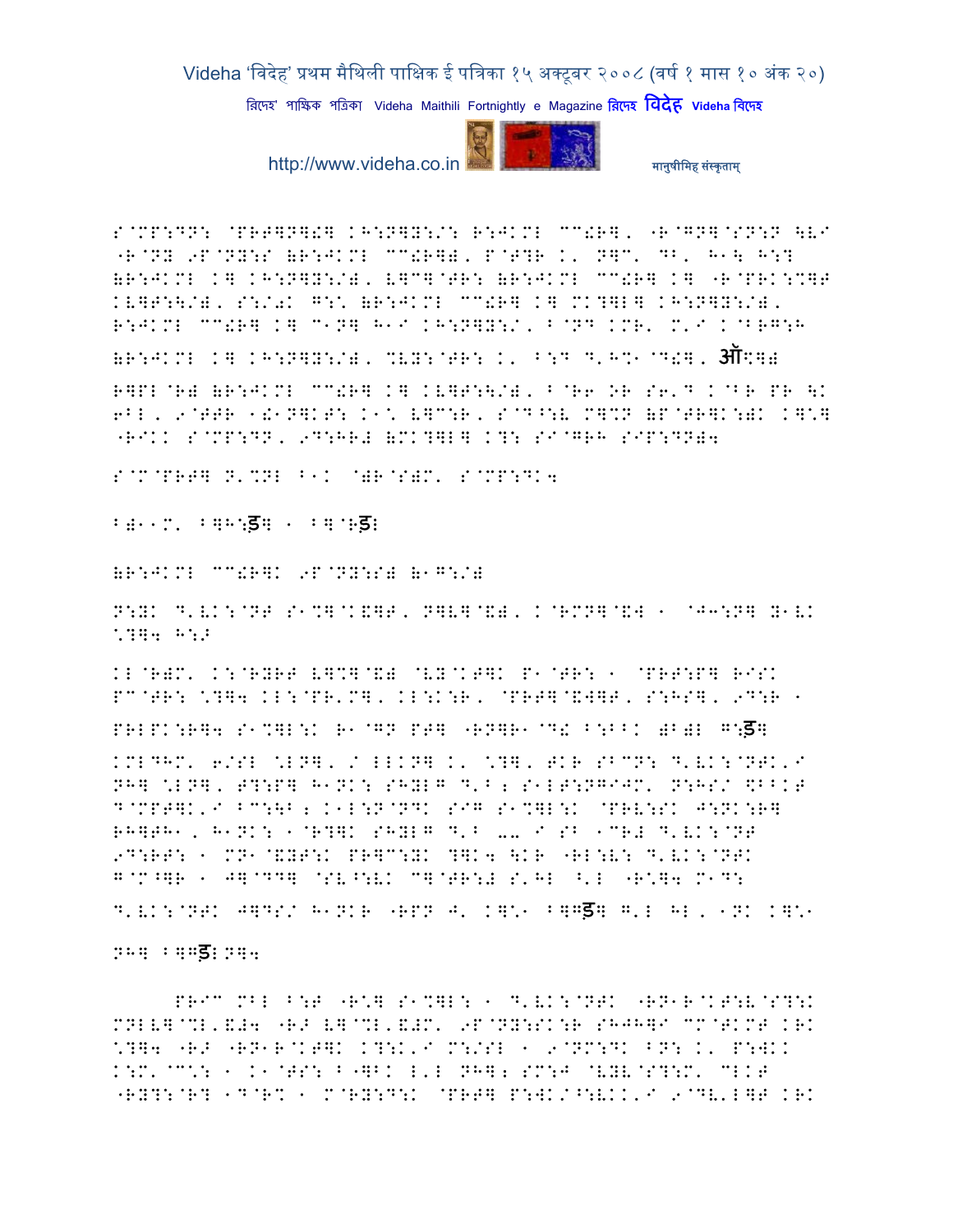S@MP:DN: @PRT]N]!] KH:N]Y:/: R:JKML CC!R], "R@GN]@SN:N \VI
"R@NY 9P@NY:S (R:JKML CC!R]), P@T?R K' N]C' DB' H1\ H:?
(R:JKML K] KH:N]Y:/), V]C]@TR: (R:JKML CC!R] K] "R@PRK:%]T
KV]T:\/), S:/( G:' (R:JKML CC!R] K] MK?]L] KH:N]Y:/),
R:JKML CC!R] K] C1N] H1I KH:N]Y:/, B@ND KMR' M'I K@BRG:H
(R:JKML K] KH:N]Y:/), %VY:@TR: K' B:D D'H%1@D!], ऑK](
R]PL@R) (R:JKML CC!R] K] KV]T:\/), B@R6 OR S6'D K@BR PR \K
6BL, 9@TTR 1!1N]KT: K1' V]C:R, S@D^:V M]%N (P@TR]K:)K K]']
"RIKK S@MP:DN, 9D:HR# (MK?]L] K?: SI@GRH SIP:DN)4

S@M@PRT] N'%NL B1K @)R@S)M' S@MP:DK4

B)11M' B]H:ड] 1 B]@Rड़

(R:JKML CC!R]K 9P@NY:S) (1G:/)

N:YK D'VK:@NT S1%]@K&]T, N]V]@&), K@RMN]@&W 1 @J3:N] Y1VK
\?]4 H:>

KL@R)M' K:@RYRT V]%]@&) @VY@KT]K P1@TR: 1 @PRT:P] RISK
PC@TR: \?]4 KL:@PR'M], KL:K:R, @PRT]@&W]T, S:HS], 9D:R 1

PRLPK:R]4 S1%]L:K R1@GN PT] "RN]R1@D! B:BBK )B)L G:ड]

KMLDHM' 6/SL \LN], / LLKN] K' \?], TKR SBCN: D'VK:@NTK'I
NH] \LN], T?:P] H1NK: SHYLG D'B; S1LT:NGIJM' N:HS/ $BBKT
D@MPT]K'I BC:\B; K1L:N@NDK SIG S1%]L:K @PRV:SK J:NK:R]
RH]TH1, H1NK: 1@R?]K SHYLG D'B -- I SB 1CR# D'VK:@NT
9D:RT: 1 MN1@&YT:K PR]C:YK ?]K4 \KR "RL:V: D'VK:@NTK
G@M^]R 1 J]@DD] @SV^:VK C]@TR:# S'HL ^'L "R\]4 M1D:
D'VK:@NTK J]DS/ H1NKR "RPN J' K]'1 B]Gड] G'L HL, 1NK K]'1

NH] B]Gड़N]4

PRIC MBL B:T "R\] S1%]L: 1 D'VK:@NTK "RN1R@KT:V@S?:K
MNLV]@%L'&#4 "R> V]@%L'&#M' 9P@NY:SK:R SHJH]I CM@TKMT KRK
\?]4 "R> "RN1R@KT]K K?:K'I M:/SL 1 9@NM:DK BN: K' P:WKK
K:M'@C': 1 K1@TS: B"]BK L'L NH]; SM:J @VYV@S?:M' CLKT
"RY?:@R? 1D@R% 1 M@RY:D:K @PRT] P:WK/^:VKK'I 9@DV'L]T KRK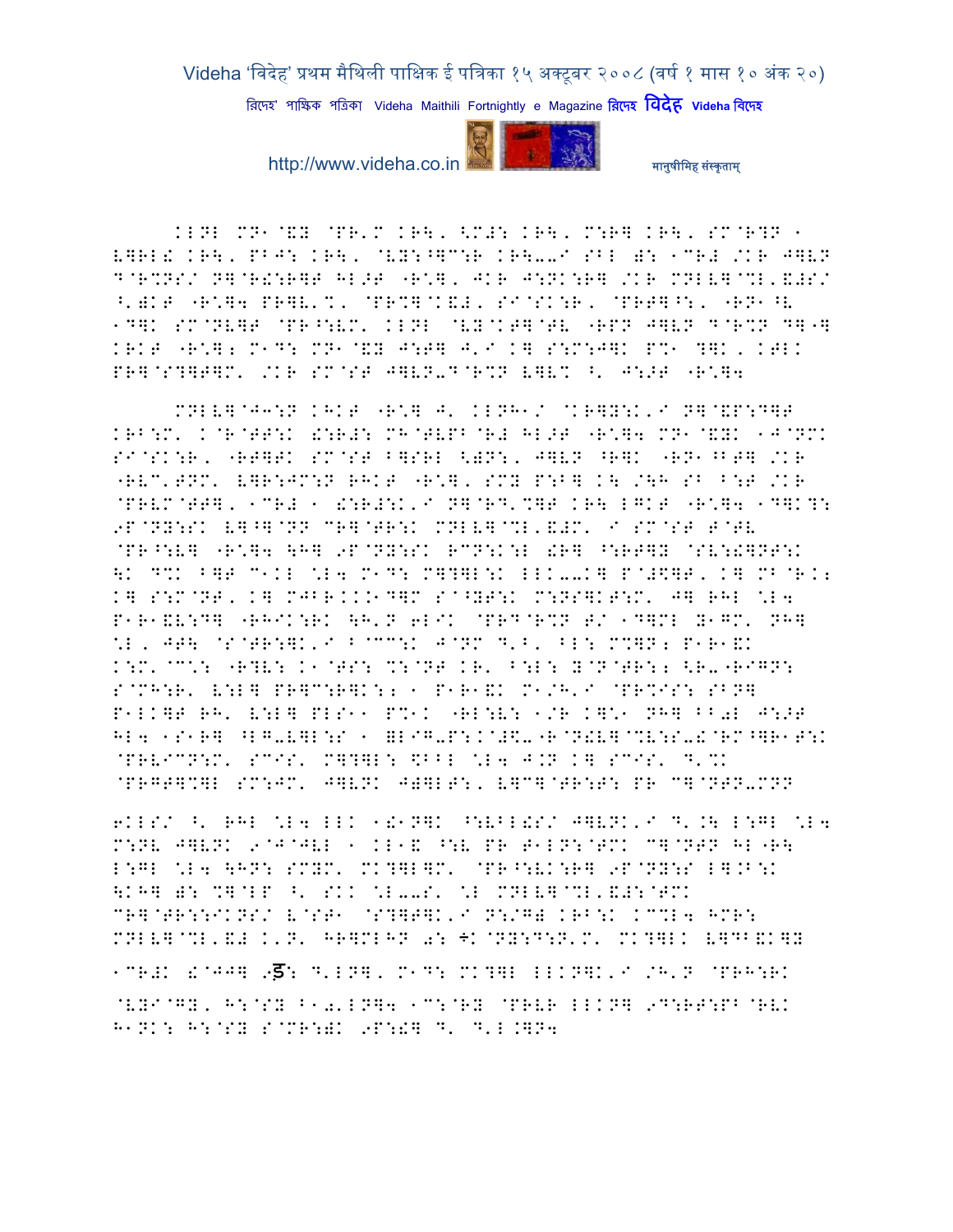KLNL MN1@&Y @PR'M KR\, <M#: KR\, M:R] KR\, SM@R?N 1 V]RL! KR\, PBJ: KR\, @VY:^]C:R KR\--I SBL ): 1CR# /KR J]VN D@R%NS/ N]@R!:R]T HL>T "R*], JKR J:NK:R] /KR MNLV]@%L'&#S/ ^')KT "R*]4 PR]V'%, @PR%]@K&#, SI@SK:R, @PRT]^:, "RN1^V 1D]K SM@NV]T @PR^:VM' KLNL @VY@KT]@TV "RPN J]VN D@R%N D]"] KRKT "R*]: M1D: MN1@&Y J:T] J'I K] S:M:J]K P%1 ?]K, KTLK PR]@S?]T]M' /KR SM@ST J]VN-D@R%N V]V% ^' J:>T "R*]4

MNLV]@J3:N KHKT "R*] J' KLNH1/ @KR]Y:K'I N]@&P:D]T KRB:M' K@R@TT:K !:R#: MH@TVPB@R# HL>T "R*]4 MN1@&YK 1J@NMK SI@SK:R, "RT]TK SM@ST B]SRL <)N:, J]VN ^R]K "RN1^BT] /KR "RVC'TNM' V]R:JM:N RHKT "R*], SMY P:B] K\ /\H SB B:T /KR @PRVM@TT], 1CR# 1 !:R#:K'I N]@RD'%]T KR\ LGKT "R*]4 1D]K?: 9P@NY:SK V]^]@NN CR]@TR:K MNLV]@%L'&#M' I SM@ST T@TV @PR^:V] "R*]4 \H] 9P@NY:SK RCN:K:L !R] ^:RT]Y @SV:!]NT:K \K D%K B]T C1KL *L4 M1D: M]?]L:K LLK--K] P@#\$]T, K] MB@R.: K] S:M@NT, K] MJBR...1D]M S@^YT:K M:NS]KT:M' J] RHL *L4 P1R1&V:D] "RHIK:RK \H'N 6LIK @PRD@R%N T/ 1D]ML Y1GM' NH] *L, JT\ @S@TR:]K'I B@CC:K J@NM D'B' BL: M%]N: P1R1&K K:M'@C*: "R?V: K1@TS: %:@NT KR' B:L: Y@N@TR:: <R-"RIGN: S@MH:R' V:L] PR]C:R]K:: 1 P1R1&K M1/H'I @PR%IS: SBN] P1LK]T RH' V:L] PLS11 P%1K "RL:V: 1/R K]*1 NH] BB0L J:>T HL4 1S1R] ^LG-V]L:S 1 ]LIG-P:.@#\$-"R@N!V]@%V:S-!@RM^]R1T:K @PRVICN:M' SCIS' M]?]L: \$BBL *L4 J.N K] SCIS' D'%K @PRGT]%]L SM:JM' J]VNK J)]LT:, V]C]@TR:T: PR C]@NTN-MNN

6KLS/ ^' RHL *L4 LLK 1!1N]K ^:VBL!S/ J]VNK'I D'.\ L:GL *L4 M:NV J]VNK 9@J@JVL 1 KL1& ^:V PR T1LN:@TMK C]@NTN HL"R\ L:GL *L4 \HN: SMYM' MK?]L]M' @PR^:VK:R] 9P@NY:S L].B:K \KH] ): %]@LP ^' SKK *L--S' *L MNLV]@%L'&#:@TMK CR]@TR:::IKNS/ V@ST1 @S?]T]K'I N:/G) KRB:K KC%L4 HMR: MNLV]@%L'&# K'N' HR]MLHN 0: ÷K@NY:D:N'M' MK?]LK V]DB&K]Y 1CR#K !@JJ] 9ड: D'LN], M1D: MK?]L LLKN]K'I /H'N @PRH:RK @VYI@GY, H:@SY B10'LN]4 1C:@RY @PRVR LLKN] 9D:RT:PB@RVK H1NK: H:@SY S@MR:)K 9P:!] D' D'L.]N4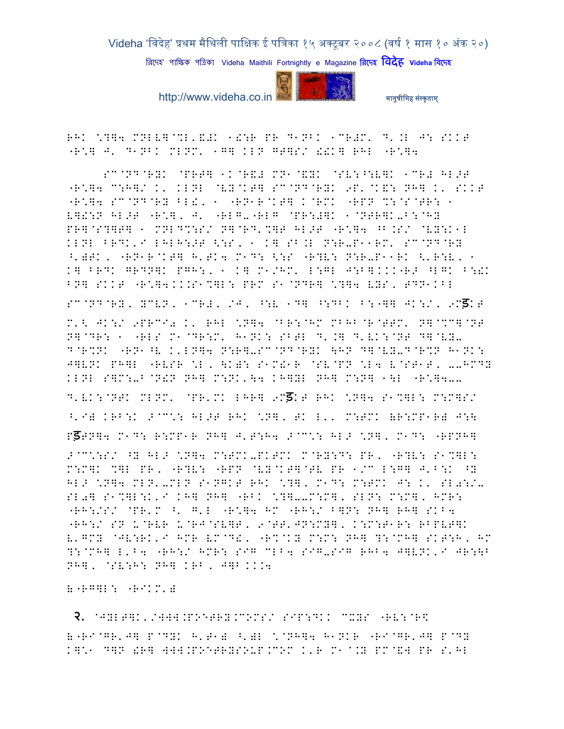RHK \?]4 MNLV]@%L'&#K 1!:R PR D1NBK 1CR#M' D'.L J: SKKT "R\] J' D1NBK MLNM' 1G] KLN GT]S/ !!K] RHL "R\]4

SC@ND@RYK @PRT] 1K@R&# MN1@&YK @SV:^:V]K 1CR# HL>T "R\]4 C:H]/ K' KLNL @VY@KT] SC@ND@RYK 9P'@K&: NH] K' SKKT "R\]4 SC@ND@RY BL!, 1 "RN1R@KT] K@RMK "RPN %:@S@TR: 1 V]!:N HL>T "R\], J' "RLG-"RLG @PR:#]K 1@NTR]K-B:@HY PR]@S?]T] 1 MNLD%:S/ N]@RD'%]T HL>T "R\]4 ^B.S/ @VY:K1L KLNL BRDK'I LHLH:>T <:S, 1 K] SB.L N:R-P11RM' SC@ND@RY ^')TK, "RN1R@KT] H'TK4 M1D: <:S "R?V: N:R-P11RK <'R:V, 1 K] BRDK GRDN]K PGH:, 1 K] M1/HM' L:GL J:B]...."R> ^LGK B:!K BN] SKKT "R\]4...S1%]L: PRM S1@NDR] \?]4 VYS, TDN1KBL

SC@ND@RY, YCVN, 1CR#, /J, ^:V 1D] ^:DBK B:"]] JK:/, 9Mड़KT

M'< JK:/ 9PRCI0 K' RHL \N]4 @BR:@HM MBHB@R@TTM' N]@%C]@NT N]@DR: 1 "RLS M1@DR:M' H1NK: SBTL D'.] D'VK:@NT D]@VY-D@R%NK "RN1^V K'LN]4 N:R]-SC@ND@RYK \HN D]@VY-D@R%N H1NK: J]VNK PH]L "RVSR \L, \K): S1M!1R @SV@PN \L4 V@ST1T, --HMDY KLNL S]M:->@N!N NH] M:NK'\4 KH]YL NH] M:N] 1\L "R\]4--

D'VK:@NTK MLNM' @PR'MK LHR] 9Mड़KT RHK \N]4 S1%]L: M:M]S/

^'I) KRB:K >@C\: HL>T RHK \N], TK L', M:TMK &R:MP1R) J:\

Pड़TN]4 M1D: R:MP1R NH] J'T:H4 >@C\: HL> \N], M1D: "RPNH]

>@C\:S/ ^Y HL> \N]4 M:TMK-PKTMK M@RY:D: PR, "R?V: S1%]L: M:M]K %]L PR, "R?V: "RPN @VY@KT]@TV PR 1/C L:G] J'B:K ^Y HL> \N]4 MLN'-MLN S1NGKT RHK \?], M1D: M:TMK J: K' SL0:/-SL0] S1%]L:K'I KH] NH] "RBK \?]--M:M], SLN: M:M], HMR: "RH:/S/ @PR'M ^' G'L "R\]4 HM "RH:/ B]N: NH] RH] SKB4 "RH:/ SN U@RVR U@RJ@SV]T, 9@TT'JN:MY], K:M:T1R: RBPVT]K V'GMY @JV:RK'I HMR VM@D!, "R%@KY M:M: NH] ?:@MH] SKT:H, HM ?:@MH] L'B4 "RH:/ HMR: SIG CLB4 SIG-SIG RHB4 J]VNK'I JR:\B NH], @SV:H: NH] KRB, J]B...4

(-RG]L: "RIKM')

२. @JYLT]K'/WWW.POETRY.COMS/ SIP:DKK CXYS "RV:@R\$

(-RI@GR'J] P@DYK H'T1) ^')L \@NH]4 H1NKR "RI@GR'J] P@DY K]\1 D]N !R] WWW.POETRYSOUP.COM K'R M1@.Y PM@&] PR S'HL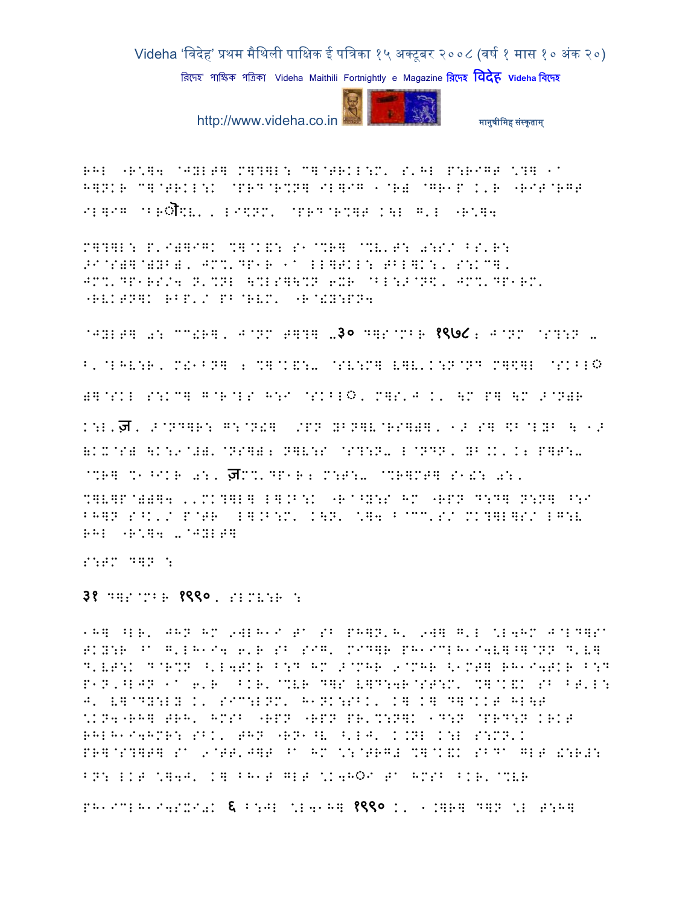RHL "R.]4 @JYLT] M]?]L: C]@TRKL:M' S'HL P:RIGT \?] 1a H]NKR C]@TRKL:K @PRD@R%N] IL]IG 1@R) @GR1P K'R "RIT@RGT IL]IG @BRऒ$V' ' LI\$NM' @PRD@R%]T K\L G'L "R.]4

M]?]L: P'I)]IGK %]@K&: S1@%R] @%V'T: 0:S/ FS'R: >I@S)]@)YB)' JM%'DP1R 1a LL]TKL: TBL]K:' S:KC]' JM%'DP1RS/4 N'%NL \%LS]\%N 6XR @BL:>@N\$' JM%'DP1RM' "RVKTN]K RBP'/ PB@RVM' "R@!Y:PN4

@JYLT] 0: CC!R]' J@NM T]?] -३० D]S@MBR १९७८: J@NM @S?:N - B'@LHV:R' M!1BN] : %]@K&:- @SV:M] V]V'K:N@ND M]\$]L @SKBL◌ं )]@SKL S:KC] G@R@LS H:I @SKBL◌ं' M]S'J K' \M P] \M >@N)R K:L'ज' >@ND]R: G:@N!] /PN YBN]V@RS])]' 1> S] \$B@LYB \ 1> (KX@S) \K:9@#)'@NS]): N]V:S @S?:N- L@NDN' YB'KK'K: P]T:- @%R] %1^IKR 0:' ज़M%'DP1R: M:T:- @%R]MT] S1&: 0:' %]V]P@))]4 ''MK?]L] L].B:K "R@^Y:S HM "RPN D:D] N:N] ^:I BH]N S^K'/ P@TR L].B:M' K\N' \]4 B@CC'S/ MK?]L]S/ LG:V RHL "R.]4 -@JYLT]

S:TM D]N :

३१ D]S@MBR १९९०, SLMV:R :

1H] ^LR' JHN HM 9]LH1I TA SB PH]N'H' 9]] G'L \L4HM J@LD]SA TKY:R ^A G'LH1I4 6'R SB SIG' MID]R PH1ICLH1I4V]^]@NN D'V] D'VT:K D@R%N ^'L4TKR B:D HM >@MHR 9@MHR <1MT] RH1I4TKR B:D P1N'^LJN 1a 6'R ^KR'@%VR D]S V]D:4R@ST:M' %]@K&K SB BT'L: J' V]@DY:LY K' SIC:LNM' H1NK:SBK' K] K] D]@KKT HL\T \KN4"RH] TRH' HMSB "RPN "RPN PR'%:N]K 1D:N @PRD:N KRKT RHLH1I4HMR: SBK' THN "RN1^V ^'LJ' K.NL K:L S:MN'K PR]@S?]T] SA 9@TT'J]T ^A HM \:@TRG# %]@K&K SBDA GLT !:R#: BN: LKT \]4J' K] BH1T GLT \K4H◌ंI TA HMSB ^KR'@%VR

PH1ICLH1I4SXI0K ६ B:JL \L41H] १९९० K' 1.]R] D]N \L T:H]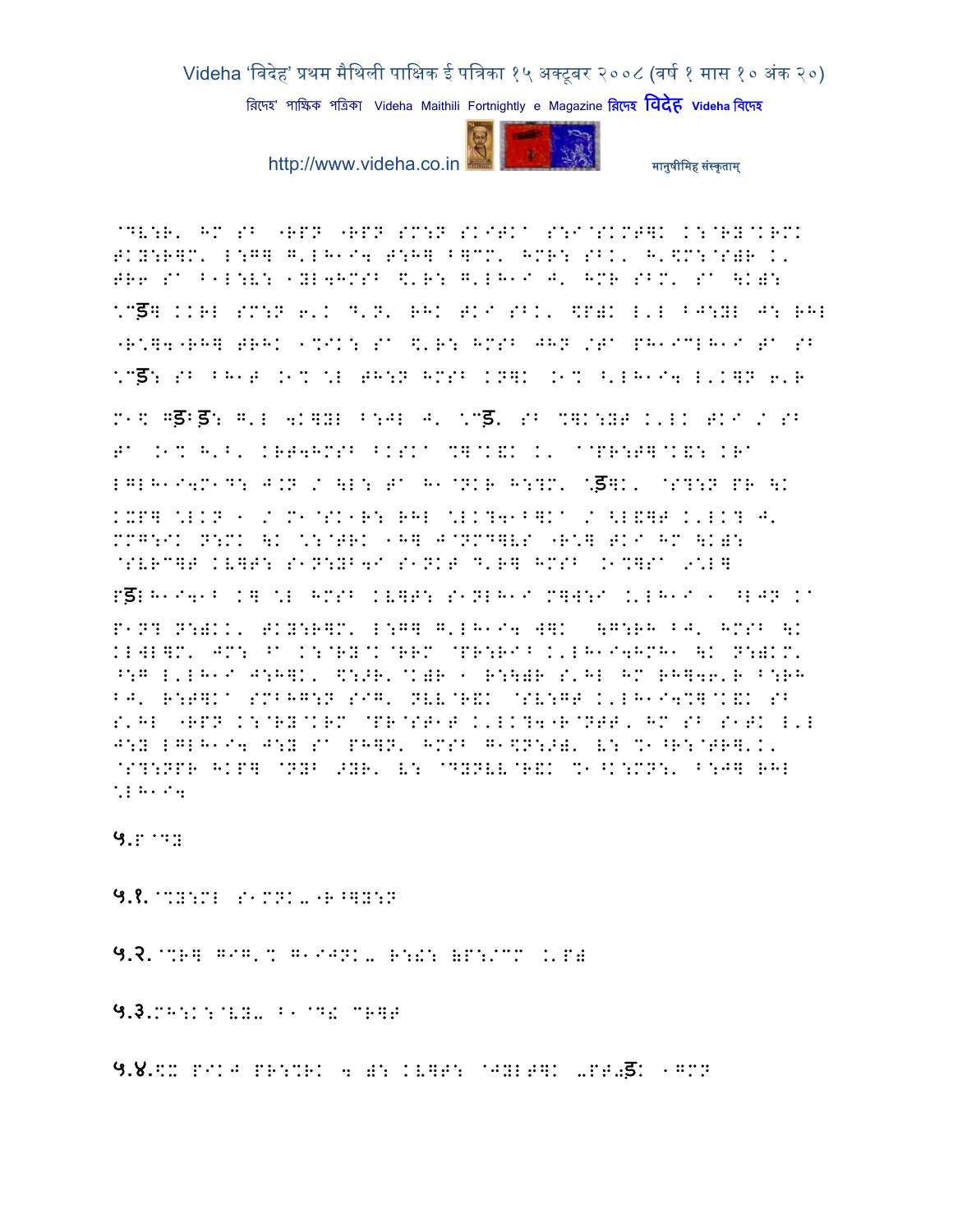@DV:R' HM SB "RPN "RPN SM:N SKITKA S:I@SKMT]K K:@RY@KRMK

TKY:R]M' L:G] G'LH1I4 T:H] B]CM' HMR: SBK' H'\$M:@SH) K'

TR6 SA B1L:V: 1YL4HMSB \$'R: G'LH1I J' HMR SBM' SA \KW:

\"ड़] KKRL SM:N 6'K D'N' RHK TKI SBK' \$P)K L'L BJ:YL J: RHL

"R\]4"RH] TRHK 1%IK: SA \$'R: HMSB JHN /TA PH1ICLH1I TA SB

\"ड़: SB BH1T .1% \L TH:N HMSB KN]K .1% ^'LH1I4 L'K]N 6'R

M1\$ Gड़Bड़: G'L 4K]YL B:JL J' \"ड़' SB %]K:YT K'LK TKI / SB

TA .1% H'B' KRT4HMSB BKSKA %]@K&K K' @@PR:T]@K&: KRA

LGLH1I4M1D: J.N / \L: TA H1@NKR H:?M' \ड़]K' @S?:N PR \K

KXP] \LKN 1 / M1@SK1R: RHL \LK?41B]KA / <L&]T K'LK? J'

MMG:IK N:MK \K \:@TRK 1H] J@NMD]VS "R\] TKI HM \KW:

@SVRC]T KV]T: S1N:YB4I S1NKT D'R] HMSB .1%]SA 9\L]

Pड़LH1I41B K] \L HMSB KV]T: S1NLH1I M]W:I .'LH1I 1 ^LJN KA

P1N? N:)KK' TKY:R]M' L:G] G'LH1I4 W]K \G:RH BJ' HMSB \K

KLWL]M' JM: ^A K:@RY@K@RRM @PR:RI^ K'LH1I4HMH1 \K N:)KM'

^:G L'LH1I J:H]K' \$:>R'@K)R 1 R:\)R S'HL HM RH]46'R B:RH

BJ' R:T]KA SMBHG:N SIG' NVV@R&K @SV:GT K'LH1I4%]@K&K SB

S'HL "RPN K:@RY@KRM @PR@ST1T K'LK?4"R@NTT' HM SB S1TK L'L

J:Y LGLH1I4 J:Y SA PH]N' HMSB G1\$N:>)' V: %1^R:@TR]'K'

@S?:NPR HKP] @NYB >YR' V: @DYNVV@R&K %1^K:MN:' B:J] RHL

\LH1I4

**५.**P@DY

**५.१.** @%Y:ML S1MNK- "R^]Y:N

**५.२.** @%R] GIG'% G1IJNK- R:!: )P:/CM .'P)

**५.३.**MH:K:@VY- B1@D& CR]T

**५.४.**\$X PIKJ PR:%RK 4 ): KV]T: @JYLT]K -PT0ड़K 1GMN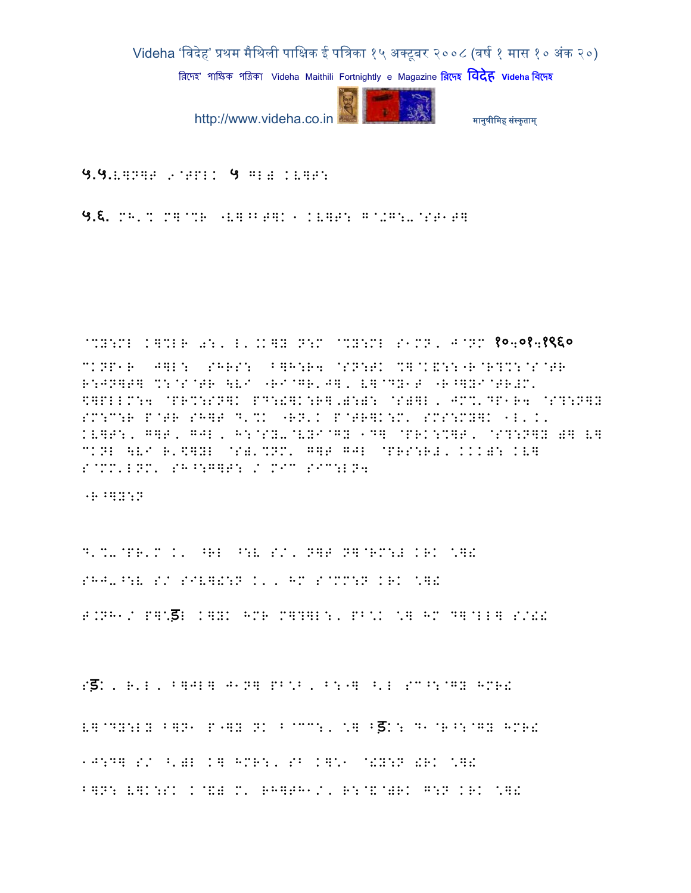५.५.V]N]T 9@TPLK ५ GL) KV]T:

५.६. MH'% M]@%R "V]^BT]K 1 KV]T: G@+G:-@ST1T]

@%Y:ML K]%LR 0:, L'.K]Y N:M @%Y:ML S1MN, J@NM १०:०१:१९६० CKNP1R J]L: SHRS: B]H:R4 @SN:TK %]@K&::"R@R?%:@S@TR R:JN]T] %:@S@TR \VI "RI@GR'J], V]@DY1T "R^]YI@TR#M' $]PLLM:4 @PR%:SN]K PD:!]K:R].0:0: @S0]L, JM%'DP1R4 @S?:N]Y SM:C:R P@TR SH]T D'%K "RN'K P@TR]K:M' SMS:MY]K 1L'K' KV]T:, G]T, GJL, H:@SY-@VYI@GY 1D] @PRK:%]T, @S?:N]Y 0] V] CKNL \VI R'$]YL @S0'%NM' G]T GJL @PRS:R#, KKK0: KV] S@MM'LNM' SH^:G]T: / MIC SIC:LN4

"R^]Y:N

D'%-@PR'M K' ^RL ^:V S/, N]T N]@RM:# KRK \]!

SHJ-^:V S/ SIV]!:N K', HM S@MM:N KRK \]!

T.NH1/ P]:ड़ K]YK HMR M]?]L:, PB:K \] HM D]@LL] S/!!

Sड़K, R'L, B]JL] J1N] PB:B, B:"] ^'L SC^:@GY HMR!

V]@DY:LY B]N1 P"]Y NK B@CC:, \] Bड़K: D1@R^:@GY HMR!

1J:D] S/ ^'0L K] HMR:, SB K]:1 @!Y:N !RK \]!

B]N: V]K:SK K@&0 M' RH]TH1/, R:@&@0RK G:N KRK \]!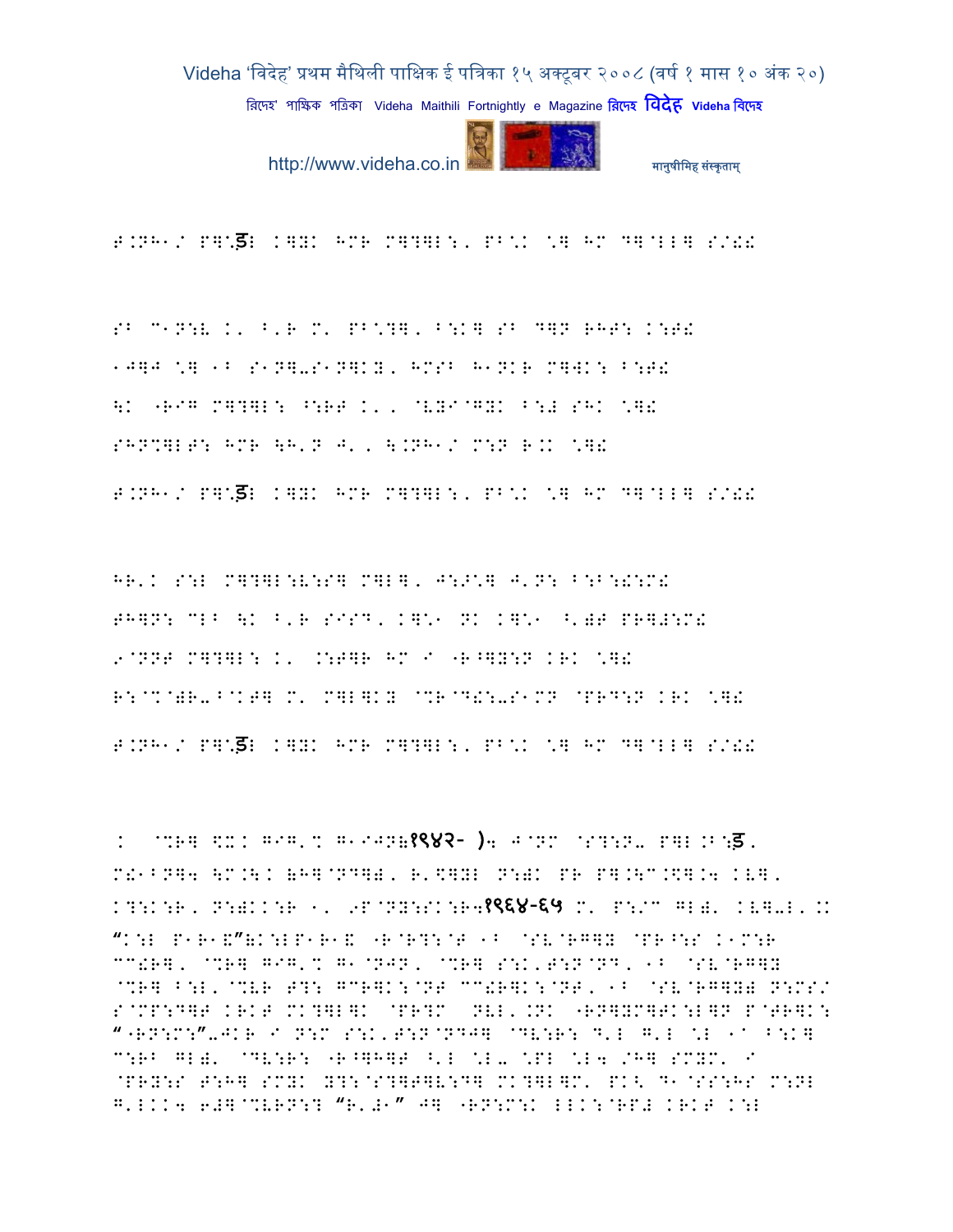T.NH1/ P]\ड़: K]Y: HMR M]?]L:, PB\: \] HM D]@LL] S/!!

SB C1N:V K' B'R M' PB\?], B:K] SB D]N RHT: K:T!
1J]J \] 1B S1N]-S1N]KY, HMSB H1NKR M]WK: B:T!
\K "RIG M]?]L: ^:RT K', @VYI@GYK B:# SHK \]!
SHN%]LT: HMR \H'N J', \.NH1/ M:N R.K \]!
T.NH1/ P]\ड़: K]Y: HMR M]?]L:, PB\: \] HM D]@LL] S/!!

HR'K S:L M]?]L:V:S] M]L], J:>\] J'N: B:B:!:M!
TH]N: CLB \K B'R SISD, K]\1 NK K]\1 ^')T PR]#:M!
9@NNT M]?]L: K' .:T]R HM I "R^]Y:N KRK \]!
R:@%@)R-B@KT] M' M]L]KY @%R@D!:-S1MN @PRD:N KRK \]!
T.NH1/ P]\ड़: K]Y: HMR M]?]L:, PB\: \] HM D]@LL] S/!!

: @%R] \X: GIG'% G1IJN(१९४२- )4 J@NM @S?:N- P]L.B:ड़, M!1BN]4 \M.\K (H]@ND]), R'\]YL N:)K PR P].\C.\].4 KV], K?:K:R, N:)KK:R 1, 9P@NY:SK:R4१९६४-६५ M' P:/C GL)' KV]-L'.K "K:L P1R1&"(K:LP1R1& "R@R?:@T 1B @SV@RG]Y @PR^:S K1M:R CC!R], @%R] GIG'% G1@NJN, @%R] S:K'T:N@ND, 1B @SV@RG]Y @%R] B:L'@%VR T?: GCR]K:@NT CC!R]K:@NT, 1B @SV@RG]Y) N:MS/ S@MP:D]T KRKT MK?]L]K @PR?M NVL'.NK "RN]YM]TK:L]N P@TR]K: ""RN:M:"-JKR I N:M S:K'T:N@ND]] @DV:R: D'L G'L \L 1C B:K] C:RB GL)' @DV:R: "R^]H]T ^'L \L- \PL \L4 /H] SMYM' I @PRY:S T:H] SMYK Y?:@S?]T]V:D] MK?]L]M' PK< D1@SS:HS M:NL G'LKK4 6#]@%VRN:? "R'#1" J] "RN:M:K LLK:@RP# KRKT K:L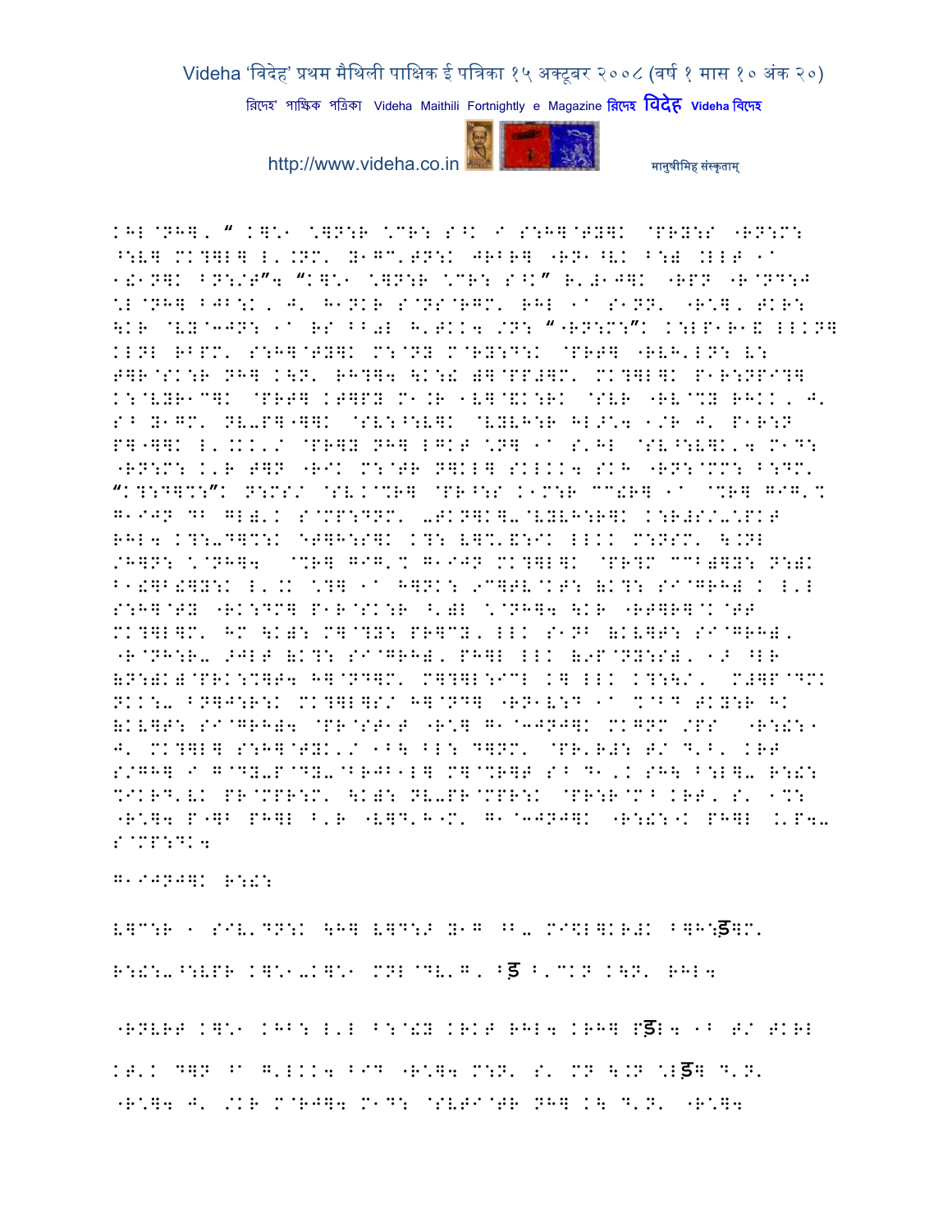KHL@NHG, " K]\*1 \*]N:R \*CR: S^K I S:H]@TY]K @PRY:S "RN:M: ^:V] MK?]L] L'.NM' Y1GC'TN:K JRBR] "RN1^VK B:) .LLT 1a 1!1N]K BN:/T"4 "K]\*1 \*]N:R \*CR: S^K" R'#1J]K "RPN "R@ND:J \*L@NH] BJB:K, J' H1NKR S@NS@RGM' RHL 1a S1NN' "R\*], TKR: \KR @VY@3JN: 1a RS BB0L H'TKK4 /N: "RN:M:"K K:LP1R1& LLKN] KLNL RBPM' S:H]@TY]K M:@NY M@RY:D:K @PRT] "RVH'LN: V: T]R@SK:R NH] K\N' RH?]4 \K:! Æ]@PP#]M' MK?]L]K P1R:NPI?] K:@VYR1C]K @PRT] KT]PY M1.R 1V]@&K:RK @SVR "RV@%Y RHKK, J' S^ Y1GM' NV-P]"]]K @SV:^:V]K @VYVH:R HL> \*4 1/R J' P1R:N P]"]]K L'.KK'/ @PR]Y NH] LGKT \*N] 1a S'HL @SV^:V]K'4 M1D: "RN:M: K'R T]N "RIK M:@TR N]KL] SKLKK4 SKH "RN:@MM: B:DM' "K?:D]%:"K N:MS/ @SV.@%R] @PR^:S K1M:R CC!R] 1a @%R] GIG'% G1IJN DB GL)'K S@MP:DNM' -TKN]K]-@VYVH:R]K K:R#S/-\*PKT RHL4 K?:-D]%:K ETJH:S]K K?: V]%'&:IK LLKK M:NSM' \.NL /H]N: \*@NH]4 @%R] GIG'% G1IJN MK?]L]K @PR?M CCB)]Y: N:)K B1!]B!]Y:K L'.K \*?] 1a H]NK: 9C]TV@KT: (K?: SI@GRH) K L'L S:H]@TY "RK:DM] P1R@SK:R ^')L \*@NH]4 \KR "RT]R]@K@TT MK?]L]M' HM \K): M]@?Y: PR]CY, LLK S1NB (KVJT: SI@GRH), "R@NH:R- >JLT (K?: SI@GRH), PH]L LLK (9P@NY:S), 1> ^LR (N:)K)@PRK:%]T4 H]@ND]M' M]?]L:ICL K] LLK K?:\/' M#]P@DMK NKK:- BN]J:R:K MK?]L]S/ H]@ND] "RN1V:D 1a %@BD TKY:R HK (KVJT: SI@GRH)4 @PR@ST1T "R\*] G1@3JNJ]K MKGNM /PS "R:!:1 J' MK?]L] S:H]@TYK'/ 1B\ BL: D]NM' @PR'R#: T/ D'B' KRT S/GH] I G@DY-P@DY-@BJB1L] M]@%R]T S^ D1'K SH\ B:L]- R:!: %IKRD'VK PR@MPR:M' \K): NV-PR@MPR:K @PR:R@M^ KRT, S' 1%: "R\*]4 P"]B PH]L B'R "V]D'H"M' G1@3JNJ]K "R:!:"K PH]L .'P4- S@MP:DK4

G1IJNJ]K R:!:

V]C:R 1 SIV'DN:K \H] V]D:> Y1G ^B- MI\$L]KR#K B]H:ड़]M'

R:!:-^:VPR K]\*1-K]\*1 MNL@DV'G, Bड़ B'CKN K\N' RHL4

"RNVRT K]\*1 KHB: L'L B:@!Y KRKT RHL4 KRH] Pड़L4 1B T/ TKRL KT'K D]N ^a G'LKK4 BID "R\*]4 M:N' S' MN \.N \*Lड़] D'N' "R\*]4 J' /KR M@RJ]4 M1D: @SVTI@TR NH] K\ D'N' "R\*]4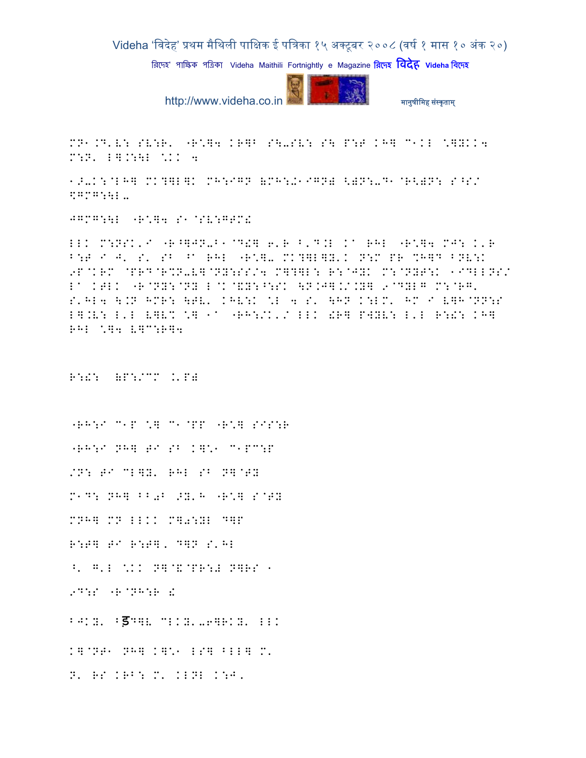MN1.D'V: SV:R' "R\]4 KR]B S\-SV: S\ P:T KH] C1KL \]YKK4
M:N' L].:\L \KK 4

1>-K:@LH] MK?]L]K MH:IGN (MH:Z1IGN( <)N:-D1@R<)N: S^S/
%GMG:\L-

JGMG:\L "R\]4 S1@SV:GTM!

LLK M:NSK'I "R^]JN-B1@D!] 6'R B'D.L Ka RHL "R\]4 MJ: K'R
B:T I J' S' SB ^a RHL "R\]- MK?]L]Y'K N:M PR %H]D BNV:K
9P@KRM @PRD@R%N-V]@NY:SS/4 M]?]L: R:@JYK M:@NYT:K 1IDLLNS/
La KTLK "R@NY:@NY L@K@&Y:^:SK \N.J].//.Y] 9@DYLG M:@RG'
S'HL4 \.N HMR: \TV' KHV:K \L 4 S' \HN K:LM' HM I V]H@NN:S
L].V: L'L V]V% \] 1a "RH:/K'/ LLK !R] PWYV: L'L R:!: KH]
RHL \]4 V]C:R]4

R:!: (P:/CM .'P(

"RH:I C1P \] C1@PP "R\] SIS:R

"RH:I NH] TI SB K]\1 C1PC:P

/N: TI CL]Y' RHL SB N]@TY

M1D: NH] BB0B >Y'H "R\] S@TY

MNH] MN LLKK M]0:YL D]P

R:T] TI R:T]. D]N S'HL

^' G'L \KK N]@&@PR:# N]RS 1

9D:S "R@NH:R !

BJKY' Bड D]V CLKY'-6]RKY' LLK

K]@NT1 NH] K]\1 LS] BLL] M'

N' RS KRB: M' KLNL K:J'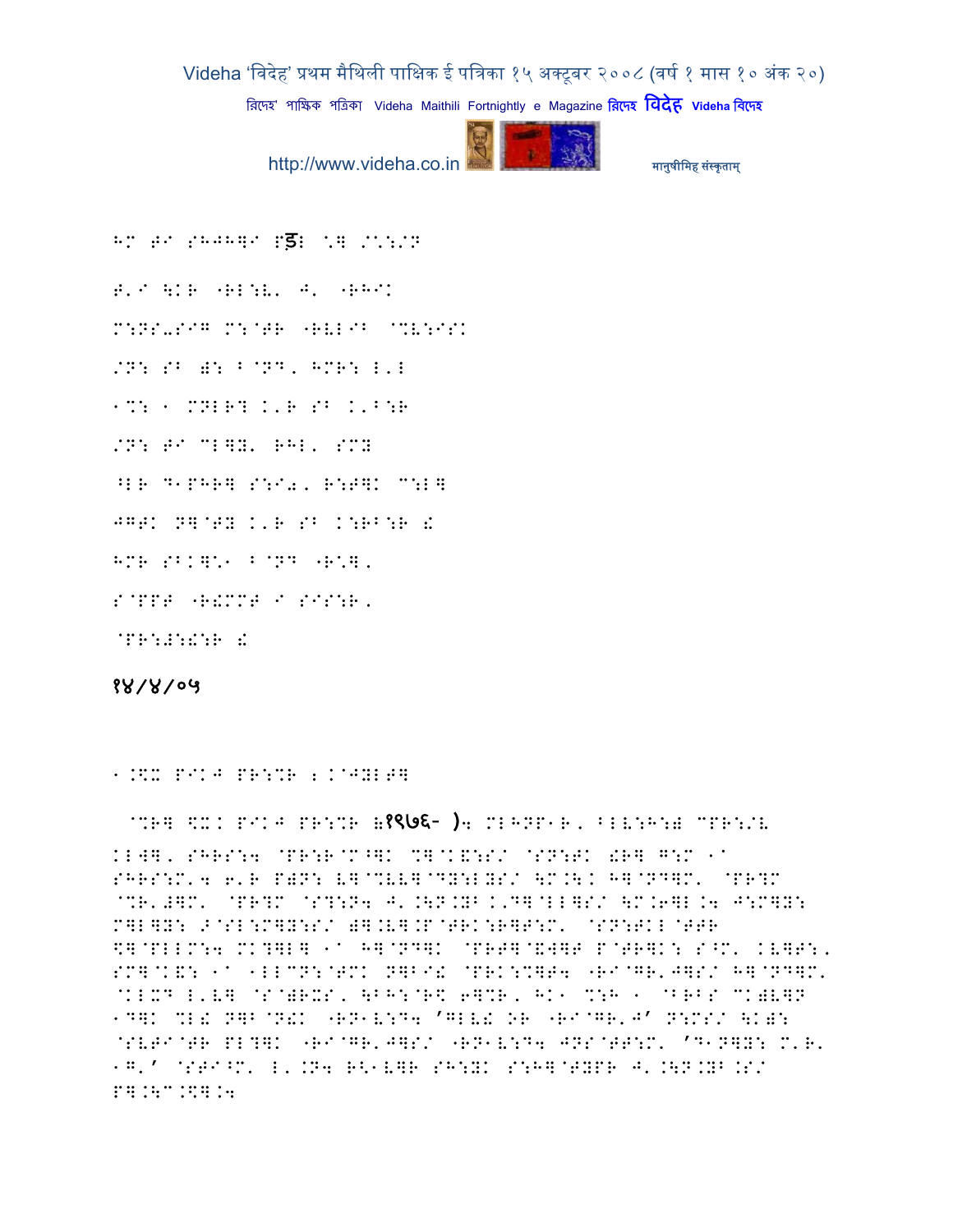HM TI SHJH]I Pड़ \] /\:/N

T'I \KR -RL:V' J' -RHIK

M:NS-SIG M:@TR -RVLIB @%V:ISK

/N: SB ): B@NG, HMR: L'L

1%: 1 MNLR? K'R SB K'B:R

/N: TI CL]Y' RHL' SMY

^LR D1PHR] S:I0, R:T]K C:L]

JGTK N]@TY K'R SB K:RB:R !

HMR SBK]"1 B@NG -R"],

S@PPT -R!MMT I SIS:R,

@PR:#:!:R !

**१४/४/०५**

1.$X PIKJ PR:%R 2.K@JYLT]

@%R] $X.K PIKJ PR:%R (१९७६- )4 MLHNP1R, BLV:H:) CPR:/V KLW], SHRS:4 @PR:R@M^]K %]@K&:S/ @SN:TK !R] G:M 1a SHRS:M'4 6'R P)N: V]@%VV]@DY:LYS/ \M.\K H]@ND]M' @PR?M @%R'#]M' @PR?M @S?:N4 J'.\N.YB.K'D]@LL]S/ \M.6]L.4 J:M]Y: M]L]Y: >@SL:M]Y:S/ )].V].P@TRK:R]T:M' @SN:TKL@TTR $]@PLLM:4 MK?]L] 1a H]@ND]K @PRT]@&W]T P@TR]K: S^M' KV]T:, SM]@K&: 1a 1LLCN:@TMK N]BI! @PRK:%]T4 -RI@GR'J]S/ H]@ND]M' @KLXD L'V] @S@)RXS, \BH:@R$ 6]%R, HK1 %:H 1 @BRBS CK)V]N 1D]K %L! N]B@N!K -RN1V:D4 'GLV! OR -RI@GR'J' N:MS/ \K): @SVTI@TR PL?]K -RI@GR'J]S/ -RN1V:D4 JNS@TT:M' 'D1N]Y: M'R' 1G'' @STI^M' L'.N4 R<1V]R SH:YK S:H]@TYPR J'.\N.YB.S/ P].\".$].4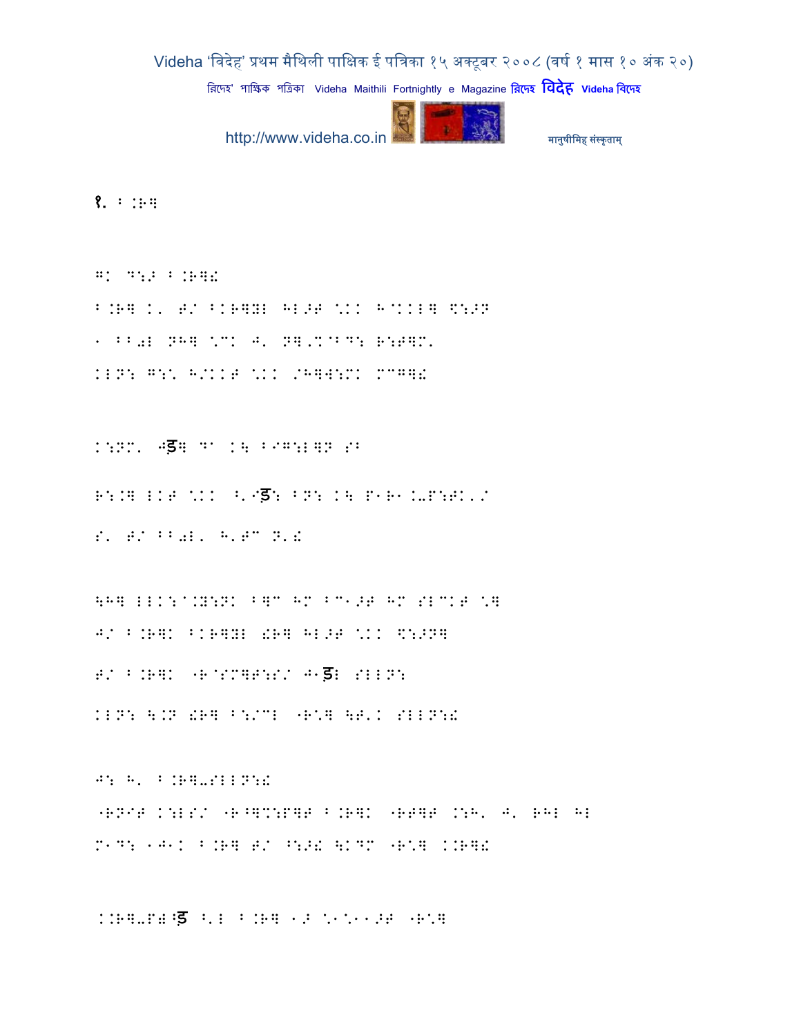१. B.R]

G. D:> B.R]!

B.R] K' T/ BKR]YL HL>T \.K H@KKL] \$:>N
1 BB0L NH] \C. J' N],M@BD: R:T]M'
KLN: G:\ H/KKT \.K /H]W:MK MCG]!

K:NM' Jड़] D1 K\ BIG:L]N SB

R:.] LKT \.K ^'Sड़: BN: K\ P1R1 K-P:TK'/
S' T/ BB0L' H'TC N'!

\H] LLK:@.Y:NK B]C HM BC1>T HM SLCKT \]
J/ B.R]K BKR]YL !R] HL>T \.K \$:>N]
T/ B.R]K "R@SM]T:S/ J1ड़L SLLN:
KLN: \.N !R] B:/CL "R\] \T'K SLLN:!

J: H' B.R]-SLLN:!
"RNIT K:LS/ "R^]T:P]T B.R]K "RT]T .:H' J' RHL HL
M1D: 1J1K B.R] T/ ^:>! \KDM "R\] K.R]!

K.R]-P)^ड़ ^'L B.R] 1> \1\11>T "R\]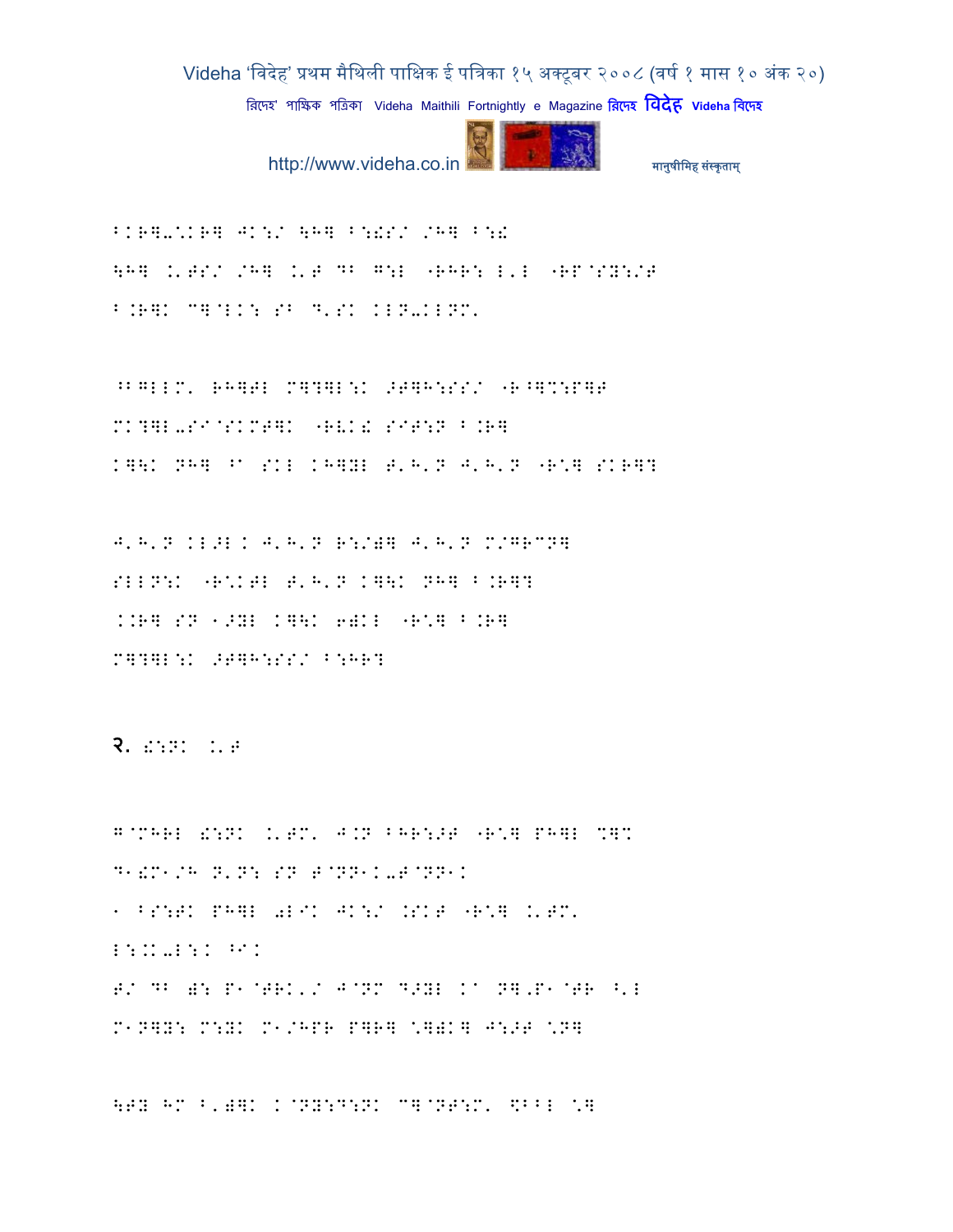BKR]-\KR] JK:/ \H] B:!S/ /H] B:! \H] .'TS/ /H] .'T DB G:L "RHR: L'L "RP@SY:/T B.R]K C]@LK: SB D'SK KLN-KLNM'

^BGLLM' RH]TL M]?]L:K >T]H:SS/ "R^]%:P]T MK?]L-SI@SKMT]K "RVK! SIT:N B.R] K]\K NH] ^A SKL KH]YL T'H'N J'H'N "R\] SKR]?

J'H'N KL>L K J'H'N R:/)] J'H'N M/GRCN] SLLN:K "R\KTL T'H'N K]\K NH] B.R]? K.R] SN 1>YL K]\K 6)KL "R\] B.R] M]?]L:K >T]H:SS/ B:HR?

२. !:NK .'T

G@MHRL !:NK .'TM' J.N BHR:>T "R\] PH]L %]% D1!M1/H N'N: SN T@NN1K-T@NN1K 1 BS:TK PH]L 0LIK JK:/ .SKT "R\] .'TM' L:.K-L:K ^IK T/ DB ): P1@TRK'/ J@NM D>YL KA N].P1@TR ^'L M1N]Y: M:YK M1/HPR P]R] \])K] J:>T \N]

\TY HM B')]K K@NY:D:NK C]@NT:M' \$BBL \]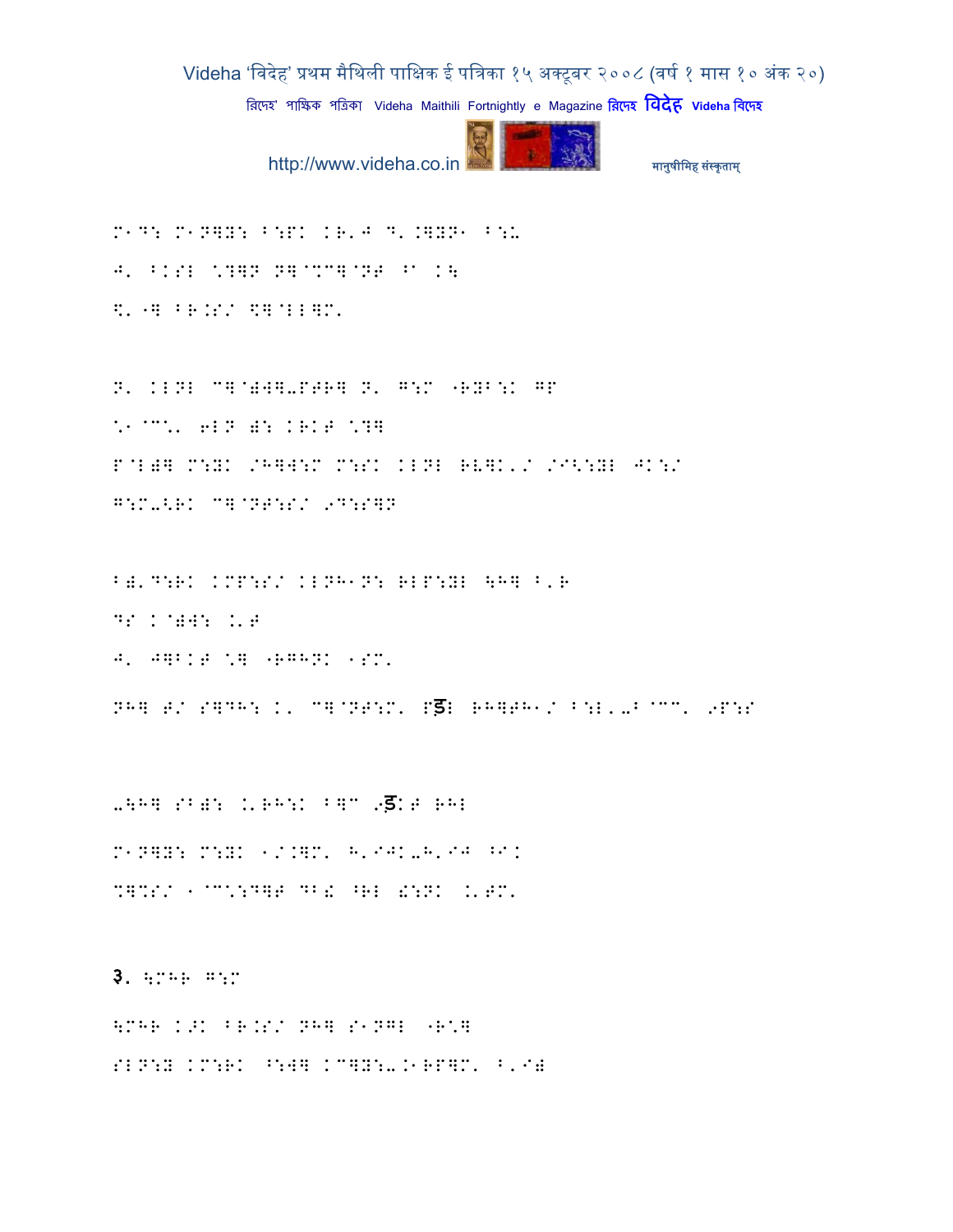M1D: M1N]Y: B:PK KR'J D'.]YN1 B:U

J' BKSL \?]N N]@%C]@NT ^" K\

\$'" B R.S/ \$]@LL]M'

N' KLNL C]@)W]-PTR] N' G:M "RYB:K GP

\1@C\' 6LN ): KRKT \?]

P@L)] M:YK /H]W:M M:SK KLNL RV]K'/ /I<:YL JK:/

G:M-<RK C]@NT:S/ 9D:S]N

B)'D:RK KMP:S/ KLNH1N: RLP:YL \H] B'R

DS K@)W: K'T

J' J]BKT \] "RGHNK 1SM'

NH] T/ S]DH: K' C]@NT:M' Pड़L RH]TH1/ B:L'-B@CC' 9P:S

-\H] SB): K'RH:K B]C 9ड़KT RHL

M1N]Y: M:YK 1/.]M' H'IJK-H'IJ ^IK

%]%S/ 1@C\:D]T DB! ^RL !:NK K'TM'

३. \MHR G:M

\MHR K across:K BR.S/ NH] S1NGL "R\]

SLN:Y KM:RK ^:W] KC]Y:-.1RP]M' B'I)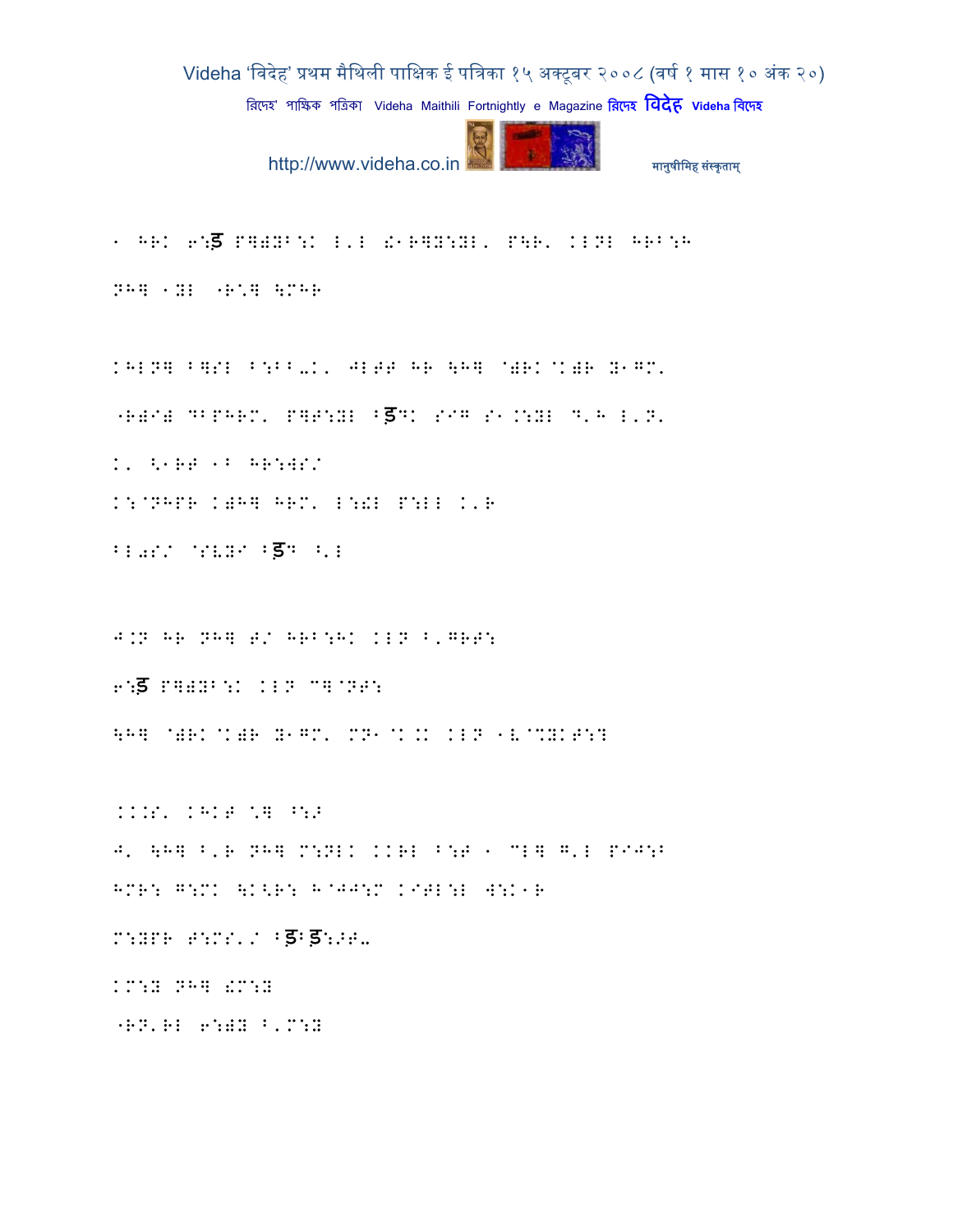1 HRK 6:ड P])Y^:K L'LVN1P]Y:YL' P\R' KLNL HRB:H
NH] 1YL "R:] \MHR

KHLN] B]SL B:BB-K' JLTT HR \H] @)RK@K)R Y1GM'
"R)I) DBPHRM' P]T:YL Bड DK SIG S1.:YL D'H L'N'
K' \1RT 1B HR:WS/
K:@NHPR K)H] HRM' L:WL P:LL K'R
BL0S/ @SVYI Bड G ^'L

J.N HR NH] T/ HRB:HK KLN B'GRT:
6:ड P])YB:K KLN C]@NT:
\H] @)RK@K)R Y1GM' MN1@K.K KLN 1V@%YKT:?

K.K.S' KHKT "] ^:>
J' \H] B'R NH] M:NLK KKRL B:T 1 CL] G'L PIJ:B
HMR: G:MK \K\R: H@JJ:M KITL:L W:K1R
M:YPR T:MS'/ Bड Bड:>T-
KM:Y NH] VM:Y
"RN'RL 6:)Y B'M:Y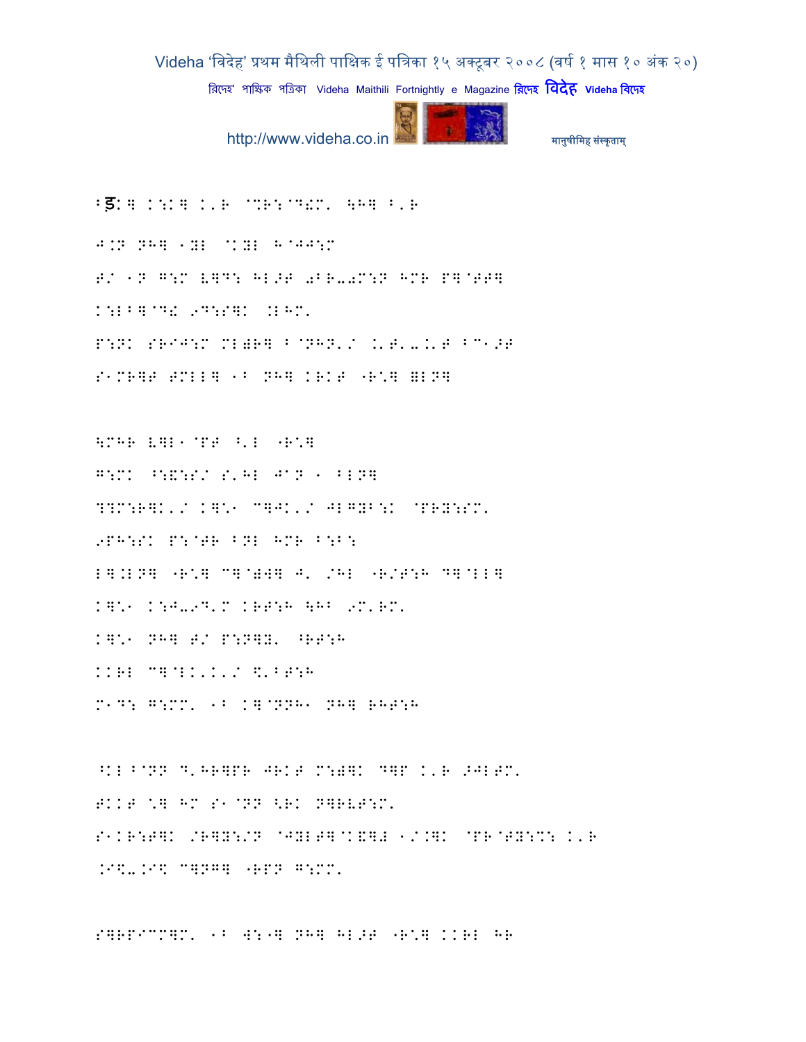Bड:] K:K] K'R @%R:@D!M' \H] B'R
J.N NH] 1YL @KYL H@JJ:M
T/ 1N G:M V]D: HL>T 0BR-0M:N HMR P]@TT]
K:LB]@D! 9D:S]K .LHM'
P:NK SRIJ:M ML)R] B@NHN'/ .'T'-.'T BC1>T
S1MR]T TMLL] 1B NH] KRKT "R\*] =LN]

\MHR V]L1@PT ^'L "R\*]
G:MK ^:&:S/ S'HL J@N 1 BLN]
??M:R]K'/ K]\*1 C]JK'/ JLGYB:K @PRY:SM'
9PH:SK P:@TR BNL HMR B:B:
L].LN] "R\*] C]@)W] J' /HL "R/T:H D]@LL]
K]\*1 K:J-9D'M KRT:H \HB 9M'RM'
K]\*1 NH] T/ P:N]Y' ^RT:H
KKRL C]@LK'K'/ \$'BT:H
M1D: G:MM' 1B K]@NNH1 NH] RHT:H

^KL^@NN D'HR]PR JRKT M:)]K D]P K'R >JLTM'
TKKT \*] HM S1@NN <RK N]RVT:M'
S1KR:T]K /R]Y:/N @JYLT]@K&]# 1/.]K @PR@TY:%: K'R
.I\$-.I\$ C]NG] "RPN G:MM'

S]RPICM]M' 1B W:"] NH] HL>T "R\*] KKRL HR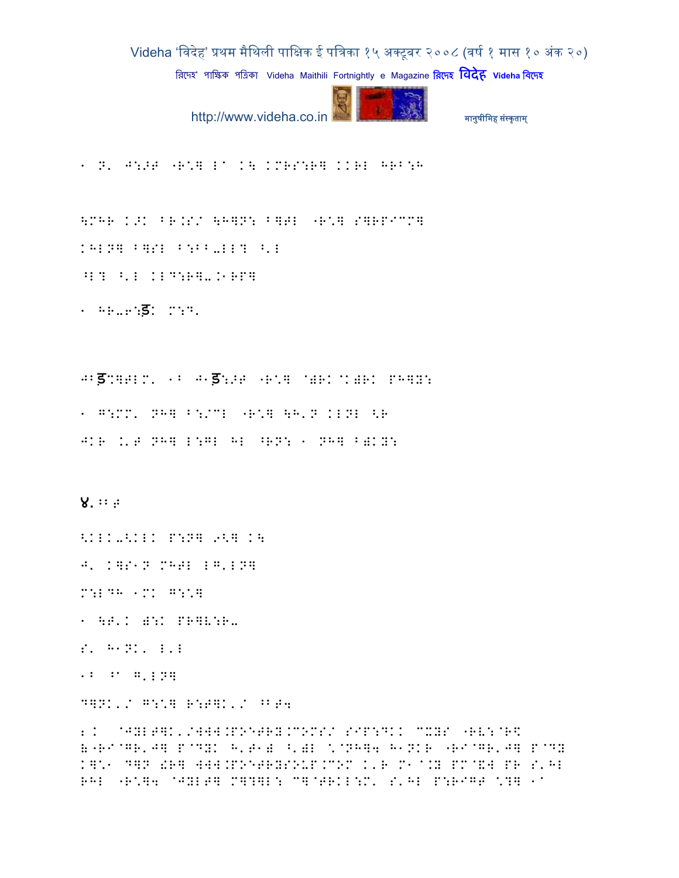१ N' J:>F "R\*] L^ K\ KMRS:R] KKRL HRB:H

\MHR K>K BR.S/ \H]N: B]FL "R\*] S]RPICM]
KHLN] B]SL B:BB-LL? ^'L
^L? ^'L KLD:R]-.1RP]

१ HR-6:ड़ M:D'

J1ड़?]FLM' 1B J1ड़:>F "R\*] @)RK@K)RK PH]Y:

१ G:MM' NH] B:/ML "R\*] \H'N KLNL <R
JKR .'F NH] L:GL HL ^RN: १ NH] B)KY:

४. ::F

<KLK-<KLK P:N] 9<] K\
J' K]S1N MHFL LG'LN]
M:LDH 1MK G:\*]

१ \F'K ):K PR]V:R-
S' H1NK' L'L
1B ^A G'LN]
D]NK'/ G:\*] R:F]K'/ ^BF4

2 K @JYLF]K'/WWW.POETRY.COM/ SIP:DKK CXYS "RV:@R\$
&"RI@GR'J] P@DYK H'F1) ^')L \@NH]4 H1NKR "RI@GR'J] P@DY
K]\*1 D]N !R] WWW.POETRYSOUP.COM K'R M1@.Y PM@&W PR S'HL
RHL "R\*]4 @JYLF] M]?]L: C]@FRKL:M' S'HL P:RIGF \*?] 1A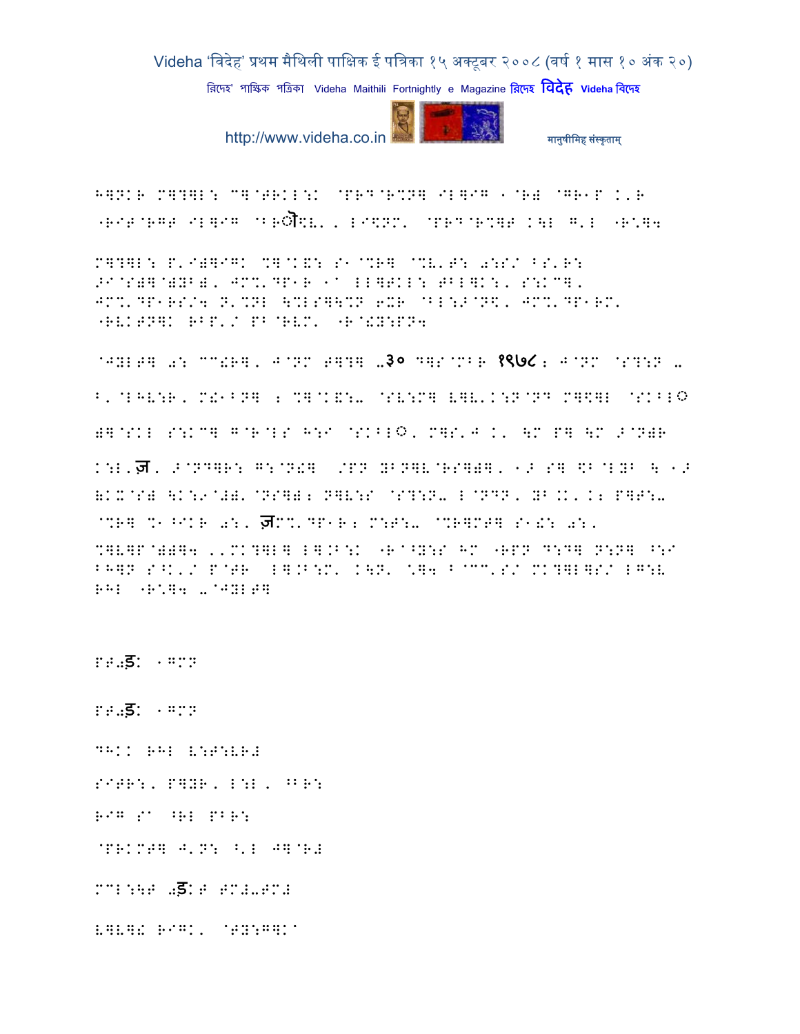H]NKR M]?]L: C]@TRKL:K @PRD@R%N] IL]IG 1@R) @GR1P K'R "RIT@RGT IL]IG @BRौ\$V' LI\$NM' @PRD@R%]T K\L G'L "R\*]4

M]?]L: P'I)]IGK %]@K&: S1@%R] @%V'T: 0:S/ BS'R: >I@S)]@)YB)' JM%'DP1R 1@ LL]TKL: TBL]K:' S:KC]' JM%'DP1RS/4 N'%NL \%LS]\%N 6XR @BL:>@N\$' JM%'DP1RM' "RVKTN]K RBP'/ PB@RVM' "R@!Y:PN4

@JYLT] 0: CC!R]' J@NM T]?] ५३० D]S@MBR १९७८: J@NM @S?:N ५ B'@LHV:R' M!1BN] : %]@K&:- @SV:M] V]V'K:N@ND M]\$]L @SKBL© )]@SKL S:KC] G@R@LS H:I @SKBL©' M]S'J K' \M P] \M >@N)R K:L'ज' >@ND]R: G:@N!] /PN YBN]V@RS])]' 1> S] \$B@LYB \ 1> (KX@S) \K:9@#)'@NS]): N]V:S @S?:N- L@NDN' YB.K' K: P]T:- @%R] %1^IKR 0:' ज़M%'DP1R: M:T:- @%R]MT] S1!: 0:' %]V]P@))]4 ''MK?]L] L].B:K "R@^Y:S HM "RPN D:D] N:N] ^:I BH]N S^K'/ P@TR L].B:M' K\N' \*]4 B@CC'S/ MK?]L]S/ LG:V RHL "R\*]4 -@JYLT]

PT0ड: 1GMN

PT0ड: 1GMN

DHKK RHL V:T:VR#

SITR:' P]YR' L:L' ^BR:

RIG S@ ^RL PBR:

@PRKMT] J'N: ^'L J]@R#

MCL:\T 0ड़:T TM#-TM#

V]V]! RIGK' @TY:G]K@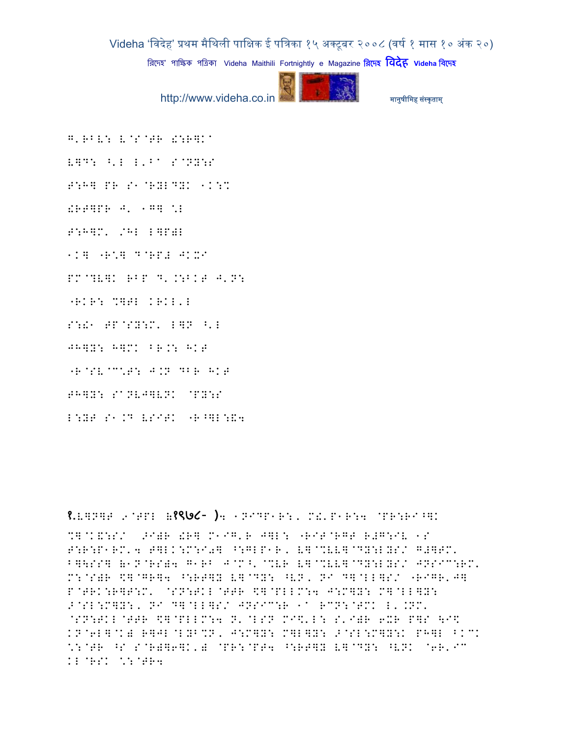G'RBV: V@S@TR !:R]K^

V]D: ^'L L'B^ S@NY:S

T:H] PR S1@RYLDYK 1K:%

!RT]PR J' 1G] *L

T:H]M' /HL L]P)L

1K] "R*] D@RP# JKX^

PM@?V]K RBP D'.:BKT J'N:

"RKR: %]TL KRKL'L

S:!1 TP@SY:M' L]N ^'L

JH]Y: H]MK BR.: HKT

"R@SV@C*T: J.N DBR HKT

TH]Y: S^NVJ]VNK @PY:S

L:YT S1.M VSIRK "R^]L:&4

१.V]N]T Z@TPL (१९७८- )4 1NIDP1R:, M!'P1R:4 @PR:RI^]K %]@K&:S/ >I)R !R] M1IG'R J]L: "RIT@RGT R#G:IV 1S T:R:P1RM'4 T]LK:M:I0] ^:GLP1R, V]@%VV]@DY:LYS/ G#]TM' B]\SS] (1N@RS)4 G1RB J@M^'@%VR V]@%VV]@DY:LYS/ JNSIC:RM' M:@S)R \$]@GR]4 ^:RT]Y V]@DY: ^VN, NI D]@LL]S/ "RIGR'J] P@TRK:R]T:M' @SN:TKL@TTR \$]@PLLM:4 J:M]Y: M]@LL]Y: >@SL:M]Y:, NI D]@LL]S/ JNSIC:R 1^ RCN:@TMK L'.NM' @SN:TKL@TTR \$]@PLLM:4 N'@LSN MI\$'L: S'I)R 6XR P]S \I\$ KN@6L]@K) R]JL@LYB%N, J:M]Y: M]L]Y: >@SL:M]Y:K PH]L BKCK *:@TR ^S S@R)]6]K') @PR:@PT4 ^:RT]Y V]@DY: ^VNK @6R'IC KL@RSK *:@TR4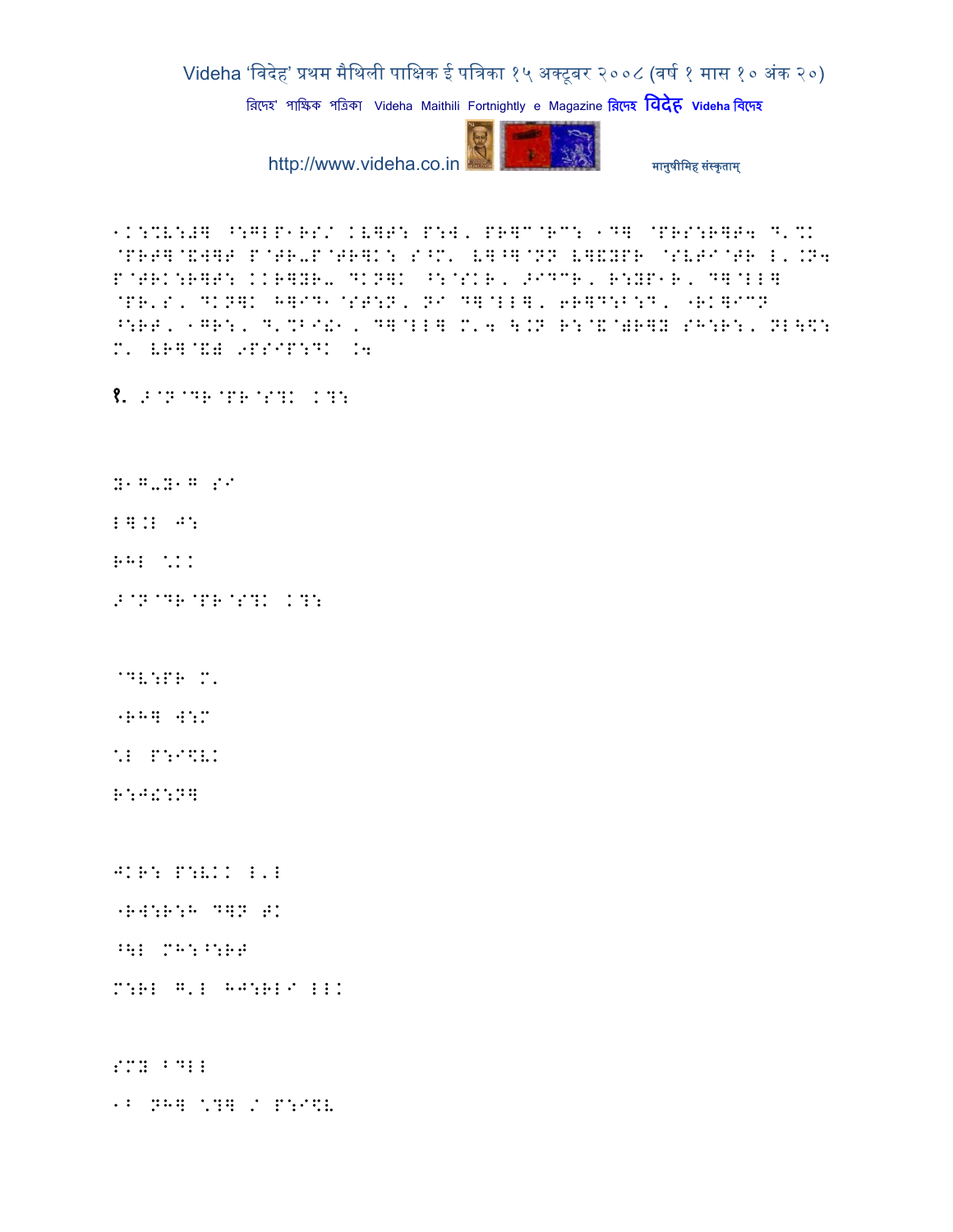1K:%V:#together ^:GLP1RS/ KV]T: P:W, PR]C@RC: 1D] @PRS:R]T4 D'%K @PRT]@&W]T P@TR-P@TR]K: S^M' V]^]@NN V]&YPR @SVTI@TR L'.N4 P@TRK:R]T: KKR]YR- DKN]K ^:@SKR, >IDCR, R:YP1R, D]@LL] @PR'S, DKN]K H]ID1@ST:N, NI D]@LL], 6R]D:B:D, "RK]ICN ^:RT, 1GR:, D'%BI!1, D]@LL] M'4 \.N R:@&@)R]Y SH:R:, NL\\$: M' VR]@&# 9PSIP:DK .4

१. >@N@DR@PR@S?K K?:

Y1G-Y1G SI

L].L J:

RHL \*KK

>@N@DR@PR@S?K K?:

@DV:PR M'

"RH] W:M

\*L P:I\$VK

R:J!:N]

JKR: P:VKK L'L

"RW:R:H D]N TK

^\\L MH:^:RT

M:RL G'L HJ:RLI LLK

SMY BDLL

1B NH] \*?] / P:I\$V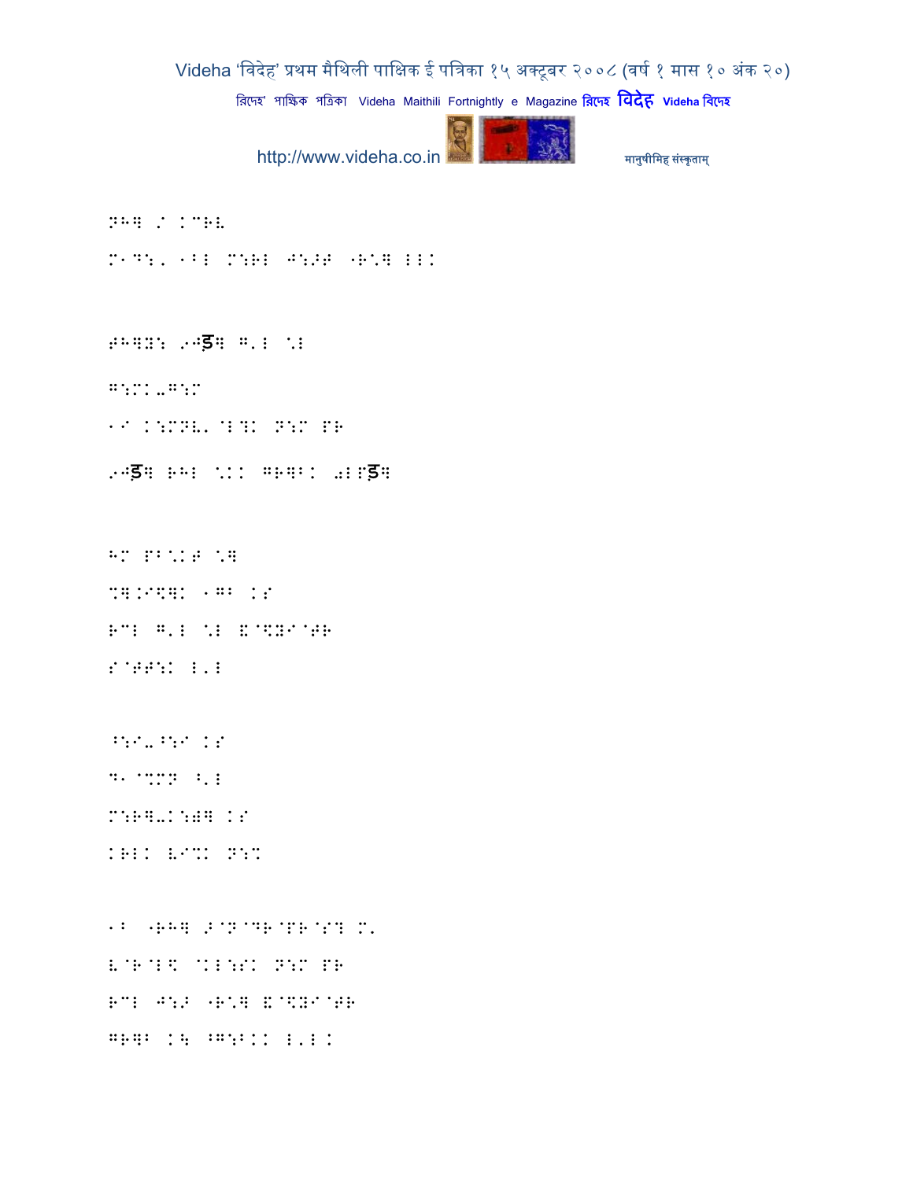NH] / KCRL

M1D:, 1BL M:RL J:>T "R\] LLK

TH]Y: 9Jड] G'L \L

G:MK-G:M

1I K:MNL'@L?K N:M PR

9Jड] RHL \KK GR]BK 0LPड]

HM PB\KT \]

%].I$]K 1GB KS

RCL G'L \L &@$YI@TR

S@TT:K L'L

^:I-^:I KS

D1@%MN ^'L

M:R]-K:)] KS

KRLK VI%K N:%

1B "RH] >@N@DR@PR@S? M'

V@R@L$ @KL:SK N:M PR

RCL J:> "R\] &@$YI@TR

GR]B K\ ^G:BKK L'LK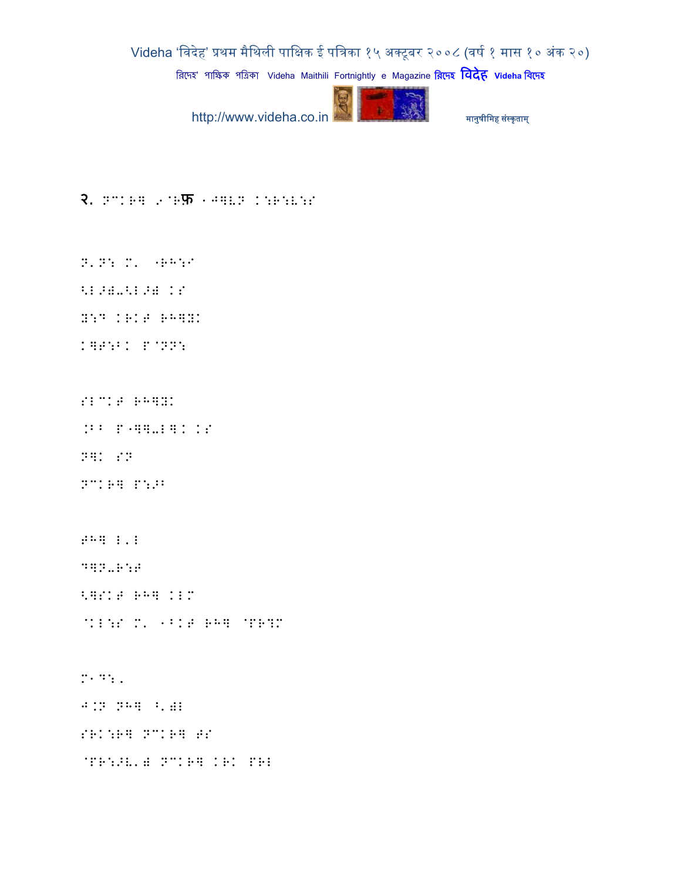२. ⠝⠉⠅⠗⠻ ⠖⠈⠗फ ⠠⠚⠻⠧⠝ ⠅⠱⠗⠱⠧⠱⠎

⠝⠂⠝⠱ ⠍⠂ ⠐⠗⠓⠱⠎
⠳⠑⠜⠮⠤⠳⠑⠜⠮ ⠅⠎
⠽⠱⠙ ⠅⠗⠅⠋ ⠗⠓⠻⠽⠅
⠅⠻⠋⠱⠃⠅ ⠏⠈⠝⠝⠱

⠎⠑⠉⠅⠋ ⠗⠓⠻⠽⠅
⠨⠃⠃ ⠏⠐⠻⠻⠤⠑⠻⠅ ⠅⠎
⠝⠻⠅ ⠎⠝
⠝⠉⠅⠗⠻ ⠏⠱⠜⠃

⠋⠓⠻ ⠑⠂⠑
⠙⠻⠝⠤⠗⠱⠋
⠳⠻⠎⠅⠋ ⠗⠓⠻ ⠅⠑⠍
⠈⠅⠑⠱⠎ ⠍⠂ ⠠⠃⠅⠋ ⠗⠓⠻ ⠈⠏⠗⠹⠍

⠍⠠⠙⠱⠂
⠚⠨⠝ ⠝⠓⠻ ⠳⠂⠮⠑
⠎⠗⠅⠱⠗⠻ ⠝⠉⠅⠗⠻ ⠋⠎
⠈⠏⠗⠱⠜⠧⠂⠮ ⠝⠉⠅⠗⠻ ⠅⠗⠅ ⠏⠗⠑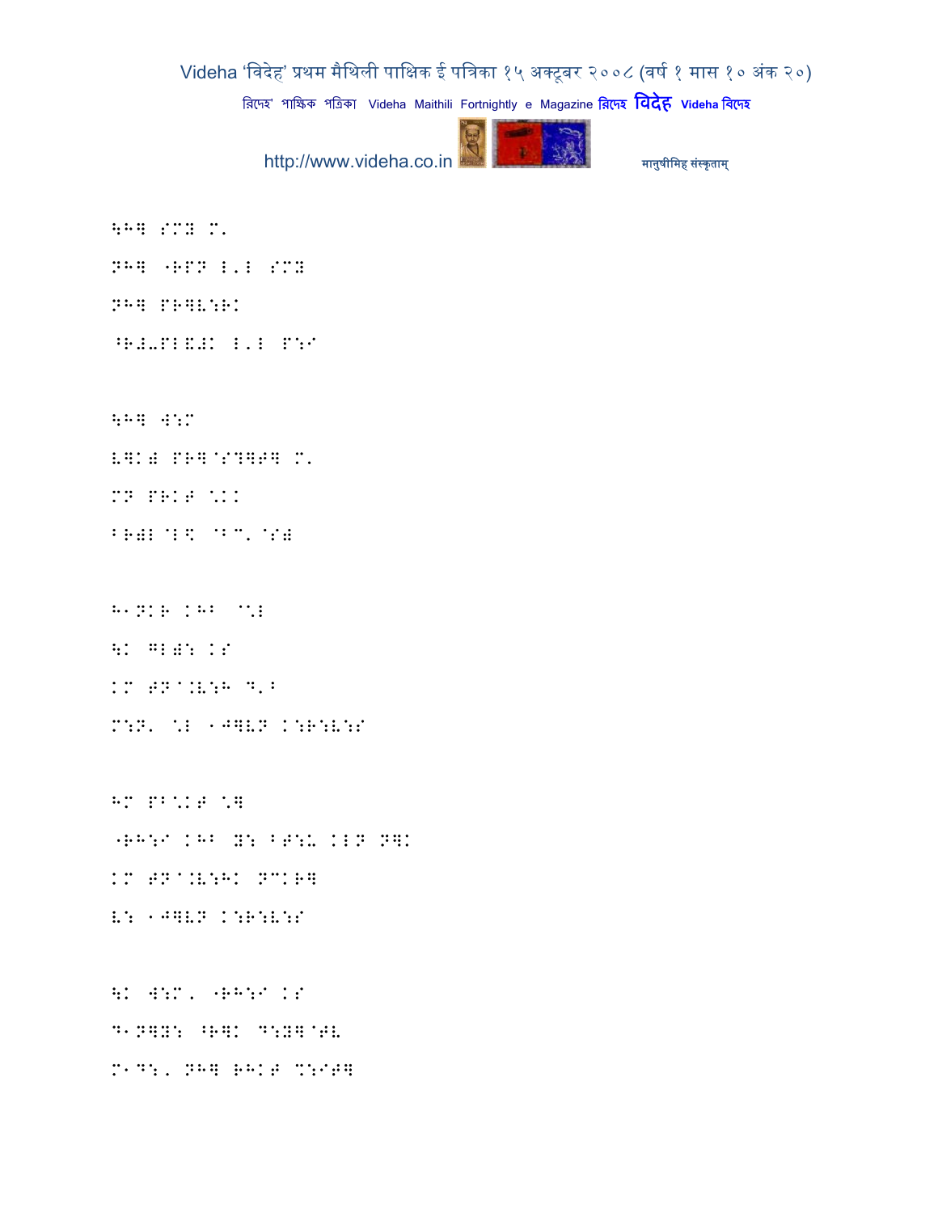\H] SMY M'

NH] "RPN L'L SMY

NH] PR]V:RK

^R#-PL&#K L'L P:I

\H] W:M

V]K# PR]@S?]T] M'

MN PRKT *KK

BR)L@L< @BC'@S)

H1NKR KHB @*L

\K GL): KI

KM TN@.V:H D'B

M:N' *L 1J]VN K:R:V:I

HM PB*KT *]

"RH:I KHB Y: BT:U KLN N]K

KM TN@.V:HK NCKR]

V: 1J]VN K:R:V:I

\K W:M, "RH:I KI

D1N]Y: ^R]K D:Y]@TV

M1D:, NH] RHKT %:IT]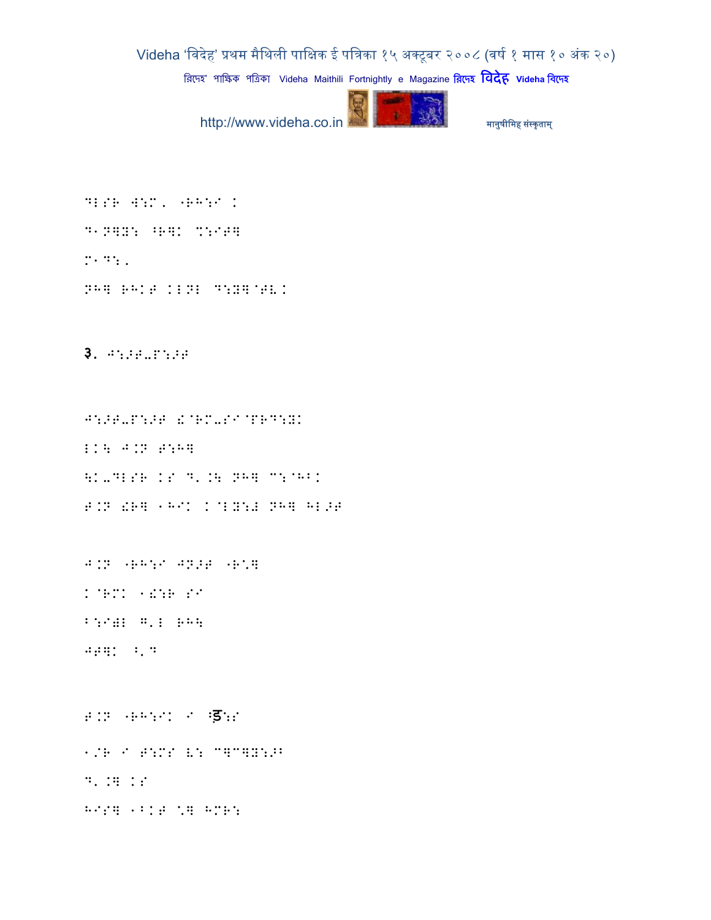DLSR W:M, "RH:I K

D1N]Y: ^R]K %:IT]

M1D:,

NH] RHKT KLNL D:Y]@TVK

३. J:>T-P:>T

J:>T-P:>T !@RM-SI@PRD:YK

LK\ J.N T:H]

\K-DLSR KS D'.\ NH] C:@HBK

T.N !R] 1HIK K@LY:# NH] HL>T

J.N "RH:I JN>T "R"]

K@RMK 1!:R SI

B:I)L G'L RH\

JT]K ⁄'D

T.N "RH:IK I ड़:S

1/R I T:MS what L: C]C]Y:>B

D'.] KS

HIS] 1BKT \] HMR: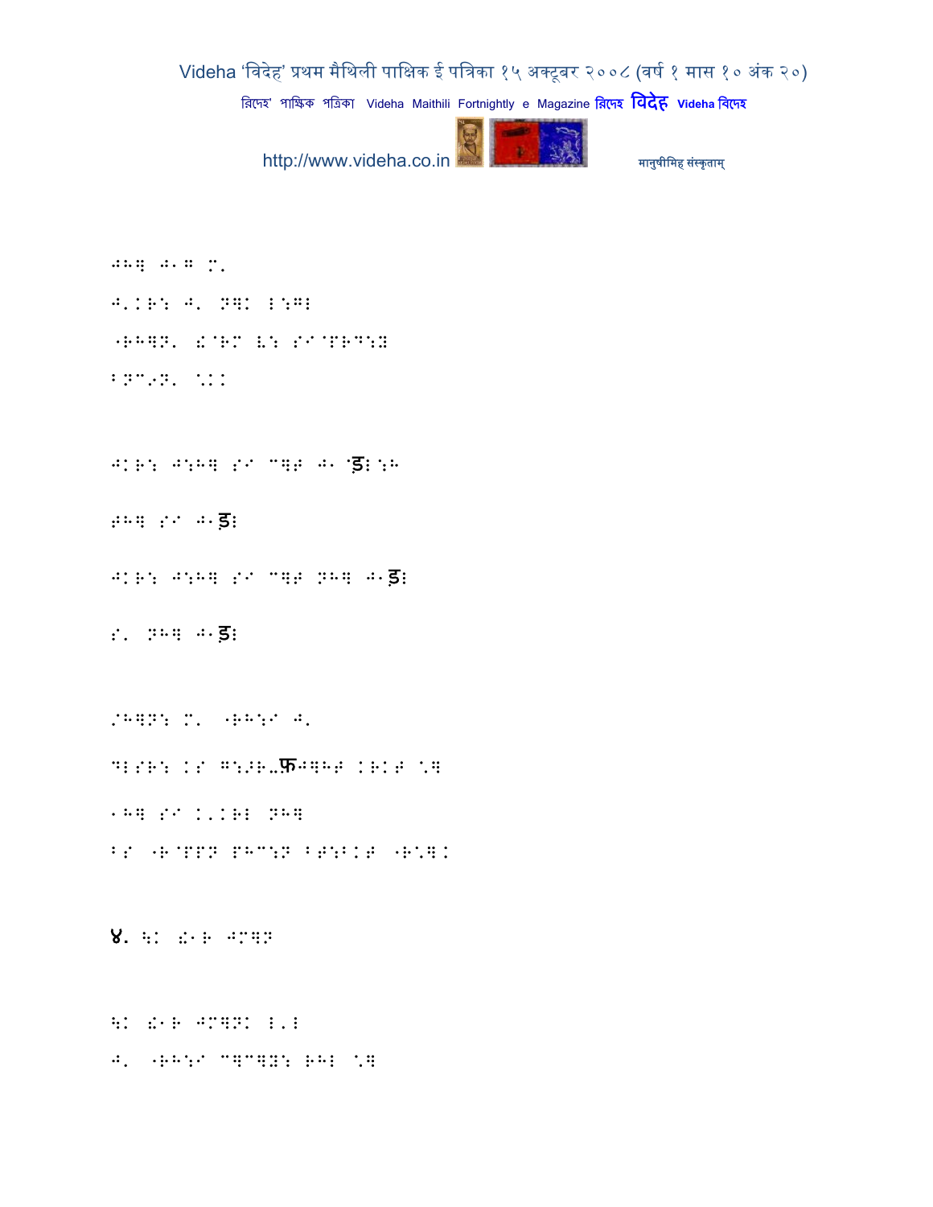JHQ J1G M,

J,KR: J, NQK L:GL

"RHQN, &@RM V: SI@PRD:Y

BNC?N, *KK

JKR: J:HQ SI CQT J1 @ड़L:H

THQ SI J1ड़L

JKR: J:HQ SI CQT NHQ J1ड़L

S, NHQ J1ड़L

/HQN: M, "RH:I J,

DLSR: KS G:/R.फ़JQHT KRKT *Q

1HQ SI K,KRL NHQ

BS "R@PPN PHC:N BT:BKT "R*QK

४. \K &1R JMQN

\K &1R JMQNK L,L

J, "RH:I CQCQY: RHL *Q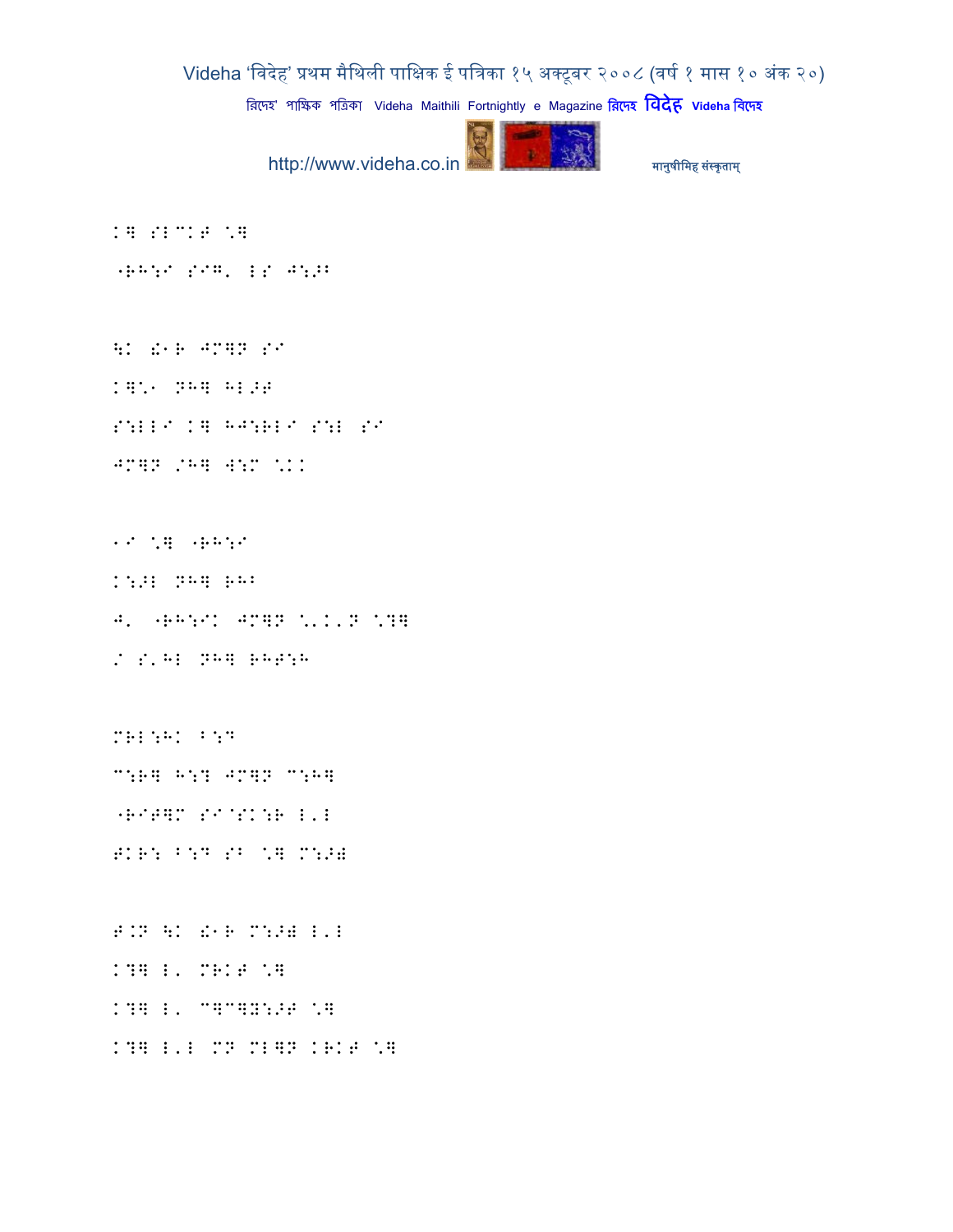K] SL`KT \]

"RH:I SIG' LS J:>B

\K !1R JM]N SI

K]\1 NH] HL>T

S:LLI K] HJ:RLI S:L SI

JM]N /H] W:M \KK

1I \] "RH:I

K:>L NH] RHB

J' "RH:IK JM]N \'K'N \?]

/ S'HL NH] RHT:H

MRL:HK B:D

C:R] H:? JM]N C:H]

"RIT]M SI@SK:R L'L

TKR: B:D SB \] M:>)

T.N \K !1R M:>) L'L

K?] L' MRKT \]

K?] L' C]C]Y:>T \]

K?] L'L MN ML]N KRKT \]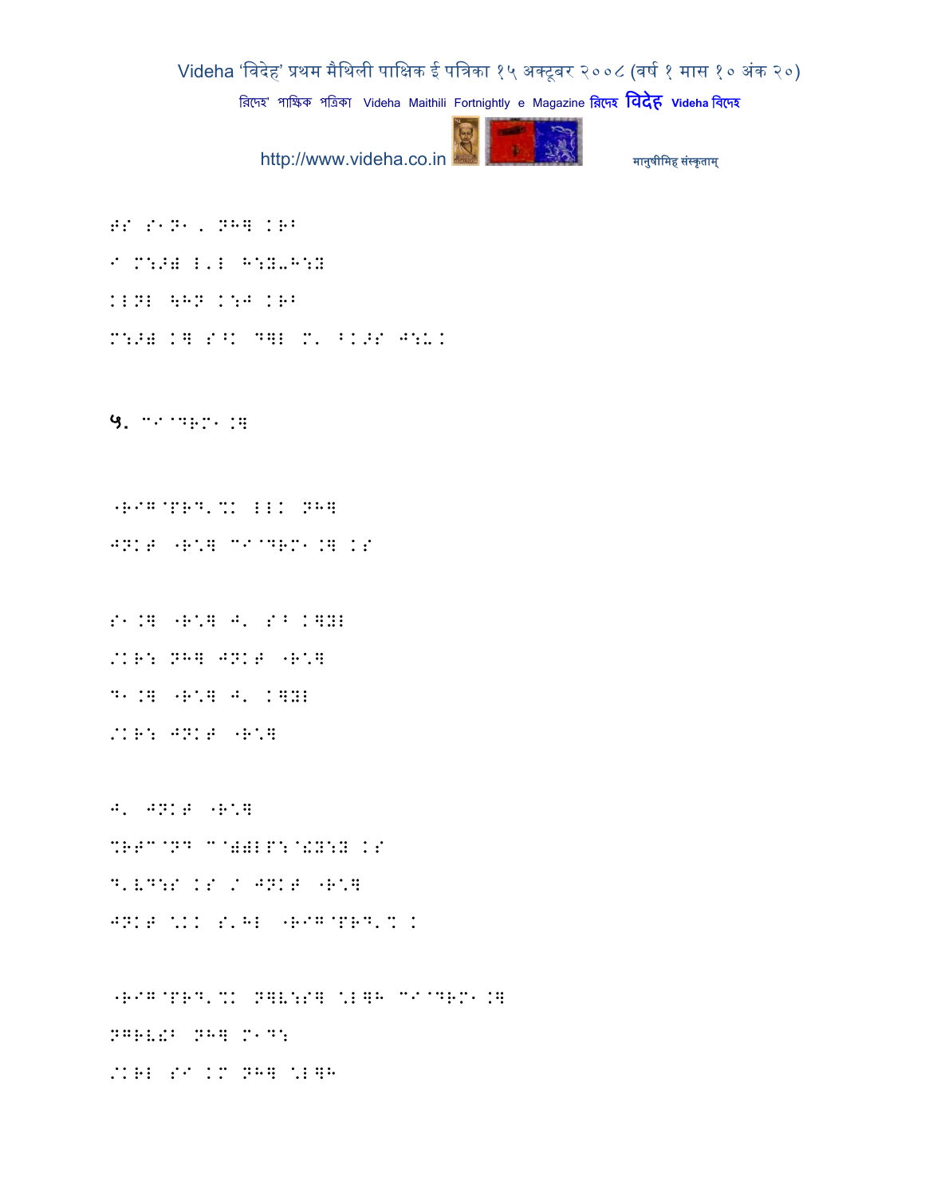HS S1N1, NH] KRB
I M:>) L'L H:Y-H:Y
KLNL \HN K:J KRB
M:>) K] S^K D]L M' BK>S J:-K

५. CI@DRM1.]

"RIG@PRD'%K LLK NH]
JNKT "R\*] CI@DRM1.] KS

S1.] "R\*] J' SB K]YL
/KR: NH] JNKT "R\*]
D1.] "R\*] J' K]YL
/KR: JNKT "R\*]

J' JNKT "R\*]
%RTC@ND C@))LP:@!Y:Y KS
D'VD:S KS / JNKT "R\*]
JNKT \*KK S'HL "RIG@PRD'% K

"RIG@PRD'%K N]V:S] \*L]H CI@DRM1.]
NGRV!B NH] M1D:
/KRL SI KM NH] \*L]H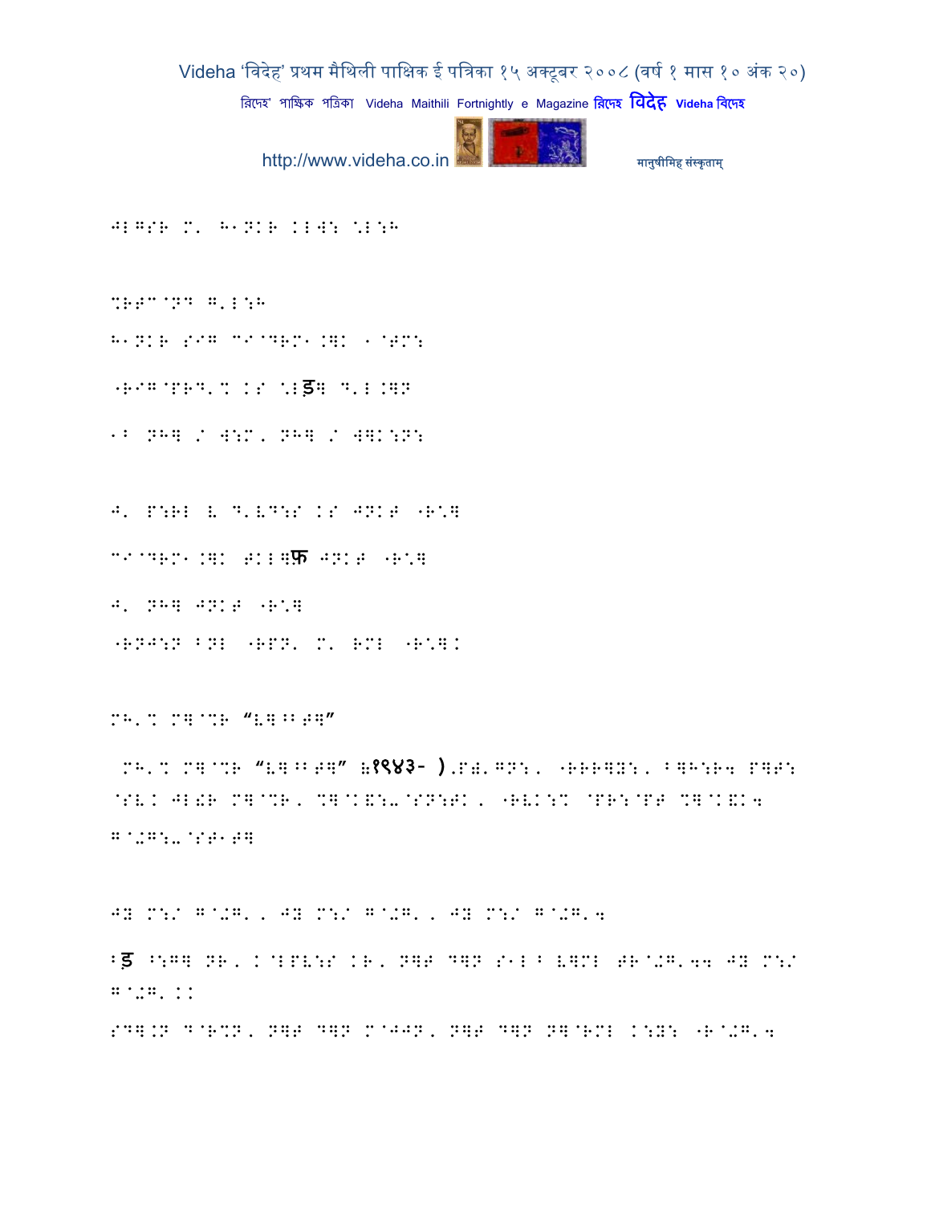JLGSR M' H1NKR KLW: \L:H

%RT^@ND G'L:H

H1NKR SIG C I@DRM1.]K 1@TM:

"RIG@PRD'% KS \Lड़] D'L.]N

1B NH] / W:M, NH] / W]K:N:

J' P:RL V D'VD:S KS JNKT "R\]

C I@DRM1.]K TKL]फ JNKT "R\]

J' NH] JNKT "R\]

"RNJ:N BNL "RPN' M' RML "R\]K

MH'% M]@%R "V]^BT]"

MH'% M]@%R "V]^BT]" (१९४३- ).PT'GN:, "RRR]Y:, B]H:R4 P]T: @SVK JLThR M]@%R, %]@K&:-@SN:TK, "RVK:% @PR:@PT %]@K&K4 G@+G:-@ST1T]

JY M:/ G@+G', JY M:/ G@+G', JY M:/ G@+G'4

Bड़ ^:G] NR, K@LPV:S KR, N]T D]N S1L B V]ML TR@+G'44 JY M:/ G@+G'KK

SD].N D@R%N, N]T D]N M@JJN, N]T D]N N]@RML K:Y: "R@+G'4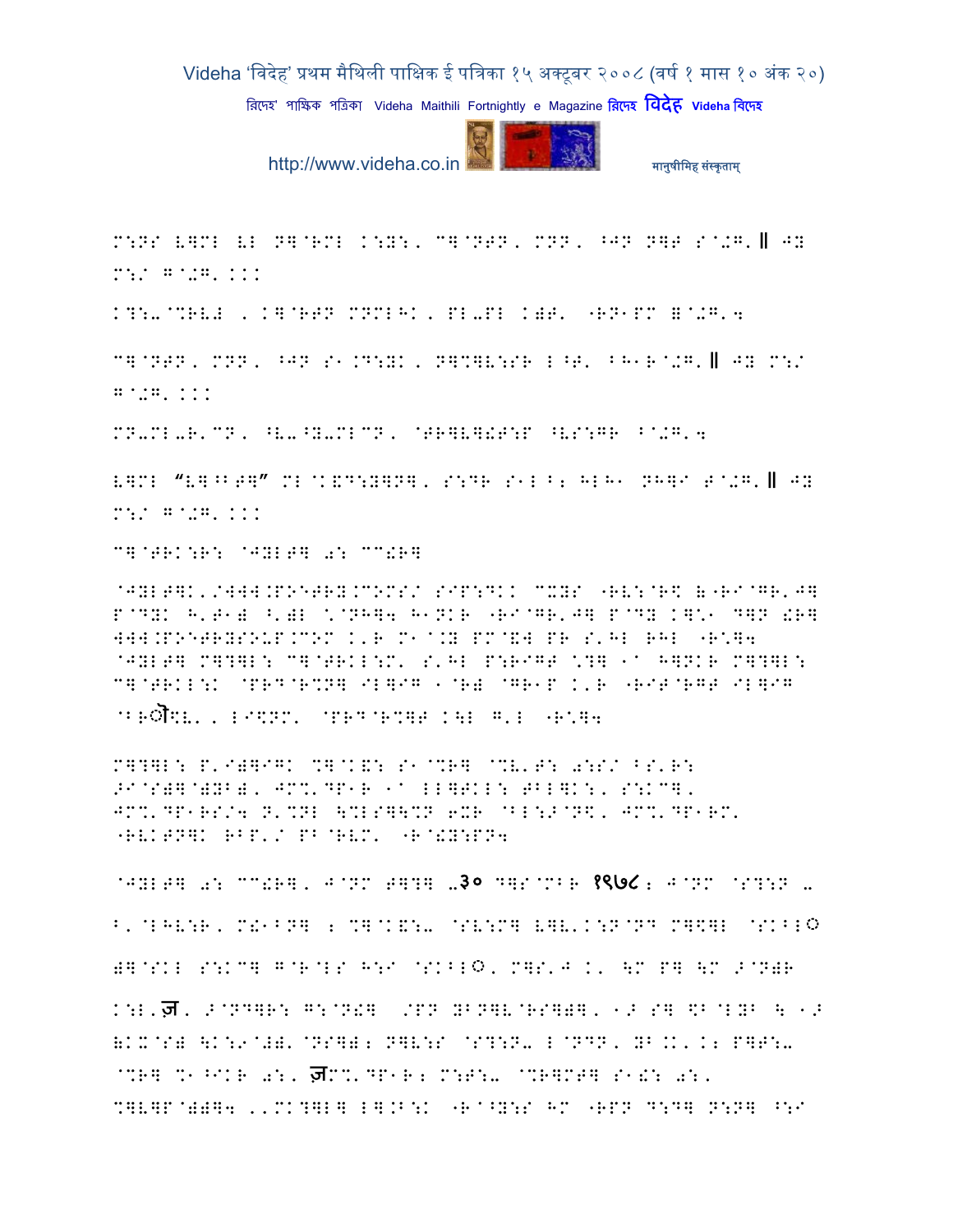M:NS L]ML LL N]@RML K:Y:, C]@NTN, MNN, ^JN N]T S@+G.‖ JY M:/ G@+G. ...

K?:-@%RVW , K]@RTN MNMLHK, PL-PL K)T. "RN1PM B@+G.4

C]@NTN, MNN, ^JN S1.D:YK, N]%]V:SR L^T. BH1R@+G.‖ JY M:/ G@+G. ...

MN-ML-R.CN, ^V-^Y-MLCN, @TR]V]!T:P ^VS:GR B@+G.4

V]ML "V]^BT]" ML@K&D:Y]N], S:DR S1L^; HLH1 NH]I T@+G.‖ JY M:/ G@+G. ...

C]@TRK:R: @JYLT] 0: CC!R]

@JYLT]K./WWW.POETRY.COMS/ SIP:DKK CXYS "RV:@R$ &"RI@GR.J] P@DYK H.T1) ^.)L \.@NH]4 H1NKR "RI@GR.J] P@DY K]\1 D]N !R] WWW.POETRYSOUP.COM K.R M1@.Y PM@&W PR S.HL RHL "R\]4 @JYLT] M]?]L: C]@TRKL:M. S.HL P:RIGT \?] 1@ H]NKR M]?]L: C]@TRKL:K @PRD@R%N] IL]IG 1@R) @GR1P K.R "RIT@RGT IL]IG @BRोS V. , LI$NM. @PRD@R%]T K\L G.L "R\]4

M]?]L: P.I)]IGK %]@K&: S1@%R] @%V.T: 0:S/ BS.R: >I@S)]@)YB), JM%.DP1R 1@ LL]TKL: TBL]K:, S:KC], JM%.DP1RS/4 N.%NL \%LS]\%N 6XR @BL:>@N$, JM%.DP1RM. "RVKTN]K RBP./ PB@RVM. "R@!Y:PN4

@JYLT] 0: CC!R], J@NM T]?] -३० D]S@MBR १९७८; J@NM @S?:N - B.@LHV:R, M!1BN] ; %]@K&:- @SV:M] V]V.K:N@ND M]$]L @SKBLO )]@SKL S:KC] G@R@LS H:I @SKBLO, M]S.J K. \M P] \M >@N)R K:L.ज, >@ND]R: G:@N!] /PN YBN]V@RS]D), 1> S] $B@LYB \ 1> &KX@S) \K:9@#). @NS]); N]V:S @S?:N- L@NDN, YB.K., K; P]T:- @%R] %1^IKR 0:, ज़M%.DP1R; M:T:- @%R]MT] S1!: 0:, %]V]P@))]4 ..MK?]L] L].B:K "R@^Y:S HM "RPN D:D] N:N] ^:I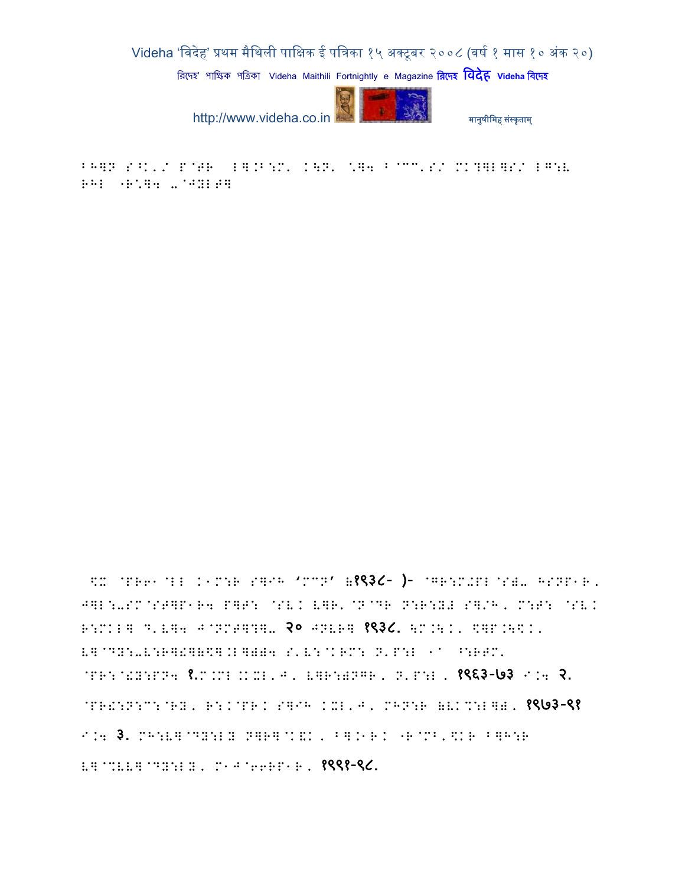BHQN S^K'/ P@TR LQ.B:M' K\N' together with Braille-like text...

BH]N S^K'/ P@TR LQ.B:M' K\N' ^]4 B@CC'S/ MK?]L]S/ LG:L
RHL "R^]4 -@JYLT]

$X @PR61@LL K1M:R S]IH 'MCN' (१९३८- )- @GR:M-PL@S)- HSNP1R' J]L:-SM@ST]P1R4 P]T: @SVK V]R'@N@DR N:R:Y# S]/H' M:T: @SVK R:MKL] D'V]4 J@NMT]?]- २० JNVR] १९३८. \M.\K' \$]P.\\$K' V]@DY:-V:R]£](\$].L])4 S'V:@KRM: N'P:L 1^ ^:RTM' @PR:@!Y:PN4 १.M.ML.KXL'J' V]R:)NGR' N'P:L' १९६३-७३ I.4 २. @PR!:N:C:@RY' R:K@PRK S]IH KXL'J' MHN:R (VK%:L])' १९७३-९१ I.4 ३. MH:V]@DY:LY N]R]@K&K' B].1RK "R@MB'\$KR B]H:R V]@%VV]@DY:LY' M1J@66RP1R' १९९१-९८.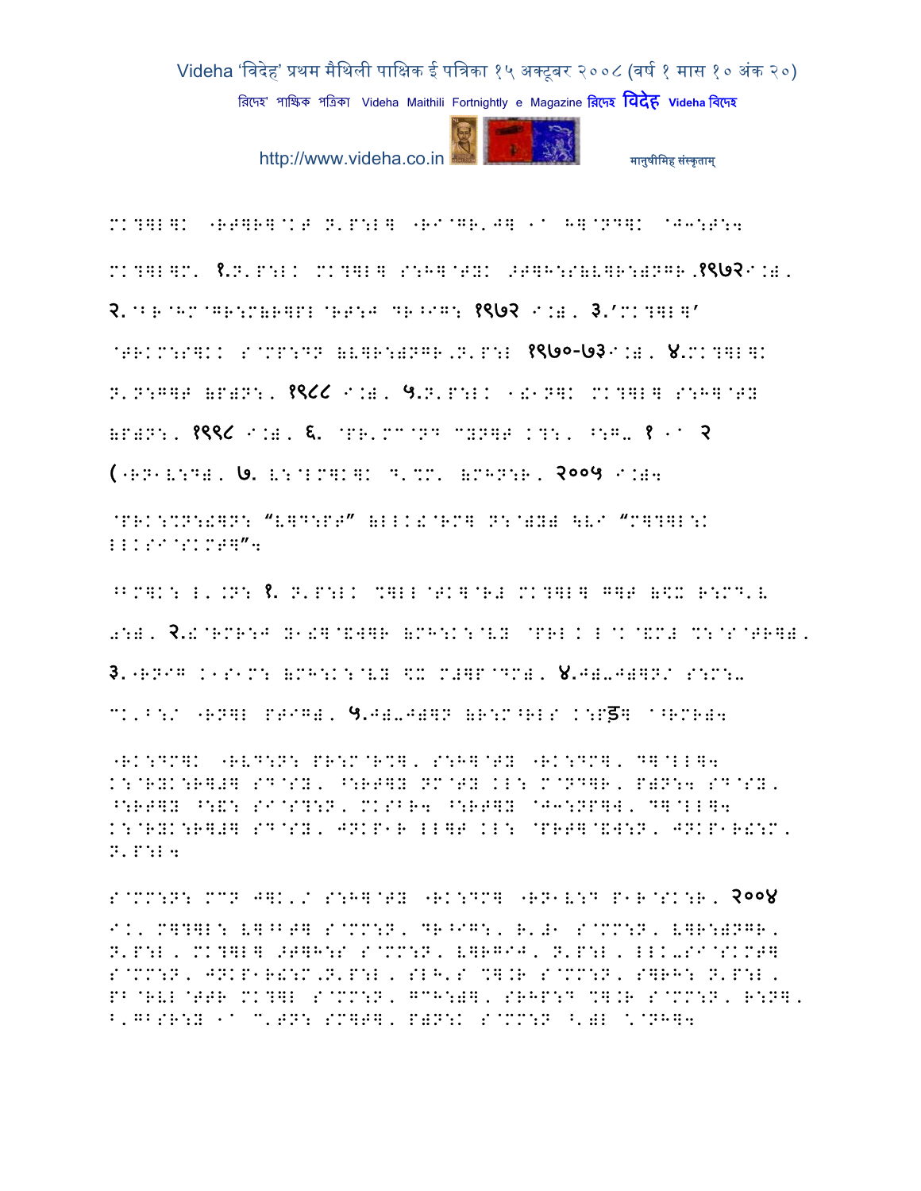MK?]L]K "RT]R]@KT N'P:L] "RI@GR'J] -^ H]@ND]K @J1:T:4

MK?]L]M' १.N'P:LK MK?]L] S:H]@TYK >T]H:S(V]R:)NGR.१९७२I.). २.@BR@HM@GR:M(R]PL@RT:J DR^IG: १९७२ I.). ३.'MK?]L]' @TRKM:S]KK S@MP:DN (V]R:)NGR,N'P:L १९७०-७३I.). ४.MK?]L]K N'N:G]T (P)N:. १९८८ I.). ५.N'P:LK -!-N]K MK?]L] S:H]@TY (P)N:. १९९८ I.). ६. @PR'MM@ND MYN]T K?:. ^:G- १ -^ २ (-RN-V:D). ७. V:@LM]K]K D'%M' (MHN:R. २००५ I.)4

@PRK:%N:!]N: "V]D:PT" (LLK!@RM] N:@)Y) \VI "M]?]L:K LLKSI@SKMT]"4

^BM]K: L'.N: १. N'P:LK %]LL@TK]@R# MK?]L] G]T ($X R:MD'V ):). २.!@RMR:J Y-!]@&W]R (MH:K:@VY @PRL K L@K@&M# %:@S@TR]). ३.-RNIG K-S-M: (MH:K:@VY $X M#]P@DM). ४.J)-J)]N/ S:M:- MK'B:/ "RN]L PTIG). ५.J)-J)]N (R:M^RLS K:Pड़] @^RMR)4

"RK:DM]K "RVD:N: PR:M@R%]. S:H]@TY "RK:DM]. D]@LL]4 K:@RYK:R]#] SD@SY. ^:RT]Y NM@TY KL: M@ND]R. P)N:4 SD@SY. ^:RT]Y ^:!: SI@S?:N. MKSBR4 ^:RT]Y @J1:NP]W. D]@LL]4 K:@RYK:R]#] SD@SY. JNKP-R LL]T KL: @PRT]@&W:N. JNKP-R!:M. N'P:L4

S@MM:N: MMN J]K'/ S:H]@TY "RK:DM] "RN-V:D P-R@SK:R. २००४ I.K. M]?]L: V]^BT] S@MM:N. DR^IG:. R'#- S@MM:N. V]R:)NGR. N'P:L. MK?]L] >T]H:S S@MM:N. V]RGIJ. N'P:L. LLK-SI@SKMT] S@MM:N. JNKP-R!:M,N'P:L. SLH'S %].R S@MM:N. S]RH: N'P:L. PB@RVL@TTR MK?]L S@MM:N. GMH:)]. SRHP:D %].R S@MM:N. R:N]. B'GBSR:Y -^ M'TN: SM]T]. P)N:K S@MM:N ^')L \@NH]4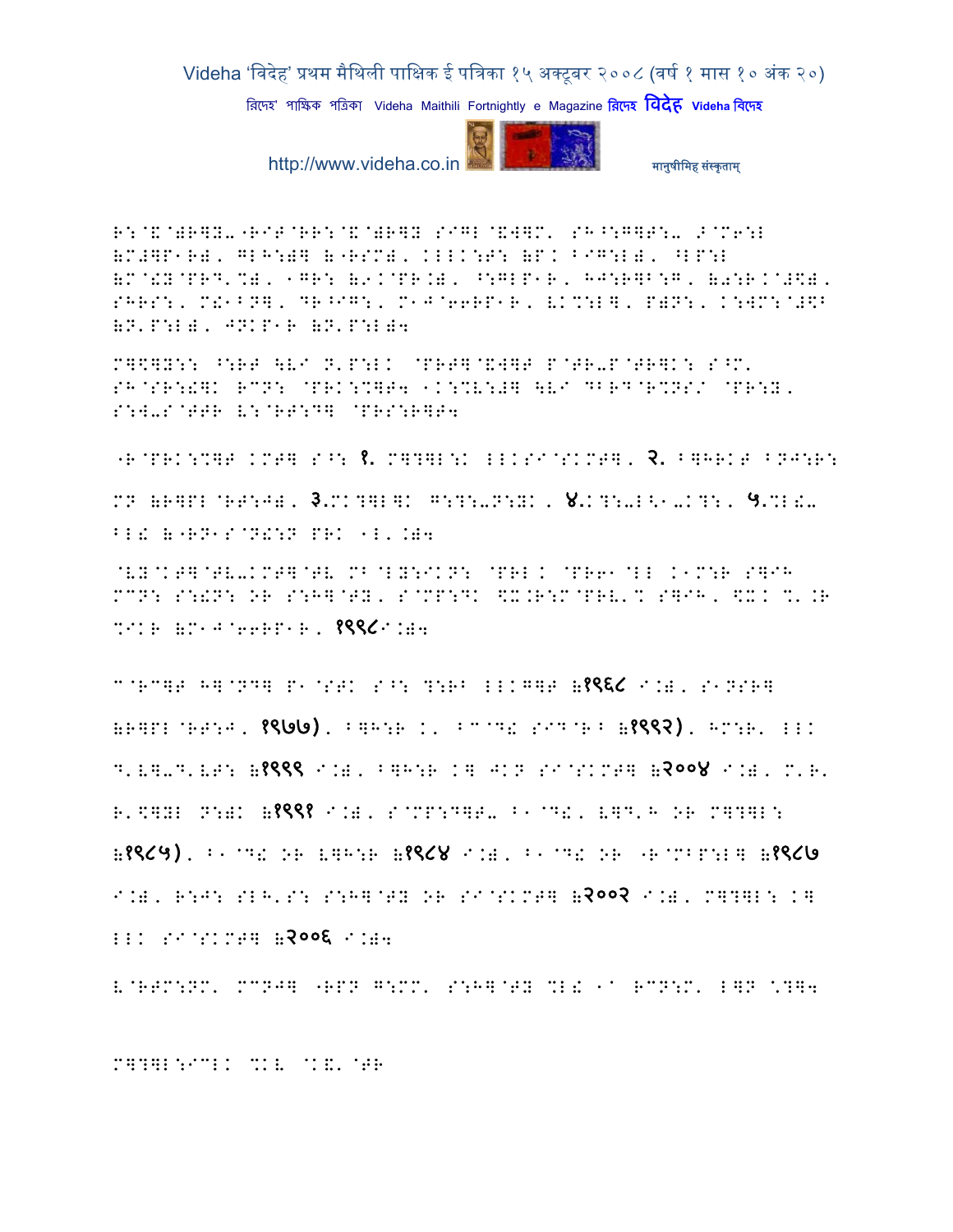R:@&@)R]Y-"RIT@RR:@&@)R]Y SIGL@&W]M' SH^:G]T:- >@M6:L (M#]P1R)' GLH:)] ("RSM)' KLLK:T: (P. BIG:L)' ^LP:L (M@!Y@PRD'%)' 1GR: (9.@PR.)' ^:GLP1R' HJ:R]B:G' (a:R.@#\)' SHRS:' M!1BN]' DR^IG:' M1J@66RP1R' V.%:L]' P)N:' K:WM:@#\B (N'P:L)' JNKP1R (N'P:L)4

M]\]Y:: ^:RT \V/ N'P:LK @PRT]@&W]T P@TR-P@TR]K: S^M' SH@SR:!]K RCN: @PRK:%]T4 1K:%V:#] \V/ DBRD@R%NS/ @PR:Y' S:W-S@TTR V:@RT:D] @PRS:R]T4

"R@PRK:%]T KMT] S^: **1.** M]?]L:K LLKSI@SKMT]' **2.** B]HRKT BNJ:R: MN (R]PL@RT:J)' **3.**MK?]L]K G:?:-N:YK' **4.**K?:-L<1-K?:' **5.**%L!-BL! ("RN1S@N!:N PRK 1L'.)4

@VY@KT]@TV-KMT]@TV MB@LY:IKN: @PRL. @PR61@LL K1M:R S]IH MCN: S:!N: OR S:H]@TY' S@MP:DK \X.R:M@PRV'% S]IH' \X. %'.R %IKR (M1J@66RP1R' **1998**I.)4

C@RC]T H]@ND] P1@STK S^: ?:RB LLKG]T (**1968** I.)' S1NSR] (R]PL@RT:J' **1977**)' B]H:R K' BC@D! SID@RB (**1992**)' HM:R' LLK D'V]-D'VT: (**1999** I.)' B]H:R K] JKN SI@SKMT] (**2004** I.)' M'R' R'\]YL N:)K (**1991** I.)' S@MP:D]T- B1@D!' V]D'H OR M]?]L: (**1985**)' B1@D! OR V]H:R (**1984** I.)' B1@D! OR "R@MBP:L] (**1987** I.)' R:J: SLH'S: S:H]@TY OR SI@SKMT] (**2002** I.)' M]?]L: K] LLK SI@SKMT] (**2006** I.)4

V@RTM:NM' MCNJ] "RPN G:MM' S:H]@TY %L! 1^ RCN:M' L]N *?]4

M]?]L:ICLK %KV @K&'@TR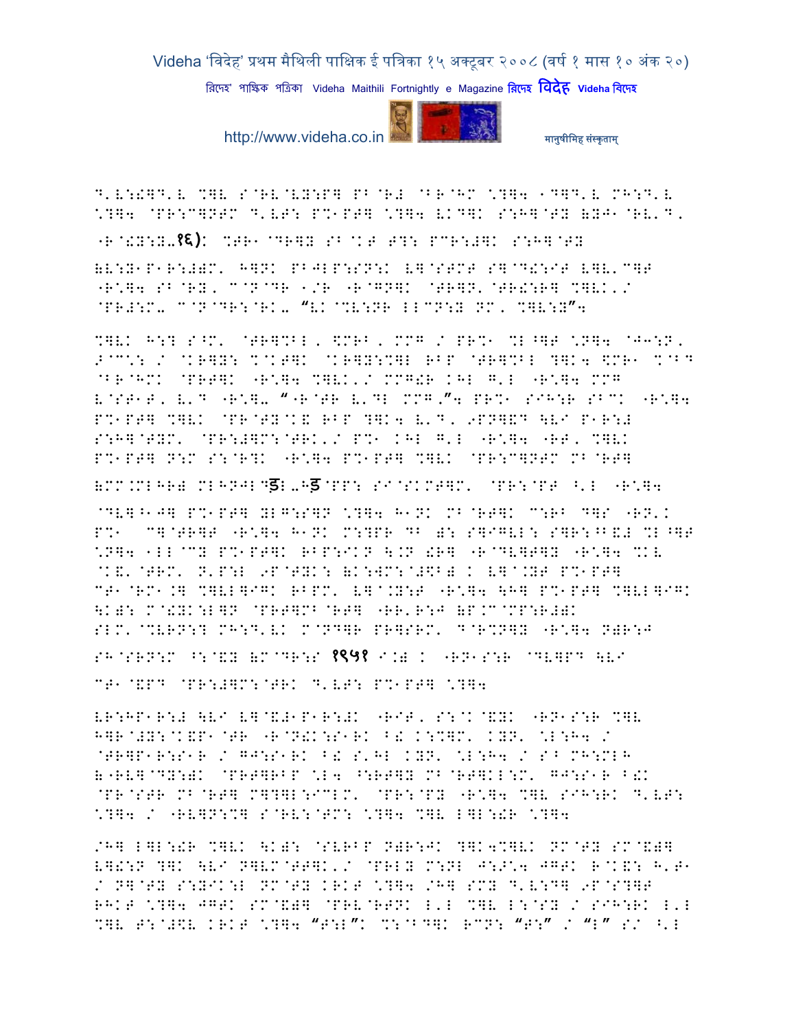D'V:!]D'V %]V S@RV@VY:P] PB@R# @B@HM \?]4 1D]D'V MH:D'V \?]4 @PR:C]NTM D'VT: P%1PT] \?]4 VKD]K S:H]@TY (YJ1@RV'D'

-R@!Y:Y-१६): %TR1@DR]Y SB@KT T?: PCR:#]K S:H]@TY

(V:Y1P1R:#)M' H]NK PBJLP:SN:K V]@STMT S]@D!:IT V]V'C]T -R\]4 SB@RY' C@N@DR 1/R -R@GN]K @TR]N'@TR!:R] %]VK'/ @PR#:M- C@N@DR:@RK- "VK@%V:NR LLCN:Y NM' %]V:Y"4

%]VK H:? S^M' @TR]%BL' $MRB' MMG / PR%1 %L^]T \N]4 @J3:N' >@C\: / @KR]Y: %@KT]K @KR]Y:%]L RBP @TR]%BL ?]K4 $MR1 %@BD @BR@HMK @PRT]K -R\]4 %]VK'/ MMG!R KHL G'L -R\]4 MMG V@ST1T' V'D -R\]- "-R@TR V'DL MMG."4 PR%1 SIH:R SBCK -R\]4 P%1PT] %]VK @PR@TY@K& RBP ?]K4 V'D' 9PN]&D \VI P1R:# S:H]@TYM' @PR:#]M:@TRK'/ P%1 KHL G'L -R\]4 -RT' %]VK P%1PT] N:M S:@R?K -R\]4 P%1PT] %]VK @PR:C]NTM MB@RT]

(MM.MLHR) MLHNJLDड़L-Hड़@PP: SI@SKMT]M' @PR:@PT ^'L -R\]4 @DV]^1J] P%1PT] YLG:S]N \?]4 H1NK MB@RT]K C:RB D]S -RN'K P%1 C]@TR]T -R\]4 H1NK M:?PR DB ): S]IGVL: S]R:^B&# %L^]T \N]4 1LL@CY P%1PT]K RBP:IKN \.N !R] -R@DV]T]Y -R\]4 %KV @K&'@TRM' N'P:L 9P@TYK: (K:WM:@#$B) K V]@.YT P%1PT] CT1@RM1.] %]VL]IGK RBPM' V]@.Y:T -R\]4 \H] P%1PT] %]VL]IGK \K): M@!YK:L]N @PRT]MB@RT] -RR'R:J (P.C@MP:R#)K SLM'@%VRN:? MH:D'VK M@ND]R PR]SRM' D@R%N]Y -R\]4 N)R:J SH@SRN:M ^:@&Y (M@DR:S १९५१ I.) K -RN1S:R @DV]PD \VI CT1@&PD @PR:#]M:@TRK D'VT: P%1PT] \?]4

VR:HP1R:# \VI V]@&#1P1R:#K -RIT' S:@K@&YK -RN1S:R %]V H]R@#Y:@K&P1@TR -R@N)K:S1RK B! K:%]M' KYN' \L:H4 / @TR]P1R:S1R / GJ:S1RK B! S'HL KYN' \L:H4 / SB MH:MLH ("RV]@DY:)K @PRT]RBP \L4 ^:RT]Y MB@RT]KL:M' GJ:S1R B!K @PR@STR MB@RT] M]?]L:ICLM' @PR:@PY -R\]4 %]V SIH:RK D'VT: \?]4 / -RV]N:%] S@RV:@TM: \?]4 %]V L]L:!R \?]4

/H] L]L:!R %]VK \K): @SVRBP N)R:JK ?]K4%]VK NM@TY SM@&)] V]!:N ?]K \VI N]VM@TT]K'/ @PRLY M:NL J:>\4 JGTK R@K&: H'T1 / N]@TY S:YIK:L NM@TY KRKT \?]4 /H] SMY D'V:D] 9P@S?]T RHKT \?]4 JGTK SM@&)] @PRV@RTNK L'L %]V L:@SY / SIH:RK L'L %]V T:@#$V KRKT \?]4 "T:L"K %:@BD]K RCN: "T:" / "L" S/ ^'L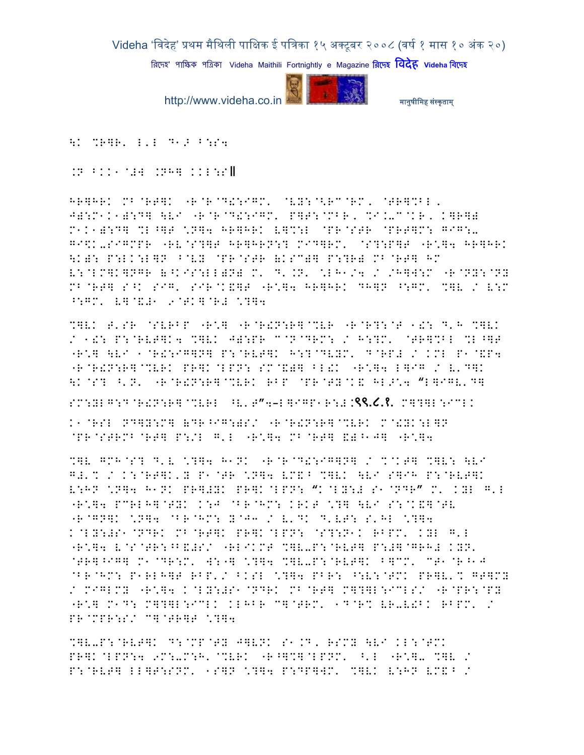\K %R]R' L'L D1> B:S4

.N BKK1@#W .NH] KKL:S॥

HR]HRK MB@RT]K "R@R@D!:IGM' @VY:@<RC@RM, @TR]%BL,
J):M1K1):D] \VI "R@R@D!:IGM' P]T:@MBR, %I.-C@KR, K]R])
M1K1):D] %L^]T \*N]4 HR]HRK V]%:L @PR@STR @PRT]M: GIG:-
GI\$K-SIGMPR "RV@S?]T HR]HRN:? MID]RM' @S?:P]T "R\*]4 HR]HRK
\K): P:LK:L]N ^@VY @PR@STR (KSC)] P:?R) MB@RT] HM
V:@LM]K]NGR (^KIS:LL)N) M' D'.N' \*LH1/4 / /H]W:M "R@NY:@NY
MB@RT] S^K SIG' SIR@K&]T "R\*]4 HR]HRK DH]N ^:GM' %]V / V:M
^:GM' V]@&#1 9@TK]@R# \*?]4

%]VK T'SR @SVRBP "R\*] "R@R!N:R]@%VR "R@R?:@T 1!: D'H %]VK
/ 1!: P:@RVT]K4 %]VK J):PR C@N@DRM: / H:?M' @TR]%BL %L^]T
"R\*] \VI 1@R!:IG]N] P:@RVT]K H:?@DVYM' D@RP# / KML P1@&P4
"R@R!N:R]@%VRK PR]K@LPN: SM@&)] BL!K "R\*]4 L]IG / V'D]K
\K@S? ^'N' "R@R!N:R]@%VRK RBP @PR@TY@K& HL>\*4 "L]IGV'D]

SM:YLG:D@R!N:R]@%VRL ^V'T"4-L]IGP1R:#.९९.८.१. M]?]L:ICLK

K1@RSL ND]Y:M] (DR^IG:)S/ "R@R!N:R]@%VRK M@!YK:L]N
@PR@STRMB@RT] P:/L G'L "R\*]4 MB@RT] &)^1J] "R\*]4

%]V GMH@S? D'V \*?]4 H1NK "R@R@D!:IG]N] / %@KT] %]V: \VI
G#'% / K:@RT]K'Y P1@TR \*N]4 VM&^ %]VK \VI S]IH P:@RVT]K
V:HN \*N]4 H1NK PR]#YK PR]K@LPN: "K@LY:# S1@NDR" M' KYL G'L
"R\*]4 PCRLH]@TYK K:J @BR@HM: KRKT \*?] \VI S:@K&]@TV
"R@GN]K \*N]4 @BR@HM: Y@J3 / V'DK D'VT: S'HL \*?]4
K@LY:#S1@NDRK MB@RT]K PR]K@LPN: @S?:N1K RBPM' KYL G'L
"R\*]4 V@S@TR:^B&#S/ "RLIKMT %]V-P:@RVT] P:#]@GRH# KYN'
@TR]^IG] M1@DR:M' W:

-] \*?]4 %]V-P:@RVT]K B]CM' CT1@R^1J
@BR@HM: P1RLH]T RBP'/ BKSL \*?]4 PBR: ^:V:@TMK PR]V'% GT]MY
/ MIGLMY "R\*]4 K@LY:#S1@NDRK MB@RT] M]?]L:ICLS/ "R@PR:@PY
"R\*] M1D: M]?]L:ICLK KLHBR C]@TRM' 1D@R% VR-V!BK RBPM' /
PR@MPR:S/ C]@TR]T \*?]4

%]V-P:@RVT]K D:@MP@TY J]VNK S1.D, RSMY \VI KL:@TMK
PR]K@LPN:4 9M:-M:H'@%VRK "R^]%]@LPNM' ^'L "R\*]- %]V /
P:@RVT] LL]T:SNM' 1S]N \*?]4 P:DP]WM' %]VK V:HN VM&^ /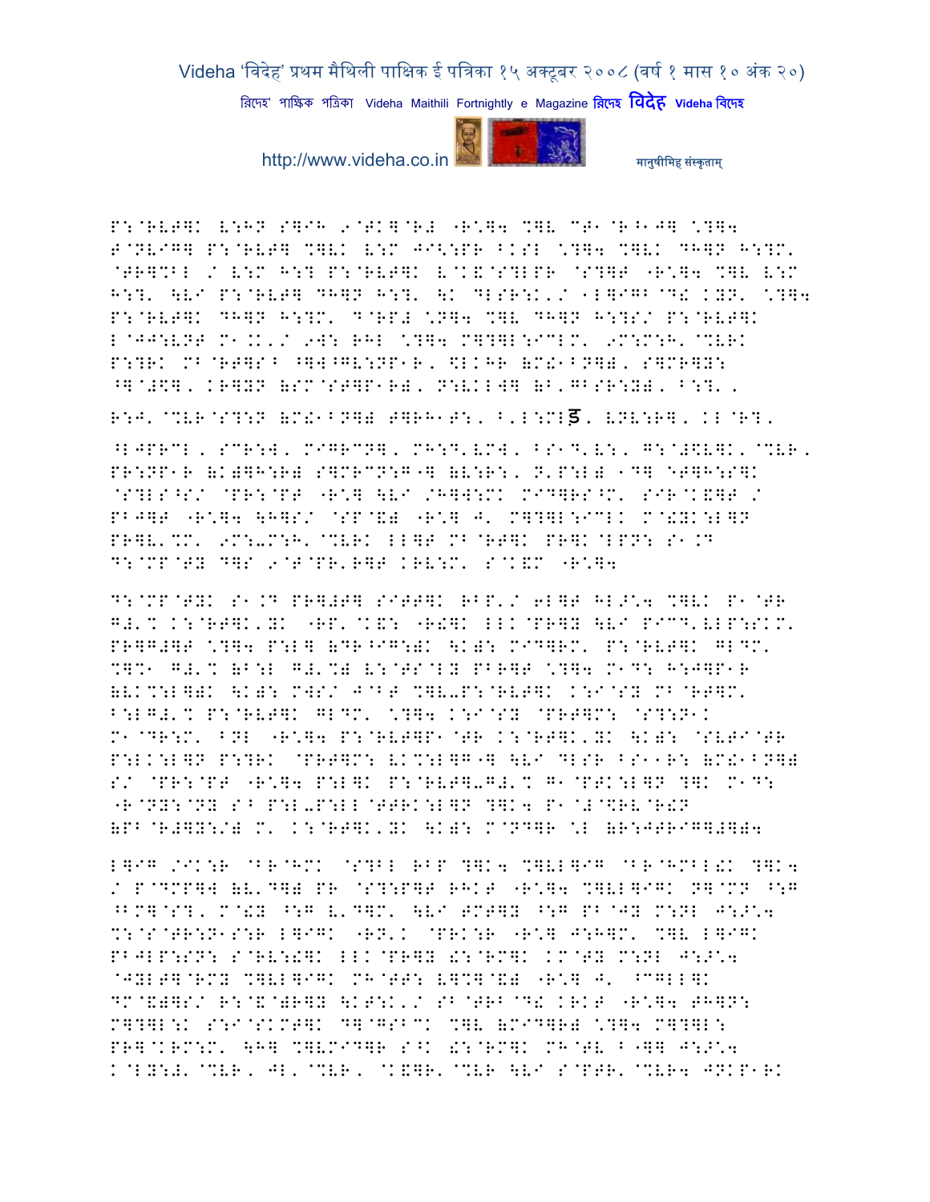P:@RVT]K V:HN S]IH 9@TK]@R# "R\]4 %]V CT1@R^1J] \?]4
T@NVIG] P:@RVT] %]VK V:M JI<:PR ^KSL \?]4 %]VK DH]N H:?M'
@TR]%BL / V:M H:? P:@RVT]K V@K&@S?LPR @S?]T "R\]4 %]V V:M
H:?' \VI P:@RVT] DH]N H:?' \K DLSR:K'/ 1L]IGB@D! KYN' \?]4
P:@RVT]K DH]N H:?M' D@RP# \N]4 %]V DH]N H:?S/ P:@RVT]K
L@JJ:VNT M1.K'/ 9W: RHL \?]4 M]?]L:ICLM' 9M:M:H'@%VRK
P:?RK MB@RT]S^ ^]W^GV:NP1R, $LKHR (M!1BN]), S]MR]Y:
^]@#$], KR]YN (SM@ST]P1R), N:VKLW] (B'GBSR:Y), B:?',

R:J'@%VR@S?:N (M!1BN]) T]RH1T:, B'L:ML ड, VNV:R], KL@R?,
^LJPRCL, SCR:W, MIGRCN], MH:D'VMW, BS1D'V:, G:@#$V]K'@%VR,
PR:NP1R (K)]H:R) S]MRCN:G"] (V:R:, N'P:L) 1D] "T]H:S]K
@S?LS^S/ @PR:@PT "R\] \VI /H]W:MK MID]RS^M' SIR@K&]T /
PBJ]T "R\]4 \H]S/ @SP@&) "R\] J' M]?]L:ICLK M@!YK:L]N
PR]V'%M' 9M:-M:H'@%VRK LL]T MB@RT]K PR]K@LPN: S1.D
D:@MP@TY D]S 9@T@PR'R]T KRV:M' S@K&M "R\]4

D:@MP@TYK S1.D PR]#T] SITT]K RBP'/ 6L]T HL>\4 %]VK P1@TR
G#'% K:@RT]K'YK "RP'@K&: "R!]K LLK@PR]Y \VI PICD'VLP:SKM'
PR]G#]T \?]4 P:L] (DR^IG:)K \K): MID]RM' P:@RVT]K GLDM'
%]%1 G#'% (B:L G#'%) V:@TS@LY PBR]T \?]4 M1D: H:J]P1R
(VK%:L]))K \K): MWS/ J@BT %]V-P:@RVT]K K:I@SY MB@RT]M'
B:LG#'% P:@RVT]K GLDM' \?]4 K:I@SY @PRT]M: @S?:N1K
M1@DR:M' BNL "R\]4 P:@RVT]P1@TR K:@RT]K'YK \K): @SVTI@TR
P:LK:L]N P:?RK @PRT]M: VK%:L]G"] \VI DLSR BS11R: (M!1BN])
S/ @PR:@PT "R\]4 P:L]K P:@RVT]-G#'% G1@PTK:L]N ?]K M1D:
"R@NY:@NY S^ P:L-P:LL@TTRK:L]N ?]K4 P1@#@$RV@R!N
(PB@R#]Y:/) M' K:@RT]K'YK \K): M@ND]R \L (R:JTRIG]#]))4

L]IG /IK:R @BR@HMK @S?BL RBP ?]K4 %]VL]IG @BR@HMBL!K ?]K4
/ P@DMP]W (V'D]) PR @S?:P]T RHKT "R\]4 %]VL]IGK N]@MN ^:G
^BM]@S?, M@!Y ^:G V'D]M' \VI TMT]Y ^:G PB@JY M:NL J:>\4
%:@S@TR:N1S:R L]IGK "RN'K @PRK:R "R\] J:H]M' %]V L]IGK
PBJLP:SN: S@RV:!]K LLK@PR]Y !:@RM]K KM@TY M:NL J:>\4
@JYLT]@RMY %]VL]IGK MH@TT: V]%]@&) "R\] J' ^CGLL]K
DM@&)]S/ R:@&@)R]Y \KT:K'/ SB@TRB@D! KRKT "R\]4 TH]N:
M]?]L:K S:I@SKMT]K D]@GSBCK %]V (MID]R) \?]4 M]?]L:
PR]@KRM:M' \H] %]VMID]R S^K !:@RM]K MH@TV B"]] J:>\4
K@LY:#'@%VR, JL'@%VR, @K&]R'@%VR \VI S@PTR'@%VR4 JNKP1RK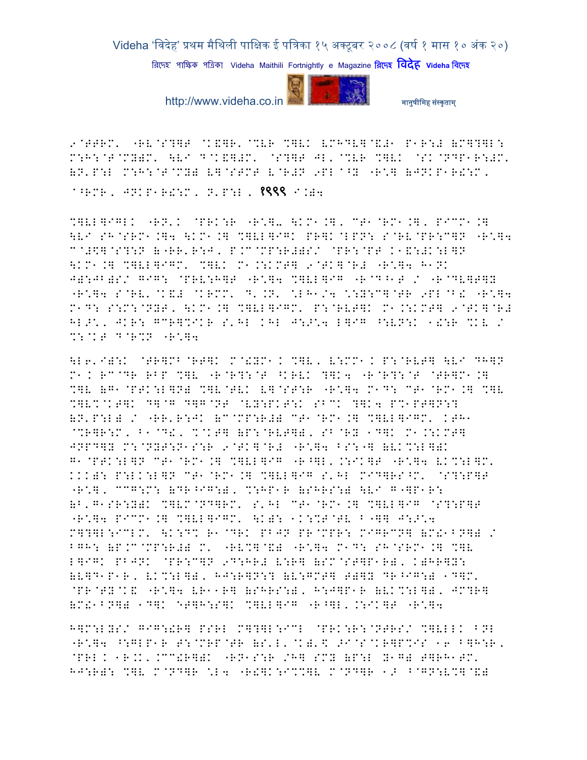9@TTRM' "RV@S?]T @K&]R'@%VR %]VK VMHDV]@&#1 P1R:# BM]?]L:
M:H:@T@MY)M' \VI D@K&]#M' @S?]T JL'@%VR %]VK @SK@NDP1R:#M'
(N'P:L M:H:@T@MY) V]@STMT V@R#N 9PL@^Y "R\*] (JNKP1R!:M'

^^RMR' JNKP1R!:M' N'P:L' १९९९ ^:)4

%]VL]IGLK "RN'K @PRK:R "R\*]- \KM1.]' CT1@RM1.]' PICM1.]
\VI SH@SRM1.]4 \KM1.] %]VL]IGK PR]K@LPN: S@RV@PR:C]N "R\*]4
C@#\$]@S?:N (\"RR'R:J' P.C@MP:R#)S/ @PR:@PT .1&:#K:L]N
\KM1.] %]VL]IGM' %]VK M1.:KMT] 9@TK]@R# "R\*]4 H1NK
J):JB)S/ GIG: @PRV:H]T "R\*]4 %]VL]IG "R@D^1T / "R@DV]T]Y
"R\*]4 S@RV'@K&# @KRMM' D'.N' @LH1/4 \*:Y:C]@TR 9PL@B! "R\*]4
M1D: S:M:@NYT' \KM1.] %]VL]IGM' P:@RVT]K M1.:KMT] 9@TK]@R#
HL>\*' JKR: GCR]%IKR S'HL KHL J:>\*4 L]IG ^:VN:K 1!:R %KV /
%:@KT D@R%N "R\*]4

\L6'I):K @TR]MB@RT]K M@!YM1K %]V' V:MM1K P:@RVT] \VI DH]N
M1K RC@DR RBP %]V "R@R?:@T ^KRVK ?]K4 "R@R?:@T @TR]M1.]
%]V (G1@PTK:L]N) %]V@TVK V]@ST:R "R\*]4 M1D: CT1@RM1.] %]V
%]V%@KT]K D]@G D]G@NT @VY:PKT:K SBCK ?]K4 P%1PT]N:?
(N'P:L) / "RR'R:JK (C@MP:R#) CT1@RM1.] %]VL]IGM' KTH1
@%R]R:M' B1@D!' %@KT] (P:@RVT]), SB@RY 1D]K M1.:KMT]
JNPD]Y M:@NYT:N1S:R 9@TK]@R# "R\*]4 BS:"] (VK%:L])K
G1@PTK:L]N CT1@RM1.] %]VL]IG "R^]L'.:IK]T "R\*]4 VK%:L]M'
KKK): P:LK:L]N CT1@RM1.] %]VL]IG S'HL MID]RS^M' @S?:P]T
"R\*]' CCG:M: (DR^IG:)' %:HP1R (SHRS:) \VI G"]P1R:
(B'G1SR:Y)K %]VM@ND]RM' S'HL CT1@RM1.] %]VL]IG @S?:P]T
"R\*]4 PICM1.] %]VL]IGM' \K): 1K:%T@TV B"]] J:>\*4
M]?]L:ICLM' \K:D% R1@DRK PBJN PR@MPR: MIGRCN] (M!1BN]) /
BGH: (P.C@MP:R#) M' "RV%]@&) "R\*]4 M1D: SH@SRM1.] %]V
L]IGK PBJNK @PR:C]N 9D:HR# V:R] (SM@ST]P1R)' K)HR]Y:
(V]D1P1R' VK%:L])' HJ:R]N:? (V:GMT] T)]Y DR^IG:) 1D]M'
@PR@TY@K& "R\*]4 VR11R] (SHRS:)' H:J]P1R (VK%:L])' JM?R]
(M!1BN]) 1D]K *T]H:S]K %]VL]IG "R^]L'.:IK]T "R\*]4

H]M:LYS/ GIG:!R] PSRL M]?]L:ICL @PRK:R:@NTRS/ %]VLLK BNL
"R\*]4 ^:GLP1R T:@MRP@TR (S'L'@K)'\$ >I@S@KR]P%IS 16 B]H:R'
@PRL.1R.K'.CC!R])K "RN1S:R /H] SMY (P:L Y1G) T]RH1TM'
HJ:R): %]V M@ND]R \*L4 "R!]K:I%%]V M@ND]R 1> B@GN:V%]@&)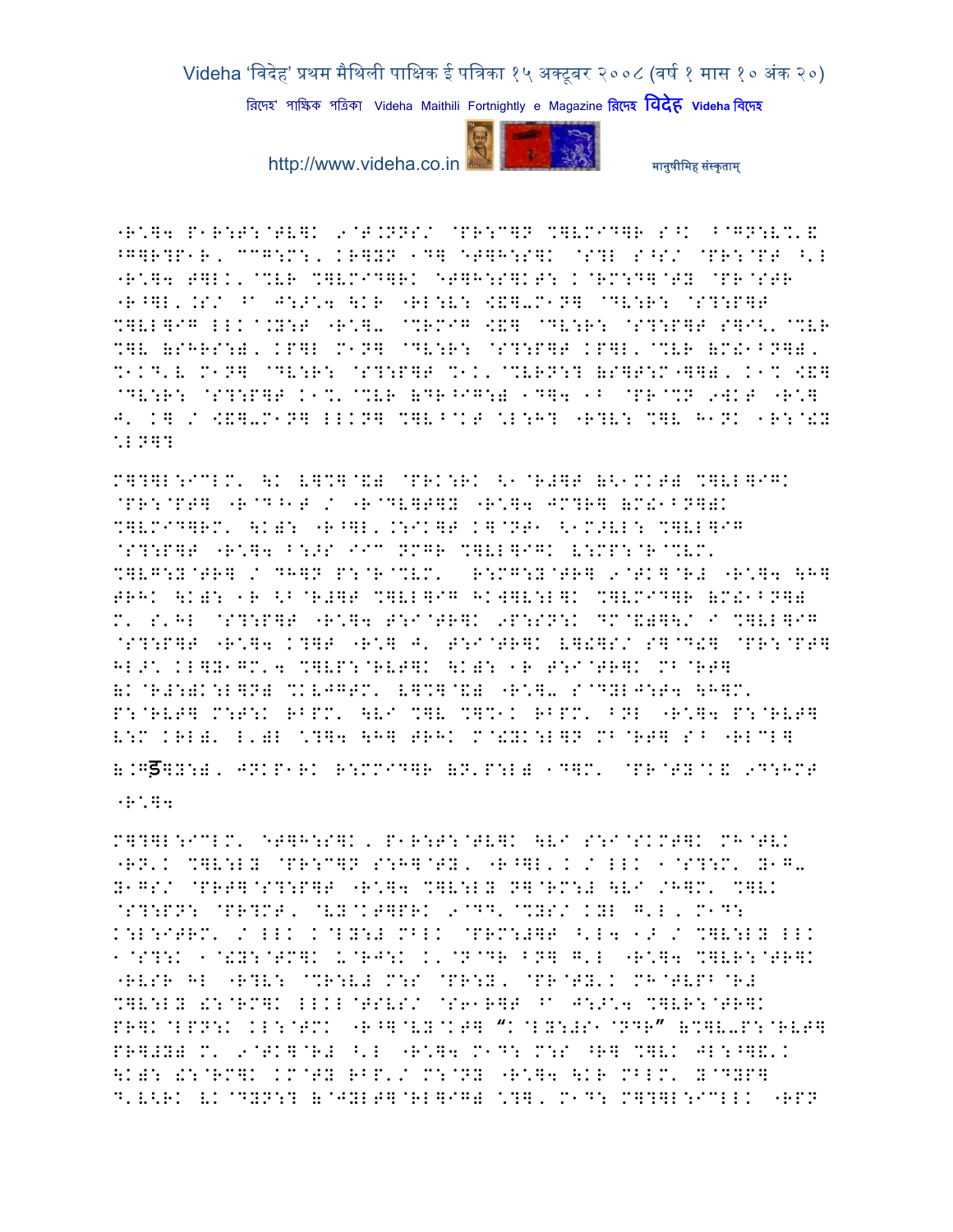"R*]4 P1R:T:@TV]K 9@T.NNS/ @PR:C]N %]VMID]R S^K ^@GN:V%'E ^G]R?P1R, CCG:M:, KR]YN 1D] ET]H:S]K @S?L S^S/ @PR:@PT ^'L "R*]4 T]LK'@%VR %]VMID]RK ET]H:S]KT: K@RM:D]@TY @PR@STR "R^]L'.S/ ^A J:>*4 \KR "RL:V: <&]-M1N] @DV:R: @S?:P]T %]VL]IG LLK@.Y:T "R*]- @%RMIG <&] @DV:R: @S?:P]T S]I<'@%VR %]V (SHRS:), KP]L M1N] @DV:R: @S?:P]T KP]L'@%VR (M!1BN]), %1KD'V M1N] @DV:R: @S?:P]T %1K'@%VRN:? (S]T:M"]]), K1% <&] @DV:R: @S?:P]T K1%'@%VR (DR^IG:) 1D]4 1B @PR@%N 9WKT "R*] J' K] / <&]-M1N] LLKN] %]V^KT *L:H? "R?V: %]V H1NK 1R:@!Y *LN]?

M]?]L:ICLM' \K V]%]@&) @PRK:RK <1@R#]T (<1MKT) %]VL]IGK @PR:@PT] "R@D^1T / "R@DV]T]Y "R*]4 JM?R] (M!1BN]) %]VMID]RM' \K): "R^]L'.:IK]T K]@NT1 <1M>VL: %]VL]IG @S?:P]T "R*]4 B:>S IIC NMGR %]VL]IGK V:MP:@R@%VM' %]VG:Y@TR] / DH]N P:@R@%VM' R:MG:Y@TR] 9@TK]@R# "R*]4 \H] TRHK \K): 1R <B@R#]T %]VL]IG HKW]V:L]K %]VMID]R (M!1BN]) M' S'HL @S?:P]T "R*]4 T:I@TR]K 9P:SN:K DM@&)]\/ I %]VL]IG @S?:P]T "R*]4 K?]T "R*] J' T:I@TR]K V]!]S/ S]@D!] @PR:@PT] HL>\ KL]Y1GM'4 %]VP:@RVT]K \K): 1R T:I@TR]K MB@RT] (K@R#:)K:L]N) %KVJGTM' V]%]@&) "R*]- S@DYLJ:T4 \H]M' P:@RVT] M:T:K RBPM' \VI %]V %]%1K RBPM' BNL "R*]4 P:@RVT] V:M KRL), L')L *?]4 \H] TRHK M@!YK:L]N MB@RT] S^ "RLCL]

(.Gड]Y:), JNKP1RK R:MMID]R (N'P:L) 1D]M' @PR@TY@K& 9D:HMT "R*]4

M]?]L:ICLM' ET]H:S]K, P1R:T:@TV]K \VI S:I@SKMT]K MH@TVK "RN'K %]V:LY @PR:C]N S:H]@TY, "R^]L'K / LLK 1@S?:M' Y1G- Y1GS/ @PRT]@S?:P]T "R*]4 %]V:LY N]@RM:# \VI /H]M' %]VK @S?:PN: @PR?MT, @VY@KT]PRK 9@DD'@%YS/ KYL G'L, M1D: K:L:ITRM' / LLK K@LY:# MBLK @PRM:#]T ^'L4 1> / %]V:LY LLK 1@S?:K 1@!Y:@TM]K U@RJ:K K'@N@DR BN] G'L "R*]4 %]VR:@TR]K "RVSR HL "R?V: @%R:V# M:S @PR:Y, @PR@TY'K MH@TVPB@R# %]V:LY !:@RM]K LLKL@TSVS/ @S61R]T ^A J:>*4 %]VR:@TR]K PR]K@LPN:K KL:@TMK "R^]@VY@KT] "K@LY:#S1@NDR" (%]V-P:@RVT] PR]#Y) M' 9@TK]@R# ^'L "R*]4 M1D: M:S ^R] %]VK JL:^]&'K \K): !:@RM]K KM@TY RBP'/ M:@NY "R*]4 \KR MBLM' Y@DYP] D'V<RK VK@DYN:? (@JYLT]@RL]IG) *?], M1D: M]?]L:ICLLK "RPN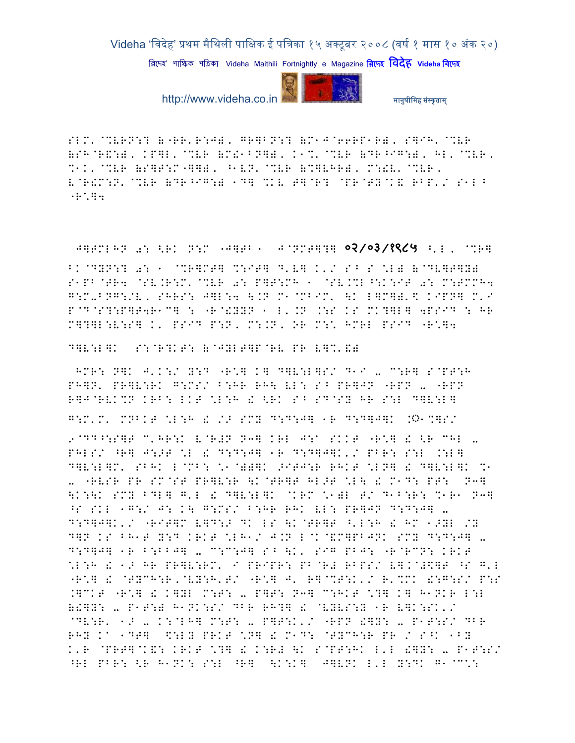SLM'@%VRN:? (^RR'R:J)' GR]BN:? (M1J@66RP1R)' S]IH'@%VR (SH@R&:)' KP]L'@%VR (M!1BN])' K1%'@%VR (DR^IG:)' HL'@%VR' %1K'@%VR (S]T:M"]])' ^1VN'@%VR (%]VHR)' M:!V'@%VR' V@R!M:N'@%VR (DR^IG:) 1D] %KV T]@R? @PR@TY@K& RBP'/ S1L^ ^R\]4

J]TMLHN 0: <RK N:M ^J]TB1 J@NMT]?] ०२/०३/१९८५ ^'L' @%R] BK@DYN:? 0: 1 @%R]MT] %:IT] D'V] K'/ S^ S \L) (@DV]T]Y) S1PB@TR4 @SV.R:M'@%VR 0: P]T:MH 1 @SV.%L^:K:IT 0: M:TMMH4 G:M-BNG:/V' SHRS: J]L:4 \.N M1@MBIM' \K L]M])'$ KIPN] M'I P@D@S?:P]T4R1C] : ^R@!YYN 1 L'.N .:S KS MK?]L] 4PSID : HR M]?]L:V:S] K' PSID P:N' M:.N' OR M:\ HMRL PSID ^R\]4

D]V:L]K S:@R?KT: (@JYLT]P@RV PR V]%'&)

HMR: N]K J'K:/ Y:D ^R\] K] D]V:L]S/ D1I - M:R] S@PT:H PH]N' PR]V:RK G:MS/ B:HR RH\ VL: S^ PR]JN ^RPN - ^RPN R]J@RVK%N KRB: LKT \L:H ! <RK S^ SD@SY HR S:L D]V:L]

G:M'M' MNBKT \L:H ! /> SMY D:D:J] 1R D:D]J]K .◌1%]S/

9@DD^:S]T C'HR:K V@R#N N1] KRL J:I SKKT ^R\] ! <R CHL - PHLS/ ^R] J:>T \L ! D:D:J] 1R D:D]J]K'/ PBR: S:L .:L] D]V:L]M' SBHK L@MB: \1@)]K >IT J:R RHKT \LN] ! D]V:L]K %1 - ^RVSR PR SM@ST PR]V:R \K@TR]T HL>T \L\ ! M1D: PT: N1] \K:\K SMY BDL] G'L ! D]V:L]K @KRM \1)L T/ D1B:R: %1R1 N1] ^S SKL 1G:/ J: K\ G:MS/ B:HR RHK VL: PR]JN D:D:J] - D:D]J]K'/ ^RIT]M V]D:> DK LS \K@TR]T ^'L:H ! HM 1>YL /Y D]N KS BH1T Y:D KRKT \LH1/ J.N L@K@&M]PBJNK SMY D:D:J] - D:D]J] 1R B:BBJ] - C:C:J] S^ \K' SIG PBJ: ^R@RCN: KRKT \L:H ! 1> HR PR]V:RM' I PRIPR: PB@R# RBPS/ V]K@#$]T ^S G'L ^R\] ! @TYCH:R'@VY:H'T/ ^R\] J' R]@%T:K'/ R'%MK !:G:S/ P:S .]CKT ^R\] ! K]YL M:T: - P]T: N1] C:HKT \?] K] H1NKR L:L (!]Y: - P1T:) H1NK:S/ DBR RH?] ! @VYVS:Y 1R V]K:SK'/ @DV:R' 1> - K:@LH] M:T: - P]T:K'/ ^RPN !]Y: - P1T:S/ DBR RHY KI 1DT] <:LY PRKT \N] ! M1D: @TYCH:R PR / S^K 1BY K'R @PRT]@K&: KRKT \?] ! K:R# \K S@PT:HK L'L !]Y: - P1T:S/ ^RL PBR: <R H1NK: S:L ^R] \K:K] J]VNK L'L Y:DK G1@C\: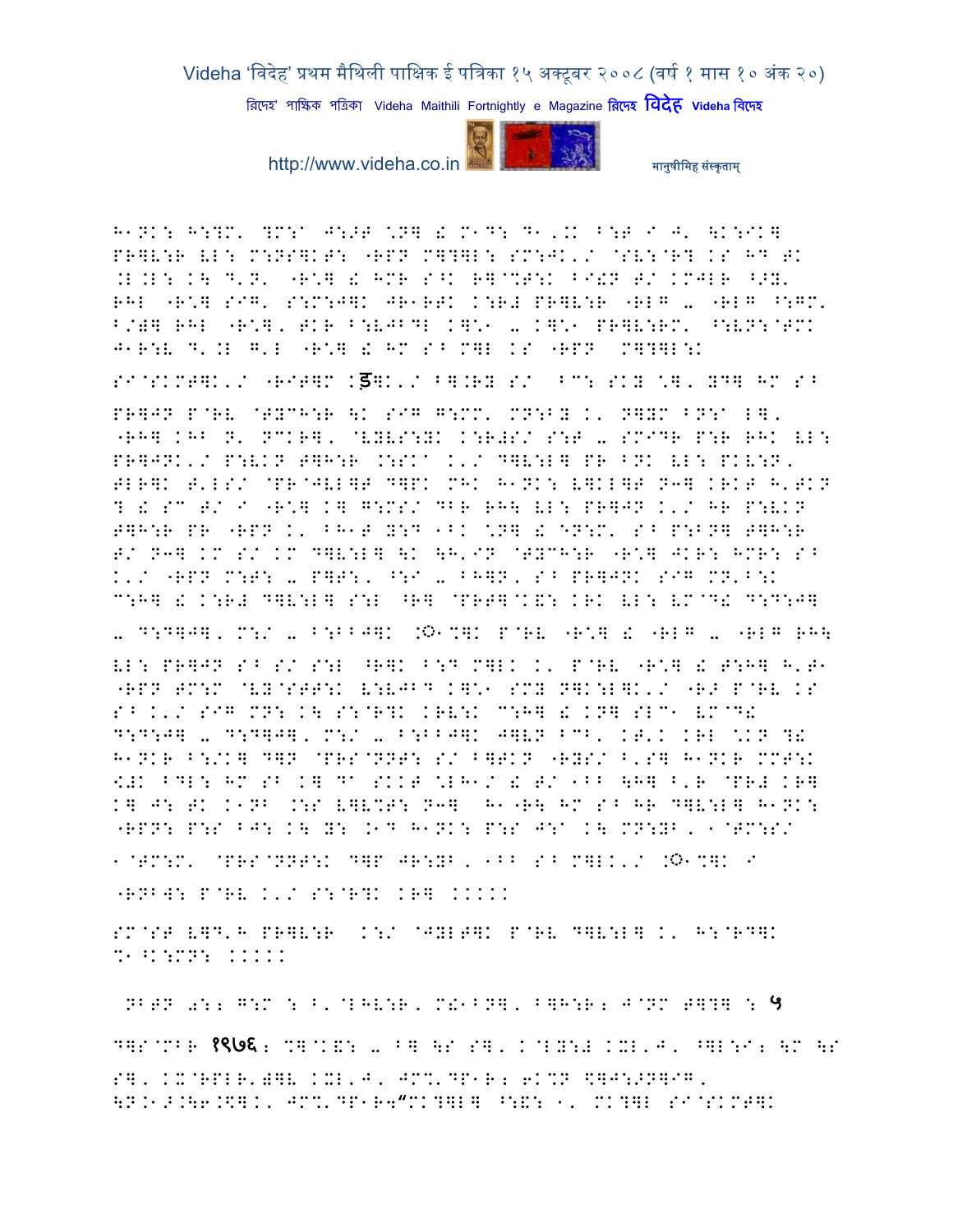H1NK: H:?M' ?M:a J:>T \N] ! M1D: D1,.K B:T I J' \K:IK] PR]V:R VL: M:NS]KT: "RPN M]?]L: SM:JK'/ @SV:@R? KS HD TK .L.L: K\ D'N' "R\*] ! HMR S^K R]@%T:K BI!N T/ KMJLR ^>Y' RHL "R\*] SIG' S:M:J]K JR1RTK K:R# PR]V:R "RLG - "RLG ^:GM' B/)] RHL "R\*], TKR B:VJBDL K]\*1 - K]\*1 PR]V:RM' ^:VN:@TMK J1R:V D'.L G'L "R\*] ! HM S^ M]L KS "RPN M]?]L:K

SI@SKMT]K'/ "RIT]M Kड़]K'/ B].RY S/ BC: SKY \*], YD] HM S^

PR]JN P@RV @TYCH:R \K SIG G:MM' MN:BY K' N]YM BN:a L], "RH] KHB N' NCKR], @VYVS:YK K:R#S/ S:T - SMIDR P:R RHK VL: PR]JNK'/ P:VKN T]H:R .:SKa K'/ D]V:L] PR BNK VL: PKV:N, TLR]K T'LS/ @PR@JVL]T D]PK MHK H1NK: V]KL]T N3] KRKT H'TKN ? ! SC T/ I "R\*] K] G:MS/ DBR RH\ VL: PR]JN K'/ HR P:VKN T]H:R PR "RPN K' BH1T Y:D 1BK \*N] ! EN:M' S^ P:BN] T]H:R T/ N3] KM S/ KM D]V:L] \K \H'IN @TYCH:R "R\*] JKR: HMR: S^ K'/ "RPN M:T: - P]T:, ^:I - BH]N, S^ PR]JNK SIG MN'B:K C:H] ! K:R# D]V:L] S:L ^R] @PRT]@K&: KRK VL: VM@D! D:D:J]

- D:D]J], M:/ - B:BBJ]K .◌़1%]K P@RV "R\*] ! "RLG - "RLG RH\

VL: PR]JN S^ S/ S:L ^R]K B:D M]LK K' P@RV "R\*] ! T:H] H'T1 "RPN TM:M @VY@STT:K V:VJBD K]\*1 SMY N]K:L]K'/ "R> P@RV KS S^ K'/ SIG MN: K\ S:@R?K KRV:K C:H] ! KN] SLC1 VM@D! D:D:J] - D:D]J], M:/ - B:BBJ]K J]VN BCB, KT'K KRL \*KN ?! H1NKR B:/K] D]N @PRS@NNT: S/ B]TKN "RYS/ B'S] H1NKR MMT:K <#K BDL: HM S^ K] Da SKKT \*LH1/ ! T/ 1BB \H] B'R @PR# KR] K] J: TK K1NB .:S V]V%T: N3] H1"R\ HM S^ HR D]V:L] H1NK: "RPN: P:S BJ: K\ Y: .1D H1NK: P:S J:a K\ MN:YB, 1@TM:S/

1@TM:M' @PRS@NNT:K D]P JR:YB, 1BB S^ M]LK'/ .◌़1%]K I

"RNB W: P@RV K'/ S:@R?K KR] .....

SM@ST V]D'H PR]V:R K:/ @JYLT]K P@RV D]V:L] K' H:@RD]K %1^K:MN: .....

NBTN 0:; G:M : B'@LHV:R, M!1BN], B]H:R; J@NM T]?] : ५

D]S@MBR १९७६; %]@K&: - B] \S S], K@LY:# KXL'J, ^]L:I; \M \S S], KX@RPLR')]V KXL'J, JM%'DP1R; 6K%N \$]J:>N]IG, \N.1>.\6.\$]K' JM%'DP1R4"MK?]L] ^:&: 1' MK?]L SI@SKMT]K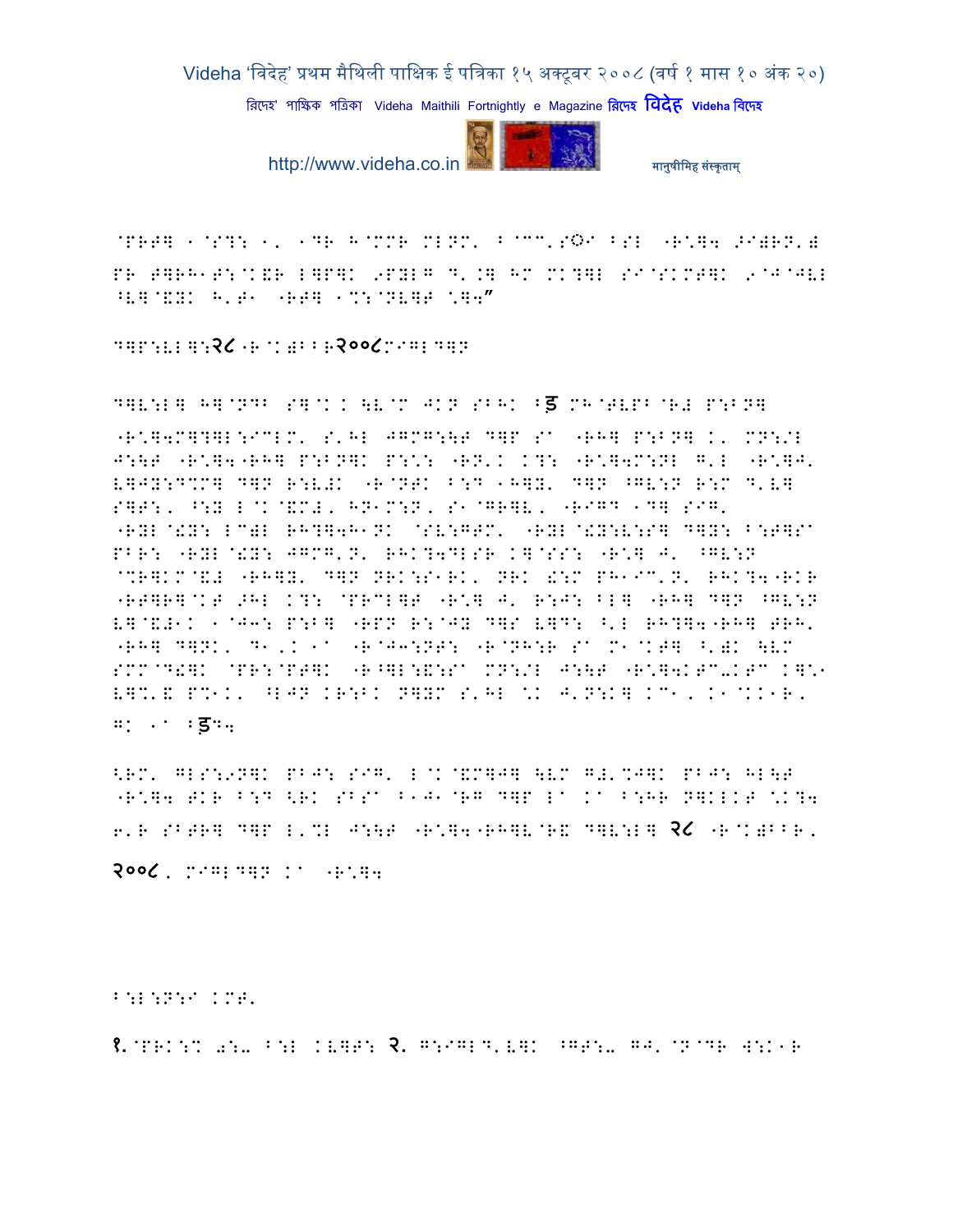@PRT] ⁄@S?: ⁄, ⁄DR H@MMR MLNM' B@CC'S◌I BSL "R\*]4 >I)RN') PR T]RH⁄T:@K&R L]P]K 9PYLG D'.] HM MK?]L SI@SKMT]K 9@J@JVL ^V]@&YK H'T⁄ "RT] ⁄%:@NV]T \*]4"

D]P:VL]:२८ "R@K)BBR२००८MIGLD]N

D]V:L] H]@ND^ S]@K K \V@M JKN SBHK ^ड MH@TVPB@R# P:BN] "R\*]4M]?]L:ICLM' S'HL JGMG:\T D]P SA "RH] P:BN] K' MN:/L J:\T "R\*]4"RH] P:BN]K P:\*: "RN'K K?: "R\*]4M:NL G'L "R\*]J' V]JY:D%M] D]N R:V#K "R@NTK B:D ⁄H]Y' D]N ^GV:N R:M D'V] S]T:, ^:Y L@K@&M#, HN⁄M:N, S⁄@GR]V, "RIGD ⁄D] SIG' "RYL@!Y: LC)L RH?]4H⁄NK @SV:GTM' "RYL@!Y:V:S] D]Y: B:T]SA PBR: "RYL@!Y: JGMG'N' RHK?4DLSR K]@SS: "R\*] J' ^GV:N @%R]KM@&# "RH]Y' D]N NRK:S⁄RK' NRK !:M PH⁄IC'N' RHK?4"RKR "RT]R]@KT >HL K?: @PRCL]T "R\*] J' R:J: BL] "RH] D]N ^GV:N V]@&#⁄K ⁄@J3: P:B] "RPN R:@JY D]S V]D: ^'L RH?]4"RH] TRH' "RH] D]NK' D⁄'K ⁄A "R@J3:NT: "R@NH:R SA M⁄@KT] ^')K \VM SMM@D!]K @PR:@PT]K "R^]L:&:SA MN:/L J:\T "R\*]4KTC-KTC K]\*⁄ V]%'& P%⁄K' ^LJN KR:BK N]YM S'HL \*K J'N:K] KC⁄, K⁄@KK⁄R, GK ⁄A ^ड4

<RM' GLS:9N]K PBJ: SIG' L@K@&M]J] \VM G#'%J]K PBJ: HL\T "R\*]4 TKR B:D <RK SBSA B⁄J⁄@RG D]P LA KA B:HR N]KLKT \*K?4 6'R SBTR] D]P L'%L J:\T "R\*]4"RH]V@R& D]V:L] २८ "R@K)BBR, २००८, MIGLD]N KA "R\*]4

B:L:N:I KMT'

१.@PRK:% 0:- B:L KV]T: २. G:IGLD'V]K ^GT:- GJ'@N@DR W:K⁄R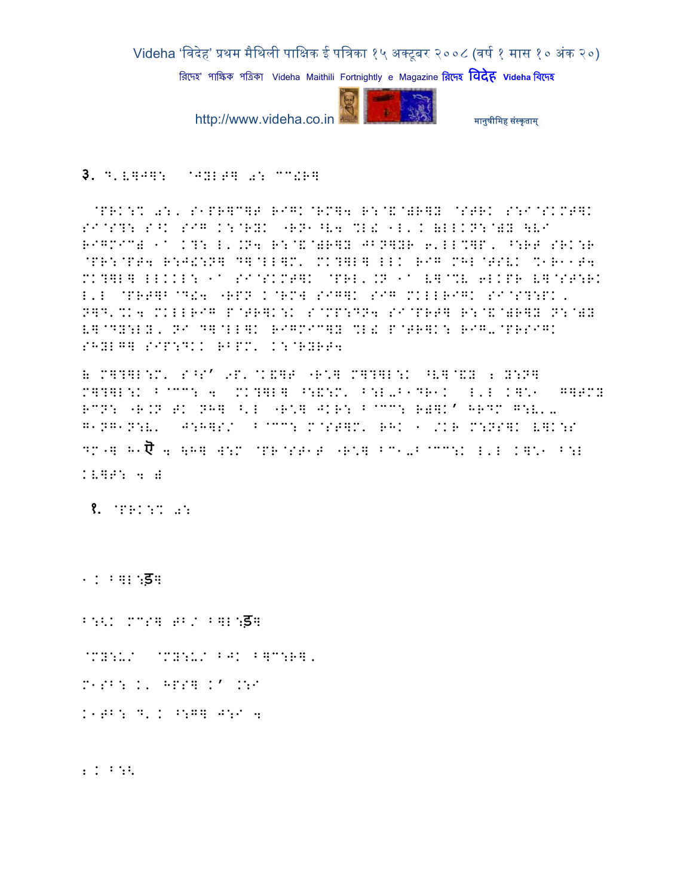३. D'V]J]: @JYLT] 0: CC!R]

@PRK:% 0:, S1PR]C]T RIGK@RM]4 R:@&@)R]Y @STRK S:I@SKMT]K SI@S?: S^K SIG K:@RYK "RN1^V4 %L! 1L'K =LLKN:@)Y \VI RIGMIC) 1/ K?: L'.N4 R:@&@)R]Y JBN]YR 6'LL%]P, ^:RT SRK:R @PR:@PT4 R:J!:N] D]@LL]M' MK?]L] LLK RIG MHL@TSVK %1R11T4 MK?]L] LLKKL: 1/ SI@SKMT]K @PRL'.N 1/ V]@%V 6LKPR V]@ST:RK L'L @PRT]B@D!4 "RPN K@RMW SIG]K SIG MKLLRIGK SI@S?:PK, N]D'%K4 MKLLRIG P@TR]K:K S@MP:DN4 SI@PRT] R:@&@)R]Y N:@)Y V]@DY:LY, NI D]@LL]K RIGMIC]Y %L! P@TR]K: RIG-@PRSIGK SHYLG] SIP:DKK RBPM' K:@RYRT4

= M]?]L:M' S^S' 9P'@K&]T "R\*] M]?]L:K ^V]@&Y 2 Y:N] M]?]L:K B@CC: 4 MK?]L] ^:&:M' B:L-B1DR1K L'L K]\*1 G]TMY RCN: "R.N TK NH] ^'L "R\*] JKR: B@CC: R)]K' HRDM G:V'- G1NG1N:V' J:H]S/ B@CC: M@ST]M' RHK 1 /KR M:NS]K V]K:S DM"] H1ऍ 4 \H] W:M @PR@ST1T "R\*] BC1-B@CC:K L'L K]\*1 B:L KV]T: 4 )

१. @PRK:% 0:

1. B]L:ड]

B:<K MCS] TB/ B]L:ड]

@MY:U/ @MY:U/ BJK B]C:R],

M1SB: K' HPS] K' .:I

K1TB: D' K ^:G] J:I 4

2. B:<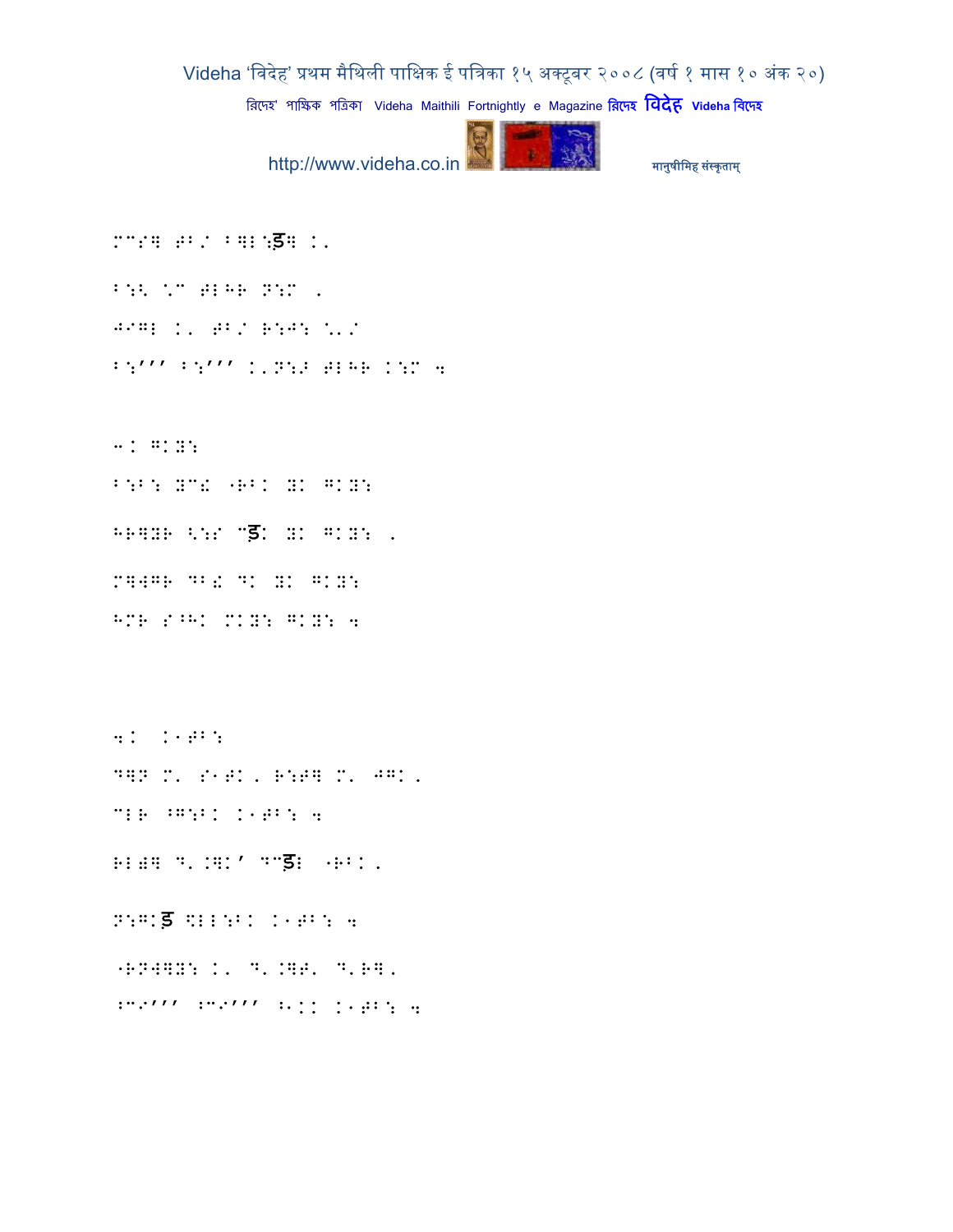M"S] TB/ B]L:ड़] K.

B:< \" TLHB N:M .

J I GL K. TB/ R:J: \'/

B:''' B:''' K.N:B TLHB K:M 4

3. GKY:

B:B: Y"& "RBK YK GKY:

HR]YR <:S "ड़K YK GKY: .

M]WGR DB& DK YK GKY:

HMR S^HK MKY: GKY: 4

4. K1TB:

D]N M' S1TK. R:T] M' JGK.

"LR ^G:BK K1TB: 4

RL^] D'.]K' D"ड़L "RBK.

N:GKड़ \LL:BK K1TB: 4

"RNW]Y: K' D'.]T' D'R].

:"9''' :"9''' :'KK K1TB: 4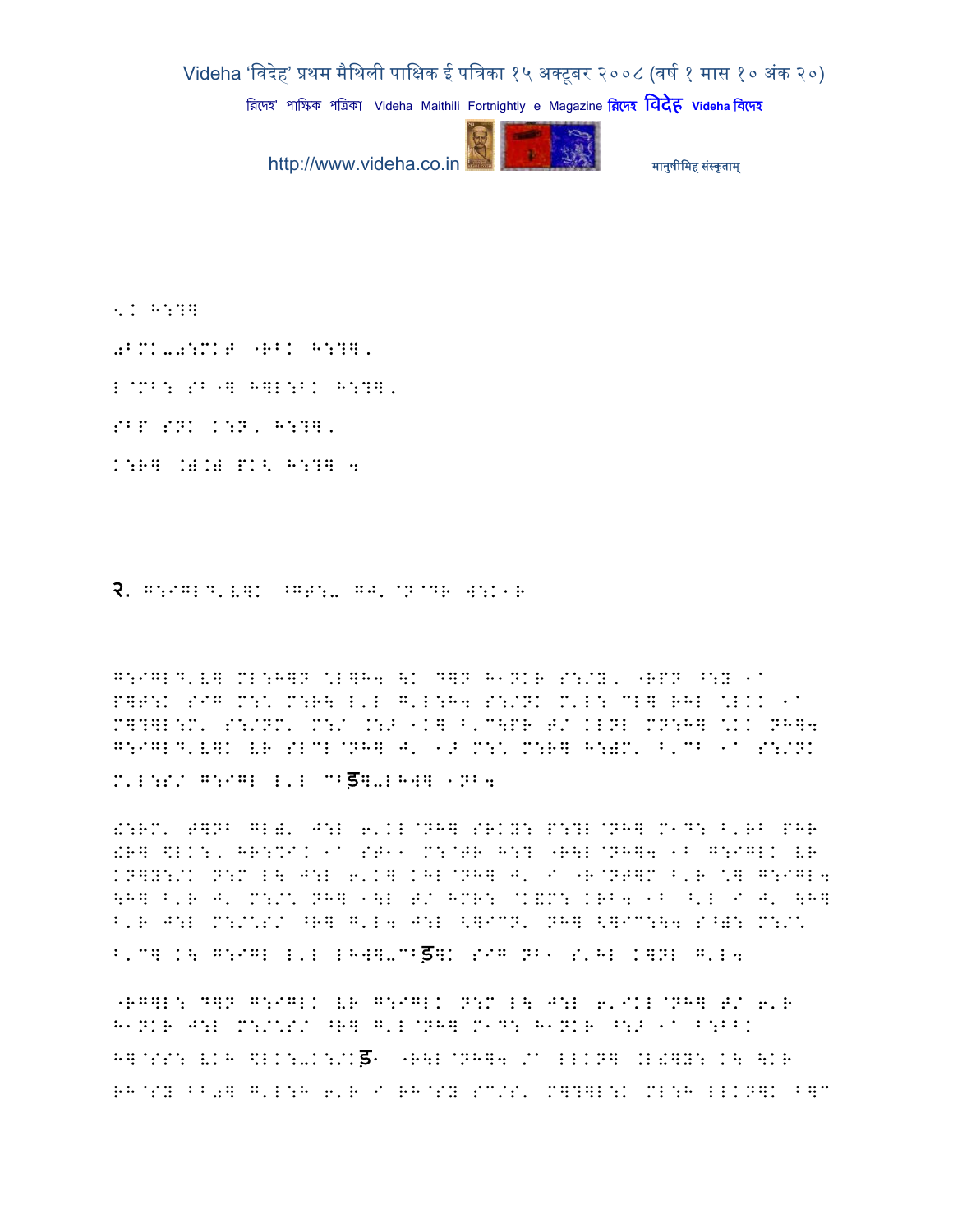.: H:?]

0BM1-0:M1T "RB1 H:?].

L@MB: SB"] H]L:B1 H:?].

SBP SN1 1:N. H:?].

1:R] .):) P1< H:?] 4

२. G:IGLD'V]1 ^GT:- GJ' @N@DR W:1"R

G:IGLD'V] ML:H]N \L]H4 \1 D]N H"NKR S:/Y. "RPN ^:Y "a P]T:1 SIG M:\ M:R\ L'L G'L:H4 S:/N1 M'L: CL] RHL \L11 "a M]?]L:M' S:/NM' M:/ .:> "1] B'C\PR T/ 1LNL MN:H] \11 NH]4 G:IGLD'V]1 VR SLCL@NH] J' "> M:\ M:R] H:)M' B'CB "a S:/N1 M'L:S/ G:IGL L'L CBड]-LHW] "NB4

!:RM' T]NB GL)' J:L 6'1L@NH] SR1Y: P:?L@NH] M"D: B'RB PHR !R] \$L1:. HR:%I1 "a ST"" M:@TR H:? "R\L@NH]4 "B G:IGL1 VR 1N]Y:/1 N:M L\ J:L 6'1] 1HL@NH] J' I "R@NT]M B'R \] G:IGL4 \H] B'R J' M:/\ NH] "\L T/ HMR: @1&M: 1RB4 "B ^'L I J' \H] B'R J:L M:/\S/ ^R] G'L4 J:L <]IC.' NH] <]IC:\4 S^): M:/\ B'C] 1\ G:IGL L'L LHW]-CBड]1 SIG NB" S'HL 1]NL G'L4

"RG]L: D]N G:IGL1 VR G:IGL1 N:M L\ J:L 6'IKL@NH] T/ 6'R H"NKR J:L M:/\S/ ^R] G'L@NH] M"D: H"NKR ^:> "a B:L11 H]@SS: V1H \$L1:-1:/1ड" "R\L@NH]4 /a LL1N] .L!]Y: 1\ \1R RH@SY BB0] G'L:H 6'R I RH@SY SC/S' M]?]L:1 ML:H LL1N]1 B]C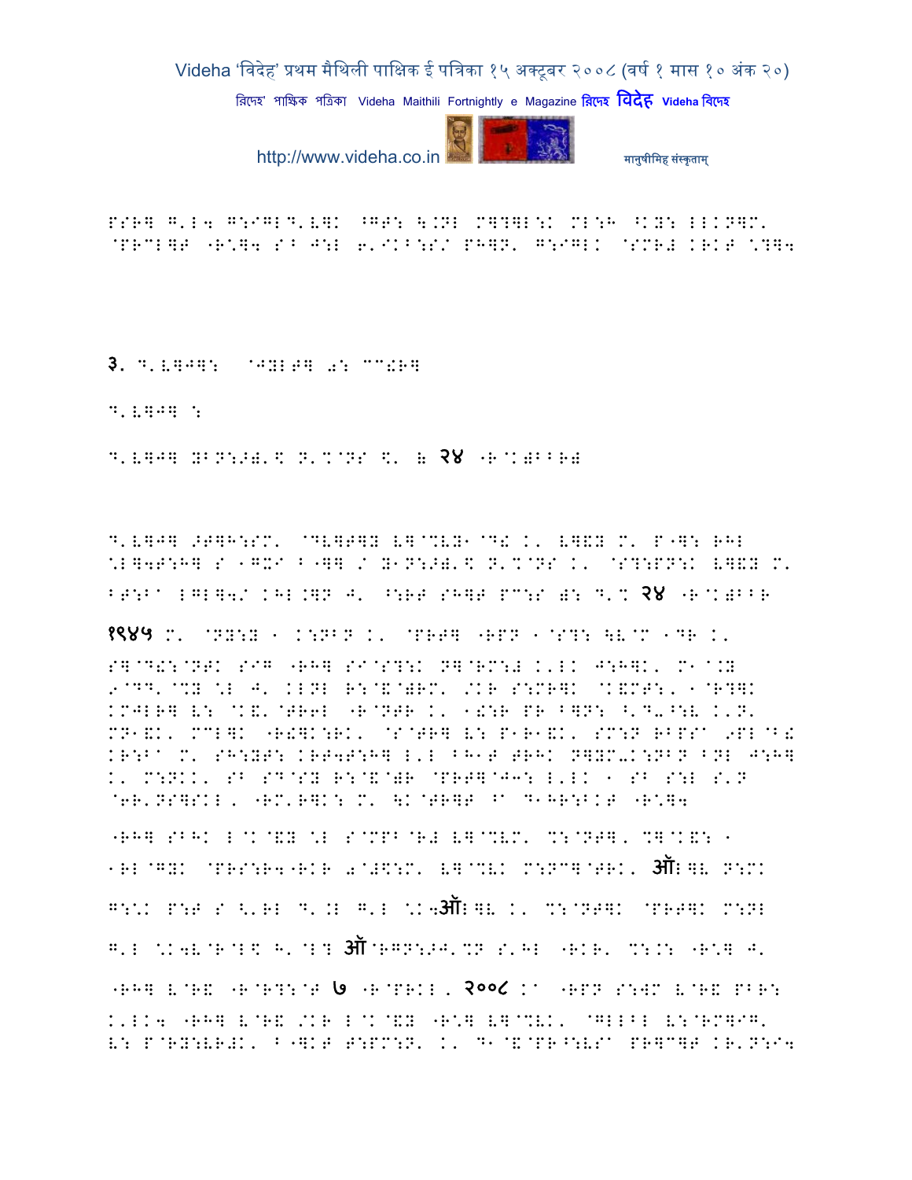PSR] G'L4 G:IGLD'V]K ^GT: \.NL M]?]L:K ML:H ^KY: LLKN]M' @PRCL]T "R\*]4 SB J:L 6'IKB:S/ PH]N' G:IGLK @SMR# KRKT \*?]4

३. D'V]J]: @JYLT] 0: CC!R]

D'V]J] :

D'V]J] YBN:>)'\$ N'%@NS \$' ( २४ "R@K)BBR)

D'V]J] >T]H:SM' @DV]T]Y V]@%VY1@D! K' V]&Y M' P"]: RHL \*L]4T:H] S 1G%I B"]] / Y1N:>)'\$ N'%@NS K' @S?:PN:K V]&Y M' BT:B^ LGL]4/ KHL.]N J' ^:RT SH]T PC:S ): D'% २४ "R@K)BBR

१९४५ M' @NY:Y 1 K:NBN K' @PRT] "RPN 1@S?: \V@M 1DR K' S]@D!:@NTK SIG "RH] SI@S?:K N]@RM:# K'LK J:H]K' M1@.Y 9@DD'@%Y \*L J' KLNL R:@&@)RM' /KR S:MR]K @K&MT:'1@R?]K KMJLR] V: @K&'@TR6L "R@NTR K' 1!:R PR B]N: ^'D-^:V K'N' MN1&K' MCL]K "R!]K:RK' @S@TR] V: P1R1&K' SM:N RBPS^ 9PL@B! KR:B^ M' SH:YT: KRT4T:H] L'L BH1T TRHK N]YM-K:NBN BNL J:H] K' M:NKK' SB SD@SY R:@&@)R @PRT]@J3: L'LK 1 SB S:L S'N @6R'NS]SKL' "RM'R]K: M' \K@TR]T ^^ D1HR:BKT "R\*]4

"RH] SBHK L@K@&Y \*L S@MPB@R# V]@%VM' %:@NT]' %]@K&: 1 1RL@GYK @PRS:R4"RKR 0@#\$:M' V]@%VK M:NC]@TRK' ऑ!]V N:MK

G:\*K P:T S <'RL D'.L G'L \*K4ऑ!]V K' %:@NT]K @PRT]K M:NL

G'L \*K4V@R@L\$ H'@L? ऑ@RGN:>J'%N S'HL "RKR' %:.: "R\*] J'

"RH] V@R& "R@R?:@T ७ "R@PRKL' २००८ K^ "RPN S:WM V@R& PBR: K'LK4 "RH] V@R& /KR L@K@&Y "R\*] V]@%VK' @GLLBL V:@RM]IG' V: P@RY:VR#K' B"]KT T:PM:N' K' D1@&@PR^:VS^ PR]C]T KR'N:I4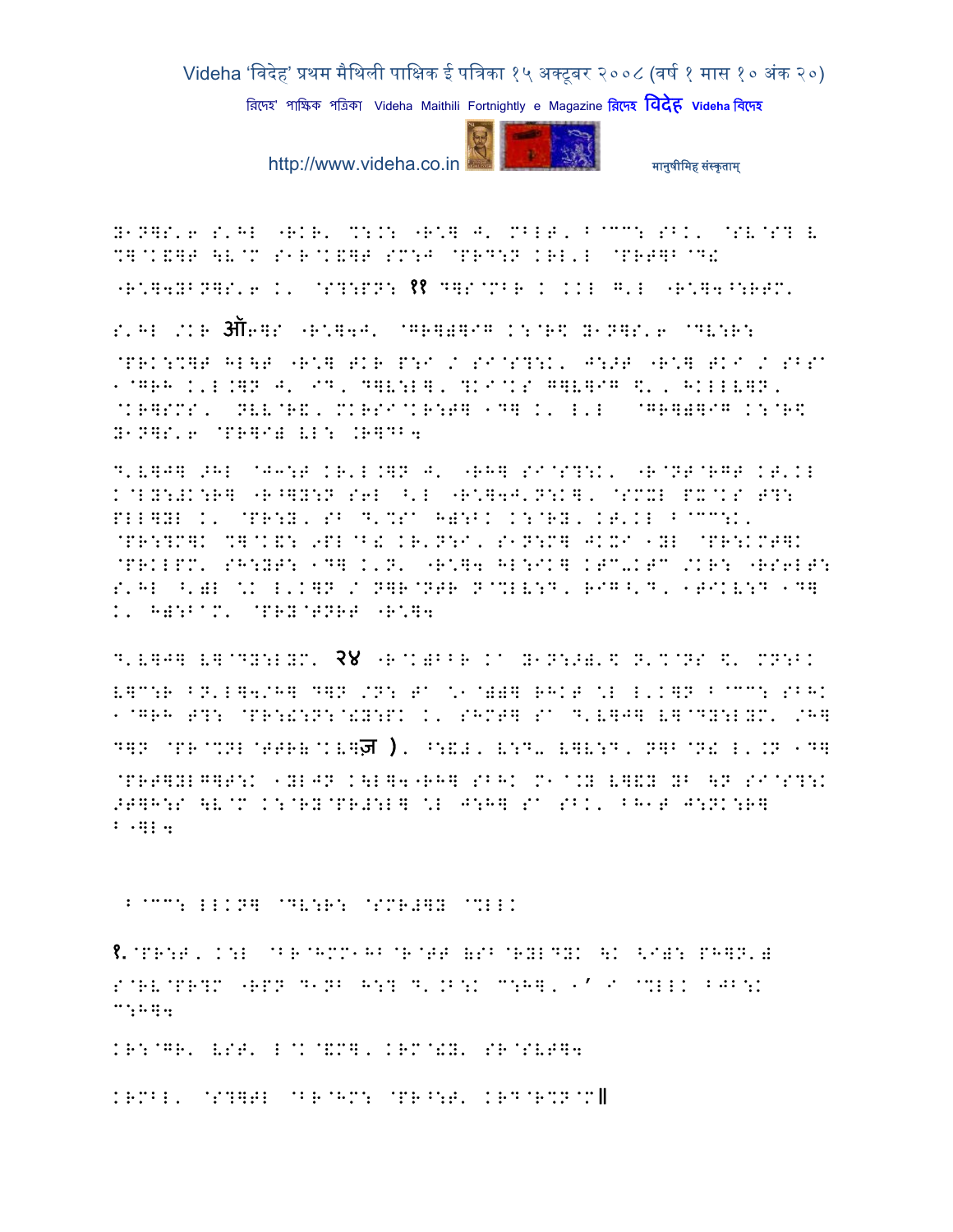B-N]S'6 S'HL "RKR' %:.: "R\*] J' MBLT' B@CC: SBK' @SV@S? V %]@K&]T \V@M S1R@K&]T SM:J @PRD:N KRL'L @PRT]B@D&

"R\*]4BBN]S'6 K' @S?:PN: ११ D]S@MBR K KKK G'L "R\*]4^:RTM'

S'HL /KR ऑ6]S "R\*]4J' @GR]])]IG K:@R\$ B-N]S'6 @DV:R:

@PRK:%]T HL\T "R\*] TKR P:I / SI@S?:K' J:>T "R\*] TKI / SBS1@GRH K'L.]N J' ID' D]V:L]' ?KI@KS G]V]IG \$' HKLLV]N' @KR]SMS' NVV@R&' MKRSI@KR:T] 1D] K' L'L @GR]])]IG K:@R\$ B-N]S'6 @PR]I) VL: .R]DB4

D'V]J] >HL @J3:T KR'L.]N J' "RH] SI@S?:K' "R@NT@RGT KT'KL K@LB:#K:R] "R^]B:N S6L ^'L "R\*]4J'N:K]' @SMXL PX@KS T?: PLL]BL K' @PR:B' SB D'%S HR:BK K:@RB' KT'KL B@CC:K' @PR:?M]K %]@K&: 9PL@B& KR'N:I' S1N:M] JKXI 1BL @PR:KMT]K @PRKLPM' SH:BT: 1D] K'N' "R\*]4 HL:IK] KTC-KTC /KR: "RS6LT: S'HL ^')L \K L'K]N / N]R@NTR N@%LV:D' RIG^'D' 1TIKV:D 1D] K' H):B@M' @PRB@TNRT "R\*]4

D'V]J] V]@DB:LBM' २४ "R@K)BBR K@ B-N:>)'\$ N'%@NS \$' MN:BK V]C:R BN'L]4/H] D]N /N: T@ \*1@))] RHKT \*L L'K]N B@CC: SBHK 1@GRH T?: @PR:&:N:@&B:PK K' SHMT] S@ D'V]J] V]@DB:LBM' /H] D]N @PR@%NL@TTR(@KV]ज ), ^:&#' V:D- V]V:D' N]B@N& L'.N 1D] @PRT]BLG]T:K 1BLJN K\L]4"RH] SBHK M1@.B V]&B BB \N SI@S?:K >T]H:S \V@M K:@RB@PR#:L] \*L J:H] S@ SBK' BH1T J:NK:R] B"]L4

B@CC: LLKN] @DV:R: @SMR#]B @%LLK

१. @PR:T' K:L @BR@HMM1HB@R@TT (SB@RBLDBK \K <I): PH]N') S@RV@PR?M "RPN D1NB H:? D'.B:K C:H]' 1' 2 @%LLK BJB:K C:H]4

KR:@GR' VST' L@K@&M]' KRM@&B' SR@SVT]4

KRMBL' @S?]TL @BR@HM: @PR^:T' KRD@R%N@M॥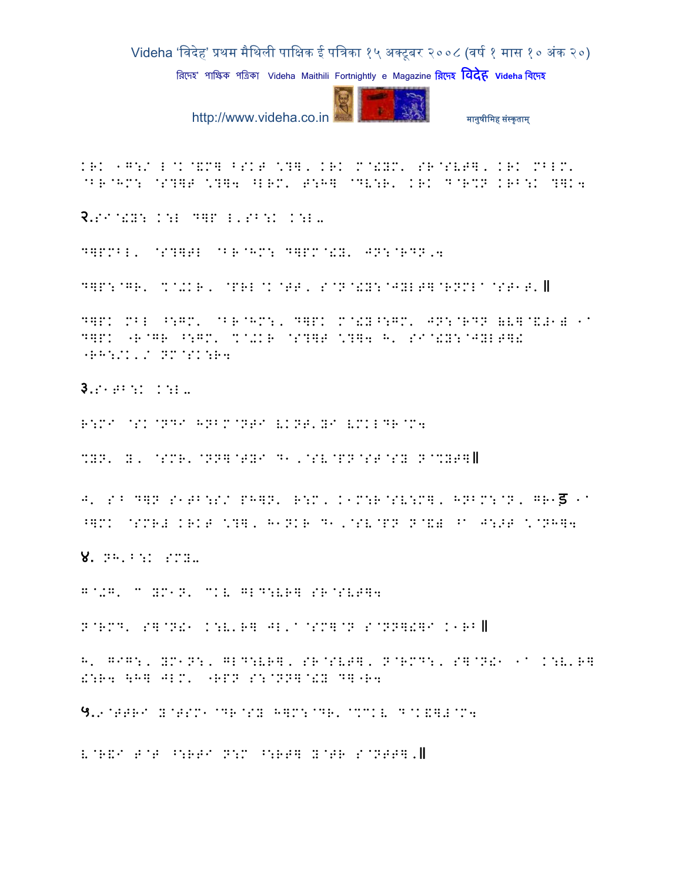KRK 1G:/ L@K@&M] ^SKT \?], KRK M@!YM. SR@SVT], KRK MBLM.
@B@HM: @S?]T \?]4 ^LRM. T:H] @DV:R. KRK D@R%N KRB:K ?]K4

२.SI@!Y: K:L D]P L,SB:K K:L-

D]PMBL. @S?]TL @B@HM: D]PM@!Y. JN:@RDN,4

D]P:@GR. %@+KR, @PRL@K@TT, S@N@!Y:@JYLT]@RNML^ @ST1T.॥

D]PK MBL ^:GM. @B@HM:, D]PK M@!Y^:GM. JN:@RDN (V]@&#1) 1^
D]PK "R@GR ^:GM. %@+KR @S?]T \?]4 H. SI@!Y:@JYLT]!
"RH:/K,/ NM@SK:R4

३.S1TB:K K:L-

R:MI @SK@NDI HNBM@NTI VKNT,YI VMKLDR@M4

%YN. Y, @SMR.@NN]@TYI D1,@SV@PN@ST@SY N@%YT]॥

J. SB D]N S1TB:S/ PH]N. R:M, K1M:R@SV:M], HNBM:@N, GR1ड 1^
^]MK @SMR# KRKT \?], H1NKR D1,@SV@PN N@&) ^^ J:>T \@NH]4

४. NH,B:K SMY-

G@+G. C YM1N. CKV GLD:VR] SR@SVT]4

N@RMD. S]@N!1 K:V,R] JL,^@SM]@N S@NN]!]I K1RB॥

H. GIG:, YM1N:, GLD:VR], SR@SVT], N@RMD:, S]@N!1 1^ K:V,R]
!:R4 \H] JLM. "RPN S:@NN]@!Y D]"R4

५.9@TTRI Y@TSM1@DR@SY H]M:@DR. @%CKV D@K&]#@M4

V@R&I T@T ^:RTI N:M ^:RT] Y@TR S@NTT].॥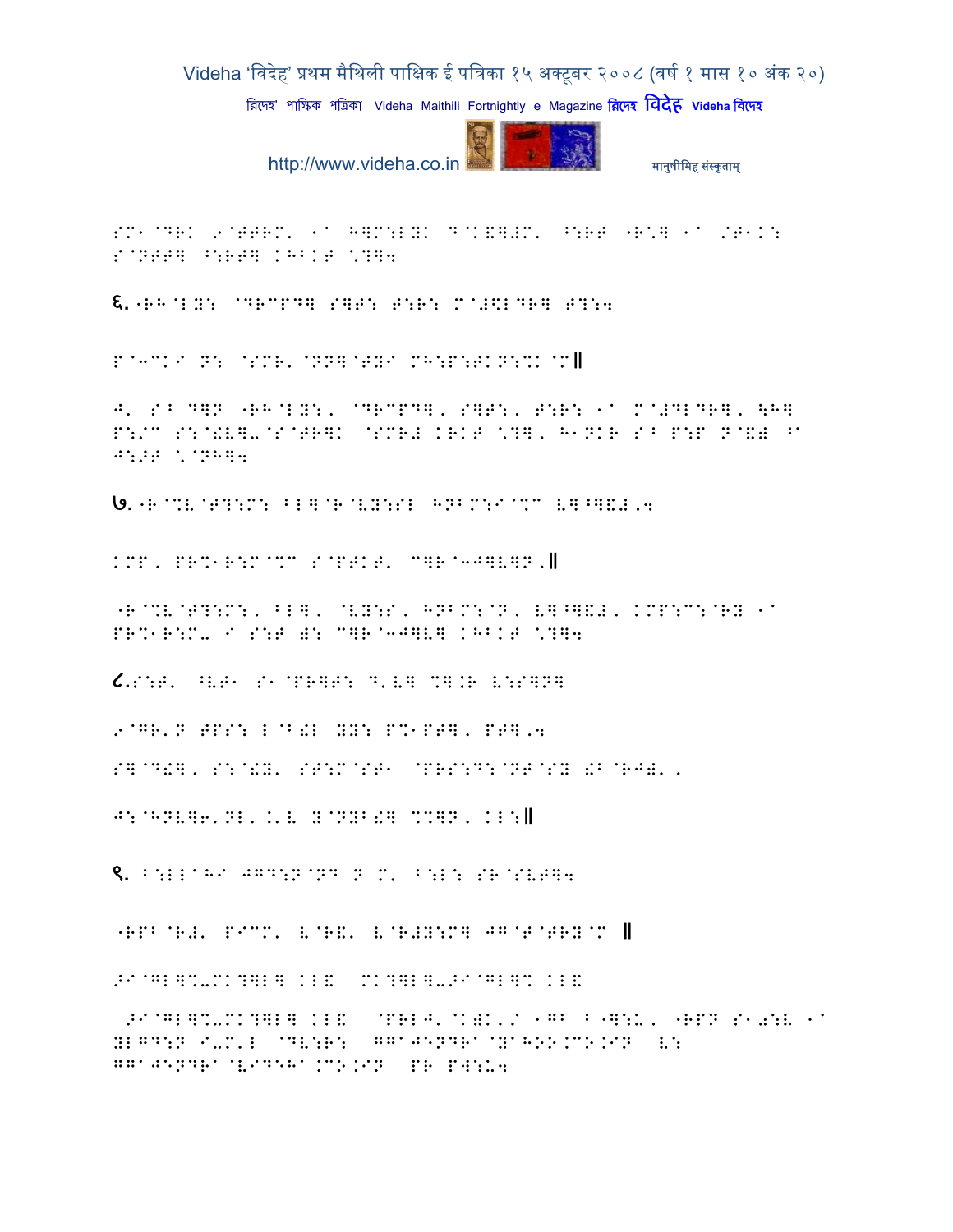SM1@DRK 9@TTRM' 1a H]M:LYK D@K&]#M' ^:RT "R\] 1a /T1K: S@NTT] ^:RT] KHBKT \?]4

६.-RH@LY: @DRCPD] S]T: T:R: M@#\$LDR] T?:4

P@3CKI N: @SMR'@NN]@TYI MH:P:TKN:%K@M॥

J' SB D]N "RH@LY:, @DRCPD], S]T:, T:R: 1a M@#DLDR], \H]
P:/C S:@!V]-@S@TR]K @SMR# KRKT \?], H1NKR SB P:P N@&) ^a
J:>T \@NH]4

७.-R@%V@T?:M: BL]@R@VY:SL HNBM:I@%C V]^]&#,4

KMP, PR%1R:M@%C S@PTKT' C]R@3J]V]N.॥

"R@%V@T?:M:, BL], @VY:S, HNBM:@N, V]^]&#, KMP:C:@RY 1a
PR%1R:M- I S:T ): C]R@3J]V] KHBKT \?]4

८.S:T' ^VT1 S1@PR]T: D'V] %].R V:S]N]

9@GR'N TPS: L@B!L YY: P%1PT], PT],4

S]@D!], S:@!Y' ST:M@ST1 @PRS:D:@NT@SY !B@RJ)',

J:@HNV]6'NL'.'V Y@NYB!] %?]N, KL:॥

९. B:LL@HI JGD:N@ND N M' B:L: SR@SVT]4

"RPB@R#' PICM' V@R&' V@R#Y:M] JG@T@TRY@M ॥

>I@GL]%-MK?]L] KL& MK?]L]->I@GL]% KL&

>I@GL]%-MK?]L] KL& @PRLJ'@K)K'/ 1GB B-]:U, "RPN S1
0:V 1a
YLGD:N I-M'L @DV:R: GGaJENDRa@YaHOO.CO.IN V:
GGaJENDRa@VIDEHa.CO.IN PR PW:U4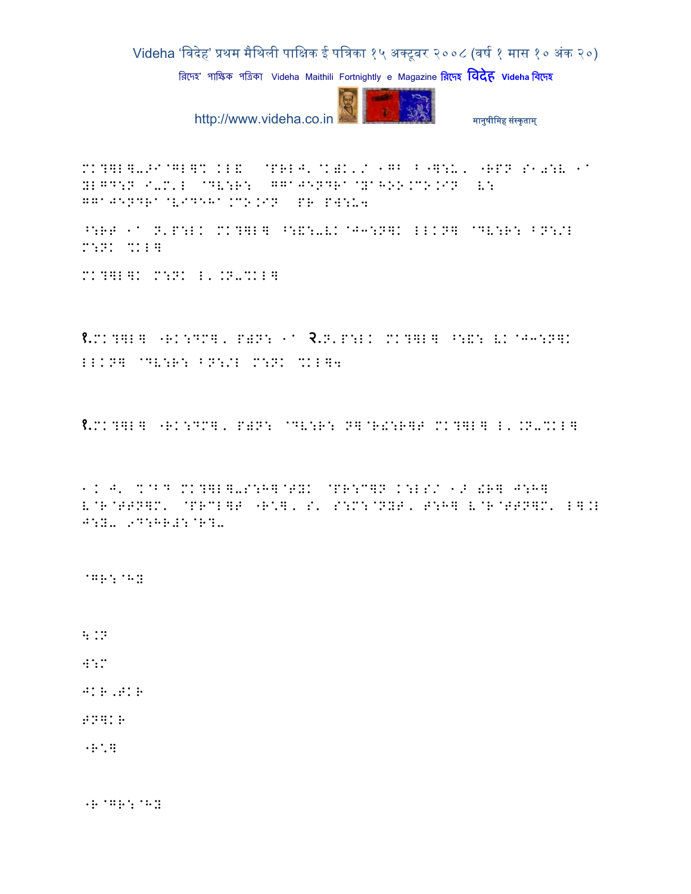MK?]L]-ScAGL]% KL& @PRLJ'@K)K'/ 1GB B"]:U, "RPN S104:V 1a YLGD:N I-M'L @DV:R: GGaJENDRa@YaHOO.CO.IN V: GGaJENDRa@VIDEHa.CO.IN PR PW:U4

^:RT 1a N'P:LK MK?]L] ^:&:-VK@J3:N]K LLKN] @DV:R: BN:/L M:NK %KL]

MK?]L]K M:NK L'.N-%KL]

१.MK?]L] "RK:DM], P)N: 1a २.N'P:LK MK?]L] ^:&: VK@J3:N]K LLKN] @DV:R: BN:/L M:NK %KL]4

१.MK?]L] "RK:DM], P)N: @DV:R: N]@R!:R]T MK?]L] L'.N-%KL]

1.K J' %@B D MK?]L]-S:H]@TYK @PR:C]N K:LS/ 1> !R] J:H] V@R@TTN]M' @PRCL]T "R:], S' S:M:@NYT, T:H] V@R@TTN]M' L].L J:Y- 9D:HR#:@R?-

@GR:@HY

\.N

W:M

JKR,TKR

TN]KR

"R:]

"R@GR:@HY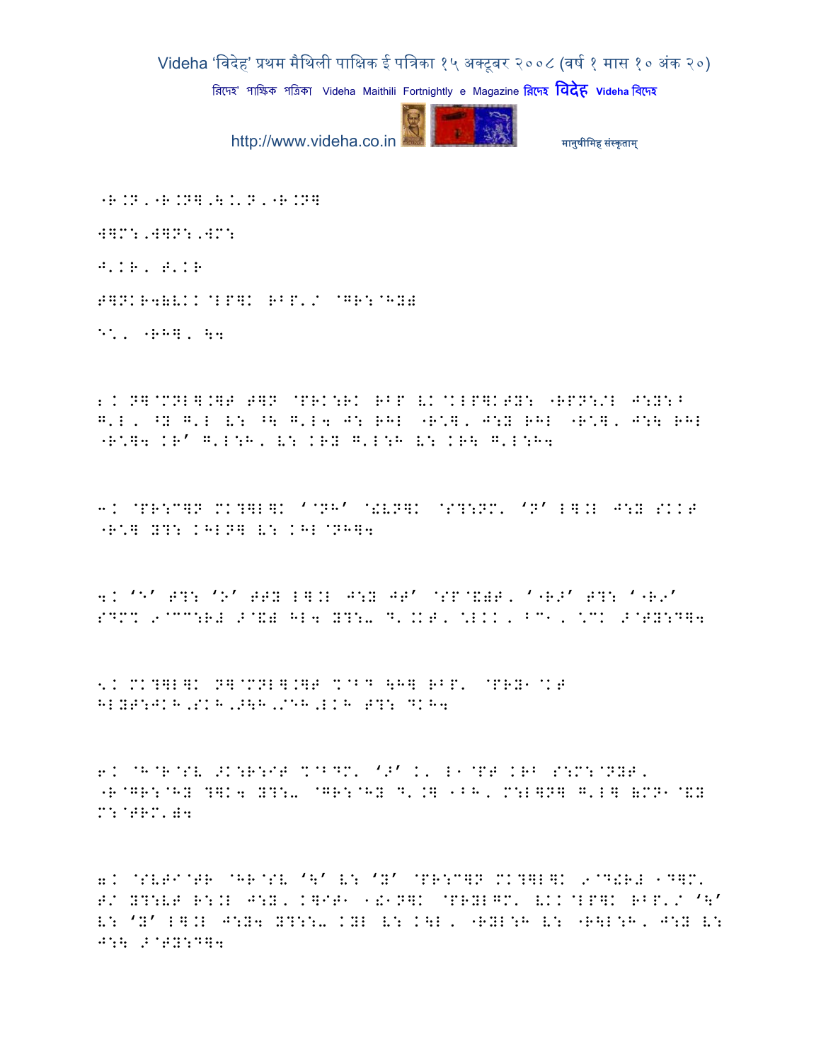"R.N,"R.N] ,\.'N,"R.N]

W]M:,W]N:,WM:

J'KR, T'KR

T]NKR4)VKK@LP]K RBP'/ @GR:@HY)

E\*, "RH], \4

2. N]@MNL].]T T]N @PRK:RK RBP VK@KLP]KTY: "RPN:/L J:Y:B G'L, ^Y G'L V: ^\ G'L4 J: RHL "R\*], J:Y RHL "R\*], J:\ RHL "R\*]4 KR' G'L:H, V: KRY G'L:H V: KR\ G'L:H4

3. @PR:C]N MK?]L]K '@NH' @!VN]K @S?:NM' 'N' L].L J:Y SKKT "R\*] Y?: KHLN] V: KHL@NH]4

4. 'E' T?: 'O' TTY L].L J:Y JT' @SP@&)T, '"R>' T?: '"RO' SDM% 9@CC:R# >@&) HL4 Y?:-D'.KT, \*LKK, BC1, \*CK >@TY:D]4

5. MK?]L]K N]@MNL].]T %@BD \H] RBP' @PRY1@KT HLYT:JKH,SKH,>\H,/EH,LKH T?: DKH4

6. @H@R@SV >K:R:IT %@BDM' '>' K' L1@PT KRB S:M:@NYT, "R@GR:@HY ?]K4 Y?:-@GR:@HY D'.] 1BH, M:L]N] G'L] )MN1@&Y M:@TRM')4

7. @SVTI@TR @HR@SV '\' V: 'Y' @PR:C]N MK?]L]K 9@D!R# 1D]M' T/ Y?:VT R:.L J:Y, K]IT1 1!1N]K @PRYLGM' VKK@LP]K RBP'/ '\' V: 'Y' L].L J:Y4 Y?::-KYL V: K\L, "RYL:H V: "R\L:H, J:Y V: J:\ >@TY:D]4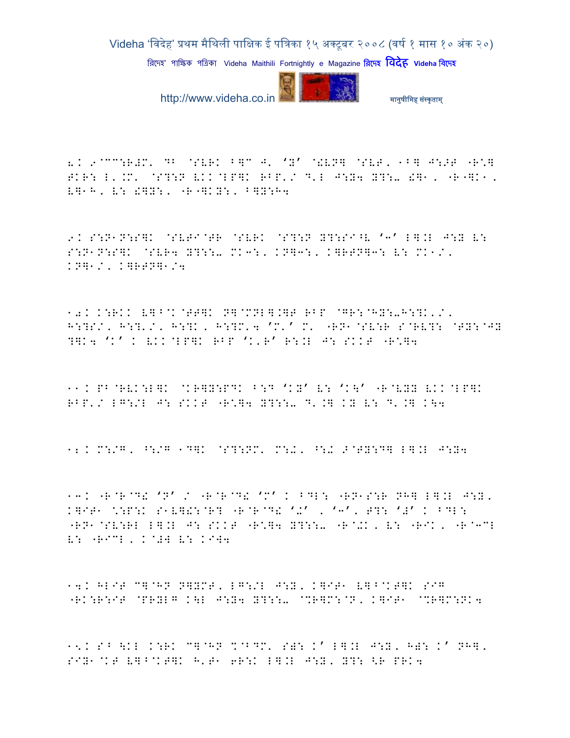8. 9@CC:R#M' DB @SVRK B]C J' 'Y' @!VN] @SVT' 1B] J:>T "R\]
TKR: L'.M' @S?:N VKK@LP]K RBP'/ D'L J:Y4 Y?:-- !]1, "R"]K1,
V]1H, V: !]Y:, "R"]KY:, B]Y:H4

9. S:N1N:S]K @SVTI@TR @SVRK @S?:N Y?:SI^V '3' L].L J:Y V:
S:N1N:S]K @SVR4 Y?:::- MK3:, KN]3:, K]RTN]3: V: MK1/,
KN]1/, K]RTN]1/4

10. K:RKK V]^@K@TT]K N]@MNL].]T RBP @GR:@HY:-H:?K'/,
H:?S/, H:?'/, H:?K, H:?M'4 'M'' M' "RN1@SV:R S@RV?: @TY:@JY
?]K4 'K' . VKK@LP]K RBP 'K'R' R:.L J: SKKT "R\]4

11. PB@RVK:L]K @KR]Y:PDK B:D 'KY' V: 'K\' "R@VYY VKK@LP]K
RBP'/ LG:/L J: SKKT "R\]4 Y?:::- D'.] KY V: D'.] K\4

12. M:/G, ^:/G 1D]K @S?:NM' M:+, ^:+ >@TY:D] L].L J:Y4

13. "R@R@D! 'N' / "R@R@D! 'M' . BDL: "RN1S:R NH] L].L J:Y,
K]IT1 \:P:K S1V]!:@R? "R@R@D! '+' , '3', T?: '#' . BDL:
"RN1@SV:RL L].L J: SKKT "R\]4 Y?:::- "R@+K, V: "RIK, "R@3CL
V: "RICL, K@#W V: KIW4

14. HLIT C]@HN N]YMT, LG:/L J:Y, K]IT1 V]^@KT]K SIG
"RK:R:IT @PRYLG K\L J:Y4 Y?:::- @%R]M:@N, K]IT1 @%R]M:NK4

15. S^ \KL K:RK C]@HN %@BDM' S): K' L].L J:Y, H): K' NH],
SIY1@KT V]^@KT]K H'T1 6R:K L].L J:Y, Y?: <R PRK4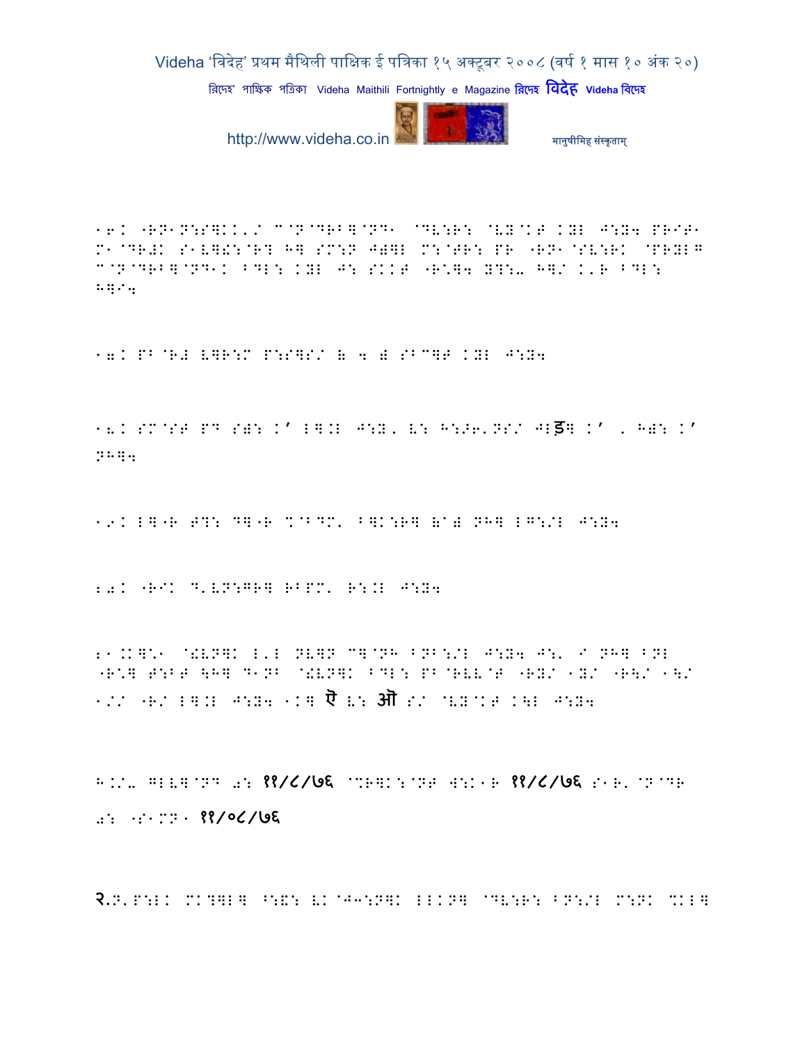16. "RN1N:S]KK'/ C@N@DRB]@ND1 @DV:R: @VY@KT KYL J:Y4 PRIT1 M1@DR#K S1V]!:@R? H] SM:N J)]L M:@TR: PR "RN1@SV:RK @PRYL next C@N@DRB]@ND1K BDL: KYL J: SKKT "R\*]4 Y?:% H]/ K'R BDL: H]I4

17. PB@R# V]R:M P:S]S/ & 4 & SBC]T KYL J:Y4

18. SM@ST PD S): K' L].L J:Y, V: H:>6'NS/ JLड़] K' , H): K' NH]4

19. L]"R T?: D]"R %@BDM, B]K:R] (a) NH] LG:/L J:Y4

20. "RIK D'VN:GR] RBPM' R:.L J:Y4

21.K]\*1 @!VN]K L'L NV]N C]@NH BNB:/L J:Y4 J:' I NH] BNL "R\*] T:BT \H] D1NB @!VN]K BDL: PB@RVV@T "RY/ 1Y/ "R\/ 1\/ 1// "R/ L].L J:Y4 1K] ऐ V: औ S/ @VY@KT K\L J:Y4

H./% GLV]@ND 0: ११/८/७६ @%R]K:@NT W:K1R ११/८/७६ S1R'@N@DR 0: "S1MN1 ११/०८/७६

२.N'P:LK MK?]L] ^:&: VK@J3:N]K LLKN] @DV:R: BN:/L M:NK %KL]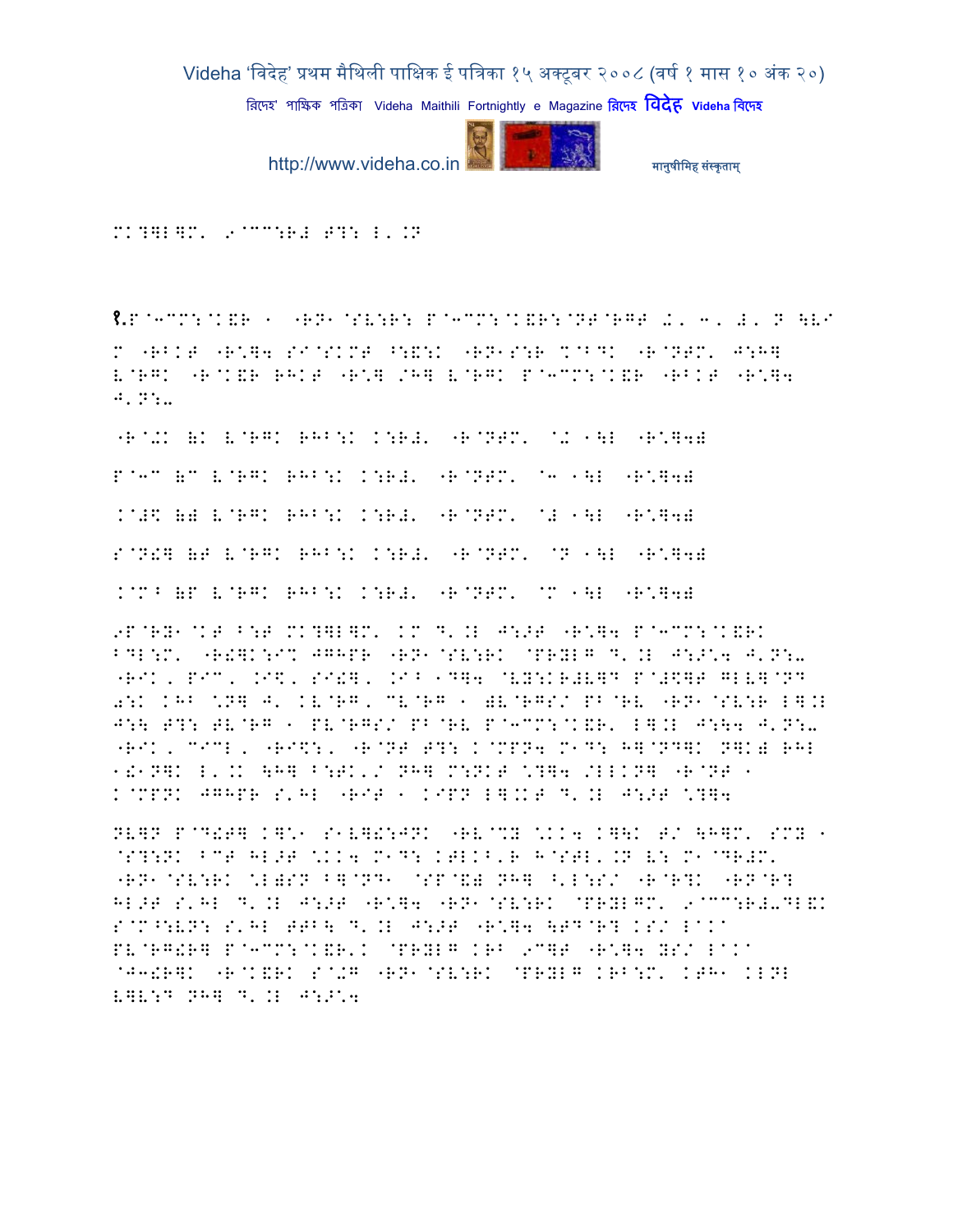MK?]L]M' 9@CC:R# T?: L'.N

१.P@3CM:@K&R 1 -RN1@SV:R: P@3CM:@K&R:@NT@RGT /, 3, #, N \V/ M -RBKT -R\*]4 SI@SKMT ^:&:K -RN1S:R %@BDK -R@NTM' J:H] V@RGK -R@K&R RHKT -R\*] /H] V@RGK P@3CM:@K&R -RBKT -R\*]4 J'N:–

-R@+K (K V@RGK RHB:K K:R#' -R@NTM' @+ 1\L -R\*]4)

P@3C (C V@RGK RHB:K K:R#' -R@NTM' @3 1\L -R\*]4)

K@#\$ (# V@RGK RHB:K K:R#' -R@NTM' @# 1\L -R\*]4)

S@N!] (T V@RGK RHB:K K:R#' -R@NTM' @N 1\L -R\*]4)

K@M^ (P V@RGK RHB:K K:R#' -R@NTM' @M 1\L -R\*]4)

9P@RY1@KT B:T MK?]L]M' KM D'.L J:>T -R\*]4 P@3CM:@K&RK BDL:M' -R!]K:I% JGHPR -RN1@SV:RK @PRYLG D'.L J:>\*4 J'N:– -RIK, PIC, .I\$, SI!], .I^ 1D]4 @VY:KR#V]D P@#\$]T GLV]@ND 0:K KHB \*N] J' KV@RG, CV@RG 1 )V@RGS/ PB@RV -RN1@SV:R L].L J:\ T?: TV@RG 1 PV@RGS/ PB@RV P@3CM:@K&R' L].L J:\4 J'N:– -RIK, CICL, -RI\$:, -R@NT T?: K@MPN4 M1D: H]@ND]K N]K) RHL 1!1N]K L'.K \H] B:TK'/ NH] M:NKT \*?]4 /LLKN] -R@NT 1 K@MPNK JGHPR S'HL -RIT 1 KIPN L].KT D'.L J:>T \*?]4

NV]N P@D!T] K]\*1 S1V]!:JNK -RV@%Y \*KK4 K]\K T/ \H]M' SMY 1 @S?:NK BCT HL>T \*KK4 M1D: KTLKB'R H@STL'.N V: M1@DR#M' -RN1@SV:RK \*L)SN B]@ND1 @SP@&) NH] ^'L:S/ -R@R?K -RN@R? HL>T S'HL D'.L J:>T -R\*]4 -RN1@SV:RK @PRYLGM' 9@CC:R#–DL&K S@M^:VN: S'HL TTB\ D'.L J:>T -R\*]4 \TD@R? KS/ L1K1 PV@RG!R] P@3CM:@K&R'K @PRYLG KRB 9C]T -R\*]4 YS/ L1K1 @J3!R]K -R@K&RK S@+G -RN1@SV:RK @PRYLG KRB:M' KTH1 KLNL V]V:D NH] D'.L J:>\*4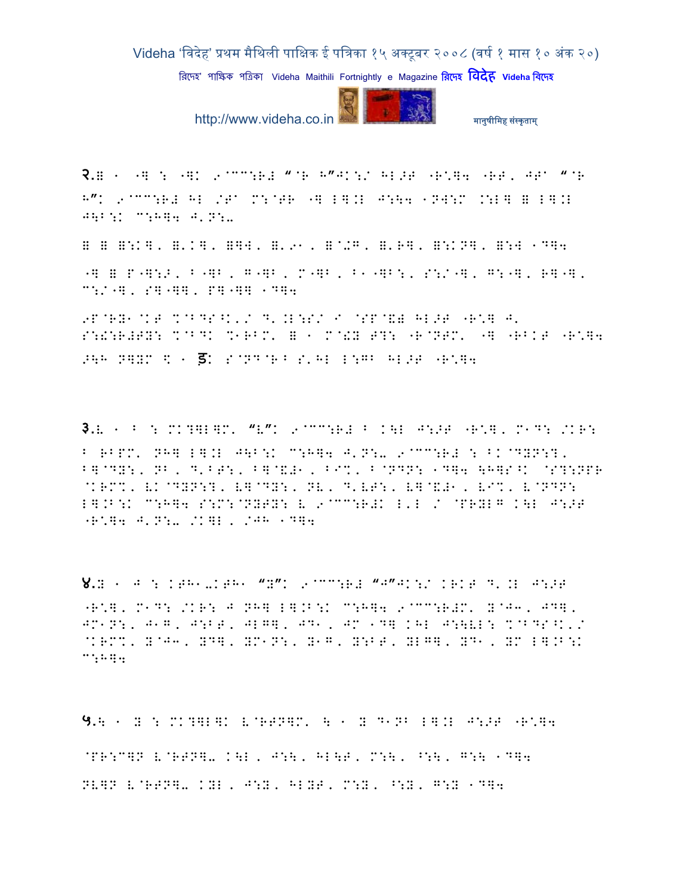२.# ◦ -] : -]K 9@CC:R# "@R H"JK:/ HL>T -R*]4 -RT, JT^ "@R H"K 9@CC:R# HL /T^ M:@TR -] L].L J:\4 ◦N]:M .:L] # L].L J\B:K C:H]4 J'N:-

# # #:K], #'K], #]W, #'9◦, #@+G, #'R], #:KN], #:W ◦D]4

-] # P-]:>, B-]B, G-]B, M-]B, B◦-]B:, S:/-], G:-], R]-], C:/-], S]-]], P]-]] ◦D]4

9P@RY◦@KT %@BDS^K'/ D'.L:S/ I @SP@&# HL>T -R*] J' S:!:R#TY: %@BDK %◦RBM' # ◦ M@!Y T?: -R@NTM' -] -RBKT -R*]4 >\H N]YM $ ◦ ड़K S@ND@R B S'HL L:GB HL>T -R*]4

३.V ◦ B : MK?]L]M' "V"K 9@CC:R# B K\L J:>T -R*], M◦D: /KR: B RBPM' NH] L].L J\B:K C:H]4 J'N:- 9@CC:R# : BK@DYN:?, B]@DY:, NB, D'BT:, B]@&#◦, BI%, B@NDN: ◦D]4 \H]S^K @S?:NPR @KRM%, VK@DYN:?, V]@DY:, NV, D'VT:, V]@&#◦, VI%, V@NDN: L].B:K C:H]4 S:M:@NYTY: V 9@CC:R#K L'L / @PRYLG K\L J:>T -R*]4 J'N:- /K]L, /JH ◦D]4

४.Y ◦ J : KTH◦-KTH◦ "Y"K 9@CC:R# "J"JK:/ KRKT D'.L J:>T -R*], M◦D: /KR: J NH] L].B:K C:H]4 9@CC:R#M' Y@J3, JD], JM◦N:, J◦G, J:BT, JLG], JD◦, JM ◦D] KHL J:\VL: %@BDS^K'/ @KRM%, Y@J3, YD], YM◦N:, Y◦G, Y:BT, YLG], YD◦, YM L].B:K C:H]4

५.\ ◦ Y : MK?]L]K V@RTN]M' \ ◦ Y D◦NB L].L J:>T -R*]4

@PR:C]N V@RTN]- K\L, J:\, HL\T, M:\, ^:\, G:\ ◦D]4

NV]N V@RTN]- KYL, J:Y, HLYT, M:Y, ^:Y, G:Y ◦D]4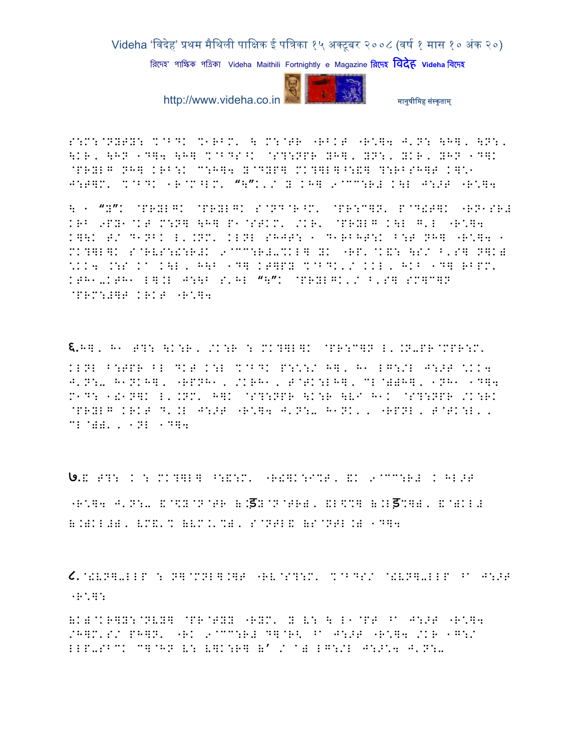S:M:@NYTY: %@BDK %1RBM' \ M:@TR "RBKT "R*]4 J'N: \H]' \N:' \KR' \HN 1D]4 \H] %@BDS^K @S?:NPR YH]' YN:' YKR' YHN 1D]K @PRYLG NH] KRB:K C:H]4 Y@DYP] MK?]L]^:&] ?:RBSH]T K]\1 J:T]M' %@BDK 1R@M^LM' "\"K'/ Y KH] 9@CC:R# K\L J:>T "R*]4

\ 1 "Y"K @PRYLGK @PRYLGK S@ND@R^M' @PR:C]N' P@D!T]K "RN1SR# KRB 9PY1@KT M:N] \H] P1@STKM' /KR' @PRYLG K\L G'L "R*]4 K]\K T/ D1NBK L'.NM' KLNL SHJT: 1 D1RBHT:K B:T NH] "R*]4 1 MK?]L]K S@RVS:!:R#K 9@CC:R#-%KL] YK "RP'@K&: \S/ B'S] N]K) *KK4 .:S Ka K\L' H\B 1D] KT]PY %@BDK'/ KKL' HKB 1D] RBPM' KTH1-KTH1 L].L J:\B S'HL "\"K @PRYLGK'/ B'S] SM]C]N @PRM:#]T KRKT "R*]4

६.H]' H1 T?: \K:R' /K:R : MK?]L]K @PR:C]N L'.N-PR@MPR:M' KLNL B:TPR BL DKT K:L %@BDK P:*:/ H]' H1 LG:/L J:>T *KK4 J'N:- H1NKH]' "RPNH1' /KRH1' T@TK:LH]' CL@))H]' 1NH1 1D]4 M1D: 1!1N]K L'.NM' H]K @S?:NPR \K:R \V/ H1K @S?:NPR /K:RK @PRYLG KRKT D'.L J:>T "R*]4 J'N:- H1NK'' "RPNL' T@TK:L'' CL@))'' 1NL 1D]4

७.& T?: K : MK?]L] ^:&:M' "R!]K:I%T' &K 9@CC:R# K HL>T "R*]4 J'N:- &@\$Y@N@TR (:डY@N@TR)' &L\$%] (.Lड%])' &@)KL# (.)KL#)' VM&'% (VM.'%)' S@NTL& (S@NTL.) 1D]4

८.@!VN]-LLP : N]@MNL].]T "RV@S?:M' %@BDS/ @!VN]-LLP ^a J:>T "R*]:

(K)@KR]Y:@NVY] @PR@TYY "RYM' Y V: \ L1@PT ^a J:>T "R*]4 /H]M'S/ PH]N' "RK 9@CC:R# D]@R< ^a J:>T "R*]4 /KR 1G:/ LLP-SBCK C]@HN V: V]K:R] (' / a) LG:/L J:>*4 J'N:-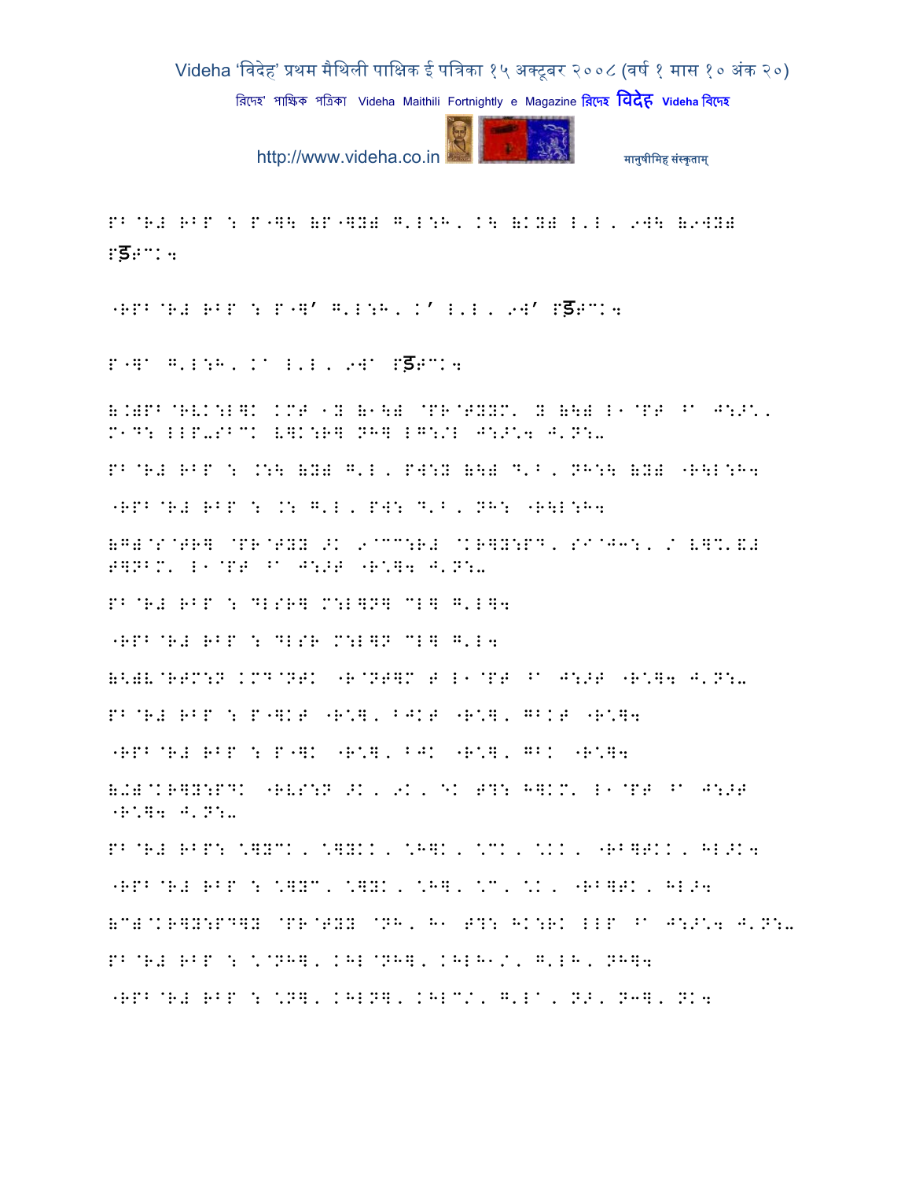PB @R# RBP : P"]\ (P"]Y) G'L:H, K\ (KY) L'L, 9W\ (9WY) Pड़ECK4

"RPB@R# RBP : P"]' G'L:H, K' L'L, 9W' Pड़ECK4

P"]A G'L:H, KA L'L, 9WA Pड़ECK4

(.)PB@RVK:L]K KMT 1Y (1\) @PR@TYYM' Y (\) L1@PT ^A J:>^', M1D: LLP-SBCK V]K:R] NH] LG:/L J:>^4 J'N:-

PB@R# RBP : .:\ (Y) G'L, PW:Y (\) D'B, NH:\ (Y) "R\L:H4

"RPB@R# RBP : .: G'L, PW: D'B, NH: "R\L:H4

(G)@S@TR] @PR@TYY >K 9@CC:R# @KR]Y:PD, SI@J3:, / V]%'&# T]NBM' L1@PT ^A J:>T "R\*]4 J'N:-

PB@R# RBP : DLSR] M:L]N] CL] G'L]4

"RPB@R# RBP : DLSR M:L]N CL] G'L4

(<)V@RTM:N KMD@NTK "R@NT]M T L1@PT ^A J:>T "R\*]4 J'N:-

PB@R# RBP : P"]KT "R\*], BJKT "R\*], GBKT "R\*]4

"RPB@R# RBP : P"]K "R\*], BJK "R\*], GBK "R\*]4

(+)@KR]Y:PDK "RVS:N >K, 9K, EK T?: H]KM' L1@PT ^A J:>T "R\*]4 J'N:-

PB@R# RBP: \*]YCK, \*]YKK, \*H]K, \*CK, \*KK, "RB]TKK, HL>K4

"RPB@R# RBP : \*]YC, \*]YK, \*H], \*C, \*K, "RB]TK, HL>4

(C)@KR]Y:PD]Y @PR@TYY @NH, H1 T?: HK:RK LLP ^A J:>^4 J'N:-

PB@R# RBP : \*@NH], KHL@NH], KHLH1/, G'LH, NH]4

"RPB@R# RBP : \*N], KHLN], KHLC/, G'LA, N>, N3], NK4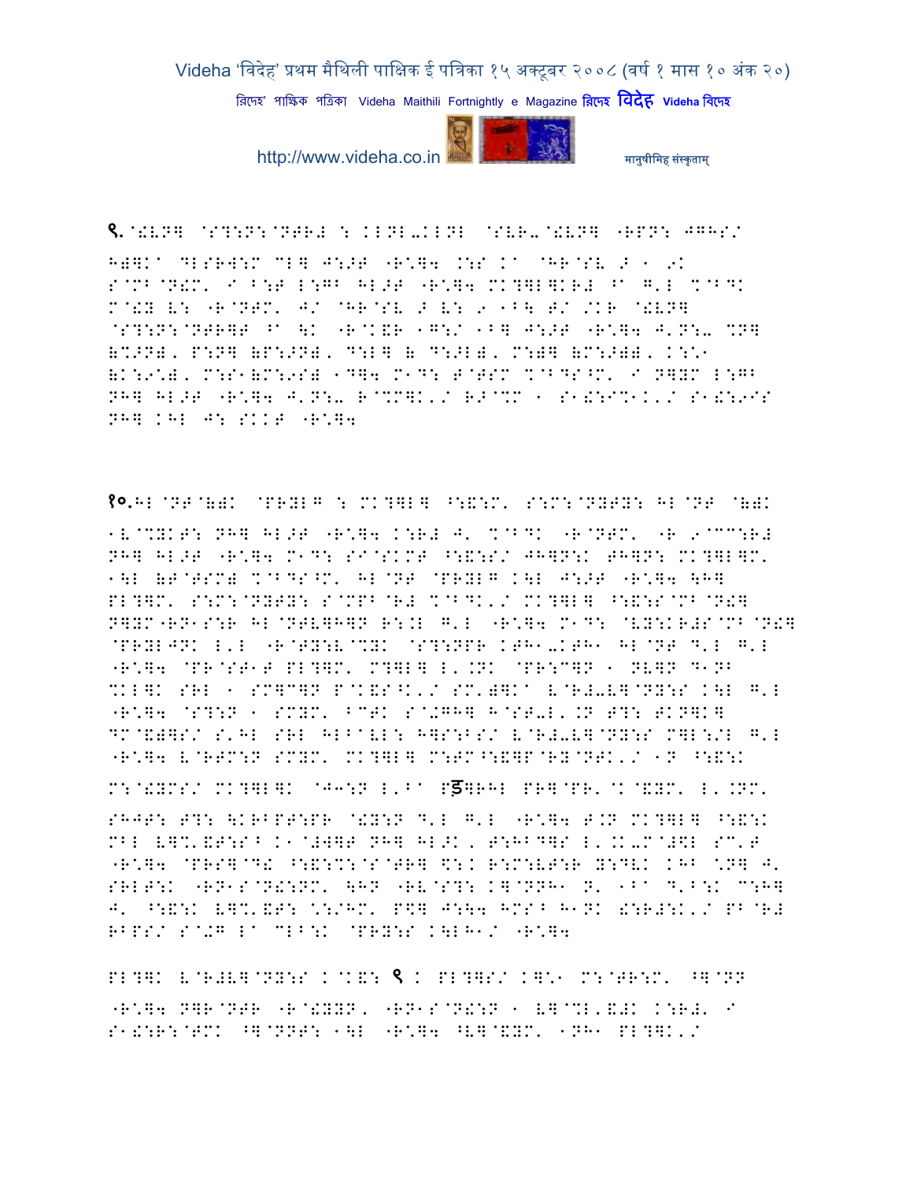९.@!VN] @S?:N:@NTR# : KLNL-KLNL @SVR-@!VN] -RPN: approximately

H)]K^ DLSR]:M CL] J:>T -R\*]4 .:S K^ @HR@SV > 1 9K S@MB@N!M' I B:T L:GB HL>T -R\*]4 MK?]L]KR# ^ G'L %@BDK M@!Y V: -R@NTM' J/ @HR@SV > V: 9 1B\ T/ /KR @!VN] @S?:N:@NTR]T ^ \K -R@K&R 1G:/ 1B] J:>T -R\*]4 J'N:- %N] (%>N)' P:N] (P:>N)' D:L] ( D:>L)' M:]] (M:>])' K:\*1 (K:9\*)' M:S1(M:9S) 1D]4 M1D: T@TSM %@BDS^M' I N]YM L:GB NH] HL>T -R\*]4 J'N:- R@%M]K'/ R>@%M 1 S1!:I%1K'/ S1!:9IS NH] KHL J: SKKT -R\*]4

१०.HL@NT@()K @PRYLG : MK?]L] ^:&:M' S:M:@NYTY: HL@NT @()K

1V@%YKT: NH] HL>T -R\*]4 K:R# J' %@BDK -R@NTM' -R 9@CC:R# NH] HL>T -R\*]4 M1D: SI@SKMT ^:&:S/ JH]N:K TH]N: MK?]L]M' 1\L (T@TSM) %@BDS^M' HL@NT @PRYLG K\L J:>T -R\*]4 \H] PL?]M' S:M:@NYTY: S@MPB@R# %@BDK'/ MK?]L] ^:&:S@MB@N!] N]YM-RN1S:R HL@NTV]H]N R:.L G'L -R\*]4 M1D: @VY:KR#S@MB@N!] @PRYLJNK L'L -R@TY:V@%YK @S?:NPR KTH1-KTH1 HL@NT D'L G'L -R\*]4 @PR@ST1T PL?]M' M?]L] L'.NK @PR:C]N 1 NV]N D1NB %KL]K SRL 1 SM]C]N P@K&S^K'/ SM')]K^ V@R#-V]@NY:S K\L G'L -R\*]4 @S?:N 1 SMYM' BCTK S@+GH] H@ST-L'.N T?: TKN]K] DM@&)]S/ S'HL SRL HLB^VL: H]S:BS/ V@R#-V]@NY:S M]L:/L G'L -R\*]4 V@RTM:N SMYM' MK?]L] M:TM^:&]P@RY@NTK'/ 1N ^:&:K

M:@!YMS/ MK?]L]K @J3:N L'B^ Pड़]RHL PR]@PR'@K@&YM' L'.NM'

SHJT: T?: \KRBPT:PR @!Y:N D'L G'L -R\*]4 T.N MK?]L] ^:&:K MBL V]%'&T:S^ K1@#W]T NH] HL>K' T:HBD]S L'.K-M@#\$L SC'T -R\*]4 @PRS]@D! ^:&:%:@S@TR] \$:K R:M:VT:R Y:DVK KHB \*N] J' SRLT:K -RN1S@N!:NM' \HN -RV@S?: K]@NNH1 N' 1B^ D'B:K C:H] J' ^:&:K V]%'&T: \*:/HM' P\$] J:\4 HMS^ H1NK !:R#:K'/ PB@R# RBPS/ S@+G L^ CLB:K @PRY:S K\LH1/ -R\*]4

PL?]K V@R#V]@NY:S K@K&: ९ K PL?]S/ K]\*1 M:@TR:M' ^]@NN -R\*]4 N]R@NTR -R@!YYN' -RN1S@N!:N 1 V]@%L'&#K K:R#' I S1!:R:@TMK ^]@NNT: 1\L -R\*]4 ^V]@&YM' 1NH1 PL?]K'/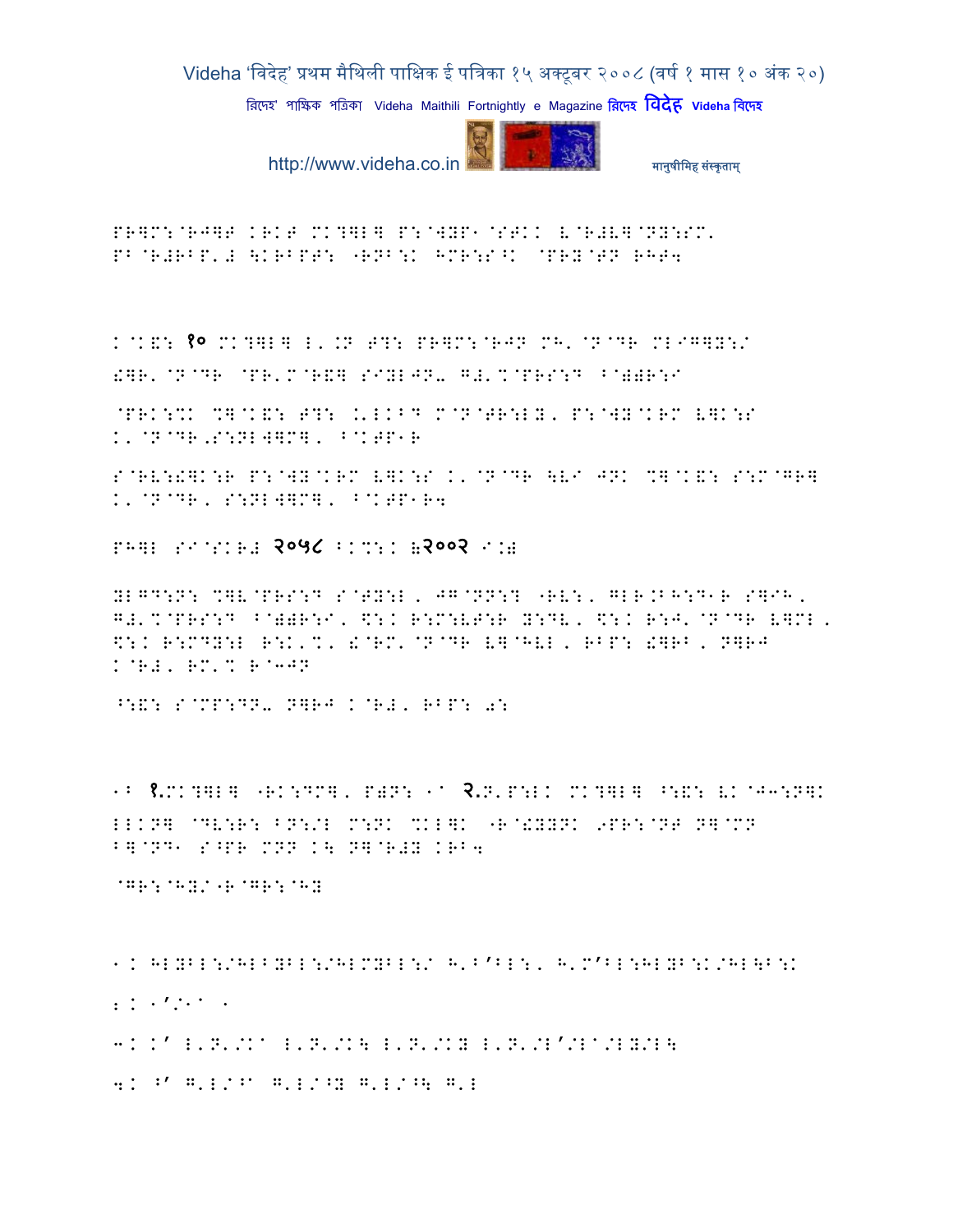PR]M:@RJ]T KRKT MK?]L] P:@WYP1@STKK V@R#V]@PY:SM'
PB@R#RBP'# \KRBPT: "RNB:K HMR:S^K @PRY@TN RHT4

K@K&: १० MK?]L] L'.N T?: PR]M:@RJN MH'@N@DR ML[G]Y:/
!]R'@N@DR @PR'M@R&] SIYLJN. G#'%@PRS:D B@))R:I

@PRK:%K %]@K&: T?: .'LKBD M@N@TR:LY, P:@WY@KRM V]K:S
K'@N@DR,S:NL]]M], B@KTP1R

S@RV:!]K:R P:@WY@KRM V]K:S K'@N@DR \VI JNK %]@K&: S:M@GR]
K'@N@DR, S:NL]]M], B@KTP1R4

PH]L SI@SKR# २०५८ BK%:K (२००२ I.)

YLGD:N: %]V@PRS:D S@TY:L, JG@NN:? "RV:, GLR.BH:D1R S]IH,
G#'%@PRS:D B@))R:I, $:K R:M:VT:R Y:DV, $:K R:J'@N@DR V]ML,
$:K R:MDY:L R:K'%, !@RM'@N@DR V]@HVL, RBP: !]RB, N]RJ
K@R#, RM'% R@3JN

^:&: S@MP:DN. N]RJ K@R#, RBP: 0:

1B १.MK?]L] "RK:DM], P)N: 1A २.N'P:LK MK?]L] ^:&: VK@J3:N]K
LLKN] @DV:R: BN:/L M:NK %KL]K "R@!YYNK 9PR:@NT N]@MN
B]@ND1 S^PR MNN K\ N]@R#Y KRB4

@GR:@HY/"R@GR:@HY

1K HLYBL:/HLBYBL:/HLMYBL:/ H'B’BL:, H'M’BL:HLYB:K/HL\B:K

2K 1’/1A 1

3K K’ L'N'/KA L'N'/K\ L'N'/KY L'N'/L’/LA/LY/L\

4K ^’ G'L/^A G'L/^Y G'L/^\ G'L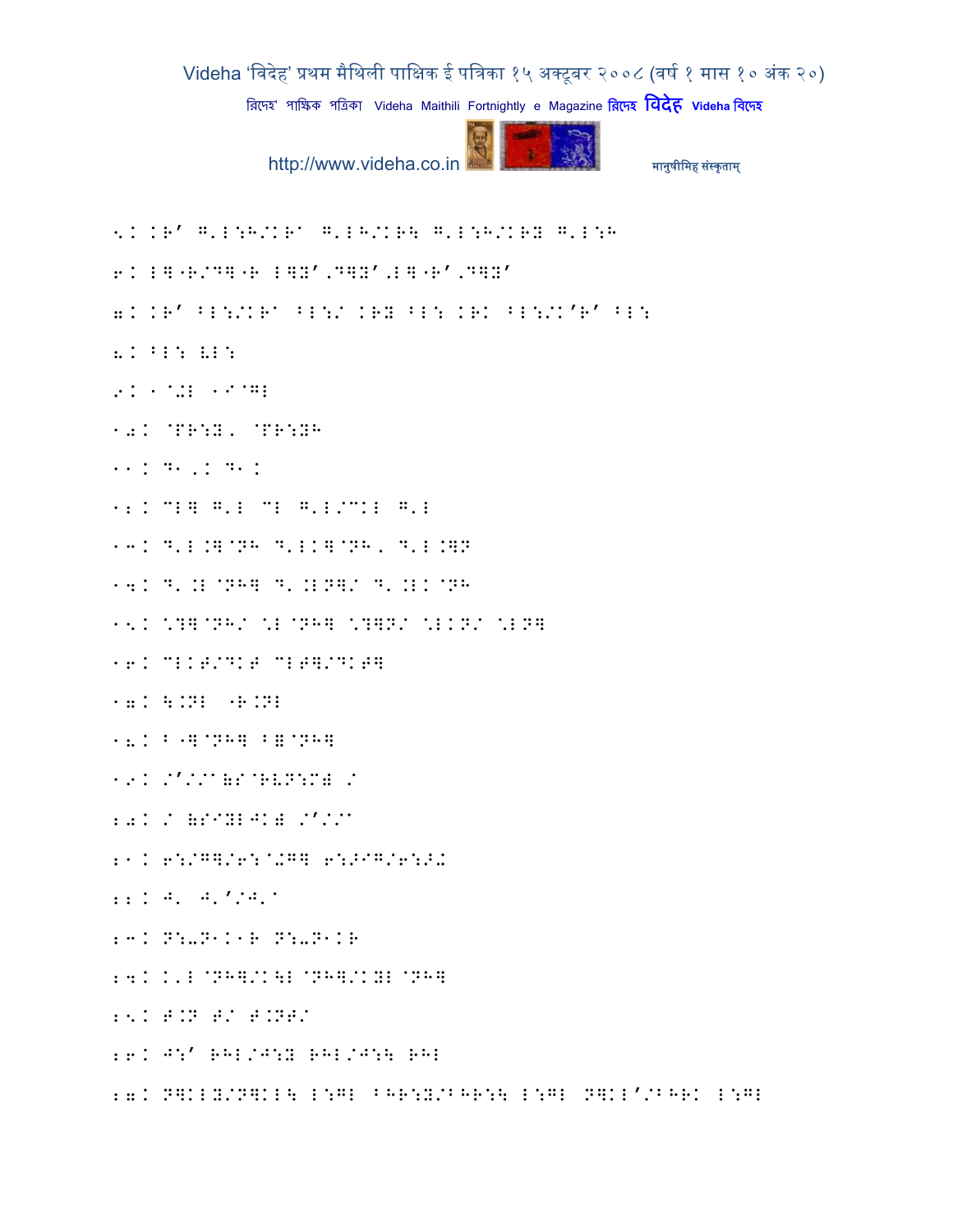5. KR' G'L:H/KRa G'LH/KR\ G'L:H/KRY G'L:H

6. L]"R/D]"R L]Y',D]Y',L]"R',D]Y'

7. KR' aL:/KRa aL:/ KRY aL: KRK aL:/K'R' aL:

8. aL: VL:

9. 1@+L 1I@GL

10. @PR:Y. @PR:YH

11. D1,. D1.

12. CL] G'L CL G'L/CKL G'L

13. D'L.]@NH D'LK]@NH. D'L.]N

14. D'.L@NH] D'.LN]/ D'.LK@NH

15. \?]@NH/ \L@NH] \?]N/ \LKN/ \LN]

16. CLKT/DKT CLT]/DKT]

17. \.NL "R.NL

18. a"]@NH] a=@NH]

19. /'//a(S@RVN:M) /

20. / (SIYLJK) /'//a

21. 6:/G]/6:@+G] 6:>IG/6:>+

22. J' J'''/J'a

23. N:-N1K1R N:-N1KR

24. K'L@NH]/K\L@NH]/KYL@NH]

25. T.N T/ T.NT/

26. J:' RHL/J:Y RHL/J:\ RHL

27. N]KLY/N]KL\ L:GL aHR:Y/aHR:\ L:GL N]KL'/aHRK L:GL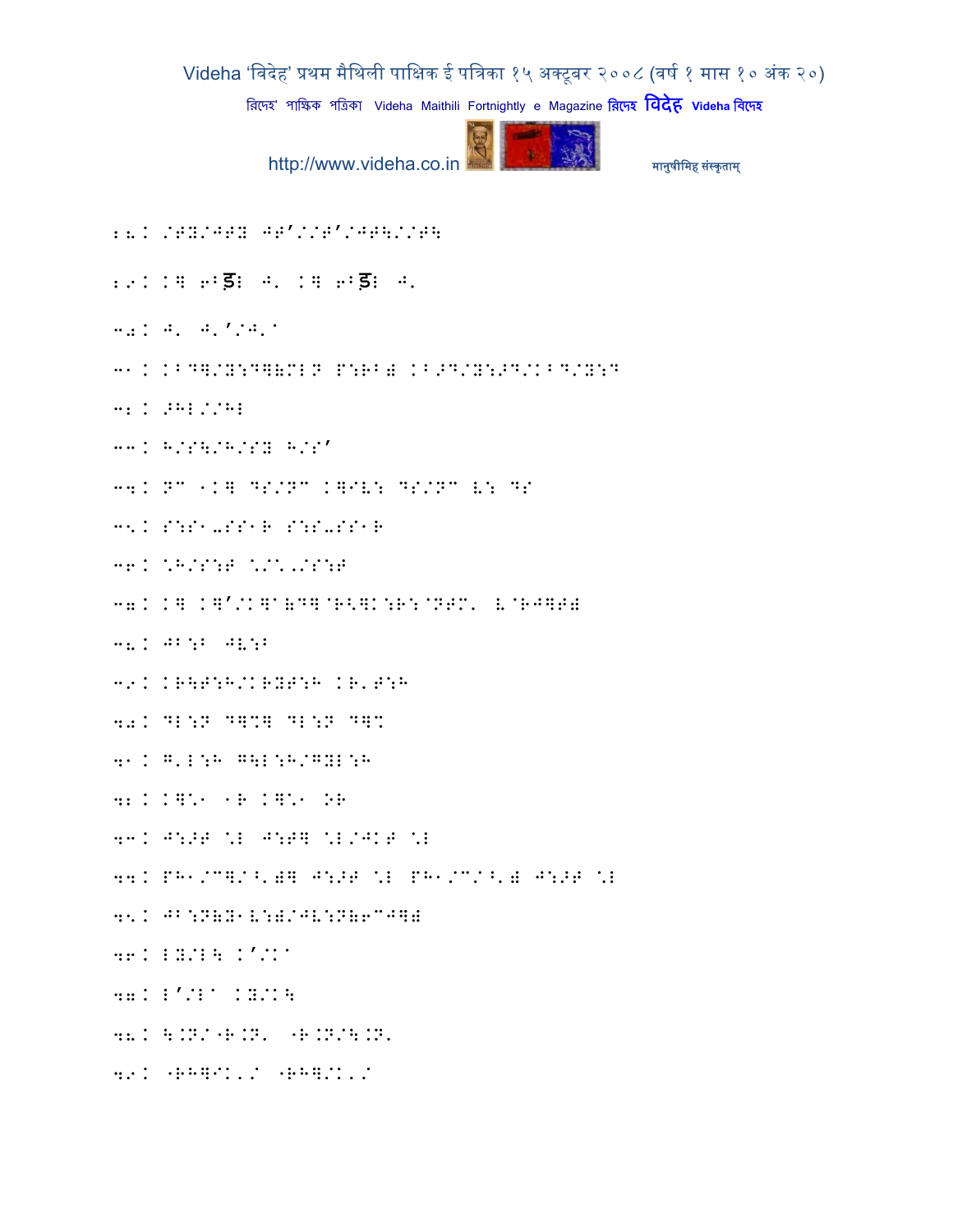२८. /TY/JTY JT'//T'/JT\//T\

२९. K] 6Bड़ L J' K] 6Bड़ L J'

३०. J' J''/J'^

३१. KBD]/Y:D](MLN P:RB) KB>D/Y:>D/KBD/Y:D

३२. >HL//HL

३३. H/S\/H/SY H/S'

३४. NC 1K] DS/NC K]IV: DS/NC V: DS

३५. S:S1-SS1R S:S-SS1R

३६. ^H/S:T ^/^'/S:T

३७. K] K]'/K]^(D]@R<]K:R:@NTM' V@RJ]T)

३८. JB:B JV:B

३९. KR\T:H/KRYT:H KR'T:H

४०. DL:N D]%] DL:N D]%

४१. G'L:H G\L:H/GYL:H

४२. K]\*1 1R K]\*1 OR

४३. J:>T ^L J:T] ^L/JKT ^L

४४. PH1/C]/^')] J:>T ^L PH1/C/^') J:>T ^L

४५. JB:N(Y1V:)/JV:N(6CJ])

४६. LY/L\ K'/K^

४७. L'/L^ KY/K\

४८. \.N/"R.N' "R.N/\.N'

४९. "RH]IK'/ "RH]/K'/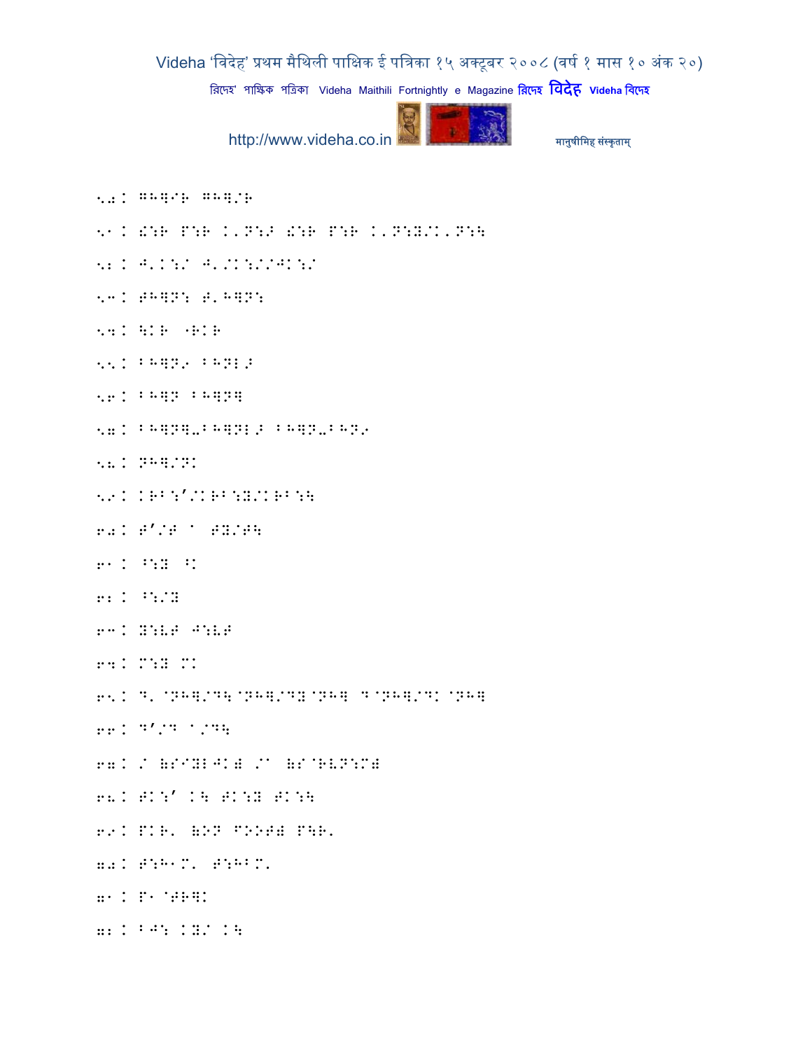50. GH]IR GH]/R

51. !:R P:R K'N:较 !:R P:R K'N:Y/K'N:\

52. J'K:/ J'/K:/J/K:/

53. TH]N: T'H]N:

54. \KR "RKR

55. BH]N9 BHNL较

56. BH]N BH]N]

57. BH]N]-BH]NL较 BH]N-BHN9

58. NH]/NK

59. KRB:'/KRB:Y/KRB:\

60. T'/T ^ TY/T\

61. ^:Y ^K

62. ^:/Y

63. Y:VT J:VT

64. M:Y MK

65. D'@NH]/D\@NH]/DY@NH] D@NH]/DK@NH]

66. D'/D ^/D\

67. / (S^Y...JK) /^ (S@RVN:M)

68. TK:' K\ TK:Y TK:\

69. PKR' (ON FOOT) P\R'

70. T:H^M' T:HBM'

71. P^@TR]K

72. BJ: KY/ K\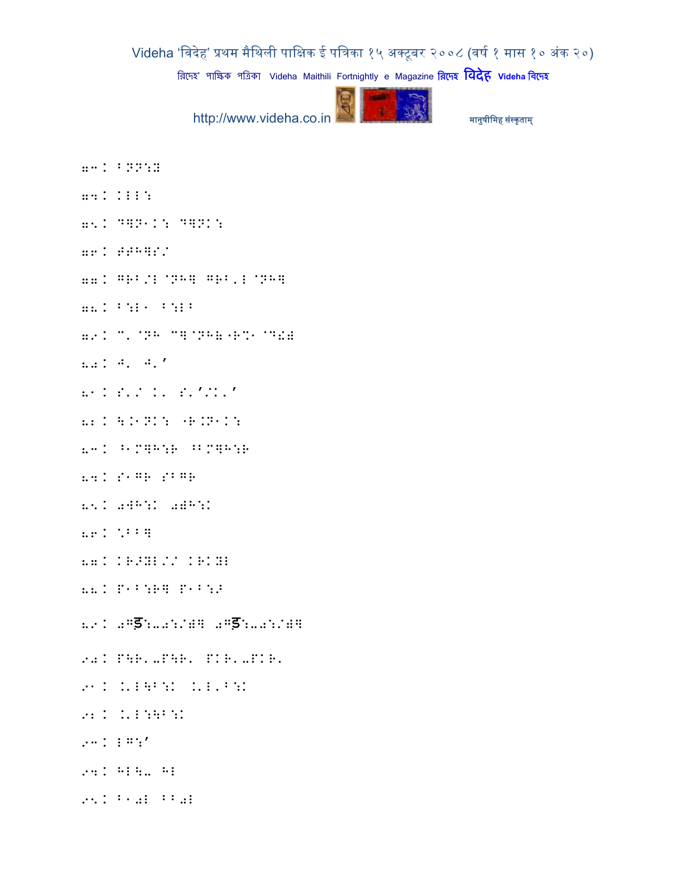७३. BNN:Y

७४. KLL:

७५. D]N1K: D]NK:

७६. FFH]S/

७७. GRB/L@NH] GRB,L@NH]

७८. B:L1 B:LB

७९. C'@NH C]@NH6"R%1@D!#

८०. J' J'ʼ

८१. S'/ K' S'ʼ/K'ʼ

८२. \.1NK: "R.N1K:

८३. ^1M]H:R ^BM]H:R

८४. S1GR SBGR

८५. 0WH:K 0)H:K

८६. \*BB]

८७. KR>YL// KRKYL

८८. P1B:R] P1B:>

८९. 0Gड़:-0:/)] 0Gड़:-0:/)]

९०. P\R'-P\R' PKR'-PKR'

९१. .'L\B:K .'L'B:K

९२. .'L:\B:K

९३. LG:ʼ

९४. HL\- HL

९५. B10L BB0L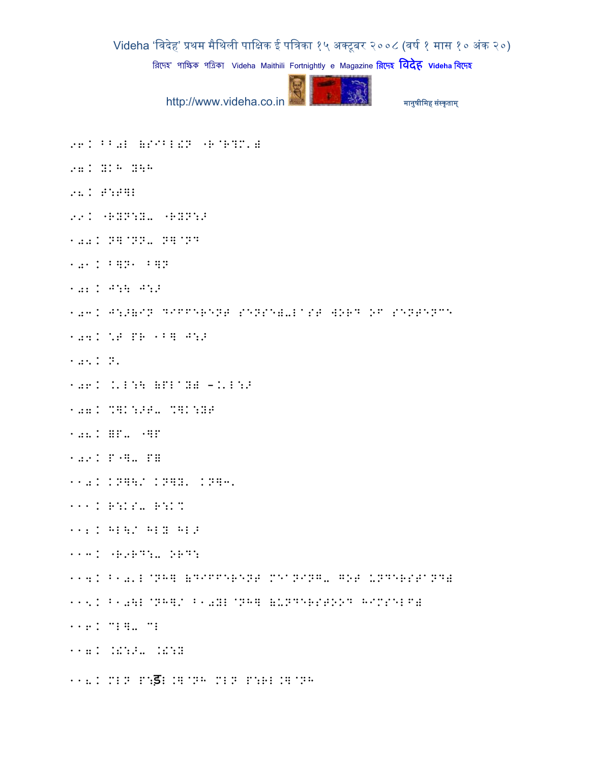96. BB0L (SIBL!N "R^R?M,)

97. YKH Y\H

98. F:F]L

99. "RYN:Y- "RYN:>

100. N]^NN- N]^N$

101. B]N1 B]N

102. J:\ J:>

103. J:>(IN DIFFERENT SENSE)-LAST WORD OF SENTENCE

104. ^F PR 1B] J:>

105. N,

106. .'L:\ (PLAY) -.'L:>

107. %]K:>F- %]K:YF

108. =P- "]P

109. P"]- P=

110. KN]\/ KN]Y, KN]3,

111. R:KS- R:K%

112. HL\/ HLY HL>

113. "R9RD:- ORD:

114. B10'L^NH] (DIFFERENT MEANING- GOT UNDERSTAND)

115. B10\L^NH]/ B10YL^NH] (UNDERSTOOD HIMSELF)

116. ML]- ML

117. .!:>- .!:Y

118. MLN P:ड़L.]^NH MLN P:RL.]^NH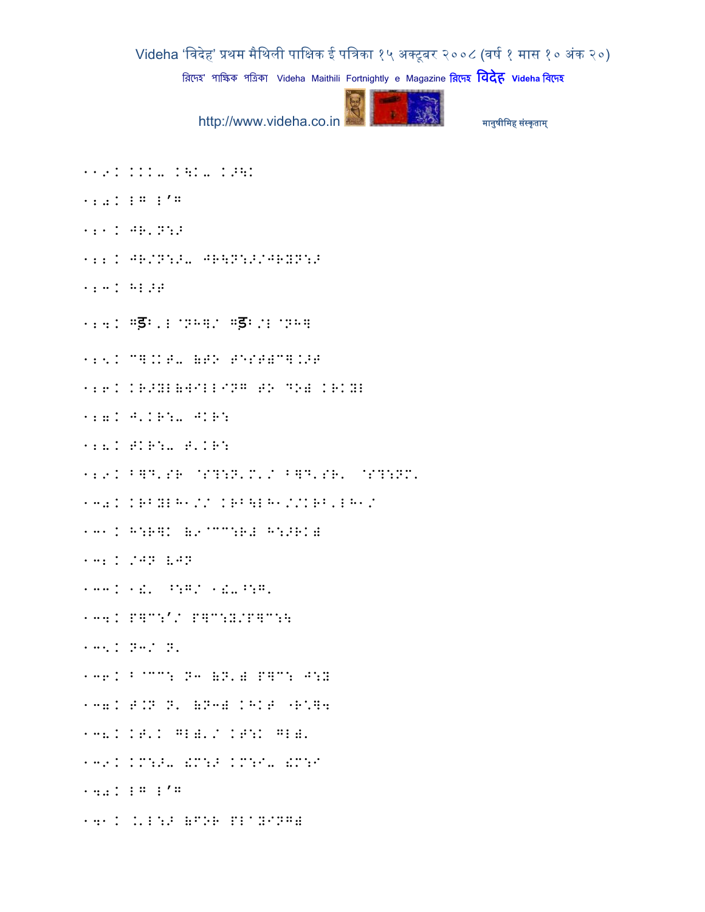119. ... ... ...

120. ... ...

121. ... ...

122. ... ...

123. ...

124. ड़ ... ड़ ...

125. ... ... ...

126. ... (WILLING TO DO) ...

127. ... ...

128. ... ...

129. ... ... ... ...

130. ... ...

131. ... ... ...

132. ... ...

133. ... ... ...

134. ... ...

135. ... ...

136. ... ... ... ... ...

137. ... ... ... ... ...

138. ... ... ... ...

139. ... ... ... ...

140. ... ...

141. ... (FOR PLAYING)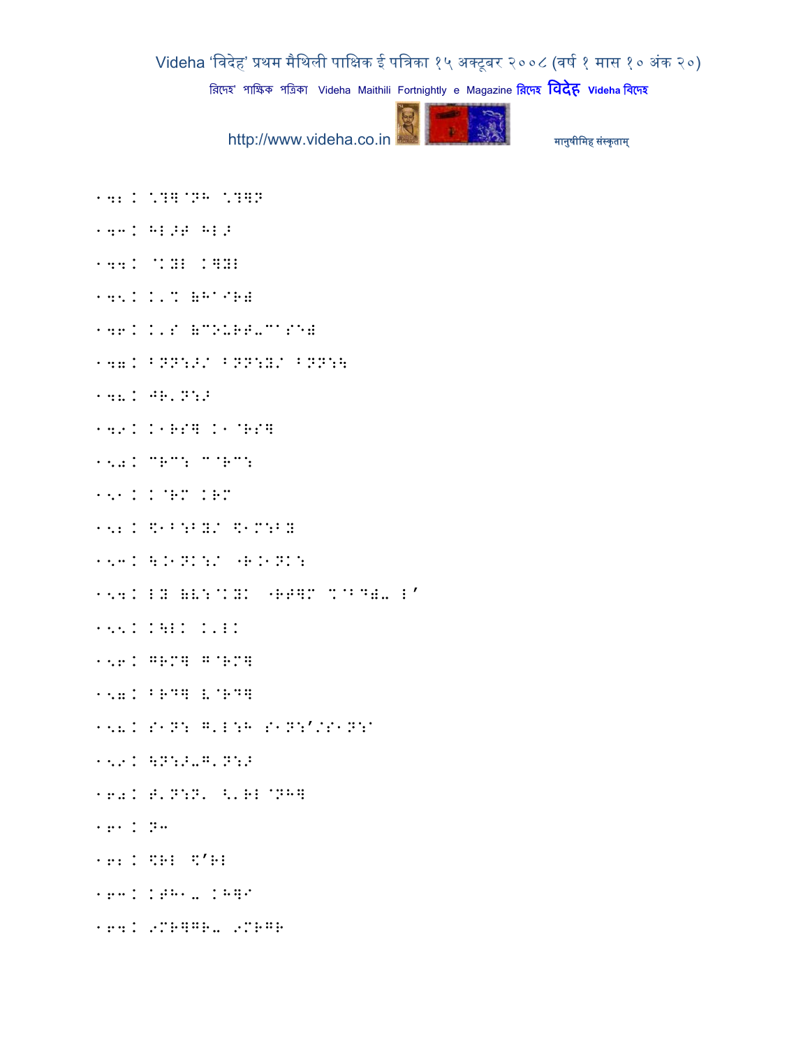१४२. \?]^NH \?]N

१४३. HL>F HL>

१४४. ^KYL K]YL

१४५. K'% (H^IR)

१४६. K'S (COURT-CASE)

१४७. BNN:>/ BNN:Y/ BNN:\

१४८. JR'N:>

१४९. K1RS] K1^RS]

१५०. "RC: C^RC:

१५१. K^RM KRM

१५२. $1B:BY/ $1M:BY

१५३. \.1NK:/ "R.1NK:

१५४. LY (L:^KYK "RT]M %^BD)- L'

१५५. K\LK K'LK

१५६. GRM] G^RM]

१५७. BRD] L^RD]

१५८. S1N: G'L:H S1N:'/S1N:^

१५९. \N:>-G'N:>

१६०. T'N:N' <'RL^NH]

१६१. N3

१६२. $RL $'RL

१६३. KTH1- KH]I

१६४. 9MR]GR- 9MRGR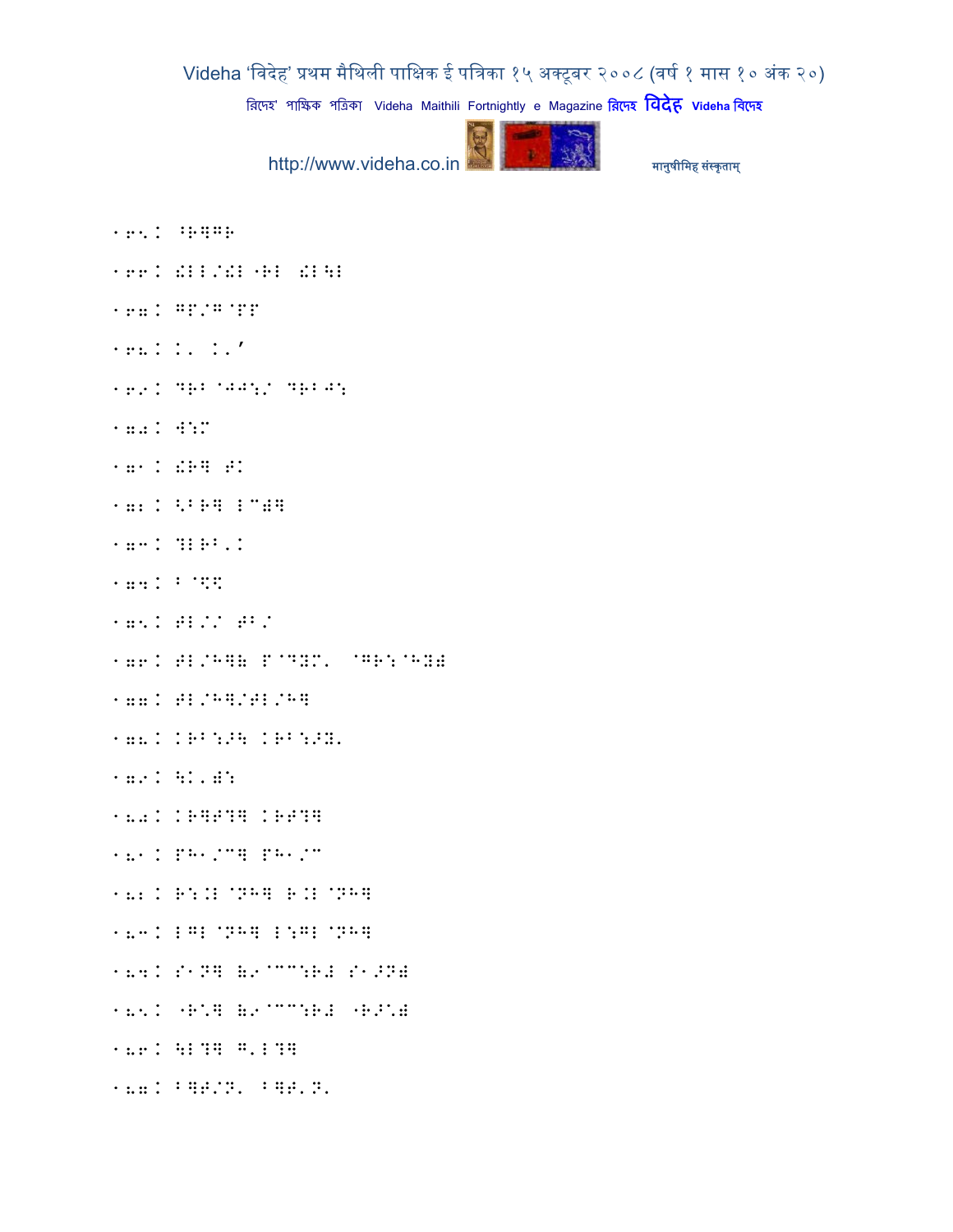१६५. ^R]GR

१६६. !LL/!L"RL !L\L

१६७. GP/G@PP

१६८. K' K'’

१६९. DRB@JJ:/ DRBJ:

१७०. W:M

१७१. !R] T\K

१७२. <BR] LC)]

१७३. ?LRB'K

१७४. B@$%

१७५. TL// TB/

१७६. TL/H]( P@DYM' @GR:@HY)

१७७. TL/H]/TL/H]

१७८. KRB:>\ KRB:>Y'

१७९. \K')W:

१८०. KR]T?] KRT?]

१८१. PH1/C] PH1/C

१८२. R:.L@NH] R.L@NH]

१८३. LGL@NH] L:GL@NH]

१८४. S1N] (9@CC:R# S1>N)

१८५. "R\*] (9@CC:R# "R>\*)

१८६. \L?] G'L?]

१८७. B]T/N' B]T'N'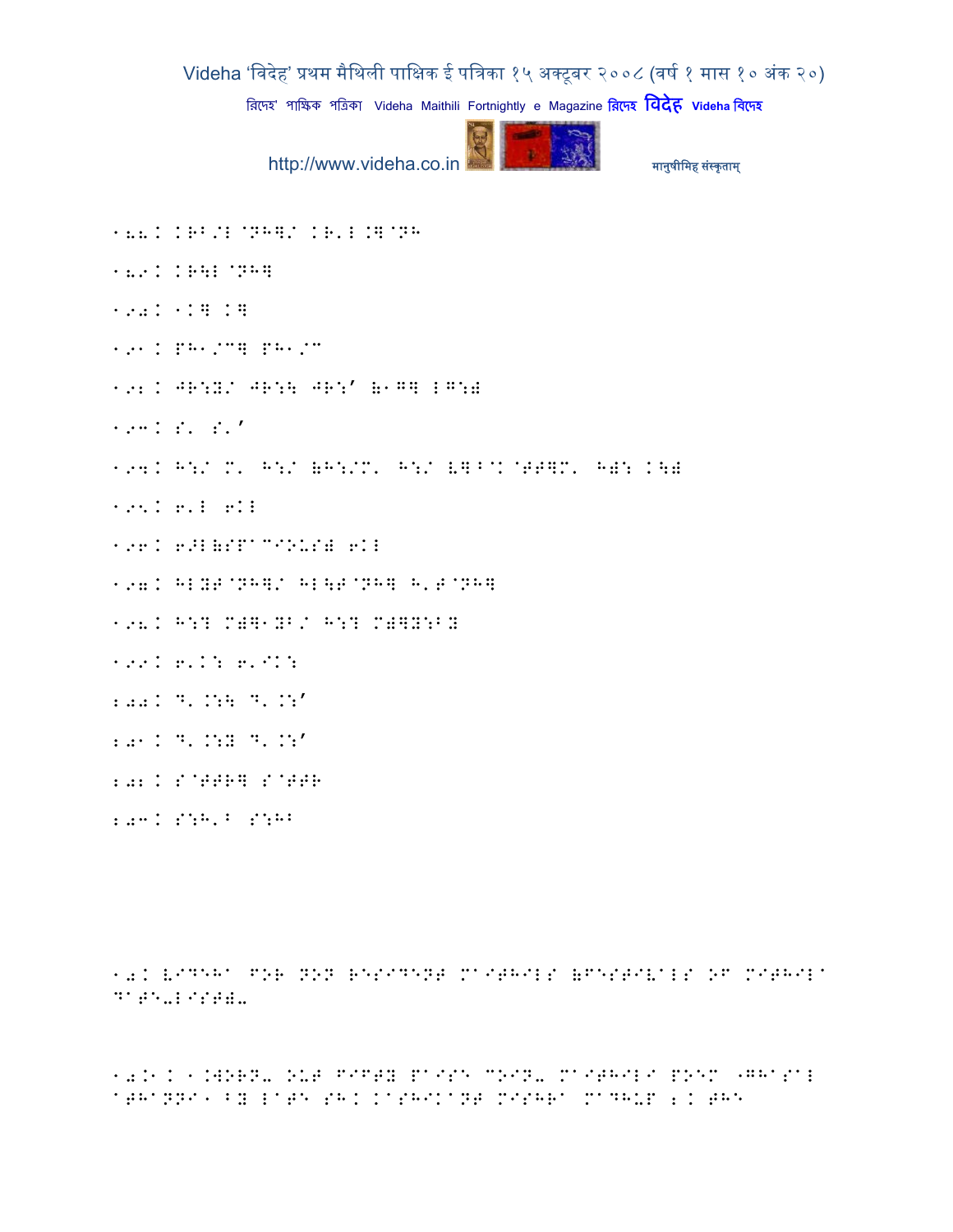188. KRB/L@NH]/ KR'L.]@NH

189. KR\L@NH]

190. 1K] K]

191. PH1/C] PH1/C

192. JR:Y/ JR:\ JR:' (1G] LG:)

193. S' S''

194. H:/ M' H:/ (H:/M' H:/ V]^@K@TT]M' H): K\)

195. 6'L 6KL

196. 6>L(SPACIOUS) 6KL

197. HLYT@NH]/ HL\T@NH] H'T@NH]

198. H:? M)]1YB/ H:? M)]Y:BY

199. 6'K: 6'IK:

200. D'.:\ D'.:'

201. D'.:Y D'.:'

202. S@TTR] S@TTR

203. S:H'B S:HB

10. VIDEHA FOR NON RESIDENT MAITHILS (FESTIVALS OF MITHILA DATE-LIST)-

10.1. 1.WORN- OUT FIFTY PAISE COIN- MAITHILI POEM 'GHASAL ATHANNI' BY LATE SH. KASHIKANT MISHRA MADHUP 2. THE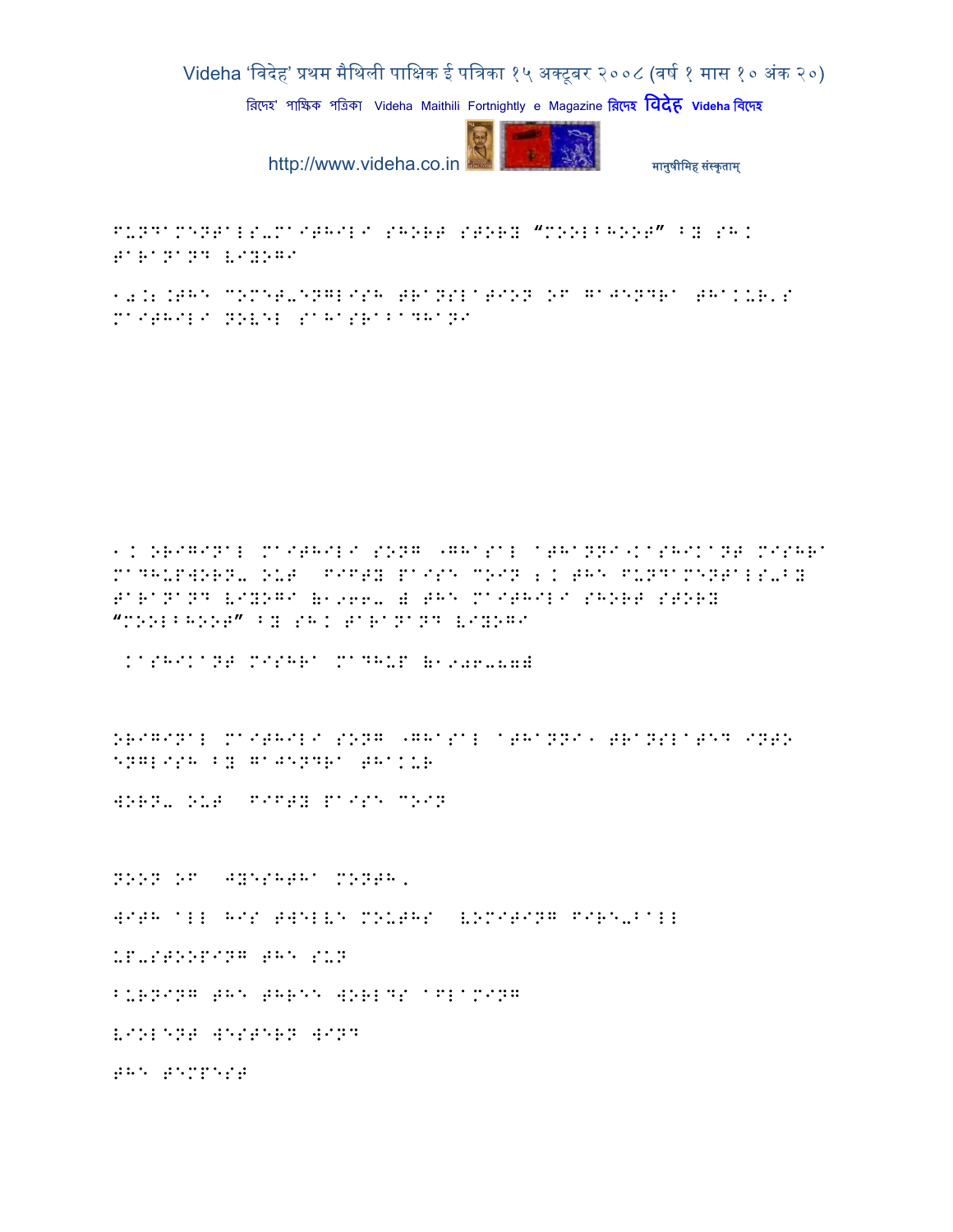FUNDAMENTALS-MAITHILI SHORT STORY "MOOLBHOOT" BY SHRI TARANAND VIYOGI

10.2.THE COMET-ENGLISH TRANSLATION OF GAJENDRA THAKUR'S MAITHILI NOVEL SAHASRABADHANI

1. ORIGINAL MAITHILI SONG 'GHASAL ATHANNI'KASHIKANT MISHRA MADHUPWORN- OUT FIFTY PAISE COIN 2. THE FUNDAMENTALS-BY TARANAND VIYOGI (1966- ) THE MAITHILI SHORT STORY "MOOLBHOOT" BY SHRI TARANAND VIYOGI

KASHIKANT MISHRA MADHUP (1906-87)

ORIGINAL MAITHILI SONG 'GHASAL ATHANNI' TRANSLATED INTO ENGLISH BY GAJENDRA THAKUR

WORN- OUT FIFTY PAISE COIN

NOON OF JYESHTHA MONTH,

WITH ALL HIS TWELVE MOUTHS VOMITING FIRE-BALL

UP-STOOPING THE SUN

BURNING THE THREE WORLDS AFLAMING

VIOLENT WESTERN WIND

THE TEMPEST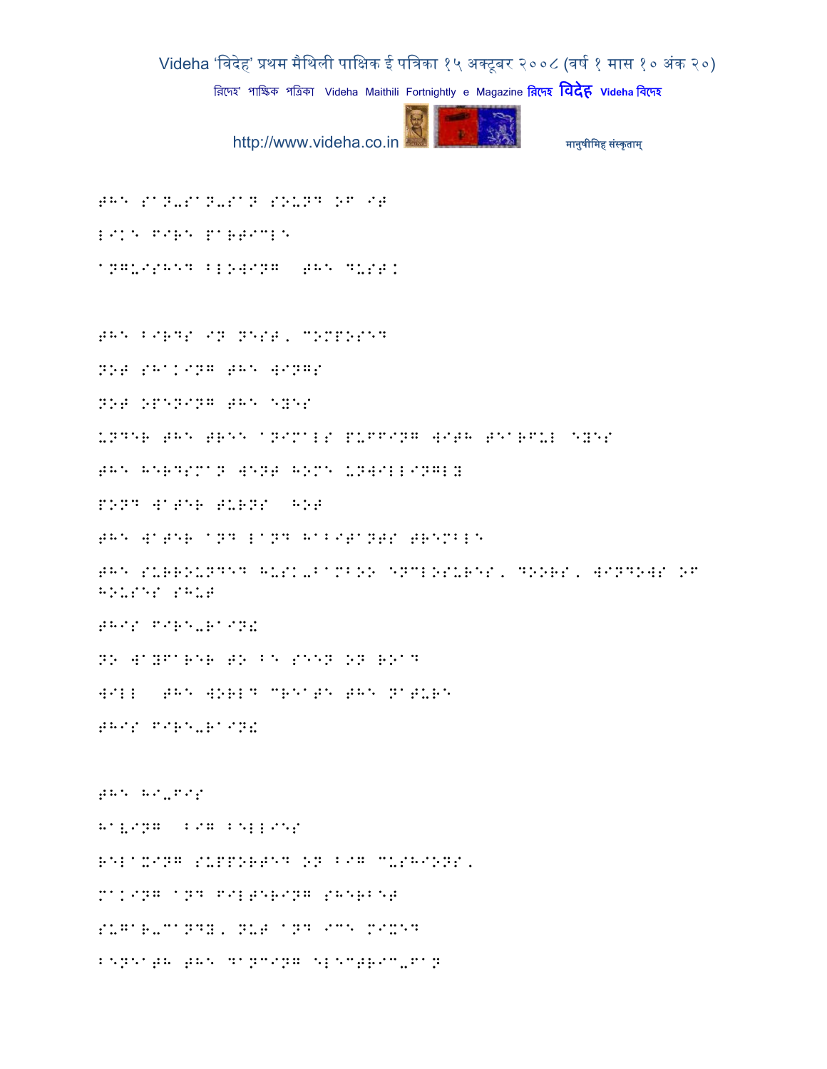THE SAN-SAN-SAN SOUND OF IT

LIKE FIRE PARTICLE

ANGUISHED BLOWING THE DUST.

THE BIRDS IN NEST, COMPOSED

NOT SHAKING THE WINGS

NOT OPENING THE EYES

UNDER THE TREE ANIMALS PUFFING WITH TEARFUL EYES

THE HERDSMAN WENT HOME UNWILLINGLY

POND WATER TURNS HOT

THE WATER AND LAND HABITANTS TREMBLE

THE SURROUNDED HUSK-BAMBOO ENCLOSURES, DOORS, WINDOWS OF HOUSES SHUT

THIS FIRE-RAIN!

NO WAYFARER TO BE SEEN ON ROAD

WILL THE WORLD CREATE THE NATURE

THIS FIRE-RAIN!

THE HI-FIS

HAVING BIG BELLIES

RELAXING SUPPORTED ON BIG CUSHIONS,

MAKING AND FILTERING SHERBET

SUGAR-CANDY, NUT AND ICE MIXED

BENEATH THE DANCING ELECTRIC-FAN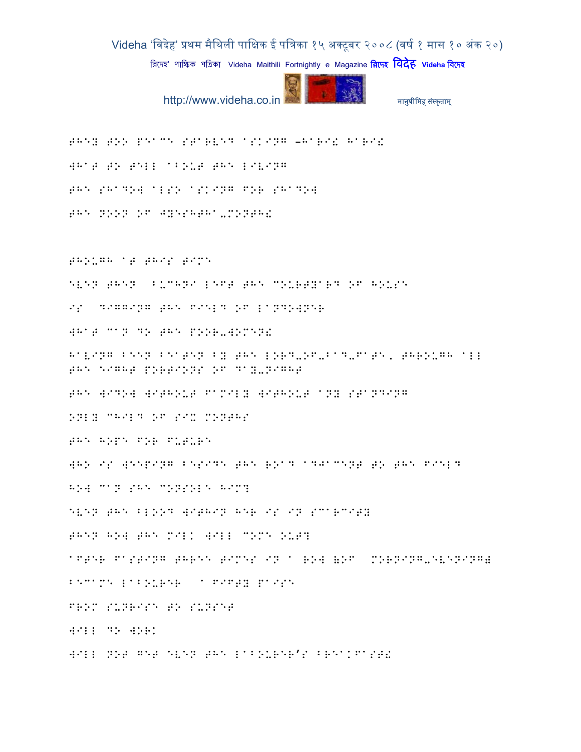THEY TOO PEACE STARVED ASKING –HARI! HARI!

WHAT TO TELL ABOUT THE LIVING

THE SHADOW ALSO ASKING FOR SHADOW

THE NOON OF JYESHTHA-MONTH!

THOUGH AT THIS TIME

EVEN THEN  BUCHNI LEFT THE COURTYARD OF HOUSE

IS  DIGGING THE FIELD OF LANDOWNER

WHAT CAN DO THE POOR-WOMEN!

HAVING BEEN BEATEN BY THE LORD-OF-BAD-FATE, THROUGH ALL THE EIGHT PORTIONS OF DAY-NIGHT

THE WIDOW WITHOUT FAMILY WITHOUT ANY STANDING

ONLY CHILD OF SIX MONTHS

THE HOPE FOR FUTURE

WHO IS WEEPING BESIDE THE ROAD ADJACENT TO THE FIELD

HOW CAN SHE CONSOLE HIM?

EVEN THE BLOOD WITHIN HER IS IN SCARCITY

THEN HOW THE MILK WILL COME OUT?

AFTER FASTING THREE TIMES IN A ROW (OF  MORNING-EVENING)

BECAME LABOURER  A FIFTY PAISE

FROM SUNRISE TO SUNSET

WILL DO WORK

WILL NOT GET EVEN THE LABOURER'S BREAKFAST!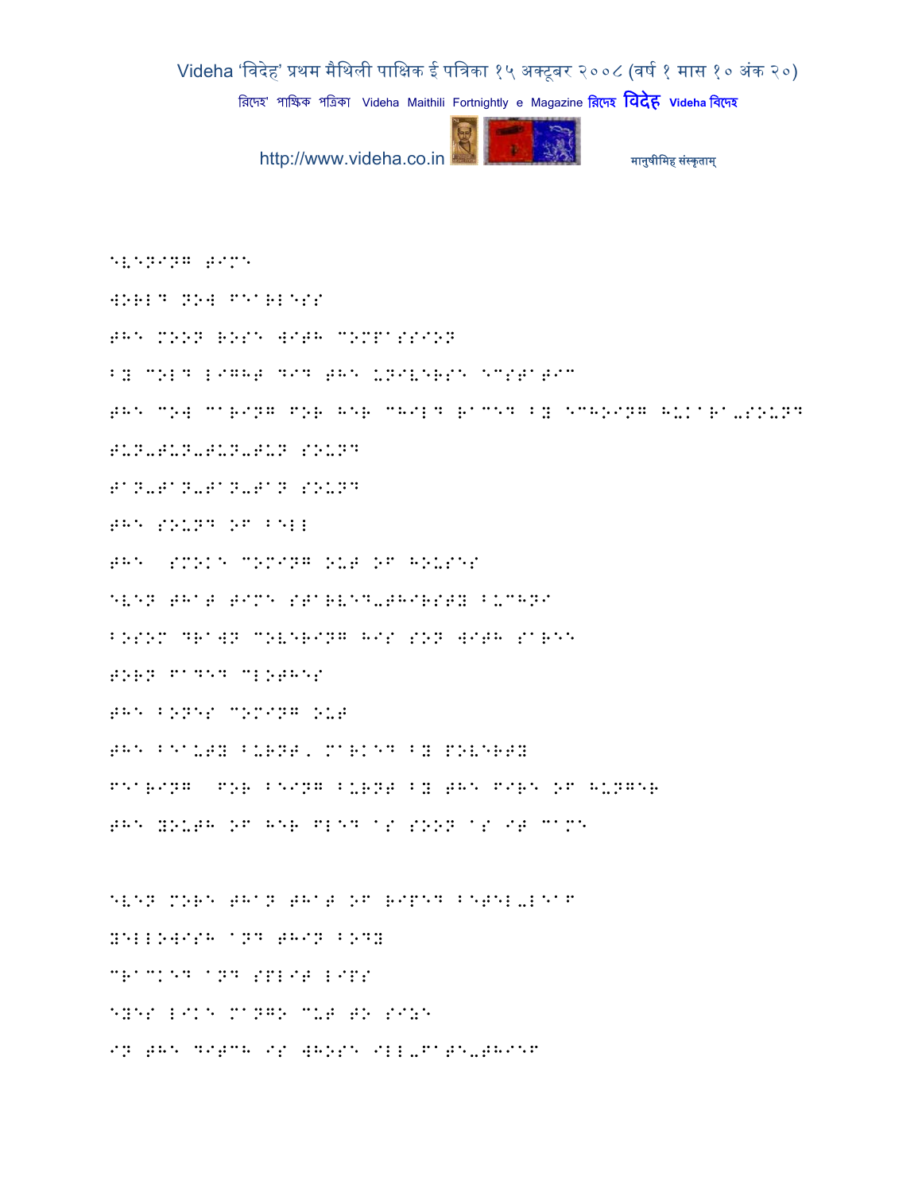EVENING TIME

WORLD NOW FEARLESS

THE MOON ROSE WITH COMPASSION

BY COLD LIGHT DID THE UNIVERSE ECSTATIC

THE COW CARING FOR HER CHILD RACED BY ECHOING HUKARA-SOUND

TUN-TUN-TUN-TUN SOUND

TAN-TAN-TAN-TAN SOUND

THE SOUND OF BELL

THE SMOKE COMING OUT OF HOUSES

EVEN THAT TIME STARVED-THIRSTY BUCHNI

BOSOM DRAWN COVERING HIS SON WITH SAREE

TORN FADED CLOTHES

THE BONES COMING OUT

THE BEAUTY BURNT, MARKED BY POVERTY

FEARING FOR BEING BURNT BY THE FIRE OF HUNGER

THE YOUTH OF HER FLED AS SOON AS IT CAME

EVEN MORE THAN THAT OF RIPED BETEL-LEAF

YELLOWISH AND THIN BODY

CRACKED AND SPLIT LIPS

EYES LIKE MANGO CUT TO SIZE

IN THE DITCH IS WHOSE ILL-FATE-THIEF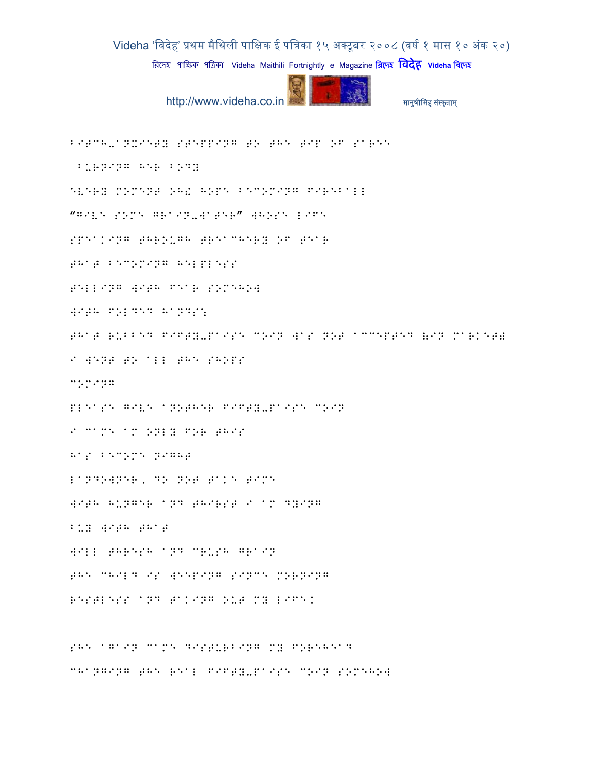BITCH-ANXIETY STEPPING TO THE TIP OF SAREE

BURNING HER BODY

EVERY MOMENT OH! HOPE BECOMING FIREBALL

"GIVE SOME GRAIN-WATER" WHOSE LIFE

SPEAKING THROUGH TREACHERY OF TEAR

THAT BECOMING HELPLESS

TELLING WITH FEAR SOMEHOW

WITH FOLDED HANDS:

THAT RUBBED FIFTY-PAISE COIN WAS NOT ACCEPTED (IN MARKET)

I WENT TO ALL THE SHOPS

COMING

PLEASE GIVE ANOTHER FIFTY-PAISE COIN

I CAME AM ONLY FOR THIS

HAS BECOME NIGHT

LANDOWNER, DO NOT TAKE TIME

WITH HUNGER AND THIRST I AM DYING

BUY WITH THAT

WILL THRESH AND CRUSH GRAIN

THE CHILD IS WEEPING SINCE MORNING

RESTLESS AND TAKING OUT MY LIFE.

SHE AGAIN CAME DISTURBING MY FOREHEAD

CHANGING THE REAL FIFTY-PAISE COIN SOMEHOW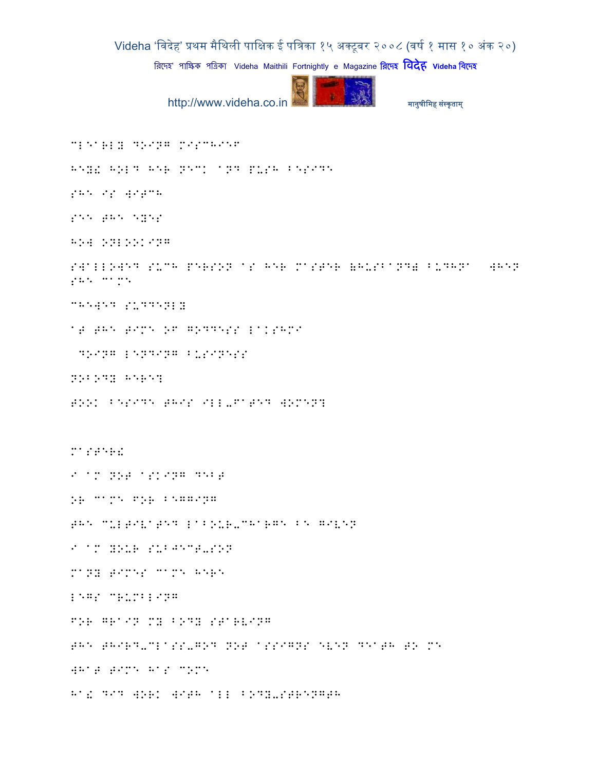CLEARLY DOING MISCHIEF

HEY! HOLD HER NECK AND PUSH BESIDE

SHE IS WITCH

SEE THE EYES

HOW ONLOOKING

SWALLOWED SUCH PERSON AS HER MASTER (HUSBAND) BUDHNA  WHEN SHE CAME

CHEWED SUDDENLY

AT THE TIME OF GODDESS LAKSHMI

 DOING LENDING BUSINESS

NOBODY HERE?

TOOK BESIDE THIS ILL-FATED WOMEN?

MASTER!

I AM NOT ASKING DEBT

OR CAME FOR BEGGING

THE CULTIVATED LABOUR-CHARGE BE GIVEN

I AM YOUR SUBJECT-SON

MANY TIMES CAME HERE

LEGS CRUMBLING

FOR GRAIN MY BODY STARVING

THE THIRD-CLASS-GOD NOT ASSIGNS EVEN DEATH TO ME

WHAT TIME HAS COME

HA! DID WORK WITH ALL BODY-STRENGTH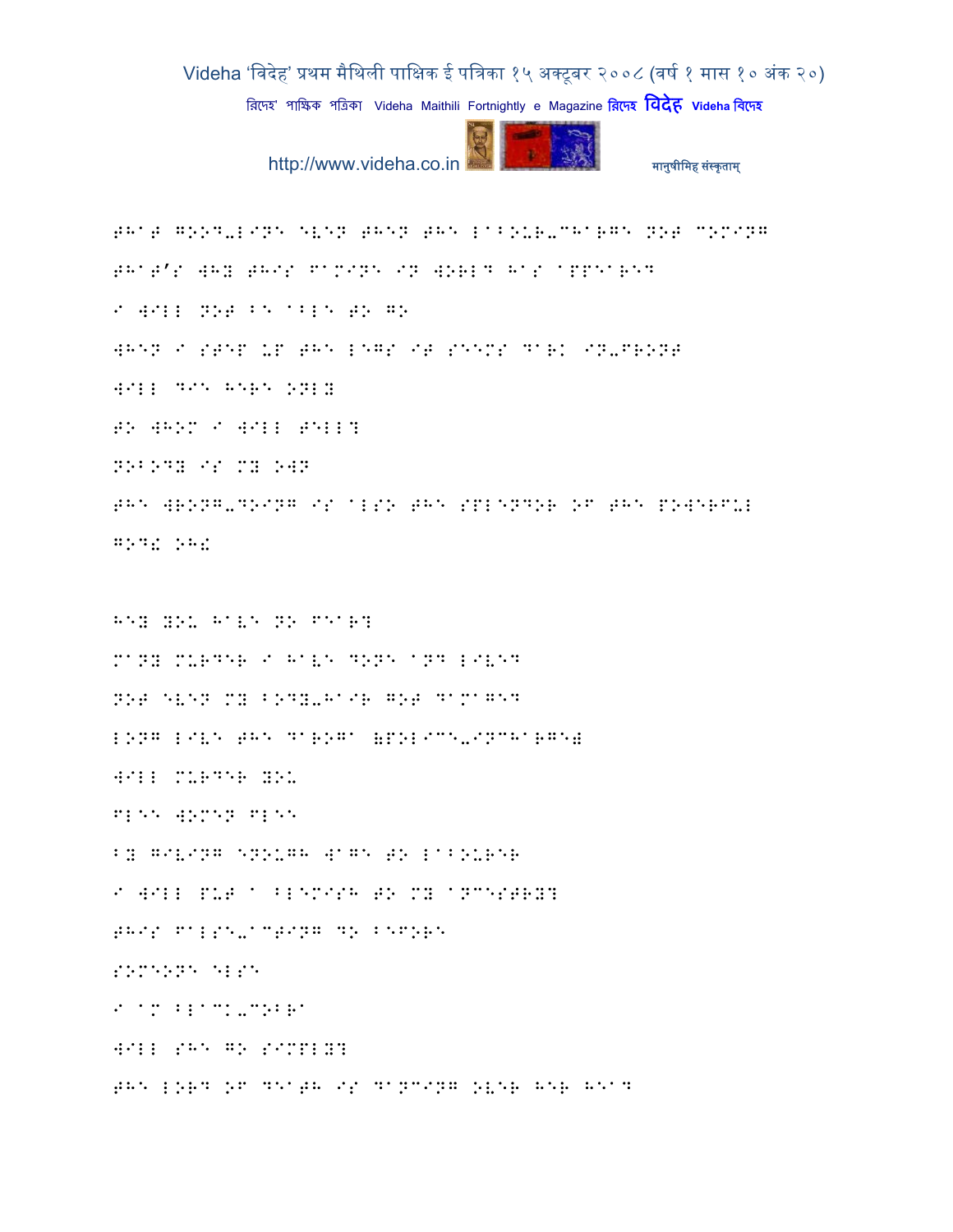THAT GOOD-LINE EVEN THEN THE LABOUR-CHARGE NOT COMING

THAT'S WHY THIS FAMINE IN WORLD HAS APPEARED

I WILL NOT BE ABLE TO GO

WHEN I STEP UP THE LEGS IT SEEMS DARK IN-FRONT

WILL DIE HERE ONLY

TO WHOM I WILL TELL?

NOBODY IS MY OWN

THE WRONG-DOING IS ALSO THE SPLENDOR OF THE POWERFUL

GOD! OH!

HEY YOU HAVE NO FEAR?

MANY MURDER I HAVE DONE AND LIVED

NOT EVEN MY BODY-HAIR GOT DAMAGED

LONG LIVE THE DAROGA (POLICE-INCHARGE)

WILL MURDER YOU

FLEE WOMEN FLEE

BY GIVING ENOUGH WAGE TO LABOURER

I WILL PUT A BLEMISH TO MY ANCESTRY?

THIS FALSE-ACTING DO BEFORE

SOMEONE ELSE

I AM BLACK-COBRA

WILL SHE GO SIMPLY?

THE LORD OF DEATH IS DANCING OVER HER HEAD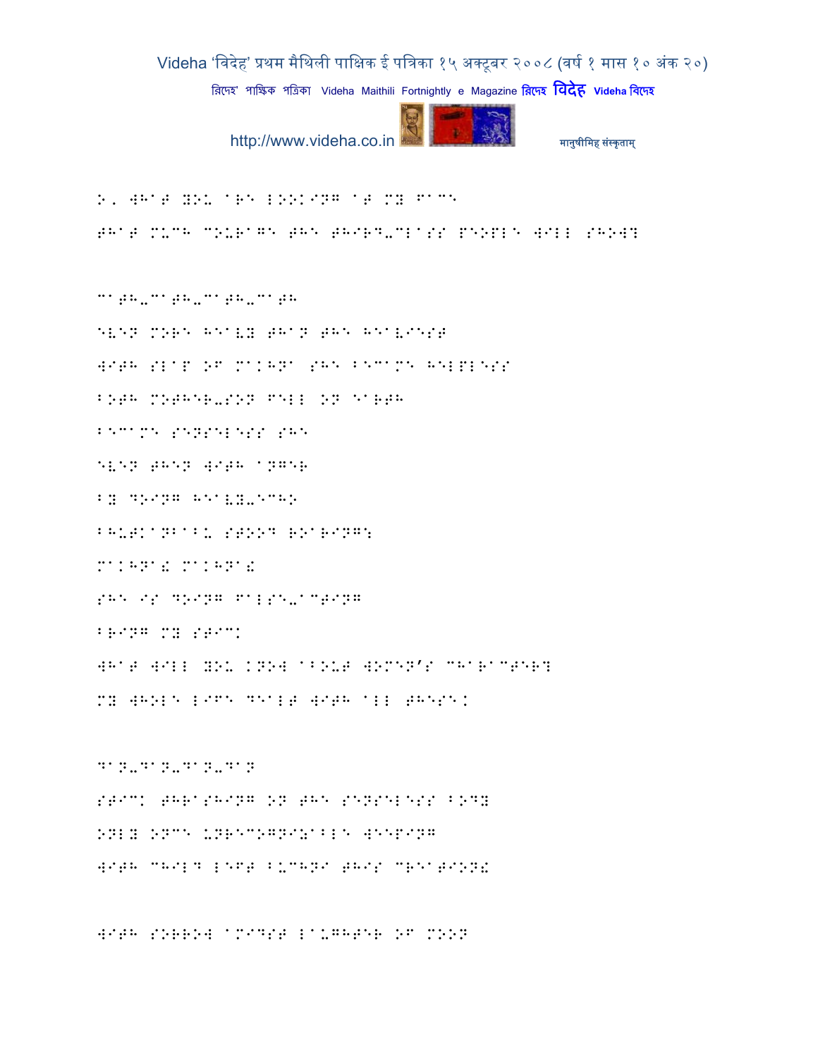O, WHAT YOU ARE LOOKING AT MY FACE

THAT MUCH COURAGE THE THIRD-CLASS PEOPLE WILL SHOW?

CATH-CATH-CATH-CATH

EVEN MORE HEAVY THAN THE HEAVIEST

WITH SLAP OF MAKHNA SHE BECAME HELPLESS

BOTH MOTHER-SON FELL ON EARTH

BECAME SENSELESS SHE

EVEN THEN WITH ANGER

BY DOING HEAVY-ECHO

BHUTKANBABU STOOD ROARING:

MAKHNA! MAKHNA!

SHE IS DOING FALSE-ACTING

BRING MY STICK

WHAT WILL YOU KNOW ABOUT WOMEN'S CHARACTER?

MY WHOLE LIFE DEALT WITH ALL THESE!

DAN-DAN-DAN-DAN

STICK THRASHING ON THE SENSELESS BODY

ONLY ONCE UNRECOGNIZABLE WEEPING

WITH CHILD LEFT BUCHNI THIS CREATION!

WITH SORROW AMIDST LAUGHTER OF MOON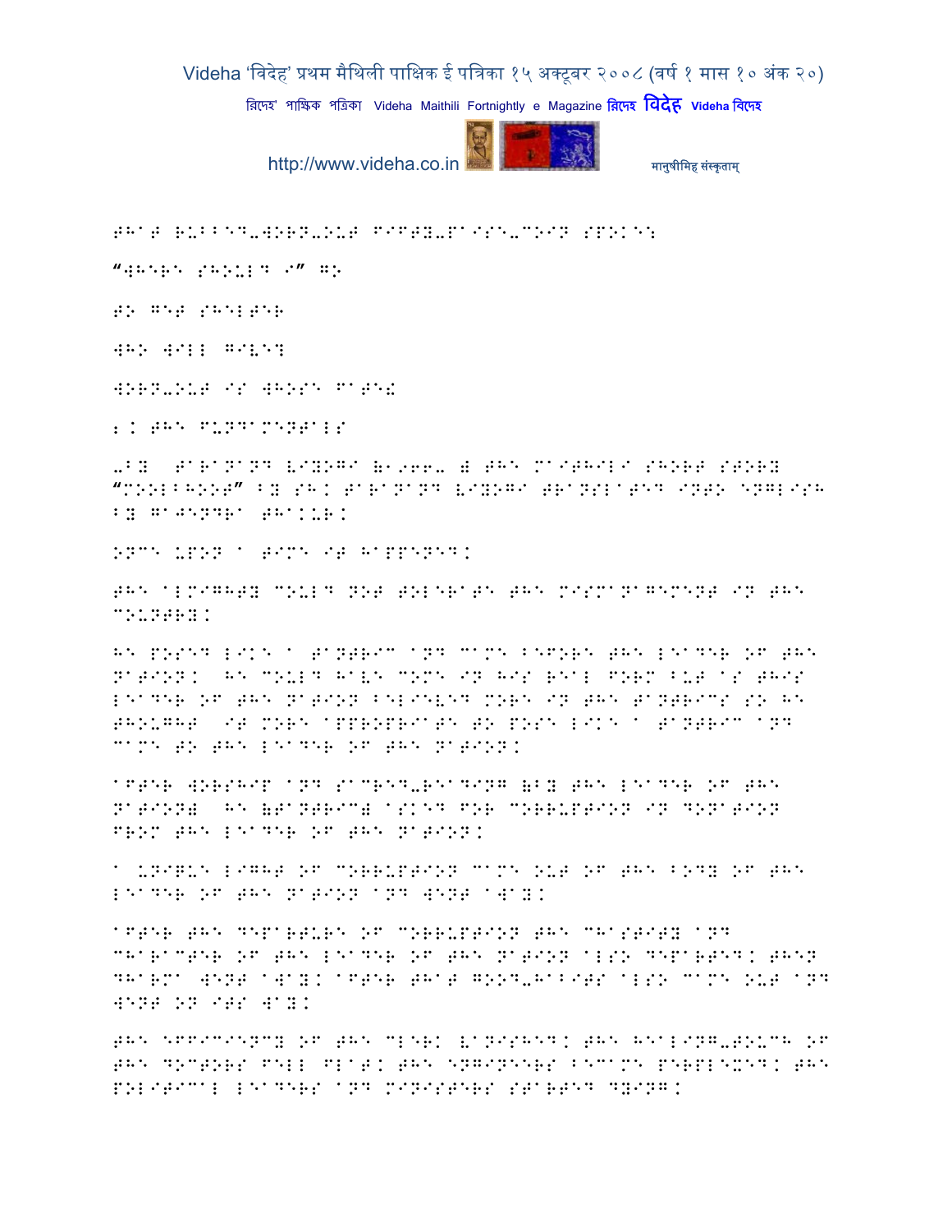THAT RUBBED-WORN-OUT FIFTY-PAISE-COIN SPOKE:

"WHERE SHOULD I" GO

TO GET SHELTER

WHO WILL GIVE?

WORN-OUT IS WHOSE FATE!

2. THE FUNDAMENTALS

-BY TARANAND VIYOGI (1966- ) THE MAITHILI SHORT STORY "MOOLBHOOT" BY SH. TARANAND VIYOGI TRANSLATED INTO ENGLISH BY GAJENDRA THAKUR.

ONCE UPON A TIME IT HAPPENED.

THE ALMIGHTY COULD NOT TOLERATE THE MISMANAGEMENT IN THE COUNTRY.

HE POSED LIKE A TANTRIC AND CAME BEFORE THE LEADER OF THE NATION. HE COULD HAVE COME IN HIS REAL FORM BUT AS THIS LEADER OF THE NATION BELIEVED MORE IN THE TANTRICS SO HE THOUGHT IT MORE APPROPRIATE TO POSE LIKE A TANTRIC AND CAME TO THE LEADER OF THE NATION.

AFTER WORSHIP AND SACRED-READING (BY THE LEADER OF THE NATION) HE (TANTRIC) ASKED FOR CORRUPTION IN DONATION FROM THE LEADER OF THE NATION.

A UNIQUE LIGHT OF CORRUPTION CAME OUT OF THE BODY OF THE LEADER OF THE NATION AND WENT AWAY.

AFTER THE DEPARTURE OF CORRUPTION THE CHASTITY AND CHARACTER OF THE LEADER OF THE NATION ALSO DEPARTED. THEN DHARMA WENT AWAY. AFTER THAT GOOD-HABITS ALSO CAME OUT AND WENT ON ITS WAY.

THE EFFICIENCY OF THE CLERK VANISHED. THE HEALING-TOUCH OF THE DOCTORS FELL FLAT. THE ENGINEERS BECAME PERPLEXED. THE POLITICAL LEADERS AND MINISTERS STARTED DYING.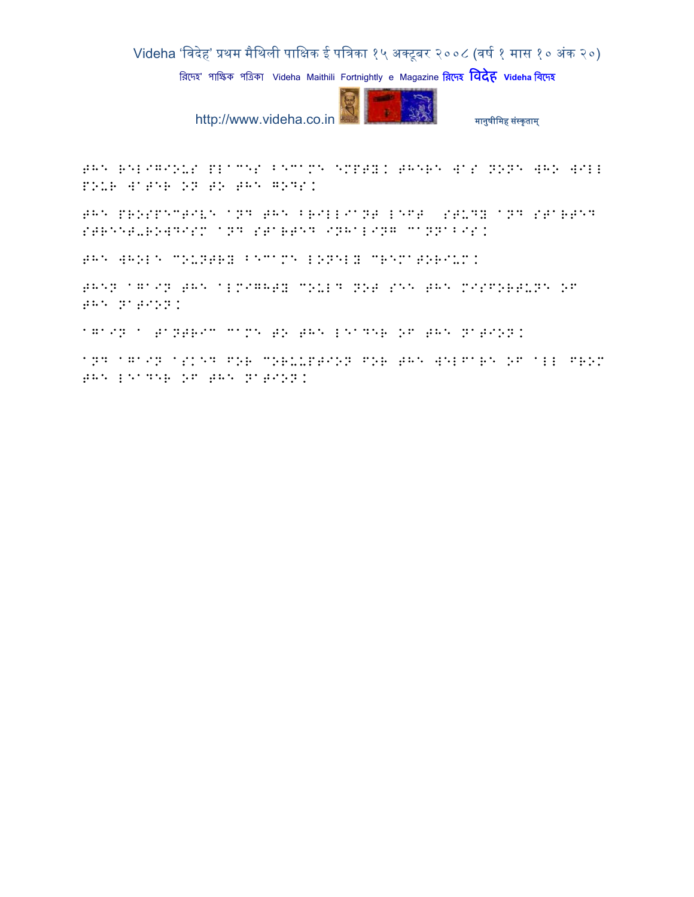THE RELIGIOUS PLACES BECAME EMPTY. THERE WAS NONE WHO WILL POUR WATER ON TO THE GODS.

THE PROSPECTIVE AND THE BRILLIANT LEFT STUDY AND STARTED STREET-ROWDISM AND STARTED INHALING CANNABIS.

THE WHOLE COUNTRY BECAME LONELY CREMATORIUM.

THEN AGAIN THE ALMIGHTY COULD NOT SEE THE MISFORTUNE OF THE NATION.

AGAIN A TANTRIC CAME TO THE LEADER OF THE NATION.

AND AGAIN ASKED FOR CORUUPTION FOR THE WELFARE OF ALL FROM THE LEADER OF THE NATION.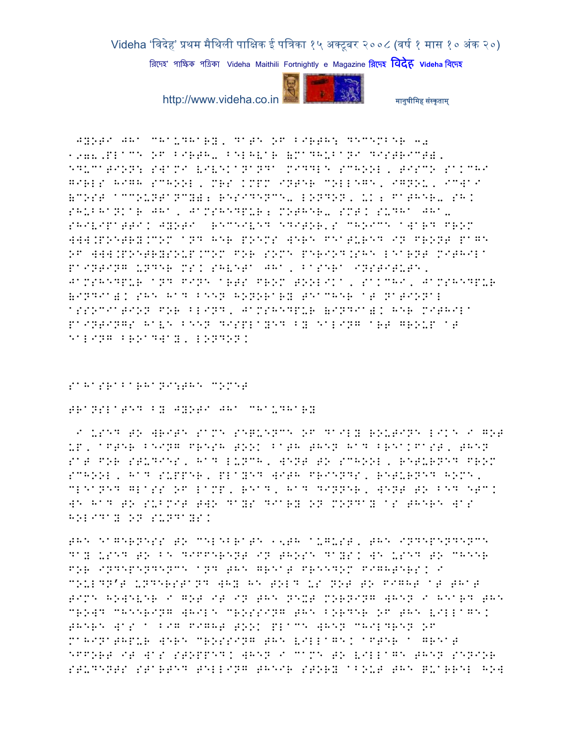Jyoti Jha Chaudhary, Date of Birth: December 30 1978, Place of Birth- Belhvar (Madhubani District), Education: Swami Vivekananda Middle School, Tisco Sakchi Girls High School, Mrs KMPM Inter College, IGNOU, ICWAI (COST ACCOUNTANCY); Residence- LONDON, UK; Father- Sh. Shubhankar Jha, Jamshedpur; Mother- Smt. Sudha Jha- Shivipatti. Jyoti received editor's choice award from www.poetry.com and her poems were featured in front page of www.poetrysoup.com for some period. She learnt Mithila painting under Ms. Shveta Jha, Basera Institute, Jamshedpur and Fine Arts from Toolika, Sakchi, Jamshedpur (India). She had been honorary teacher at National Association for Blind, Jamshedpur (India). Her Mithila paintings have been displayed by Ealing Art Group at Ealing Broadway, London.

Sahasrabadhani:The Comet

Translated by Jyoti Jha Chaudhary

I used to write same sequence of daily routine like I got up, after being fresh took bath then had breakfast, then sat for studies, had lunch, went to school, returned from school, had supper, played with friends, returned home, cleaned glass of lamp, read, had dinner, went to bed etc. We had to submit two days diary on Monday as there was holiday on Sundays.

The eagerness to celebrate 15th August, the Independence Day used to be different in those days. We used to cheer for Independence and the great freedom fighters. I couldn't understand why he told us not to fight at that time however I got it in the next morning when I heard the crowd cheering while crossing the border of the village. There was a big fight took place when children of Mahinathpur were crossing the village. After a great effort it was stopped. When I came to village then senior students started telling their story about the quarrel how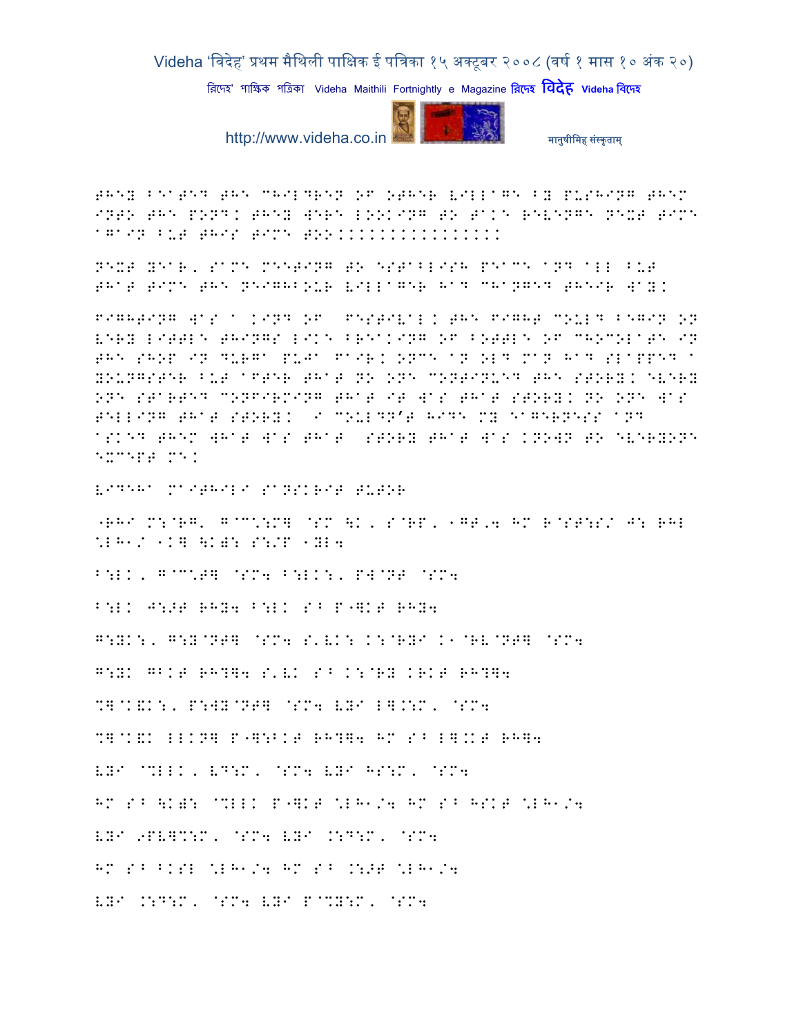THEY BEATED THE CHILDREN OF OTHER VILLAGE BY PUSHING THEM INTO THE POND. THEY WERE LOOKING TO TAKE REVENGE NEXT TIME AGAIN BUT THIS TIME TOO................

NEXT YEAR, SAME MEETING TO ESTABLISH PEACE AND ALL BUT THAT TIME THE NEIGHBOUR VILLAGER HAD CHANGED THEIR WAY.

FIGHTING WAS A KIND OF FESTIVAL. THE FIGHT COULD BEGIN ON VERY LITTLE THINGS LIKE BREAKING OF BOTTLE OF CHOCOLATE IN THE SHOP IN DURGA PUJA FAIR. ONCE AN OLD MAN HAD SLAPPED A YOUNGSTER BUT AFTER THAT NO ONE CONTINUED THE STORY. EVERY ONE STARTED CONFIRMING THAT IT WAS THAT STORY. NO ONE WAS TELLING THAT STORY. I COULDN'T HIDE MY EAGERNESS AND ASKED THEM WHAT WAS THAT STORY THAT WAS KNOWN TO EVERYONE EXCEPT ME.

VIDEHA MAITHILI SANSKRIT TUTOR

"RHI M:@RG, G@C\:M] @SM \K, S@RP, 1GT,4 HM R@ST:S/ J: RHL *LH1/ 1K] \K): S:/P 1YL4

B:LK, G@C\T] @SM4 B:LK:, PW@NT @SM4

B:LK J:>T RHY4 B:LK S^ P"]KT RHY4

G:YK:, G:Y@NT] @SM4 S'VK: K:@RYI K1@RV@NT] @SM4

G:YK GBKT RH?]4 S'VK S^ K:@RY KRKT RH?]4

%]@K&K:, P:WY@NT] @SM4 VYI L].:M, @SM4

%]@K&K LLKN] P"]:BKT RH?]4 HM S^ L].KT RH]4

VYI @%LLK, VD:M, @SM4 VYI HS:M, @SM4

HM S^ \K): @%LLK P"]KT *LH1/4 HM S^ HSKT *LH1/4

VYI 9PV]%:M, @SM4 VYI .:D:M, @SM4

HM S^ BKSL *LH1/4 HM S^ .:>T *LH1/4

VYI .:D:M, @SM4 VYI P@%Y:M, @SM4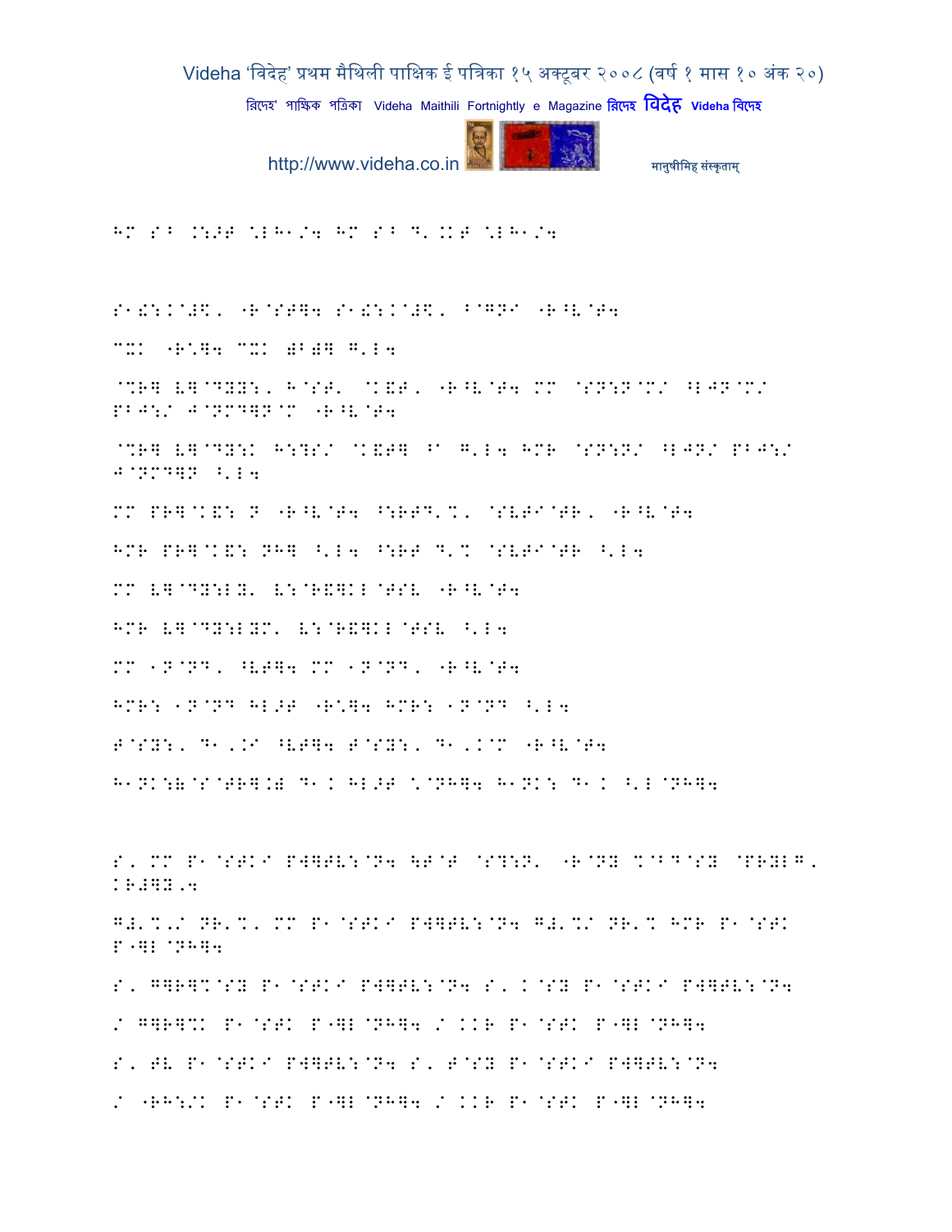HM S^ .:>T \*LH1/4 HM S^ D'.KT \*LH1/4

S1!:.@#\$, "R@ST]4 S1!:.@#\$, ^@GNI "R^V@T4

CXK "R\*]4 CXK得]  G'L4

@%R] V]@DYY:, H@ST' @K&T, "R^V@T4 MM @SN:N@M/ ^LJN@M/ PBJ:/ J@NMD]N@M "R^V@T4

@%R] V]@DY:K H:?S/ @K&T] ^a G'L4 HMR @SN:N/ ^LJN/ PBJ:/ J@NMD]N ^'L4

MM PR]@K&: N "R^V@T4 ^:RTD'%, @SVTI@TR, "R^V@T4

HMR PR]@K&: NH] ^'L4 ^:RT D'% @SVTI@TR ^'L4

MM V]@DY:LY' V:@R&]KL@TSV "R^V@T4

HMR V]@DY:LYM' V:@R&]KL@TSV ^'L4

MM 1N@ND, ^VT]4 MM 1N@ND, "R^V@T4

HMR: 1N@ND HL>T "R\*]4 HMR: 1N@ND ^'L4

T@SY:, D1'.I ^VT]4 T@SY:, D1'.I@M "R^V@T4

H1NK:B@S@TR].B D1. HL>T \*@NH]4 H1NK: D1. ^'L@NH]4

S, MM P1@STKI PW]TV:@N4 \T@T @S?:N' "R@NY %@BD@SY @PRYLG, KR#]Y,4

G#'%,/ NR'%, MM P1@STKI PW]TV:@N4 G#'%/ NR'% HMR P1@STK P"]L@NH]4

S, G]R]%@SY P1@STKI PW]TV:@N4 S, K@SY P1@STKI PW]TV:@N4

/ G]R]%K P1@STK P"]L@NH]4 / KKR P1@STK P"]L@NH]4

S, TV P1@STKI PW]TV:@N4 S, T@SY P1@STKI PW]TV:@N4

/ "RH:/K P1@STK P"]L@NH]4 / KKR P1@STK P"]L@NH]4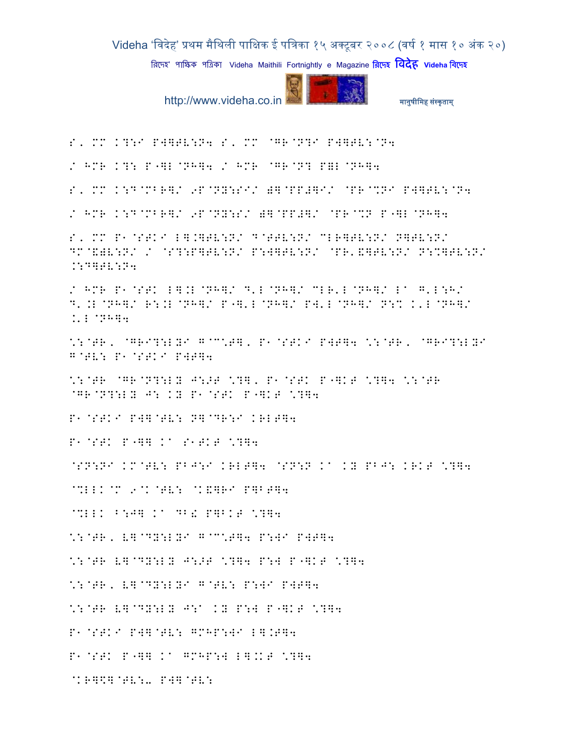S, MM K?:I PW]TV:N4 S, MM @GR@N?I PW]TV:@N4

/ HMR K?: P"]L@NH]4 / HMR @GR@N? P=L@NH]4

S, MM K:D@MBR]/ 9P@NY:SI/ =]@PP#]I/ @PR@%NI PW]TV:@N4

/ HMR K:D@MBR]/ 9P@NY:S/ =]@PP#]/ @PR@%N P"]L@NH]4

S, MM P1@STKI L].]TV:N/ D@TTV:N/ CLR]TV:N/ N]TV:N/ DM@&=V:N/ / @S?:P]TV:N/ P:W]TV:N/ @PR'&]TV:N/ N:%]TV:N/ .:D]TV:N4

/ HMR P1@STK L].L@NH]/ D'L@NH]/ CLR'L@NH]/ La G'L:H/ D'.L@NH]/ R:.L@NH]/ P"]'L@NH]/ PW'L@NH]/ N:% K'L@NH]/ .'L@NH]4

\:@TR, @GRI?:LYI G@C\T], P1@STKI PWT]4 \:@TR, @GRI?:LYI G@TV: P1@STKI PWT]4

\:@TR @GR@N?:LY J:>T \?], P1@STK P"]KT \?]4 \:@TR @GR@N?:LY J: KY P1@STK P"]KT \?]4

P1@STKI PW]@TV: N]@DR:I KRLT]4

P1@STK P"]] Ka S1TKT \?]4

@SN:NI KM@TV: PBJ:I KRLT]4 @SN:N Ka KY PBJ: KRKT \?]4

@%LLK@M 9@K@TV: @K&]RI P]BT]4

@%LLK B:J] Ka DB! P]BKT \?]4

\:@TR, V]@DY:LYI G@C\T]4 P:WI PWT]4

\:@TR V]@DY:LY J:>T \?]4 P:W P"]KT \?]4

\:@TR, V]@DY:LYI G@TV: P:WI PWT]4

\:@TR V]@DY:LY J:a KY P:W P"]KT \?]4

P1@STKI PW]@TV: GMHP:WI L].T]4

P1@STK P"]] Ka GMHP:W L].KT \?]4

@KR]\$]@TV:- PW]@TV: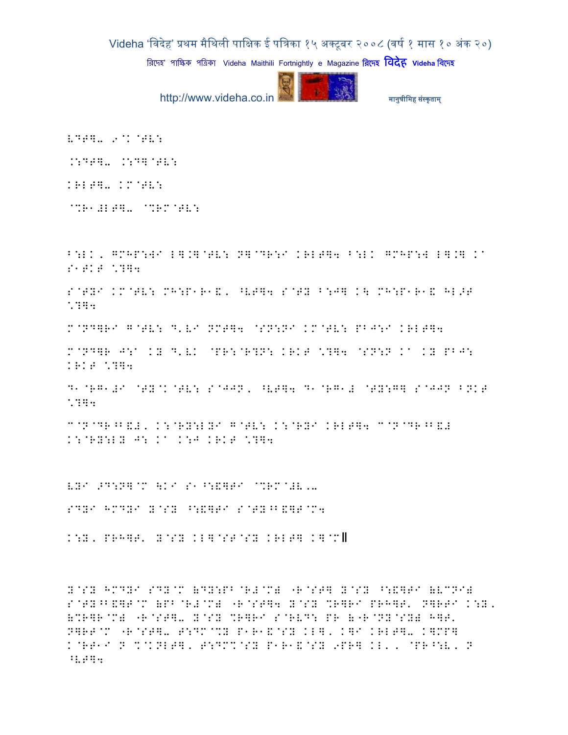LDT]- 9@K @TV:

.:DT]- .:D]@TV:

KRLT]- KM@TV:

@%R1#LT]- @%RM@TV:

B:LK, GMHP:WI L].]@TV: N]@DR:I KRLT]4 B:LK GMHP:W L].] KA S1TKT \?]4

S@TYI KM@TV: MH:P1R1&, ^VT]4 S@TY B:J] K\ MH:P1R1& HL>T \?]4

M@ND]RI G@TV: D'VI NMT]4 @SN:NI KM@TV: PBJ:I KRLT]4

M@ND]R J:A KY D'VK @PR:@R?N: KRKT \?]4 @SN:N KA KY PBJ: KRKT \?]4

D1@RG1#I @TY@K@TV: S@JJN, ^VT]4 D1@RG1# @TY:G] S@JJN BNKT \?]4

C@N@DR^B&#, K:@RY:LYI G@TV: K:@RYI KRLT]4 C@N@DR^B&# K:@RY:LY J: KA K:J KRKT \?]4

VYI >D:N]@M \KI S1^:&]TI @%RM@#V.-

SDYI HMDYI Y@SY ^:&]TI S@TY^B&]T@M4

K:Y, PRH]T' Y@SY KL]@ST@SY KRLT] K]@M॥

Y@SY HMDYI SDY@M (DY:PB@R#@M) "R@ST] Y@SY ^:&]TI (VCNI) S@TY^B&]T@M (PB@R#@M) "R@ST]4 Y@SY %R]RI PRH]T' N]RTI K:Y, (%R]R@M) "R@ST]- Y@SY %R]RI S@RVD: PR ("R@NY@SY) H]T' N]RT@M "R@ST]- T:DM@%Y P1R1&@SY KL], K]I KRLT]- K]MP] K@RT1I N %@KNLT], T:DM%@SY P1R1&@SY 9PR] KL', @PR^:V, N ^VT]4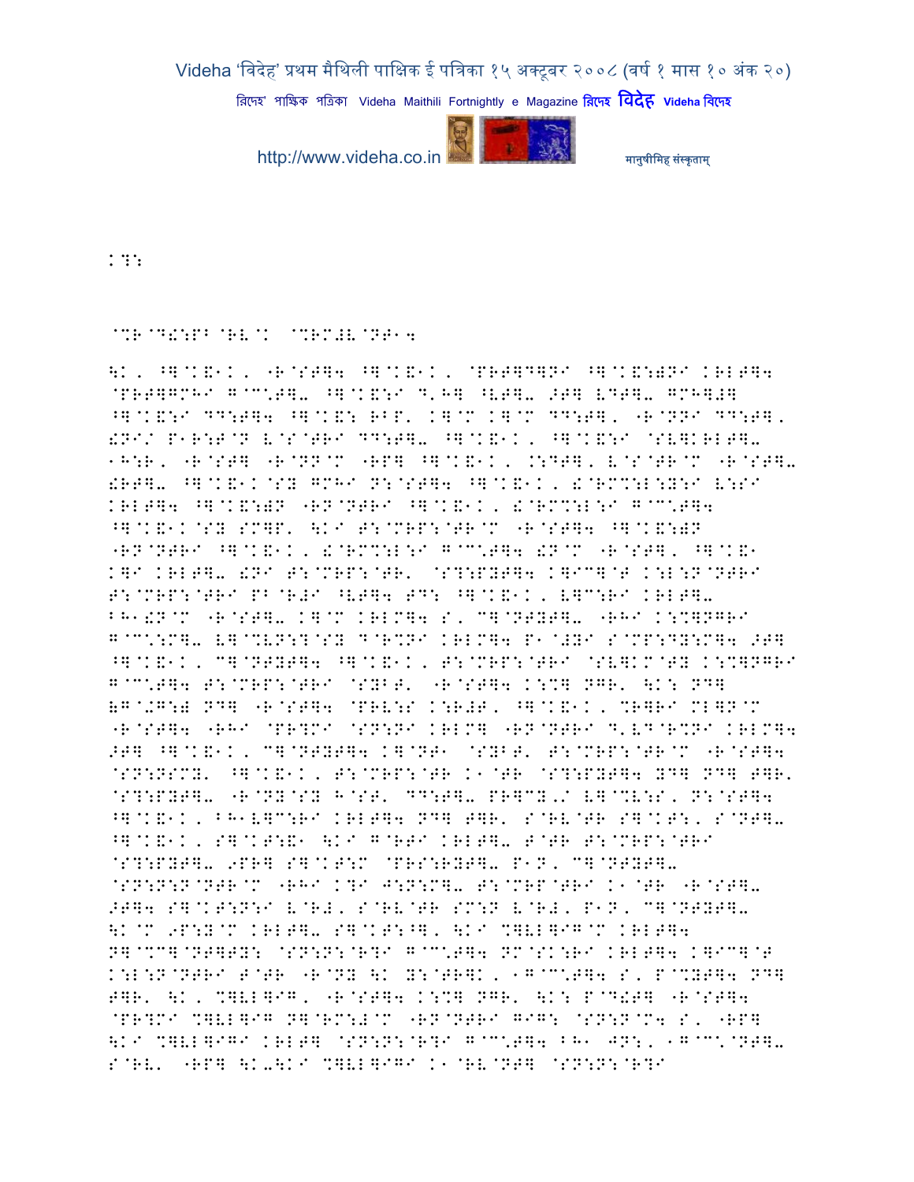K?:

@%R@D!:PB@RV@K @%RM#V@NT14

\K, ^]@K&1K, "R@ST]4 ^]@K&1K, @PRT]D]NI ^]@K&:)NI KRLT]4 @PRT]GMHI G@C\T]- ^]@K&:I D,H] ^VT]- >T] VDT]- GMH]#] ^]@K&:I DD:T]4 ^]@K&: RBP' K]@M K]@M DD:T], "R@NNI DD:T], !NI/ P1R:T@N V@S@TRI DD:T]- ^]@K&1K, ^]@K&:I @SV]KRLT]- 1H:R, "R@ST] "R@NN@M "RP] ^]@K&1K, .:DT], V@S@TR@M "R@ST]- !RT]- ^]@K&1K@SY GMHI N:@ST]4 ^]@K&1K, !@RM%:L:Y:I V:SI KRLT]4 ^]@K&:)N "RN@NTRI ^]@K&1K, !@RM%:L:I G@C\T]4 ^]@K&1K@SY SM]P' \KI T:@MRP:@TR@M "R@ST]4 ^]@K&:)N "RN@NTRI ^]@K&1K, !@RM%:L:I G@C\T]4 !N@M "R@ST], ^]@K&1 K]I KRLT]- !NI T:@MRP:@TR' @S?:PYT]4 K]IC]@T K:L:N@NTRI T:@MRP:@TRI PB@R#I ^VT]4 TD: ^]@K&1K, V]C:RI KRLT]- BH1!N@M "R@ST]- K]@M KRLM]4 S, C]@NTYT]- "RHI K:%]NGRI G@C\:M]- V]@%VN:?@SY D@R%NI KRLM]4 P1@#YI S@MP:DY:M]4 >T] ^]@K&1K, C]@NTYT]4 ^]@K&1K, T:@MRP:@TRI @SV]KM@TY K:%]NGRI G@C\T]4 T:@MRP:@TRI @SYBT' "R@ST]4 K:%] NGR' \K: ND] (G@+G:) ND] "R@ST]4 @PRV:S K:R#T, ^]@K&1K, %R]RI MLQN@M "R@ST]4 "RHI @PR?MI @SN:NI KRLM] "RN@NTRI D'VD@R%NI KRLM]4 >T] ^]@K&1K, C]@NTYT]4 K]@NT1 @SYBT' T:@MRP:@TR@M "R@ST]4 @SN:NSMY' ^]@K&1K, T:@MRP:@TR K1@TR @S?:PYT]4 YD] ND] T]R' @S?:PYT]- "R@NY@SY H@ST' DD:T]- PR]CY'/ V]@%V:S, N:@ST]4 ^]@K&1K, BH1V]C:RI KRLT]4 ND] T]R' S@RV@TR S]@KT:, S@NT]- ^]@K&1K, S]@KT:&1 \KI G@RTI KRLT]- T@TR T:@MRP:@TRI @S?:PYT]- 9PR] S]@KT:M @PRS:RYT]- P1N, C]@NTYT]- @SN:N:N@NTR@M "RHI K?I J:N:M]- T:@MRP@TRI K1@TR "R@ST]- >T]4 S]@KT:N:I V@R#, S@RV@TR SM:N V@R#, P1N, C]@NTYT]- \K@M 9P:Y@M KRLT]- S]@KT:^], \KI %]VL]IG@M KRLT]4 N]@%C]@NT]TY: @SN:N:@R?I G@C\T]4 NM@SK:RI KRLT]4 K]IC]@T K:L:N@NTRI T@TR "R@NY \K Y:@TR]K, 1G@C\T]4 S, P@%YT]4 ND] T]R' \K, %]VL]IG, "R@ST]4 K:%] NGR' \K: P@D!T] "R@ST]4 @PR?MI %]VL]IG N]@RM:#@M "RN@NTRI GIG: @SN:N@M4 S, "RP] \KI %]VL]IGI KRLT] @SN:N:@R?I G@C\T]4 BH1 JN:, 1G@C\@NT]- S@RV' "RP] \K-\KI %]VL]IGI K1@RV@NT] @SN:N:@R?I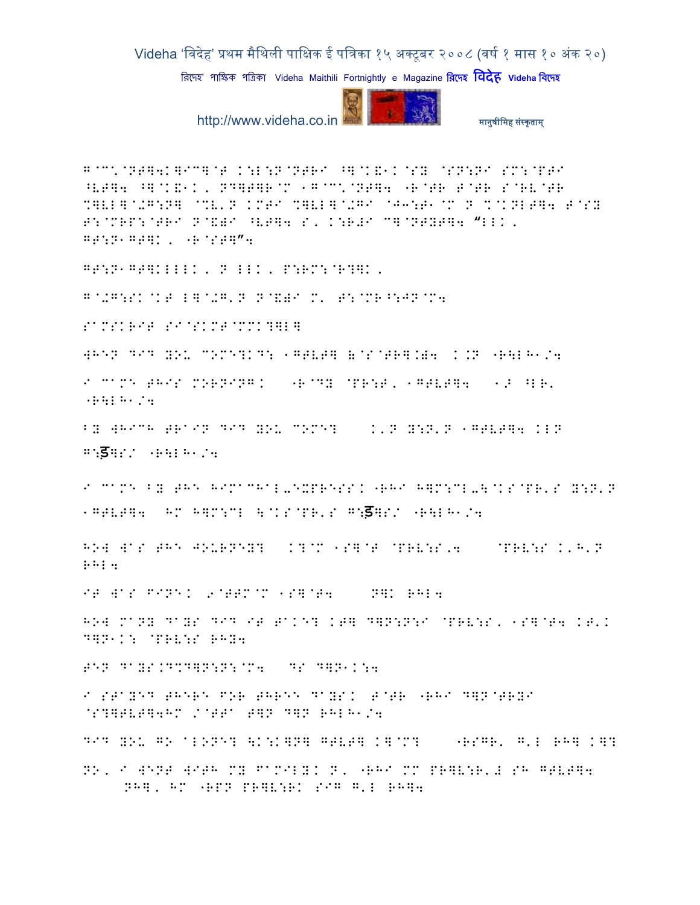G@CC\@NT]4K]IC]@T K:L:N@NTRI ^]@K&1K@SY @SN:NI SM:@PTI ^VT]4 ^]@K&1K, ND]T]R@M 1G@CC\@NT]4 "R@TR T@TR S@RV@TR %]VL]@+G:N] @%V'N KMTI %]VL]@+GI @J3:T1@M N %@KNLT]4 T@SY T:@MRP:@TRI N@&)I ^VT]4 S' K:R#I C]@NTYT]4 "LLK' GT:N1GT]K, "R@ST]"4

GT:N1GT]KLLLK, N LLK, P:RM:@R?]K,

G@+G:SK@KT L]@+G'N N@&)I M' T:@MR^:JN@M4

SAMSKRIT SI@SKMT@MMK?]L]

WHEN DID YOU COME?KD: 1GTVT] &@S@TR].)4 K.N "R\L H1/4

I CAME THIS MORNING. "R@DY @PR:T, 1GTVT]4 1> ^LR' "R\LH1/4

BY WHICH TRAIN DID YOU COME? K'N Y:N'N 1GTVT]4 KLN G:ड]S/ "R\LH1/4

I CAME BY THE HIMACHAL-EXPRESS. "RHI H]M:CL-\@KS@PR'S Y:N'N 1GTVT]4 HM H]M:CL \@KS@PR'S G:ड]S/ "R\LH1/4

HOW WAS THE JOURNEY? K?@M 1S]@T @PRV:S'4 @PRV:S K'H'N RHL4

IT WAS FINE. 9@TTM@M 1S]@T4 N]K RHL4

HOW MANY DAYS DID IT TAKE? KT] D]N:N:I @PRV:S, 1S]@T4 KT'K D]N1K: @PRV:S RHY4

TEN DAYS.D%D]N:N:@M4 DS D]N1K:4

I STAYED THERE FOR THREE DAYS. T@TR "RHI D]N@TRYI @S?]TVT]4HM /@TTA T]N D]N RHLH1/4

DID YOU GO ALONE? \K:K]N] GTVT] K]@M? "RSGR' G'L RH] K]?

NO, I WENT WITH MY FAMILY. N, "RHI MM PR]V:R'# SH GTVT]4 NH], HM "RPN PR]V:RK SIG G'L RH]4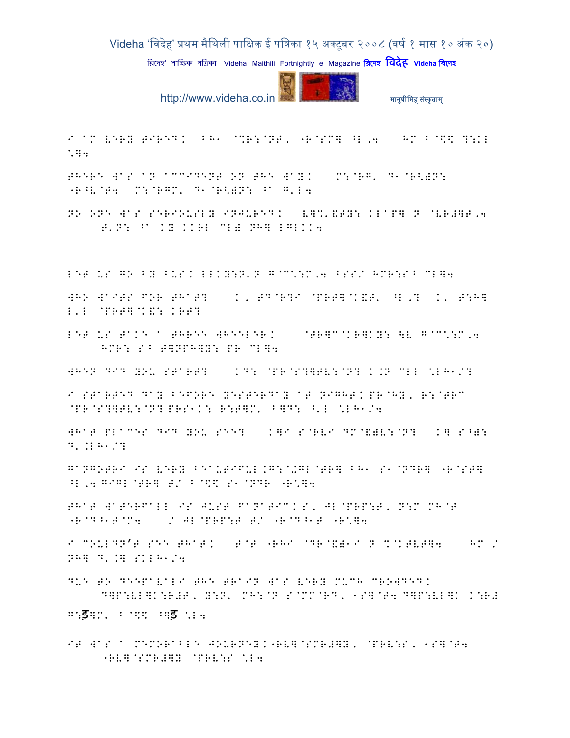I am very tired. BH1 @%R:@NT, "R@SM] ^L,4 HM B@\$\$ ?:KL \*]4

THERE WAS AN ACCIDENT ON THE WAY. M:@RG' D1@R<)N: "R^V@T4 M:@RGM' D1@R<)N: ^a G'L4

NO ONE WAS SERIOUSLY INJURED. V]%'&TY: KLaP] N @VR#]T,4 T'N: ^a KY KKRL CL) NH] LGLKK4

LET US GO BY BUS. LLKY:N'N G@C\:M,4 BSS/ HMR:S^ CL]4

WHO WAITS FOR THAT? K' TD@R?I @PRT]@K&T' ^L,? K' T:H] L'L @PRT]@K&: KRT?

LET US TAKE A THREE WHEELER. @TR]C@KR]KY: \V G@C\:M,4 HMR: S^ T]NPH]Y: PR CL]4

WHEN DID YOU START? KD: @PR@S?]TV:@N? K.N CLL \*LH1/?

I STARTED DAY BEFORE YESTERDAY AT NIGHT. PR@HY, R:@TRC @PR@S?]TV:@N? PRS1K: R:T]M' B]D: ^'L \*LH1/4

WHAT PLACES DID YOU SEE? K]I S@RVI DM@&)V:@N? K] S^): D'.LH1/?

GANGOTRI IS VERY BEAUTIFUL.G:@+GL@TR] BH1 S1@NDR] "R@ST] ^L,4 GIGL@TR] T/ B@\$\$ S1@NDR "R\*]4

THAT WATERFALL IS JUST FANATIC. S' JL@PRP:T, N:M MH@T "R@D^1T@M4 / JL@PRP:T T/ "R@D^1T "R\*]4

I COULDN'T SEE THAT. T@T "RHI @DR@&)1I N %@KTVT]4 HM / NH] D'.] SKLH1/4

DUE TO DEEPAVALI THE TRAIN WAS VERY MUCH CROWDED. D]P:VL]K:R#T, Y:N' MH:@N S@MM@RD, 1S]@T4 D]P:VL]K K:R# G:ड]M' B@\$\$ ^)ड \*L4

IT WAS A MEMORABLE JOURNEY."RV]@SMR#]Y, @PRV:S, 1S]@T4 "RV]@SMR#]Y @PRV:S \*L4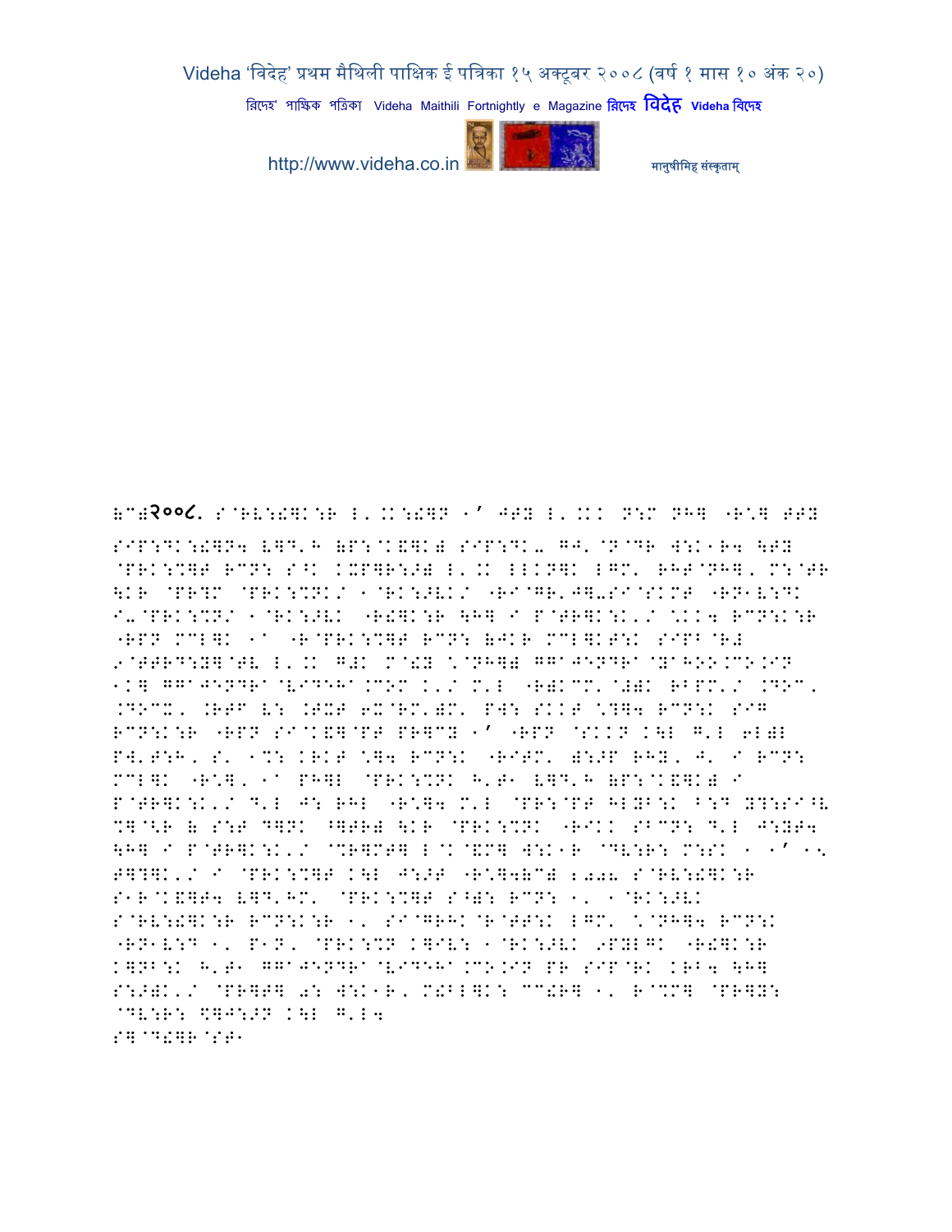(c)२००८. S@RV:!]K:R L'.K:!]N 1' JTY L'.KK N:M NH] "R\] TTY
SIP:DK:!]N4 V]D'H (P:@K&]K) SIP:DK- GJ'@N@DR W:K1R4 \TY
@PRK:%]T RCN: S^K KXP]R:>) L'.K LLKN]K LGM' RHT@NH]' M:@TR
\KR @PR?M @PRK:%NK/ 1@RK:>VK/ "RI@GR'J]-SI@SKMT "RN1V:DK
I-@PRK:%N/ 1@RK:>VK "R!]K:R \H] I P@TR]K:K'/ \KK4 RCN:K:R
"RPN MCL]K 1^ "R@PRK:%]T RCN: (JKR MCL]KT:K SIPB@R#
9@TTRD:Y]@TV L'.K G#K M@!Y \@NH]) GGAJENDRA@YAHOO.CO.IN
1K] GGAJENDRA@VIDEHA.COM K'/ M'L "R)KCM'@#)K RBPM'/ .DOC'
.DOCX' .RTF V: .TXT 6X@RM')M' PW: SKKT \?]4 RCN:K SIG
RCN:K:R "RPN SI@K&]@PT PR]CY 1' "RPN @SKKN K\L G'L 6L)L
PW'T:H' S' 1%: KRKT \]4 RCN:K "RITM' ):>P RHY' J' I RCN:
MCL]K "R\]' 1^ PH]L @PRK:%NK H'T1 V]D'H (P:@K&]K) I
P@TR]K:K'/ D'L J: RHL "R\]4 M'L @PR:@PT HLYB:K B:D Y?:SI^V
%]@<R ( S:T D]NK ^]TR) \KR @PRK:%NK "RIKK SBCN: D'L J:YT4
\H] I P@TR]K:K'/ @%R]MT] L@K@&M] W:K1R @DV:R: M:SK 1 1' 15
T]?]K'/ I @PRK:%]T K\L J:>T "R\]4(C) 2008 S@RV:!]K:R
S1R@K&]T4 V]D'HM' @PRK:%]T S^): RCN: 1' 1@RK:>VK
S@RV:!]K:R RCN:K:R 1' SI@GRHK@R@TT:K LGM' \@NH]4 RCN:K
"RN1V:D 1' P1N' @PRK:%N K]IV: 1@RK:>VK 9PYLGK "R!]K:R
K]NB:K H'T1 GGAJENDRA@VIDEHA.CO.IN PR SIP@RK KRB4 \H]
S:>)K'/ @PR]T] 0: W:K1R' M!BL]K: CC!R] 1' R@%M] @PR]Y:
@DV:R: $]J:>N K\L G'L4
S]@D!]R@ST1